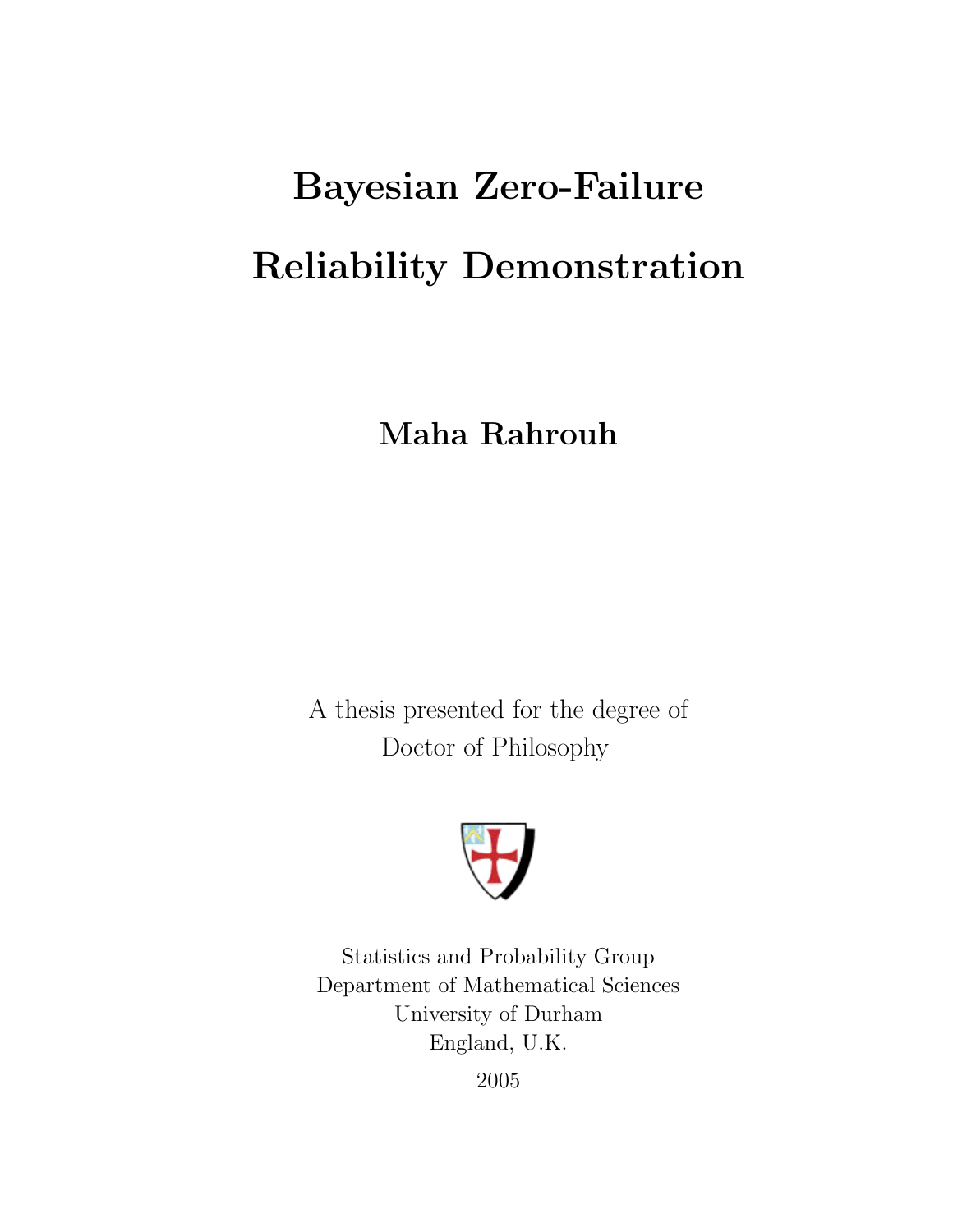# Bayesian Zero-Failure Reliability Demonstration

**Maha Rahrouh**

A thesis presented for the degree of
Doctor of Philosophy

Statistics and Probability Group
Department of Mathematical Sciences
University of Durham
England, U.K.

2005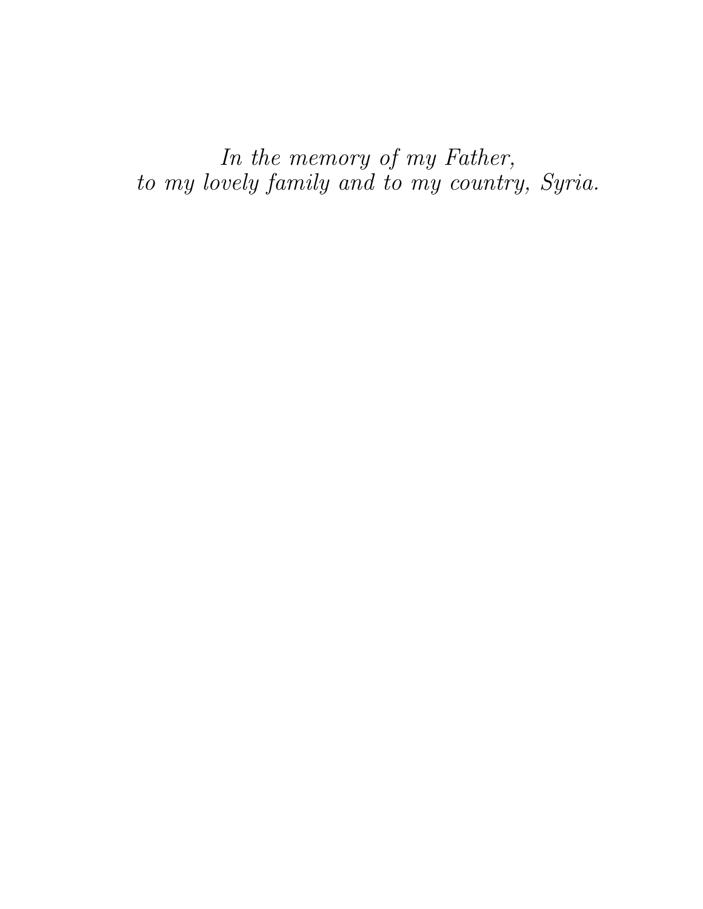*In the memory of my Father,*
*to my lovely family and to my country, Syria.*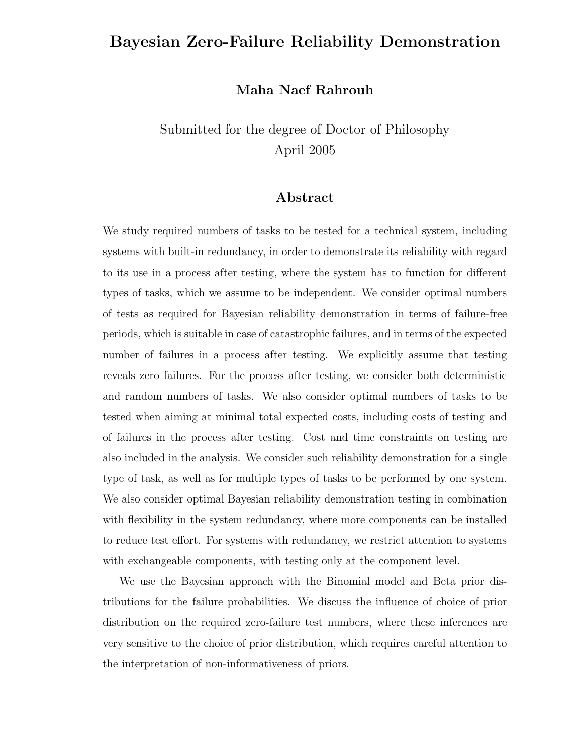# Bayesian Zero-Failure Reliability Demonstration

**Maha Naef Rahrouh**

Submitted for the degree of Doctor of Philosophy
April 2005

## Abstract

We study required numbers of tasks to be tested for a technical system, including systems with built-in redundancy, in order to demonstrate its reliability with regard to its use in a process after testing, where the system has to function for different types of tasks, which we assume to be independent. We consider optimal numbers of tests as required for Bayesian reliability demonstration in terms of failure-free periods, which is suitable in case of catastrophic failures, and in terms of the expected number of failures in a process after testing. We explicitly assume that testing reveals zero failures. For the process after testing, we consider both deterministic and random numbers of tasks. We also consider optimal numbers of tasks to be tested when aiming at minimal total expected costs, including costs of testing and of failures in the process after testing. Cost and time constraints on testing are also included in the analysis. We consider such reliability demonstration for a single type of task, as well as for multiple types of tasks to be performed by one system. We also consider optimal Bayesian reliability demonstration testing in combination with flexibility in the system redundancy, where more components can be installed to reduce test effort. For systems with redundancy, we restrict attention to systems with exchangeable components, with testing only at the component level.

We use the Bayesian approach with the Binomial model and Beta prior distributions for the failure probabilities. We discuss the influence of choice of prior distribution on the required zero-failure test numbers, where these inferences are very sensitive to the choice of prior distribution, which requires careful attention to the interpretation of non-informativeness of priors.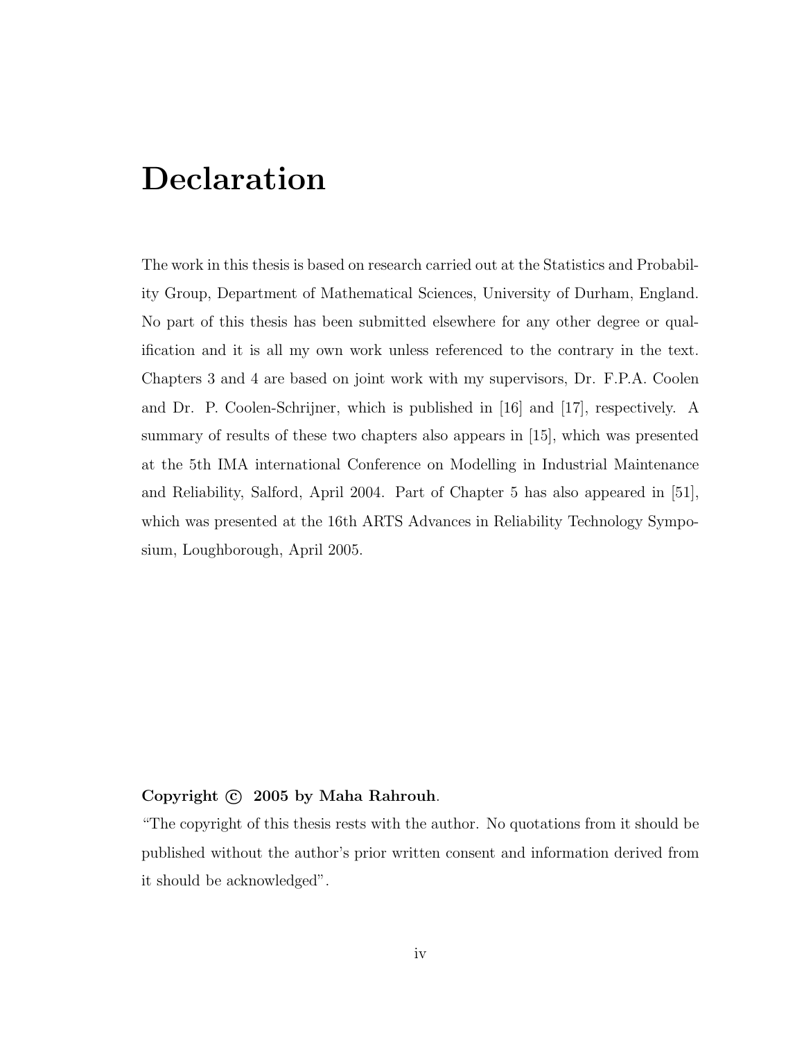# Declaration

The work in this thesis is based on research carried out at the Statistics and Probability Group, Department of Mathematical Sciences, University of Durham, England. No part of this thesis has been submitted elsewhere for any other degree or qualification and it is all my own work unless referenced to the contrary in the text. Chapters 3 and 4 are based on joint work with my supervisors, Dr. F.P.A. Coolen and Dr. P. Coolen-Schrijner, which is published in [16] and [17], respectively. A summary of results of these two chapters also appears in [15], which was presented at the 5th IMA international Conference on Modelling in Industrial Maintenance and Reliability, Salford, April 2004. Part of Chapter 5 has also appeared in [51], which was presented at the 16th ARTS Advances in Reliability Technology Symposium, Loughborough, April 2005.

**Copyright © 2005 by Maha Rahrouh**.

"The copyright of this thesis rests with the author. No quotations from it should be published without the author's prior written consent and information derived from it should be acknowledged".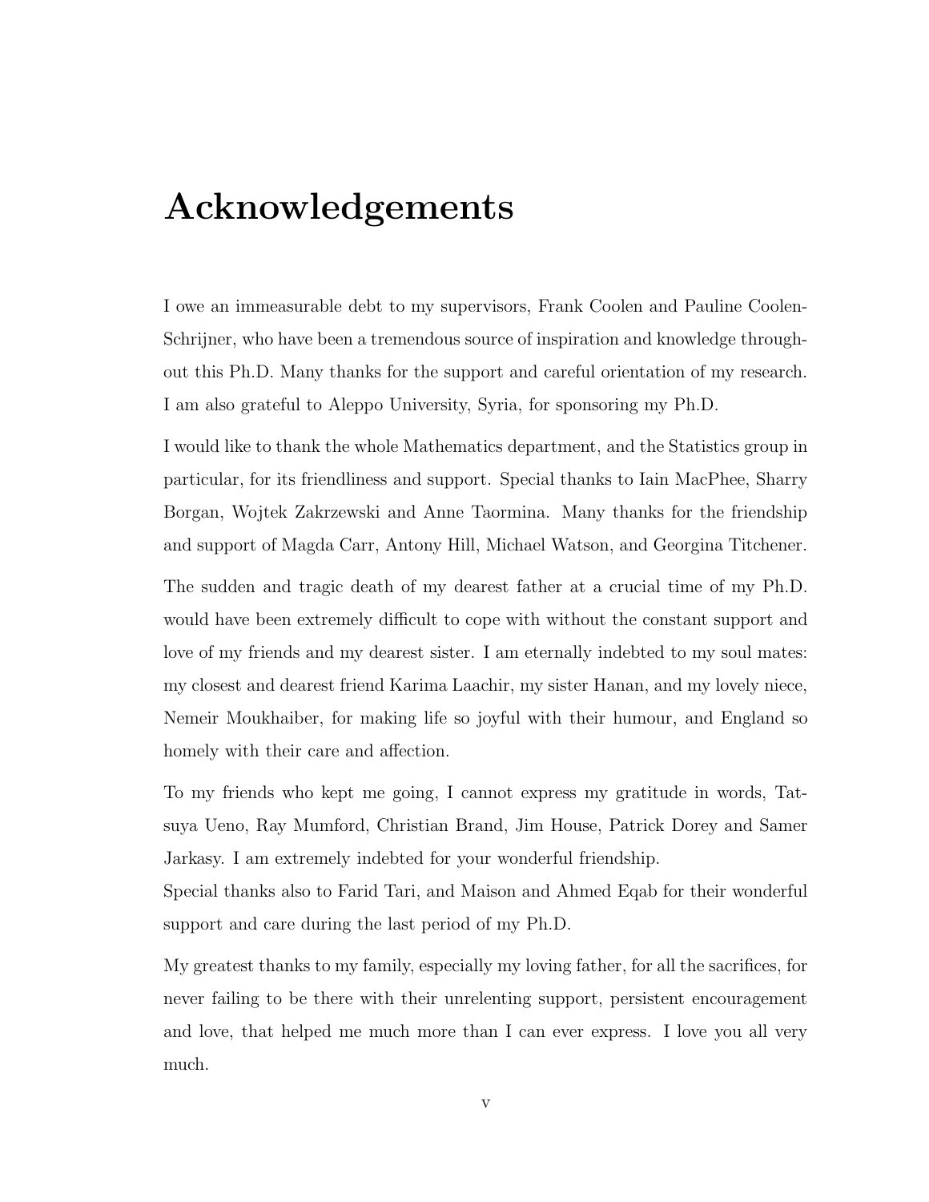# Acknowledgements

I owe an immeasurable debt to my supervisors, Frank Coolen and Pauline Coolen-Schrijner, who have been a tremendous source of inspiration and knowledge throughout this Ph.D. Many thanks for the support and careful orientation of my research. I am also grateful to Aleppo University, Syria, for sponsoring my Ph.D.

I would like to thank the whole Mathematics department, and the Statistics group in particular, for its friendliness and support. Special thanks to Iain MacPhee, Sharry Borgan, Wojtek Zakrzewski and Anne Taormina. Many thanks for the friendship and support of Magda Carr, Antony Hill, Michael Watson, and Georgina Titchener.

The sudden and tragic death of my dearest father at a crucial time of my Ph.D. would have been extremely difficult to cope with without the constant support and love of my friends and my dearest sister. I am eternally indebted to my soul mates: my closest and dearest friend Karima Laachir, my sister Hanan, and my lovely niece, Nemeir Moukhaiber, for making life so joyful with their humour, and England so homely with their care and affection.

To my friends who kept me going, I cannot express my gratitude in words, Tatsuya Ueno, Ray Mumford, Christian Brand, Jim House, Patrick Dorey and Samer Jarkasy. I am extremely indebted for your wonderful friendship.
Special thanks also to Farid Tari, and Maison and Ahmed Eqab for their wonderful support and care during the last period of my Ph.D.

My greatest thanks to my family, especially my loving father, for all the sacrifices, for never failing to be there with their unrelenting support, persistent encouragement and love, that helped me much more than I can ever express. I love you all very much.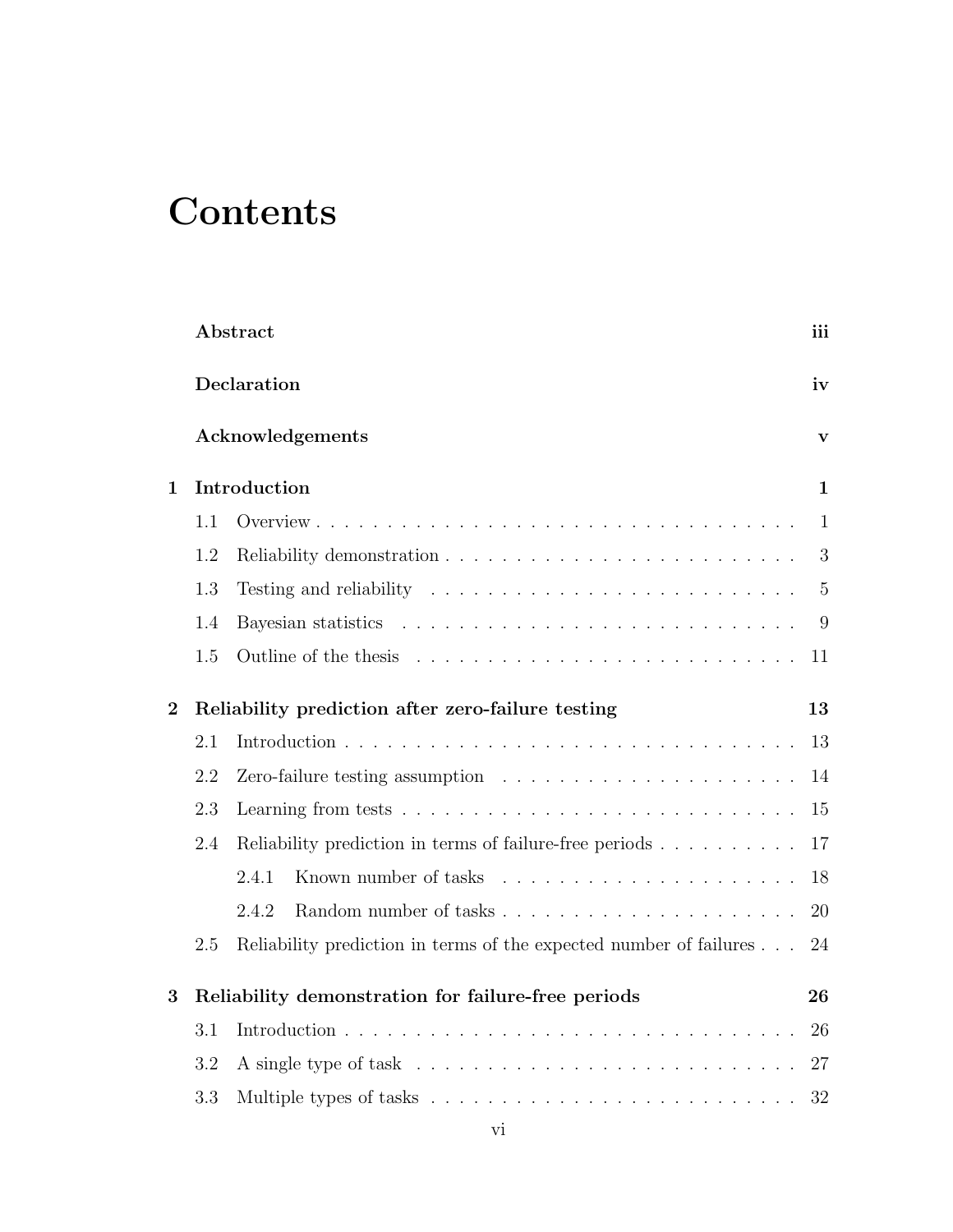# Contents

**Abstract** **iii**

**Declaration** **iv**

**Acknowledgements** **v**

**1 Introduction** **1**

- 1.1 Overview . . . . . . . . . . . . . . . . . . . . . . . . . . . . . . . . . . 1
- 1.2 Reliability demonstration . . . . . . . . . . . . . . . . . . . . . . . . . 3
- 1.3 Testing and reliability . . . . . . . . . . . . . . . . . . . . . . . . . . . 5
- 1.4 Bayesian statistics . . . . . . . . . . . . . . . . . . . . . . . . . . . . . 9
- 1.5 Outline of the thesis . . . . . . . . . . . . . . . . . . . . . . . . . . . . 11

**2 Reliability prediction after zero-failure testing** **13**

- 2.1 Introduction . . . . . . . . . . . . . . . . . . . . . . . . . . . . . . . . . 13
- 2.2 Zero-failure testing assumption . . . . . . . . . . . . . . . . . . . . . . 14
- 2.3 Learning from tests . . . . . . . . . . . . . . . . . . . . . . . . . . . . 15
- 2.4 Reliability prediction in terms of failure-free periods . . . . . . . . . . 17
  - 2.4.1 Known number of tasks . . . . . . . . . . . . . . . . . . . . . . 18
  - 2.4.2 Random number of tasks . . . . . . . . . . . . . . . . . . . . . 20
- 2.5 Reliability prediction in terms of the expected number of failures . . . 24

**3 Reliability demonstration for failure-free periods** **26**

- 3.1 Introduction . . . . . . . . . . . . . . . . . . . . . . . . . . . . . . . . . 26
- 3.2 A single type of task . . . . . . . . . . . . . . . . . . . . . . . . . . . . 27
- 3.3 Multiple types of tasks . . . . . . . . . . . . . . . . . . . . . . . . . . . 32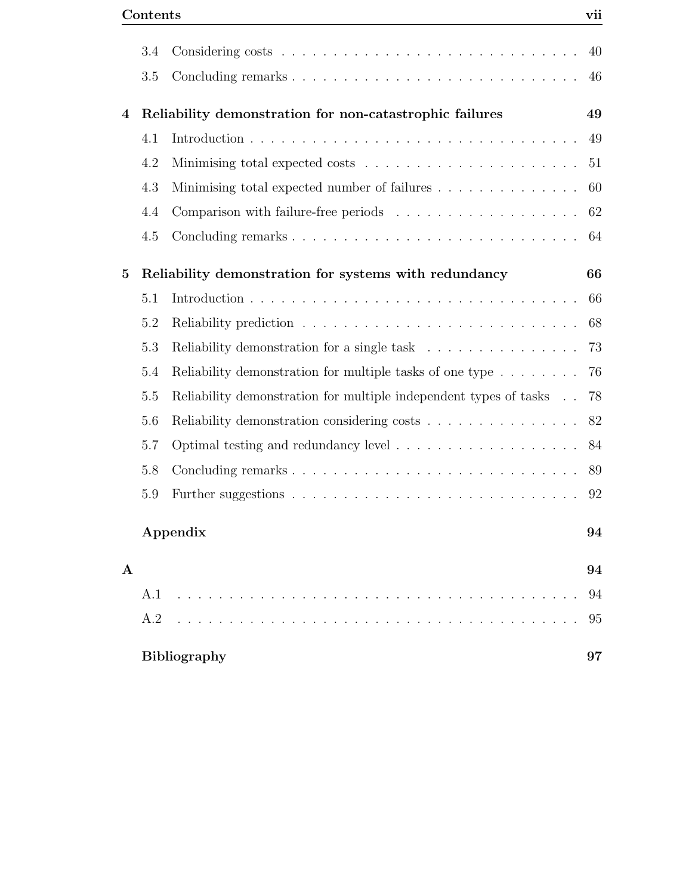3.4 Considering costs . . . . . . . . . . . . . . . . . . . . . . . . . . . . . . 40

3.5 Concluding remarks . . . . . . . . . . . . . . . . . . . . . . . . . . . . 46

**4 Reliability demonstration for non-catastrophic failures 49**

4.1 Introduction . . . . . . . . . . . . . . . . . . . . . . . . . . . . . . . . 49

4.2 Minimising total expected costs . . . . . . . . . . . . . . . . . . . . . 51

4.3 Minimising total expected number of failures . . . . . . . . . . . . . . 60

4.4 Comparison with failure-free periods . . . . . . . . . . . . . . . . . . 62

4.5 Concluding remarks . . . . . . . . . . . . . . . . . . . . . . . . . . . . 64

**5 Reliability demonstration for systems with redundancy 66**

5.1 Introduction . . . . . . . . . . . . . . . . . . . . . . . . . . . . . . . . 66

5.2 Reliability prediction . . . . . . . . . . . . . . . . . . . . . . . . . . . 68

5.3 Reliability demonstration for a single task . . . . . . . . . . . . . . . 73

5.4 Reliability demonstration for multiple tasks of one type . . . . . . . . 76

5.5 Reliability demonstration for multiple independent types of tasks . . 78

5.6 Reliability demonstration considering costs . . . . . . . . . . . . . . . 82

5.7 Optimal testing and redundancy level . . . . . . . . . . . . . . . . . . 84

5.8 Concluding remarks . . . . . . . . . . . . . . . . . . . . . . . . . . . . 89

5.9 Further suggestions . . . . . . . . . . . . . . . . . . . . . . . . . . . . 92

**Appendix 94**

**A 94**

A.1 . . . . . . . . . . . . . . . . . . . . . . . . . . . . . . . . . . . . . . . 94

A.2 . . . . . . . . . . . . . . . . . . . . . . . . . . . . . . . . . . . . . . . 95

**Bibliography 97**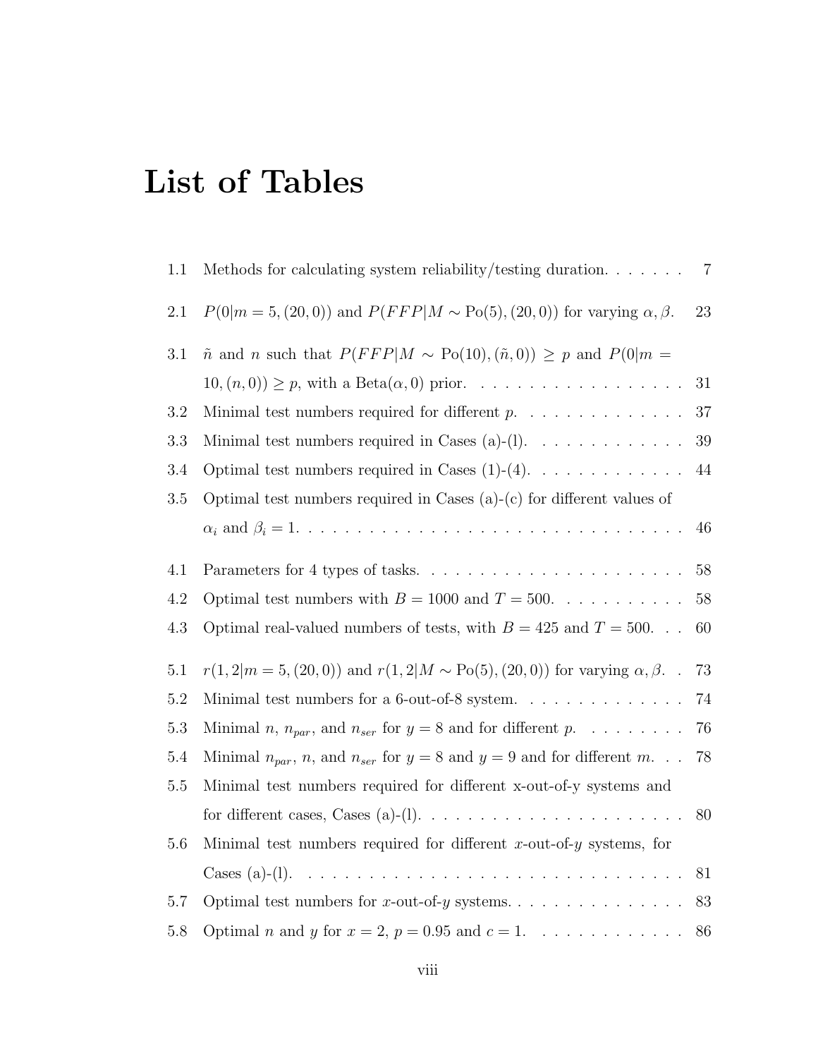# List of Tables

| | | |
|---|---|---|
| 1.1 | Methods for calculating system reliability/testing duration. | 7 |
| 2.1 | $P(0\|m = 5, (20, 0))$ and $P(FFP\|M \sim \text{Po}(5), (20, 0))$ for varying $\alpha, \beta$. | 23 |
| 3.1 | $\tilde{n}$ and $n$ such that $P(FFP\|M \sim \text{Po}(10), (\tilde{n}, 0)) \geq p$ and $P(0\|m = 10, (n, 0)) \geq p$, with a Beta$(\alpha, 0)$ prior. | 31 |
| 3.2 | Minimal test numbers required for different $p$. | 37 |
| 3.3 | Minimal test numbers required in Cases (a)-(l). | 39 |
| 3.4 | Optimal test numbers required in Cases (1)-(4). | 44 |
| 3.5 | Optimal test numbers required in Cases (a)-(c) for different values of $\alpha_i$ and $\beta_i = 1$. | 46 |
| 4.1 | Parameters for 4 types of tasks. | 58 |
| 4.2 | Optimal test numbers with $B = 1000$ and $T = 500$. | 58 |
| 4.3 | Optimal real-valued numbers of tests, with $B = 425$ and $T = 500$. | 60 |
| 5.1 | $r(1, 2\|m = 5, (20, 0))$ and $r(1, 2\|M \sim \text{Po}(5), (20, 0))$ for varying $\alpha, \beta$. | 73 |
| 5.2 | Minimal test numbers for a 6-out-of-8 system. | 74 |
| 5.3 | Minimal $n$, $n_{par}$, and $n_{ser}$ for $y = 8$ and for different $p$. | 76 |
| 5.4 | Minimal $n_{par}$, $n$, and $n_{ser}$ for $y = 8$ and $y = 9$ and for different $m$. | 78 |
| 5.5 | Minimal test numbers required for different x-out-of-y systems and for different cases, Cases (a)-(l). | 80 |
| 5.6 | Minimal test numbers required for different $x$-out-of-$y$ systems, for Cases (a)-(l). | 81 |
| 5.7 | Optimal test numbers for $x$-out-of-$y$ systems. | 83 |
| 5.8 | Optimal $n$ and $y$ for $x = 2$, $p = 0.95$ and $c = 1$. | 86 |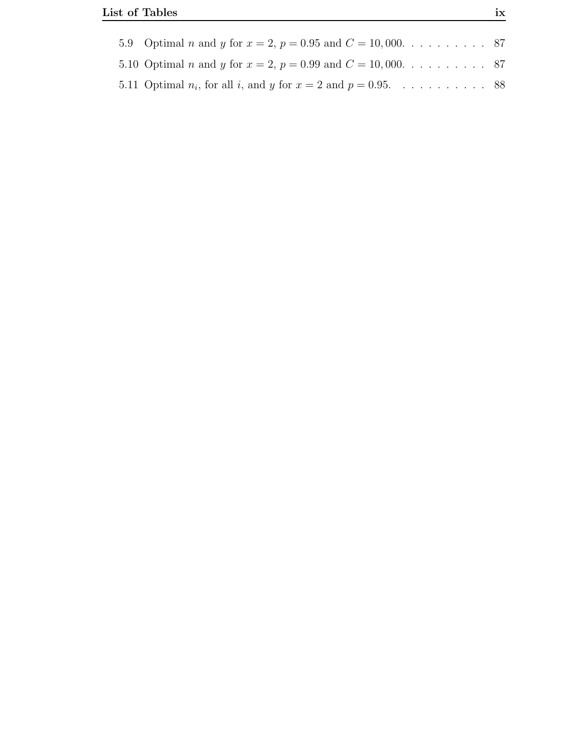5.9 Optimal $n$ and $y$ for $x = 2$, $p = 0.95$ and $C = 10,000$. . . . . . . . . . 87

5.10 Optimal $n$ and $y$ for $x = 2$, $p = 0.99$ and $C = 10,000$. . . . . . . . . . 87

5.11 Optimal $n_i$, for all $i$, and $y$ for $x = 2$ and $p = 0.95$. . . . . . . . . . . 88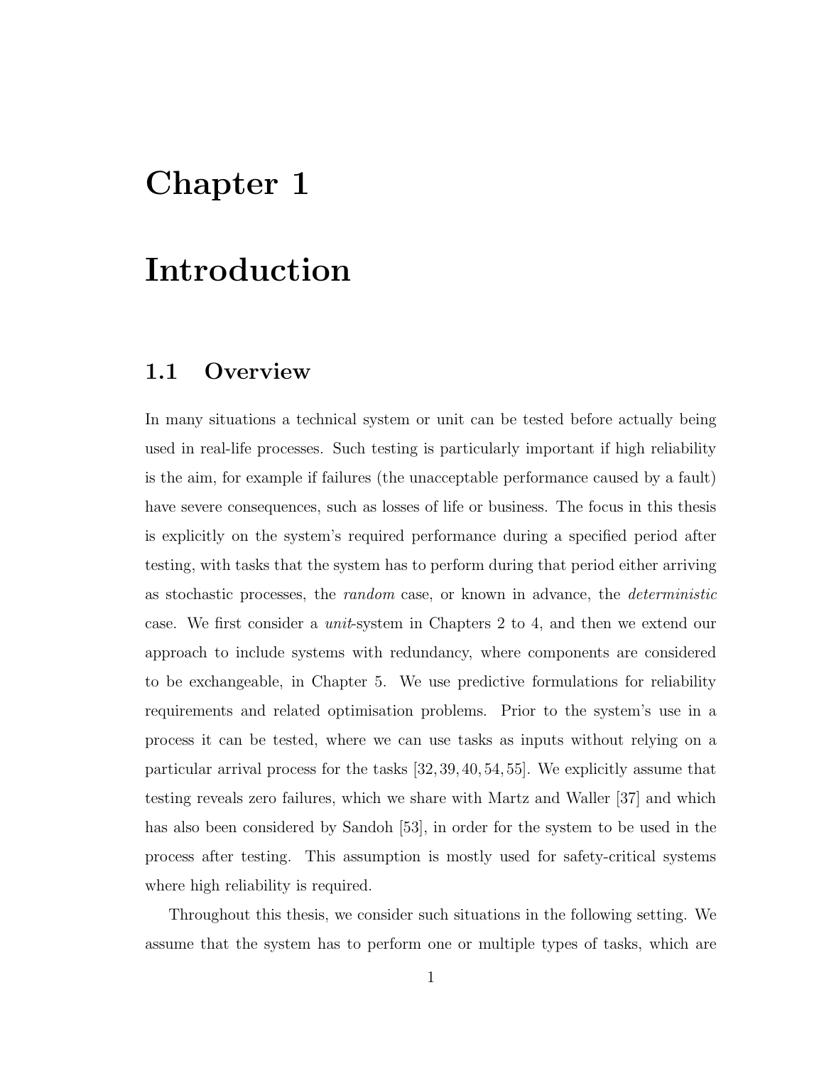# Chapter 1

# Introduction

## 1.1 Overview

In many situations a technical system or unit can be tested before actually being used in real-life processes. Such testing is particularly important if high reliability is the aim, for example if failures (the unacceptable performance caused by a fault) have severe consequences, such as losses of life or business. The focus in this thesis is explicitly on the system's required performance during a specified period after testing, with tasks that the system has to perform during that period either arriving as stochastic processes, the *random* case, or known in advance, the *deterministic* case. We first consider a *unit*-system in Chapters 2 to 4, and then we extend our approach to include systems with redundancy, where components are considered to be exchangeable, in Chapter 5. We use predictive formulations for reliability requirements and related optimisation problems. Prior to the system's use in a process it can be tested, where we can use tasks as inputs without relying on a particular arrival process for the tasks [32, 39, 40, 54, 55]. We explicitly assume that testing reveals zero failures, which we share with Martz and Waller [37] and which has also been considered by Sandoh [53], in order for the system to be used in the process after testing. This assumption is mostly used for safety-critical systems where high reliability is required.

Throughout this thesis, we consider such situations in the following setting. We assume that the system has to perform one or multiple types of tasks, which are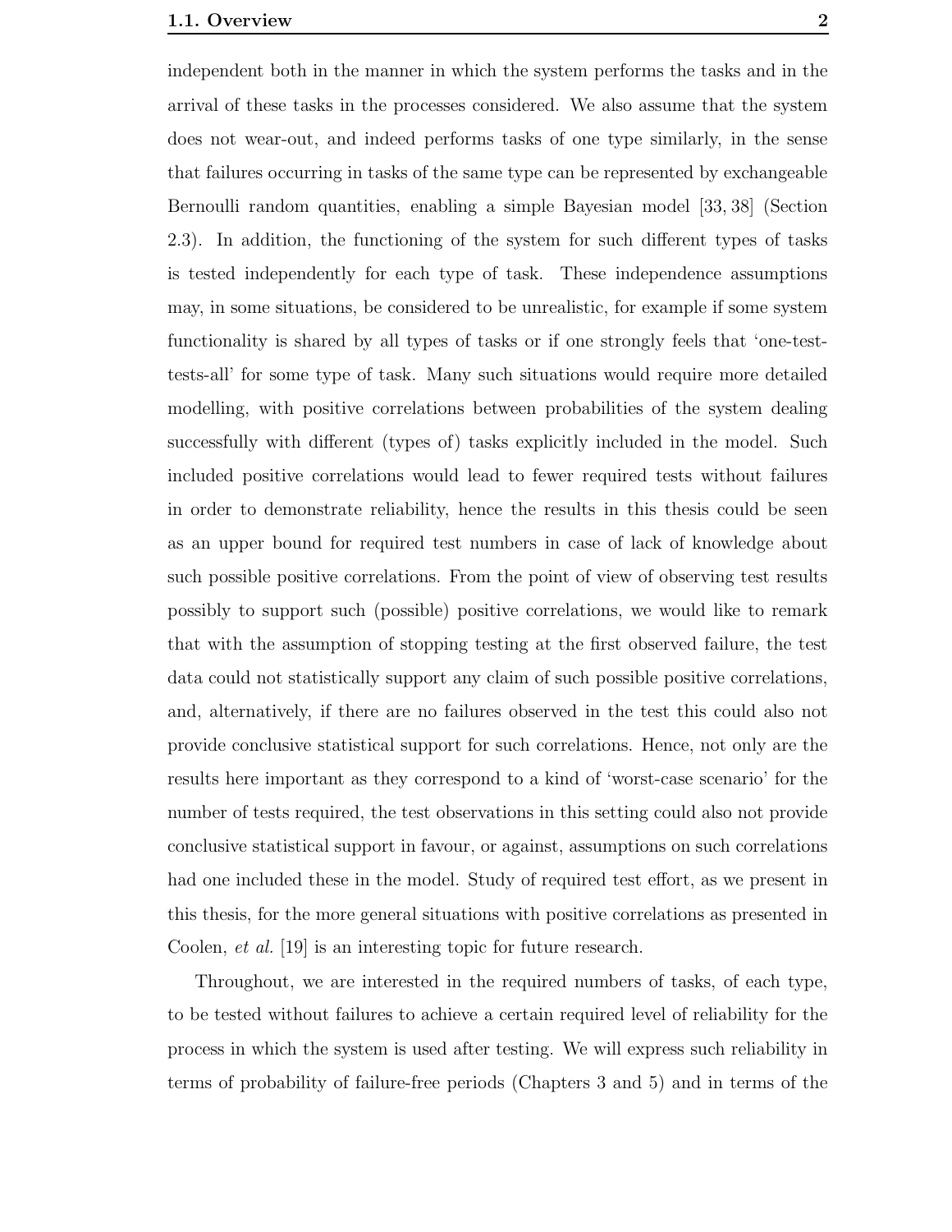independent both in the manner in which the system performs the tasks and in the arrival of these tasks in the processes considered. We also assume that the system does not wear-out, and indeed performs tasks of one type similarly, in the sense that failures occurring in tasks of the same type can be represented by exchangeable Bernoulli random quantities, enabling a simple Bayesian model [33, 38] (Section 2.3). In addition, the functioning of the system for such different types of tasks is tested independently for each type of task. These independence assumptions may, in some situations, be considered to be unrealistic, for example if some system functionality is shared by all types of tasks or if one strongly feels that 'one-test-tests-all' for some type of task. Many such situations would require more detailed modelling, with positive correlations between probabilities of the system dealing successfully with different (types of) tasks explicitly included in the model. Such included positive correlations would lead to fewer required tests without failures in order to demonstrate reliability, hence the results in this thesis could be seen as an upper bound for required test numbers in case of lack of knowledge about such possible positive correlations. From the point of view of observing test results possibly to support such (possible) positive correlations, we would like to remark that with the assumption of stopping testing at the first observed failure, the test data could not statistically support any claim of such possible positive correlations, and, alternatively, if there are no failures observed in the test this could also not provide conclusive statistical support for such correlations. Hence, not only are the results here important as they correspond to a kind of 'worst-case scenario' for the number of tests required, the test observations in this setting could also not provide conclusive statistical support in favour, or against, assumptions on such correlations had one included these in the model. Study of required test effort, as we present in this thesis, for the more general situations with positive correlations as presented in Coolen, *et al.* [19] is an interesting topic for future research.

Throughout, we are interested in the required numbers of tasks, of each type, to be tested without failures to achieve a certain required level of reliability for the process in which the system is used after testing. We will express such reliability in terms of probability of failure-free periods (Chapters 3 and 5) and in terms of the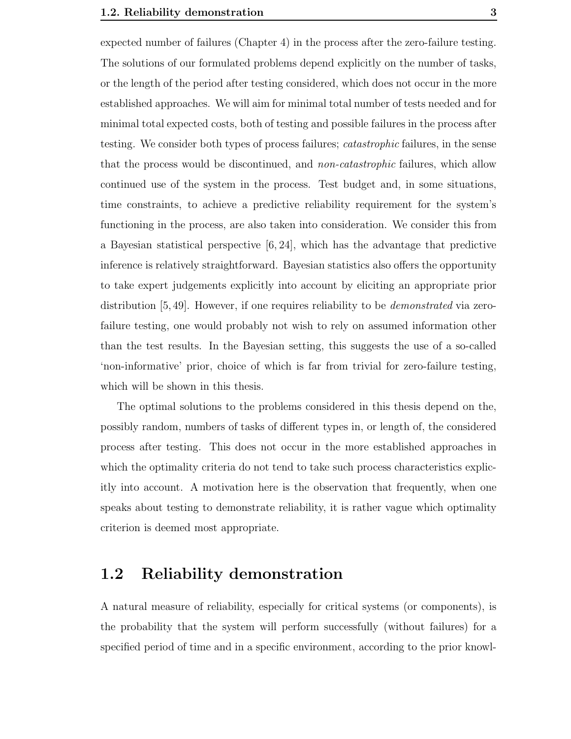expected number of failures (Chapter 4) in the process after the zero-failure testing. The solutions of our formulated problems depend explicitly on the number of tasks, or the length of the period after testing considered, which does not occur in the more established approaches. We will aim for minimal total number of tests needed and for minimal total expected costs, both of testing and possible failures in the process after testing. We consider both types of process failures; *catastrophic* failures, in the sense that the process would be discontinued, and *non-catastrophic* failures, which allow continued use of the system in the process. Test budget and, in some situations, time constraints, to achieve a predictive reliability requirement for the system's functioning in the process, are also taken into consideration. We consider this from a Bayesian statistical perspective [6, 24], which has the advantage that predictive inference is relatively straightforward. Bayesian statistics also offers the opportunity to take expert judgements explicitly into account by eliciting an appropriate prior distribution [5, 49]. However, if one requires reliability to be *demonstrated* via zero-failure testing, one would probably not wish to rely on assumed information other than the test results. In the Bayesian setting, this suggests the use of a so-called 'non-informative' prior, choice of which is far from trivial for zero-failure testing, which will be shown in this thesis.

The optimal solutions to the problems considered in this thesis depend on the, possibly random, numbers of tasks of different types in, or length of, the considered process after testing. This does not occur in the more established approaches in which the optimality criteria do not tend to take such process characteristics explicitly into account. A motivation here is the observation that frequently, when one speaks about testing to demonstrate reliability, it is rather vague which optimality criterion is deemed most appropriate.

## 1.2 Reliability demonstration

A natural measure of reliability, especially for critical systems (or components), is the probability that the system will perform successfully (without failures) for a specified period of time and in a specific environment, according to the prior knowl-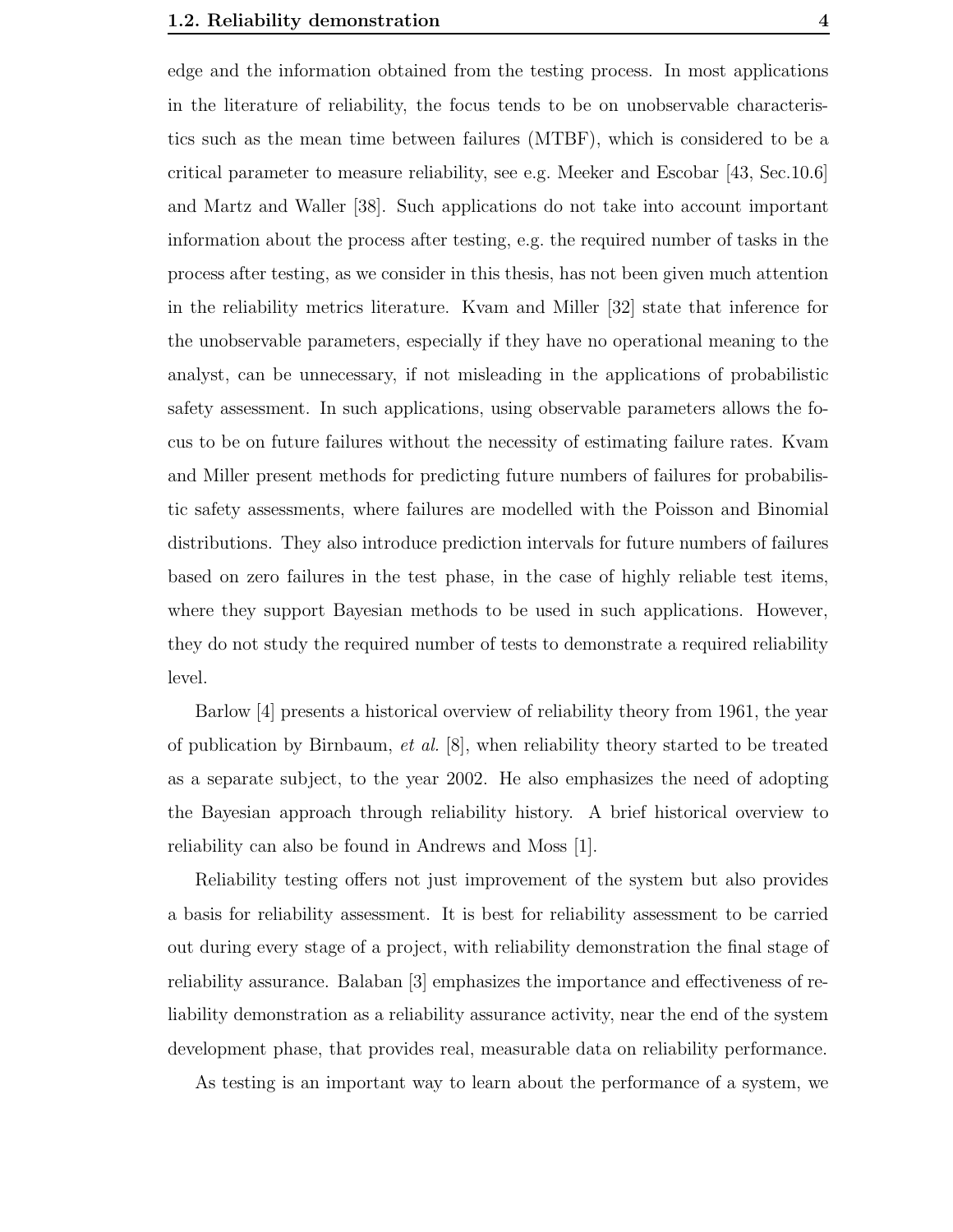edge and the information obtained from the testing process. In most applications in the literature of reliability, the focus tends to be on unobservable characteristics such as the mean time between failures (MTBF), which is considered to be a critical parameter to measure reliability, see e.g. Meeker and Escobar [43, Sec.10.6] and Martz and Waller [38]. Such applications do not take into account important information about the process after testing, e.g. the required number of tasks in the process after testing, as we consider in this thesis, has not been given much attention in the reliability metrics literature. Kvam and Miller [32] state that inference for the unobservable parameters, especially if they have no operational meaning to the analyst, can be unnecessary, if not misleading in the applications of probabilistic safety assessment. In such applications, using observable parameters allows the focus to be on future failures without the necessity of estimating failure rates. Kvam and Miller present methods for predicting future numbers of failures for probabilistic safety assessments, where failures are modelled with the Poisson and Binomial distributions. They also introduce prediction intervals for future numbers of failures based on zero failures in the test phase, in the case of highly reliable test items, where they support Bayesian methods to be used in such applications. However, they do not study the required number of tests to demonstrate a required reliability level.

Barlow [4] presents a historical overview of reliability theory from 1961, the year of publication by Birnbaum, *et al.* [8], when reliability theory started to be treated as a separate subject, to the year 2002. He also emphasizes the need of adopting the Bayesian approach through reliability history. A brief historical overview to reliability can also be found in Andrews and Moss [1].

Reliability testing offers not just improvement of the system but also provides a basis for reliability assessment. It is best for reliability assessment to be carried out during every stage of a project, with reliability demonstration the final stage of reliability assurance. Balaban [3] emphasizes the importance and effectiveness of reliability demonstration as a reliability assurance activity, near the end of the system development phase, that provides real, measurable data on reliability performance.

As testing is an important way to learn about the performance of a system, we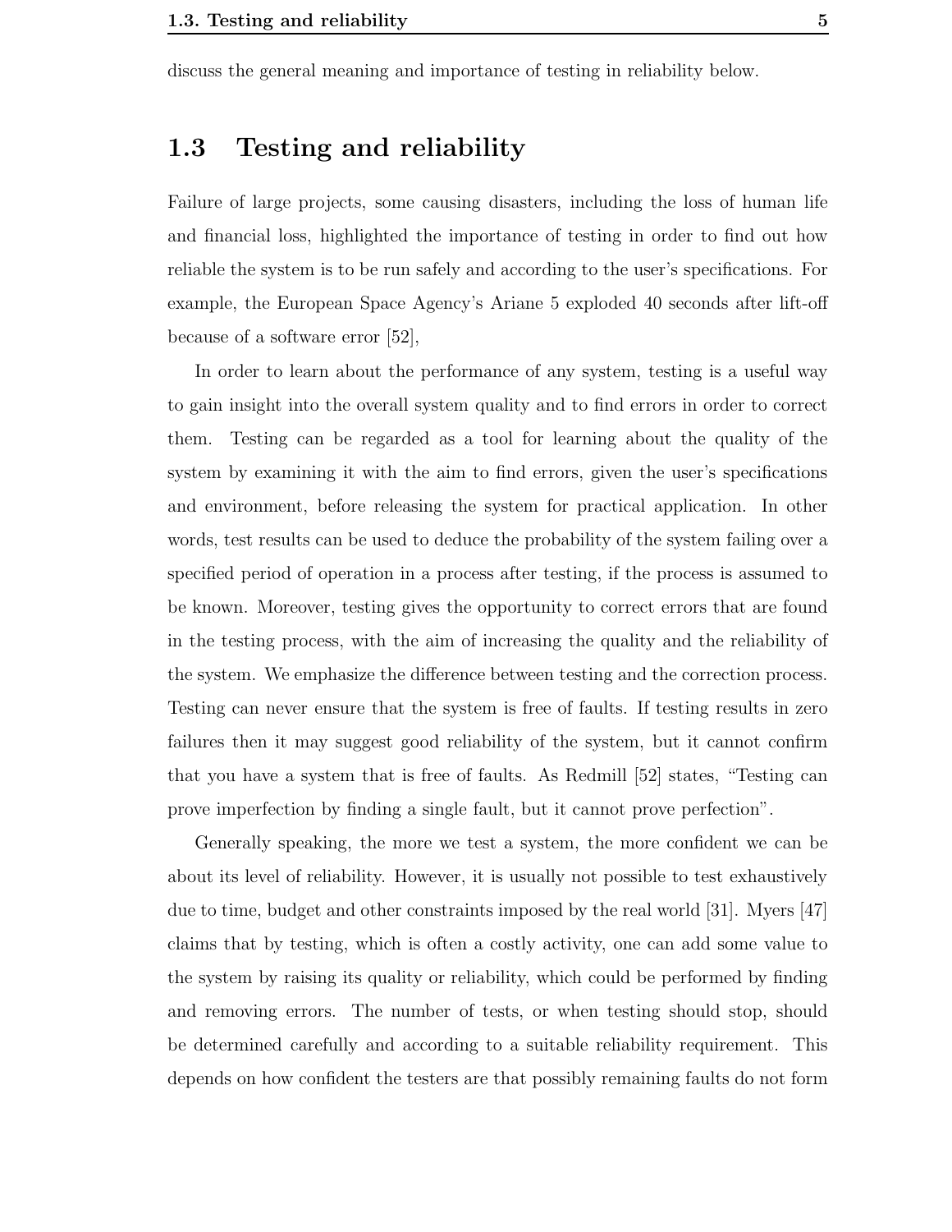discuss the general meaning and importance of testing in reliability below.

## 1.3 Testing and reliability

Failure of large projects, some causing disasters, including the loss of human life and financial loss, highlighted the importance of testing in order to find out how reliable the system is to be run safely and according to the user's specifications. For example, the European Space Agency's Ariane 5 exploded 40 seconds after lift-off because of a software error [52],

In order to learn about the performance of any system, testing is a useful way to gain insight into the overall system quality and to find errors in order to correct them. Testing can be regarded as a tool for learning about the quality of the system by examining it with the aim to find errors, given the user's specifications and environment, before releasing the system for practical application. In other words, test results can be used to deduce the probability of the system failing over a specified period of operation in a process after testing, if the process is assumed to be known. Moreover, testing gives the opportunity to correct errors that are found in the testing process, with the aim of increasing the quality and the reliability of the system. We emphasize the difference between testing and the correction process. Testing can never ensure that the system is free of faults. If testing results in zero failures then it may suggest good reliability of the system, but it cannot confirm that you have a system that is free of faults. As Redmill [52] states, "Testing can prove imperfection by finding a single fault, but it cannot prove perfection".

Generally speaking, the more we test a system, the more confident we can be about its level of reliability. However, it is usually not possible to test exhaustively due to time, budget and other constraints imposed by the real world [31]. Myers [47] claims that by testing, which is often a costly activity, one can add some value to the system by raising its quality or reliability, which could be performed by finding and removing errors. The number of tests, or when testing should stop, should be determined carefully and according to a suitable reliability requirement. This depends on how confident the testers are that possibly remaining faults do not form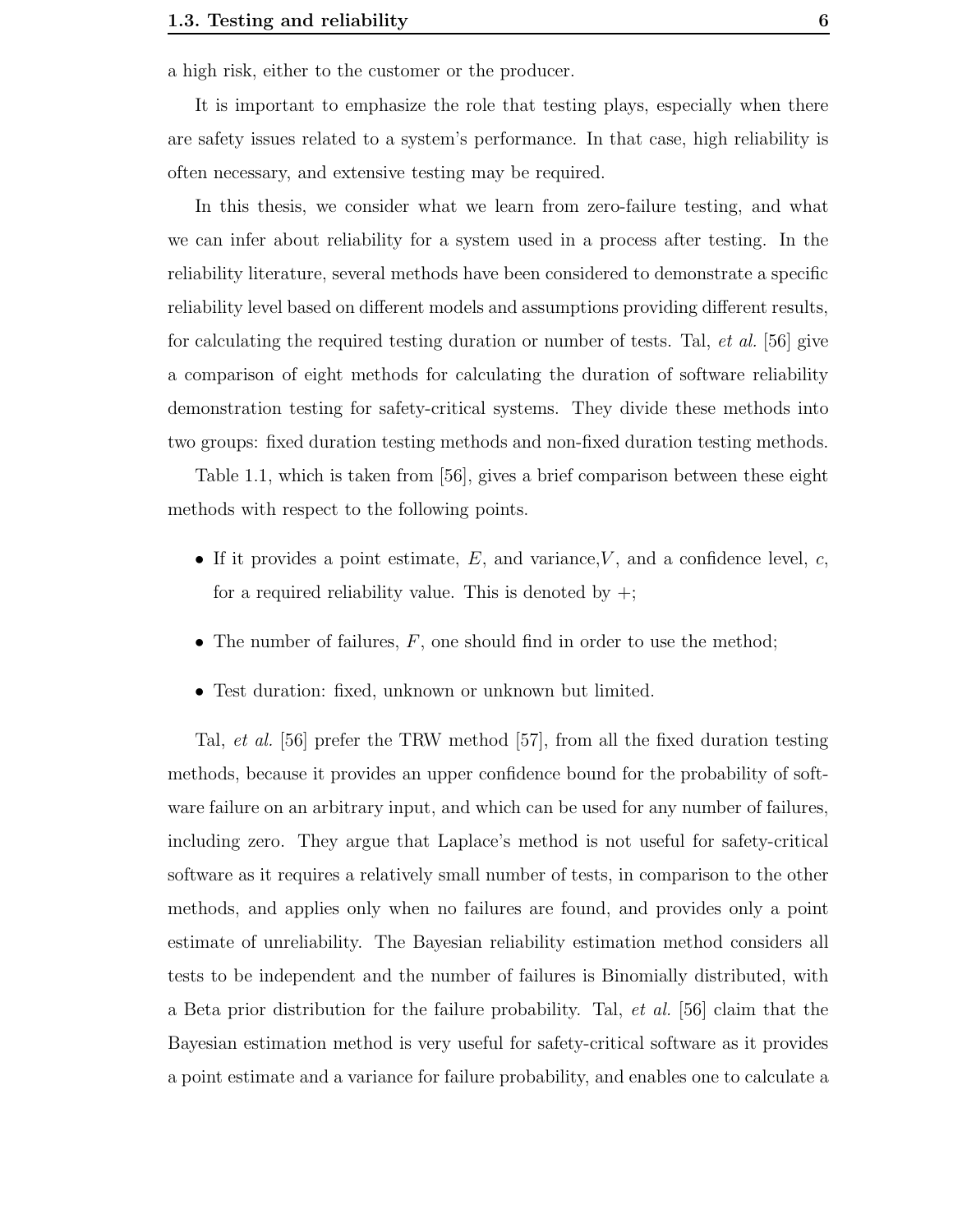a high risk, either to the customer or the producer.

It is important to emphasize the role that testing plays, especially when there are safety issues related to a system's performance. In that case, high reliability is often necessary, and extensive testing may be required.

In this thesis, we consider what we learn from zero-failure testing, and what we can infer about reliability for a system used in a process after testing. In the reliability literature, several methods have been considered to demonstrate a specific reliability level based on different models and assumptions providing different results, for calculating the required testing duration or number of tests. Tal, *et al.* [56] give a comparison of eight methods for calculating the duration of software reliability demonstration testing for safety-critical systems. They divide these methods into two groups: fixed duration testing methods and non-fixed duration testing methods.

Table 1.1, which is taken from [56], gives a brief comparison between these eight methods with respect to the following points.

- If it provides a point estimate, $E$, and variance, $V$, and a confidence level, $c$, for a required reliability value. This is denoted by $+$;
- The number of failures, $F$, one should find in order to use the method;
- Test duration: fixed, unknown or unknown but limited.

Tal, *et al.* [56] prefer the TRW method [57], from all the fixed duration testing methods, because it provides an upper confidence bound for the probability of software failure on an arbitrary input, and which can be used for any number of failures, including zero. They argue that Laplace's method is not useful for safety-critical software as it requires a relatively small number of tests, in comparison to the other methods, and applies only when no failures are found, and provides only a point estimate of unreliability. The Bayesian reliability estimation method considers all tests to be independent and the number of failures is Binomially distributed, with a Beta prior distribution for the failure probability. Tal, *et al.* [56] claim that the Bayesian estimation method is very useful for safety-critical software as it provides a point estimate and a variance for failure probability, and enables one to calculate a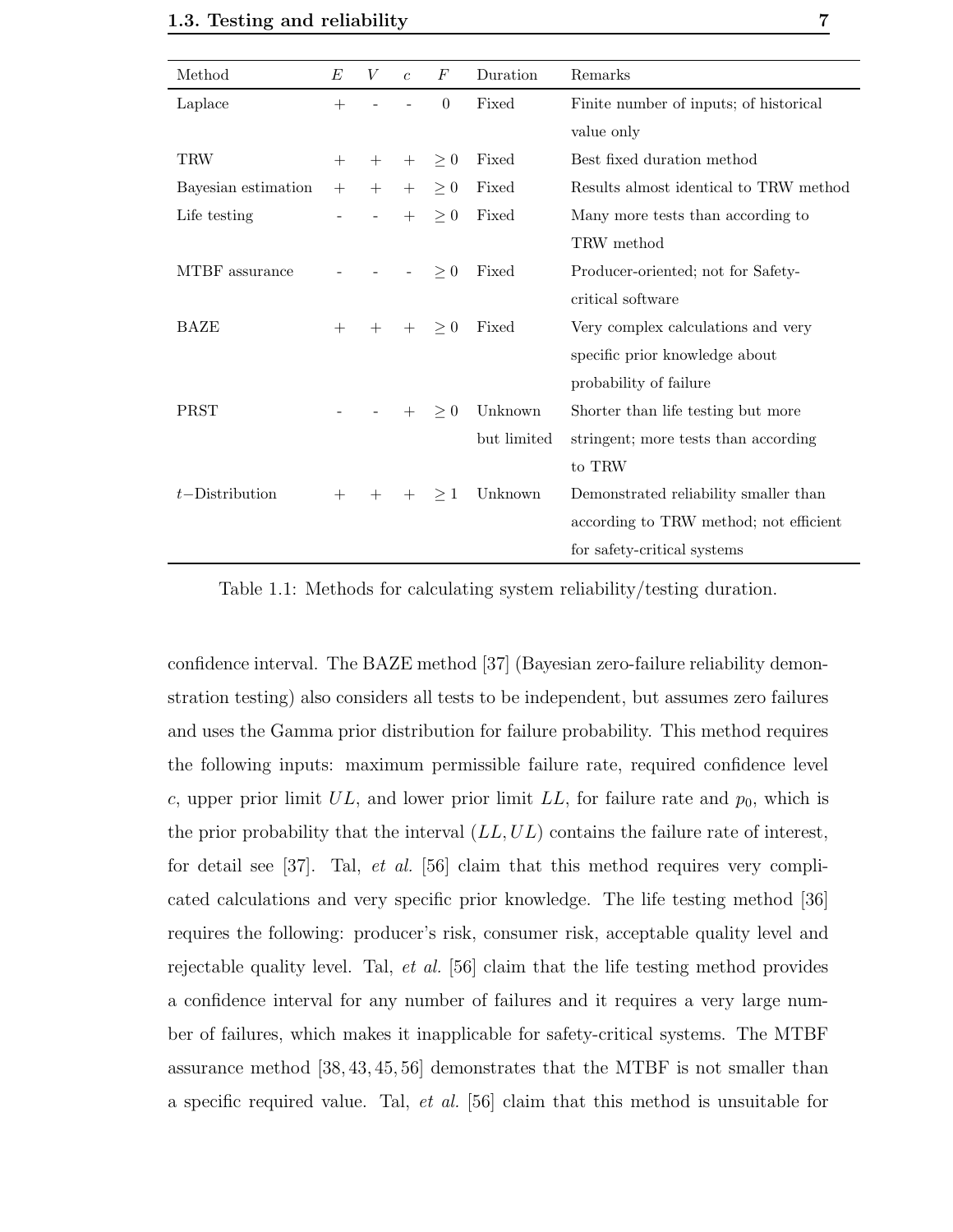| Method | $E$ | $V$ | $c$ | $F$ | Duration | Remarks |
|---|---|---|---|---|---|---|
| Laplace | + | - | - | 0 | Fixed | Finite number of inputs; of historical value only |
| TRW | + | + | + | $\geq 0$ | Fixed | Best fixed duration method |
| Bayesian estimation | + | + | + | $\geq 0$ | Fixed | Results almost identical to TRW method |
| Life testing | - | - | + | $\geq 0$ | Fixed | Many more tests than according to TRW method |
| MTBF assurance | - | - | - | $\geq 0$ | Fixed | Producer-oriented; not for Safety-critical software |
| BAZE | + | + | + | $\geq 0$ | Fixed | Very complex calculations and very specific prior knowledge about probability of failure |
| PRST | - | - | + | $\geq 0$ | Unknown but limited | Shorter than life testing but more stringent; more tests than according to TRW |
| $t-$Distribution | + | + | + | $\geq 1$ | Unknown | Demonstrated reliability smaller than according to TRW method; not efficient for safety-critical systems |

Table 1.1: Methods for calculating system reliability/testing duration.

confidence interval. The BAZE method [37] (Bayesian zero-failure reliability demonstration testing) also considers all tests to be independent, but assumes zero failures and uses the Gamma prior distribution for failure probability. This method requires the following inputs: maximum permissible failure rate, required confidence level $c$, upper prior limit $UL$, and lower prior limit $LL$, for failure rate and $p_0$, which is the prior probability that the interval $(LL, UL)$ contains the failure rate of interest, for detail see [37]. Tal, *et al.* [56] claim that this method requires very complicated calculations and very specific prior knowledge. The life testing method [36] requires the following: producer's risk, consumer risk, acceptable quality level and rejectable quality level. Tal, *et al.* [56] claim that the life testing method provides a confidence interval for any number of failures and it requires a very large number of failures, which makes it inapplicable for safety-critical systems. The MTBF assurance method [38, 43, 45, 56] demonstrates that the MTBF is not smaller than a specific required value. Tal, *et al.* [56] claim that this method is unsuitable for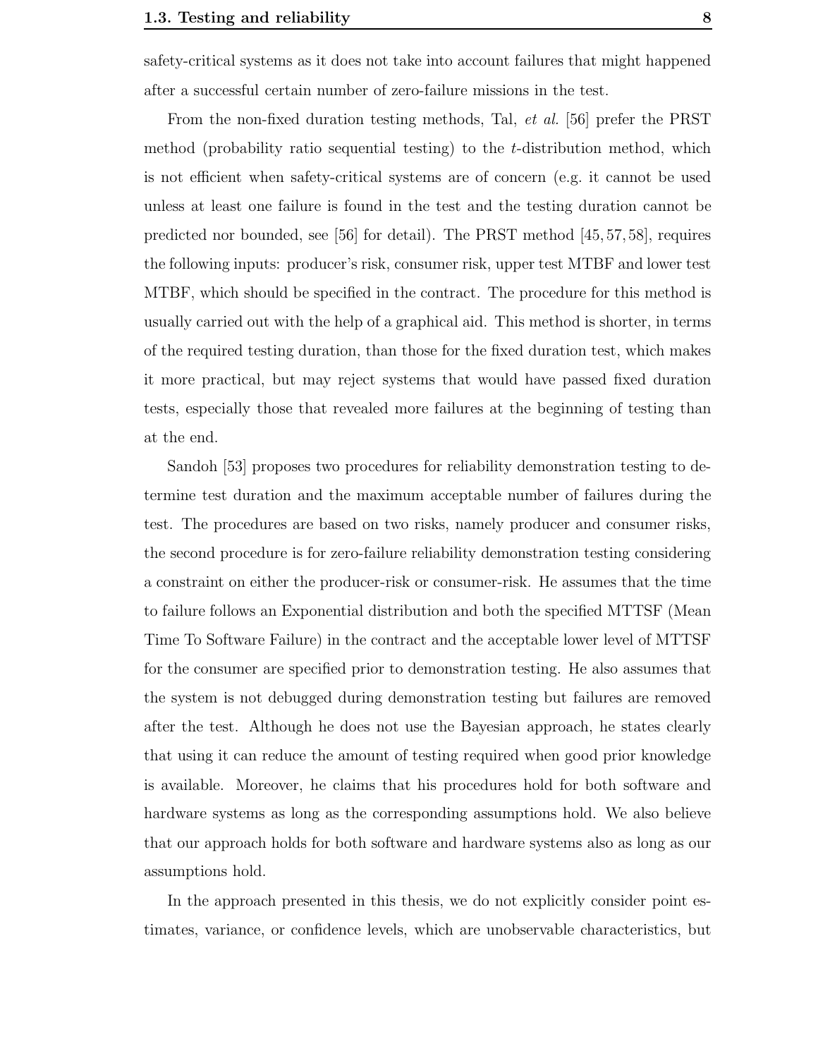safety-critical systems as it does not take into account failures that might happened after a successful certain number of zero-failure missions in the test.

From the non-fixed duration testing methods, Tal, *et al.* [56] prefer the PRST method (probability ratio sequential testing) to the $t$-distribution method, which is not efficient when safety-critical systems are of concern (e.g. it cannot be used unless at least one failure is found in the test and the testing duration cannot be predicted nor bounded, see [56] for detail). The PRST method [45, 57, 58], requires the following inputs: producer's risk, consumer risk, upper test MTBF and lower test MTBF, which should be specified in the contract. The procedure for this method is usually carried out with the help of a graphical aid. This method is shorter, in terms of the required testing duration, than those for the fixed duration test, which makes it more practical, but may reject systems that would have passed fixed duration tests, especially those that revealed more failures at the beginning of testing than at the end.

Sandoh [53] proposes two procedures for reliability demonstration testing to determine test duration and the maximum acceptable number of failures during the test. The procedures are based on two risks, namely producer and consumer risks, the second procedure is for zero-failure reliability demonstration testing considering a constraint on either the producer-risk or consumer-risk. He assumes that the time to failure follows an Exponential distribution and both the specified MTTSF (Mean Time To Software Failure) in the contract and the acceptable lower level of MTTSF for the consumer are specified prior to demonstration testing. He also assumes that the system is not debugged during demonstration testing but failures are removed after the test. Although he does not use the Bayesian approach, he states clearly that using it can reduce the amount of testing required when good prior knowledge is available. Moreover, he claims that his procedures hold for both software and hardware systems as long as the corresponding assumptions hold. We also believe that our approach holds for both software and hardware systems also as long as our assumptions hold.

In the approach presented in this thesis, we do not explicitly consider point estimates, variance, or confidence levels, which are unobservable characteristics, but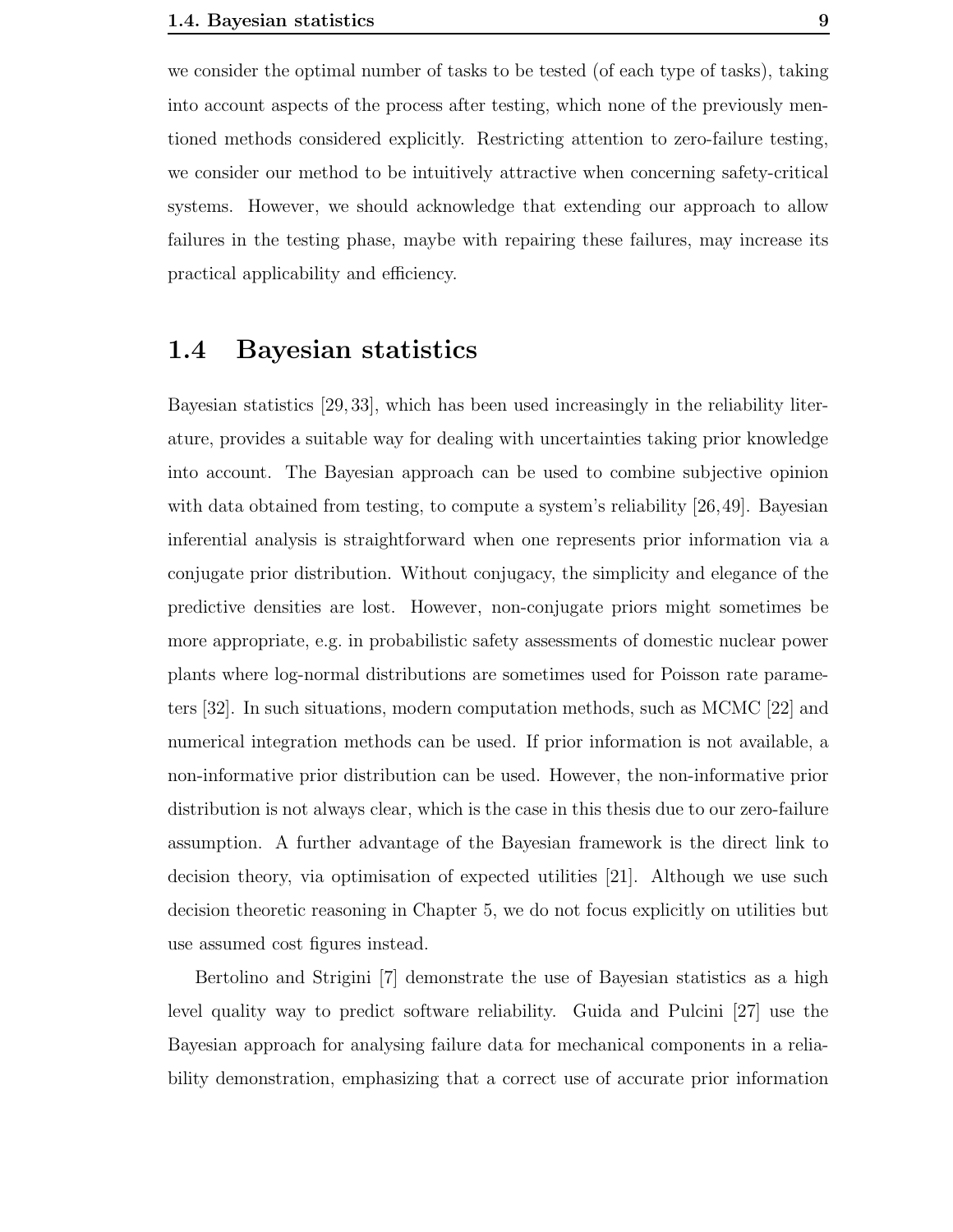we consider the optimal number of tasks to be tested (of each type of tasks), taking into account aspects of the process after testing, which none of the previously mentioned methods considered explicitly. Restricting attention to zero-failure testing, we consider our method to be intuitively attractive when concerning safety-critical systems. However, we should acknowledge that extending our approach to allow failures in the testing phase, maybe with repairing these failures, may increase its practical applicability and efficiency.

## 1.4 Bayesian statistics

Bayesian statistics [29, 33], which has been used increasingly in the reliability literature, provides a suitable way for dealing with uncertainties taking prior knowledge into account. The Bayesian approach can be used to combine subjective opinion with data obtained from testing, to compute a system's reliability [26, 49]. Bayesian inferential analysis is straightforward when one represents prior information via a conjugate prior distribution. Without conjugacy, the simplicity and elegance of the predictive densities are lost. However, non-conjugate priors might sometimes be more appropriate, e.g. in probabilistic safety assessments of domestic nuclear power plants where log-normal distributions are sometimes used for Poisson rate parameters [32]. In such situations, modern computation methods, such as MCMC [22] and numerical integration methods can be used. If prior information is not available, a non-informative prior distribution can be used. However, the non-informative prior distribution is not always clear, which is the case in this thesis due to our zero-failure assumption. A further advantage of the Bayesian framework is the direct link to decision theory, via optimisation of expected utilities [21]. Although we use such decision theoretic reasoning in Chapter 5, we do not focus explicitly on utilities but use assumed cost figures instead.

Bertolino and Strigini [7] demonstrate the use of Bayesian statistics as a high level quality way to predict software reliability. Guida and Pulcini [27] use the Bayesian approach for analysing failure data for mechanical components in a reliability demonstration, emphasizing that a correct use of accurate prior information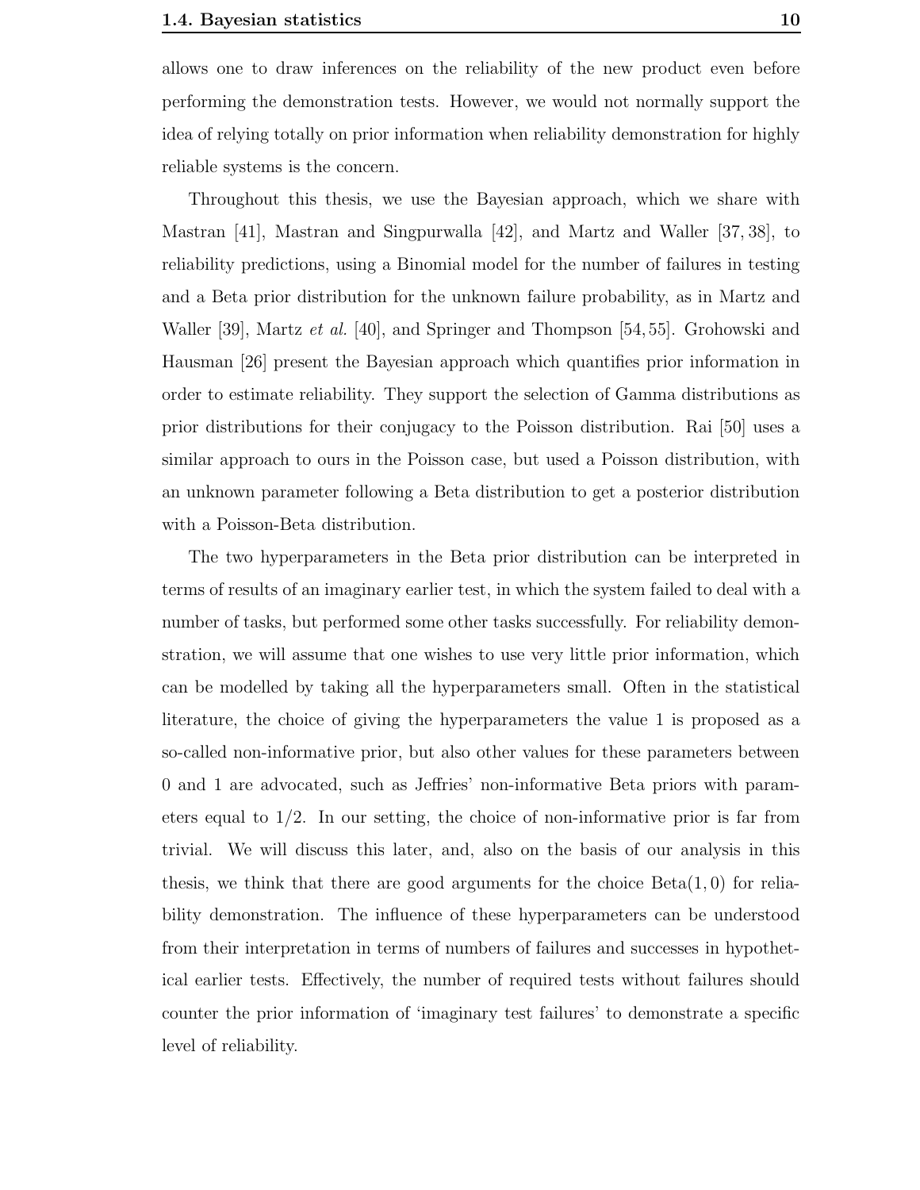allows one to draw inferences on the reliability of the new product even before performing the demonstration tests. However, we would not normally support the idea of relying totally on prior information when reliability demonstration for highly reliable systems is the concern.

Throughout this thesis, we use the Bayesian approach, which we share with Mastran [41], Mastran and Singpurwalla [42], and Martz and Waller [37, 38], to reliability predictions, using a Binomial model for the number of failures in testing and a Beta prior distribution for the unknown failure probability, as in Martz and Waller [39], Martz *et al.* [40], and Springer and Thompson [54, 55]. Grohowski and Hausman [26] present the Bayesian approach which quantifies prior information in order to estimate reliability. They support the selection of Gamma distributions as prior distributions for their conjugacy to the Poisson distribution. Rai [50] uses a similar approach to ours in the Poisson case, but used a Poisson distribution, with an unknown parameter following a Beta distribution to get a posterior distribution with a Poisson-Beta distribution.

The two hyperparameters in the Beta prior distribution can be interpreted in terms of results of an imaginary earlier test, in which the system failed to deal with a number of tasks, but performed some other tasks successfully. For reliability demonstration, we will assume that one wishes to use very little prior information, which can be modelled by taking all the hyperparameters small. Often in the statistical literature, the choice of giving the hyperparameters the value 1 is proposed as a so-called non-informative prior, but also other values for these parameters between 0 and 1 are advocated, such as Jeffries' non-informative Beta priors with parameters equal to $1/2$. In our setting, the choice of non-informative prior is far from trivial. We will discuss this later, and, also on the basis of our analysis in this thesis, we think that there are good arguments for the choice $\text{Beta}(1, 0)$ for reliability demonstration. The influence of these hyperparameters can be understood from their interpretation in terms of numbers of failures and successes in hypothetical earlier tests. Effectively, the number of required tests without failures should counter the prior information of 'imaginary test failures' to demonstrate a specific level of reliability.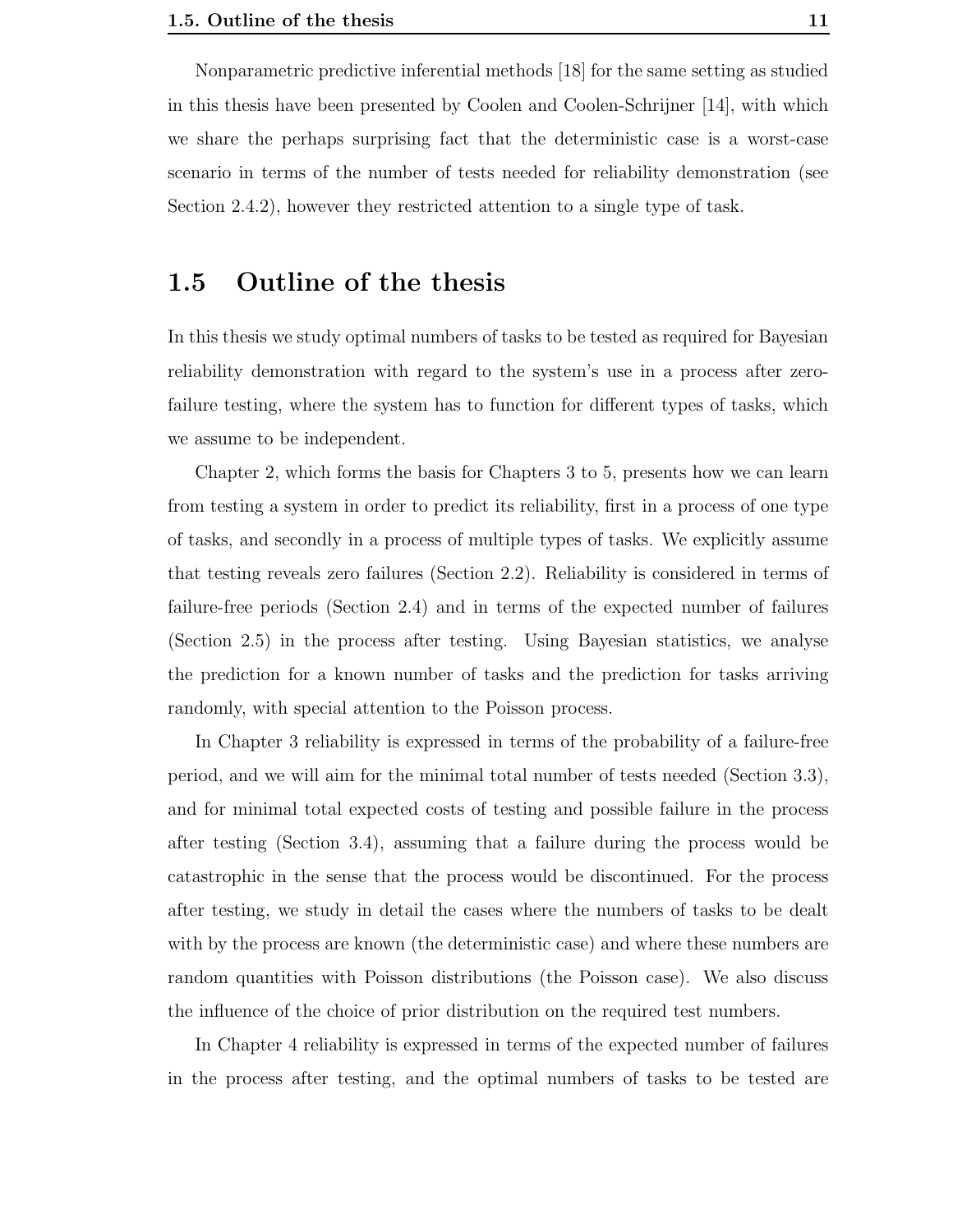Nonparametric predictive inferential methods [18] for the same setting as studied in this thesis have been presented by Coolen and Coolen-Schrijner [14], with which we share the perhaps surprising fact that the deterministic case is a worst-case scenario in terms of the number of tests needed for reliability demonstration (see Section 2.4.2), however they restricted attention to a single type of task.

## 1.5 Outline of the thesis

In this thesis we study optimal numbers of tasks to be tested as required for Bayesian reliability demonstration with regard to the system's use in a process after zero-failure testing, where the system has to function for different types of tasks, which we assume to be independent.

Chapter 2, which forms the basis for Chapters 3 to 5, presents how we can learn from testing a system in order to predict its reliability, first in a process of one type of tasks, and secondly in a process of multiple types of tasks. We explicitly assume that testing reveals zero failures (Section 2.2). Reliability is considered in terms of failure-free periods (Section 2.4) and in terms of the expected number of failures (Section 2.5) in the process after testing. Using Bayesian statistics, we analyse the prediction for a known number of tasks and the prediction for tasks arriving randomly, with special attention to the Poisson process.

In Chapter 3 reliability is expressed in terms of the probability of a failure-free period, and we will aim for the minimal total number of tests needed (Section 3.3), and for minimal total expected costs of testing and possible failure in the process after testing (Section 3.4), assuming that a failure during the process would be catastrophic in the sense that the process would be discontinued. For the process after testing, we study in detail the cases where the numbers of tasks to be dealt with by the process are known (the deterministic case) and where these numbers are random quantities with Poisson distributions (the Poisson case). We also discuss the influence of the choice of prior distribution on the required test numbers.

In Chapter 4 reliability is expressed in terms of the expected number of failures in the process after testing, and the optimal numbers of tasks to be tested are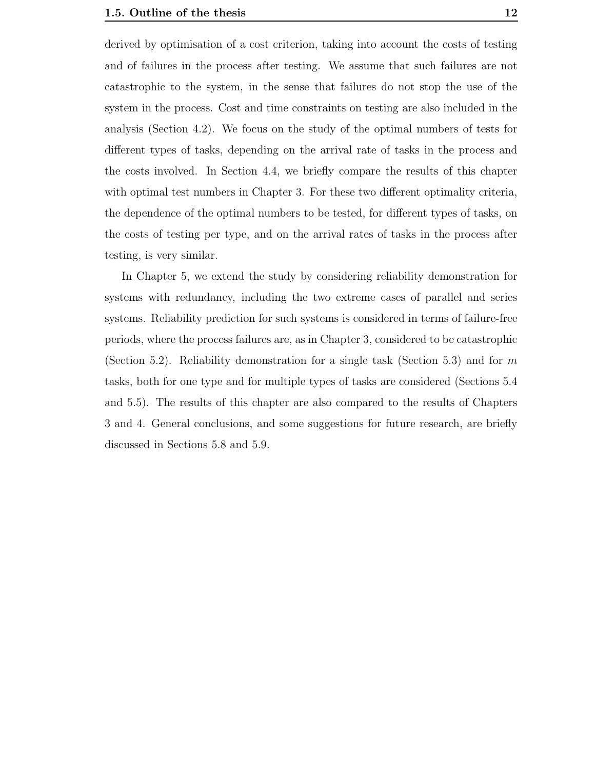derived by optimisation of a cost criterion, taking into account the costs of testing and of failures in the process after testing. We assume that such failures are not catastrophic to the system, in the sense that failures do not stop the use of the system in the process. Cost and time constraints on testing are also included in the analysis (Section 4.2). We focus on the study of the optimal numbers of tests for different types of tasks, depending on the arrival rate of tasks in the process and the costs involved. In Section 4.4, we briefly compare the results of this chapter with optimal test numbers in Chapter 3. For these two different optimality criteria, the dependence of the optimal numbers to be tested, for different types of tasks, on the costs of testing per type, and on the arrival rates of tasks in the process after testing, is very similar.

In Chapter 5, we extend the study by considering reliability demonstration for systems with redundancy, including the two extreme cases of parallel and series systems. Reliability prediction for such systems is considered in terms of failure-free periods, where the process failures are, as in Chapter 3, considered to be catastrophic (Section 5.2). Reliability demonstration for a single task (Section 5.3) and for $m$ tasks, both for one type and for multiple types of tasks are considered (Sections 5.4 and 5.5). The results of this chapter are also compared to the results of Chapters 3 and 4. General conclusions, and some suggestions for future research, are briefly discussed in Sections 5.8 and 5.9.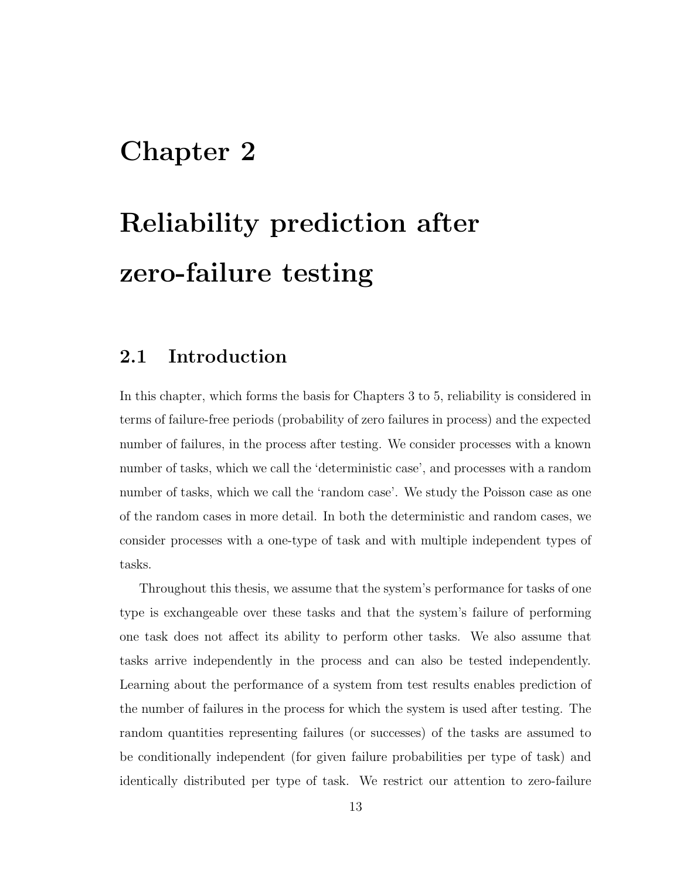# Chapter 2

# Reliability prediction after zero-failure testing

## 2.1 Introduction

In this chapter, which forms the basis for Chapters 3 to 5, reliability is considered in terms of failure-free periods (probability of zero failures in process) and the expected number of failures, in the process after testing. We consider processes with a known number of tasks, which we call the 'deterministic case', and processes with a random number of tasks, which we call the 'random case'. We study the Poisson case as one of the random cases in more detail. In both the deterministic and random cases, we consider processes with a one-type of task and with multiple independent types of tasks.

Throughout this thesis, we assume that the system's performance for tasks of one type is exchangeable over these tasks and that the system's failure of performing one task does not affect its ability to perform other tasks. We also assume that tasks arrive independently in the process and can also be tested independently. Learning about the performance of a system from test results enables prediction of the number of failures in the process for which the system is used after testing. The random quantities representing failures (or successes) of the tasks are assumed to be conditionally independent (for given failure probabilities per type of task) and identically distributed per type of task. We restrict our attention to zero-failure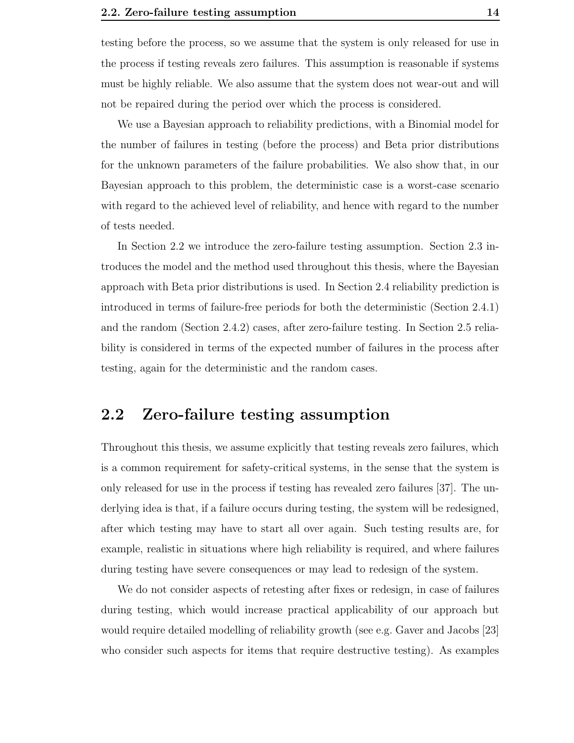testing before the process, so we assume that the system is only released for use in the process if testing reveals zero failures. This assumption is reasonable if systems must be highly reliable. We also assume that the system does not wear-out and will not be repaired during the period over which the process is considered.

We use a Bayesian approach to reliability predictions, with a Binomial model for the number of failures in testing (before the process) and Beta prior distributions for the unknown parameters of the failure probabilities. We also show that, in our Bayesian approach to this problem, the deterministic case is a worst-case scenario with regard to the achieved level of reliability, and hence with regard to the number of tests needed.

In Section 2.2 we introduce the zero-failure testing assumption. Section 2.3 introduces the model and the method used throughout this thesis, where the Bayesian approach with Beta prior distributions is used. In Section 2.4 reliability prediction is introduced in terms of failure-free periods for both the deterministic (Section 2.4.1) and the random (Section 2.4.2) cases, after zero-failure testing. In Section 2.5 reliability is considered in terms of the expected number of failures in the process after testing, again for the deterministic and the random cases.

## 2.2 Zero-failure testing assumption

Throughout this thesis, we assume explicitly that testing reveals zero failures, which is a common requirement for safety-critical systems, in the sense that the system is only released for use in the process if testing has revealed zero failures [37]. The underlying idea is that, if a failure occurs during testing, the system will be redesigned, after which testing may have to start all over again. Such testing results are, for example, realistic in situations where high reliability is required, and where failures during testing have severe consequences or may lead to redesign of the system.

We do not consider aspects of retesting after fixes or redesign, in case of failures during testing, which would increase practical applicability of our approach but would require detailed modelling of reliability growth (see e.g. Gaver and Jacobs [23] who consider such aspects for items that require destructive testing). As examples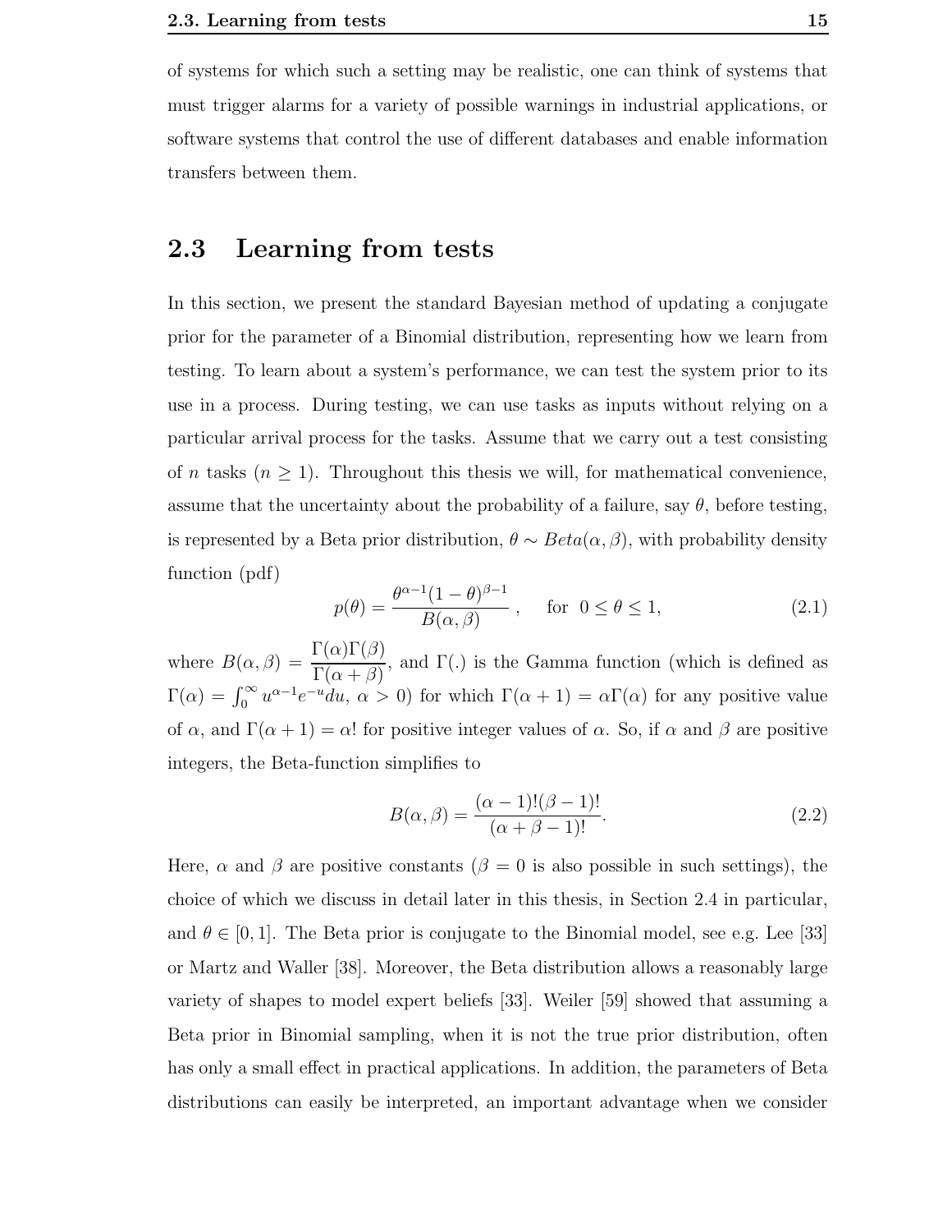of systems for which such a setting may be realistic, one can think of systems that must trigger alarms for a variety of possible warnings in industrial applications, or software systems that control the use of different databases and enable information transfers between them.

## 2.3 Learning from tests

In this section, we present the standard Bayesian method of updating a conjugate prior for the parameter of a Binomial distribution, representing how we learn from testing. To learn about a system's performance, we can test the system prior to its use in a process. During testing, we can use tasks as inputs without relying on a particular arrival process for the tasks. Assume that we carry out a test consisting of $n$ tasks ($n \geq 1$). Throughout this thesis we will, for mathematical convenience, assume that the uncertainty about the probability of a failure, say $\theta$, before testing, is represented by a Beta prior distribution, $\theta \sim Beta(\alpha, \beta)$, with probability density function (pdf)

$$p(\theta) = \frac{\theta^{\alpha-1}(1-\theta)^{\beta-1}}{B(\alpha, \beta)}, \quad \text{for } 0 \leq \theta \leq 1, \tag{2.1}$$

where $B(\alpha, \beta) = \dfrac{\Gamma(\alpha)\Gamma(\beta)}{\Gamma(\alpha+\beta)}$, and $\Gamma(.)$ is the Gamma function (which is defined as $\Gamma(\alpha) = \int_0^\infty u^{\alpha-1}e^{-u}du$, $\alpha > 0$) for which $\Gamma(\alpha+1) = \alpha\Gamma(\alpha)$ for any positive value of $\alpha$, and $\Gamma(\alpha+1) = \alpha!$ for positive integer values of $\alpha$. So, if $\alpha$ and $\beta$ are positive integers, the Beta-function simplifies to

$$B(\alpha, \beta) = \frac{(\alpha-1)!(\beta-1)!}{(\alpha+\beta-1)!}. \tag{2.2}$$

Here, $\alpha$ and $\beta$ are positive constants ($\beta = 0$ is also possible in such settings), the choice of which we discuss in detail later in this thesis, in Section 2.4 in particular, and $\theta \in [0, 1]$. The Beta prior is conjugate to the Binomial model, see e.g. Lee [33] or Martz and Waller [38]. Moreover, the Beta distribution allows a reasonably large variety of shapes to model expert beliefs [33]. Weiler [59] showed that assuming a Beta prior in Binomial sampling, when it is not the true prior distribution, often has only a small effect in practical applications. In addition, the parameters of Beta distributions can easily be interpreted, an important advantage when we consider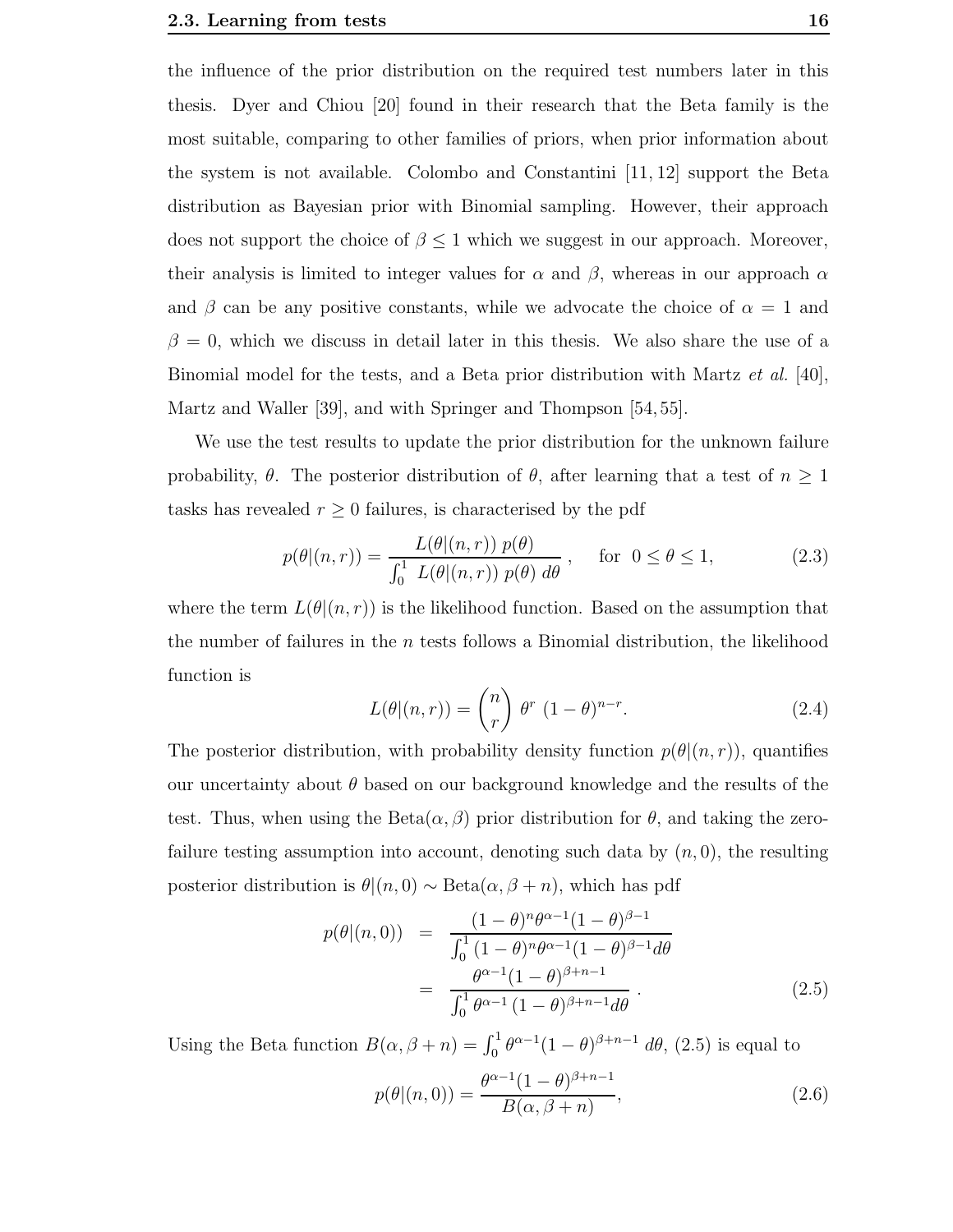the influence of the prior distribution on the required test numbers later in this thesis. Dyer and Chiou [20] found in their research that the Beta family is the most suitable, comparing to other families of priors, when prior information about the system is not available. Colombo and Constantini [11, 12] support the Beta distribution as Bayesian prior with Binomial sampling. However, their approach does not support the choice of $\beta \leq 1$ which we suggest in our approach. Moreover, their analysis is limited to integer values for $\alpha$ and $\beta$, whereas in our approach $\alpha$ and $\beta$ can be any positive constants, while we advocate the choice of $\alpha = 1$ and $\beta = 0$, which we discuss in detail later in this thesis. We also share the use of a Binomial model for the tests, and a Beta prior distribution with Martz *et al.* [40], Martz and Waller [39], and with Springer and Thompson [54, 55].

We use the test results to update the prior distribution for the unknown failure probability, $\theta$. The posterior distribution of $\theta$, after learning that a test of $n \geq 1$ tasks has revealed $r \geq 0$ failures, is characterised by the pdf

$$p(\theta|(n,r)) = \frac{L(\theta|(n,r))\ p(\theta)}{\int_0^1\ L(\theta|(n,r))\ p(\theta)\ d\theta}\ , \quad \text{for}\ \ 0 \leq \theta \leq 1, \tag{2.3}$$

where the term $L(\theta|(n,r))$ is the likelihood function. Based on the assumption that the number of failures in the $n$ tests follows a Binomial distribution, the likelihood function is

$$L(\theta|(n,r)) = \binom{n}{r}\ \theta^r\ (1-\theta)^{n-r}. \tag{2.4}$$

The posterior distribution, with probability density function $p(\theta|(n,r))$, quantifies our uncertainty about $\theta$ based on our background knowledge and the results of the test. Thus, when using the Beta$(\alpha, \beta)$ prior distribution for $\theta$, and taking the zero-failure testing assumption into account, denoting such data by $(n, 0)$, the resulting posterior distribution is $\theta|(n,0) \sim \text{Beta}(\alpha, \beta + n)$, which has pdf

$$\begin{aligned} p(\theta|(n,0)) &= \frac{(1-\theta)^n \theta^{\alpha-1}(1-\theta)^{\beta-1}}{\int_0^1 (1-\theta)^n \theta^{\alpha-1}(1-\theta)^{\beta-1} d\theta} \\ &= \frac{\theta^{\alpha-1}(1-\theta)^{\beta+n-1}}{\int_0^1 \theta^{\alpha-1}\,(1-\theta)^{\beta+n-1} d\theta}\ . \end{aligned} \tag{2.5}$$

Using the Beta function $B(\alpha, \beta + n) = \int_0^1 \theta^{\alpha-1}(1-\theta)^{\beta+n-1}\ d\theta$, (2.5) is equal to

$$p(\theta|(n,0)) = \frac{\theta^{\alpha-1}(1-\theta)^{\beta+n-1}}{B(\alpha, \beta+n)}, \tag{2.6}$$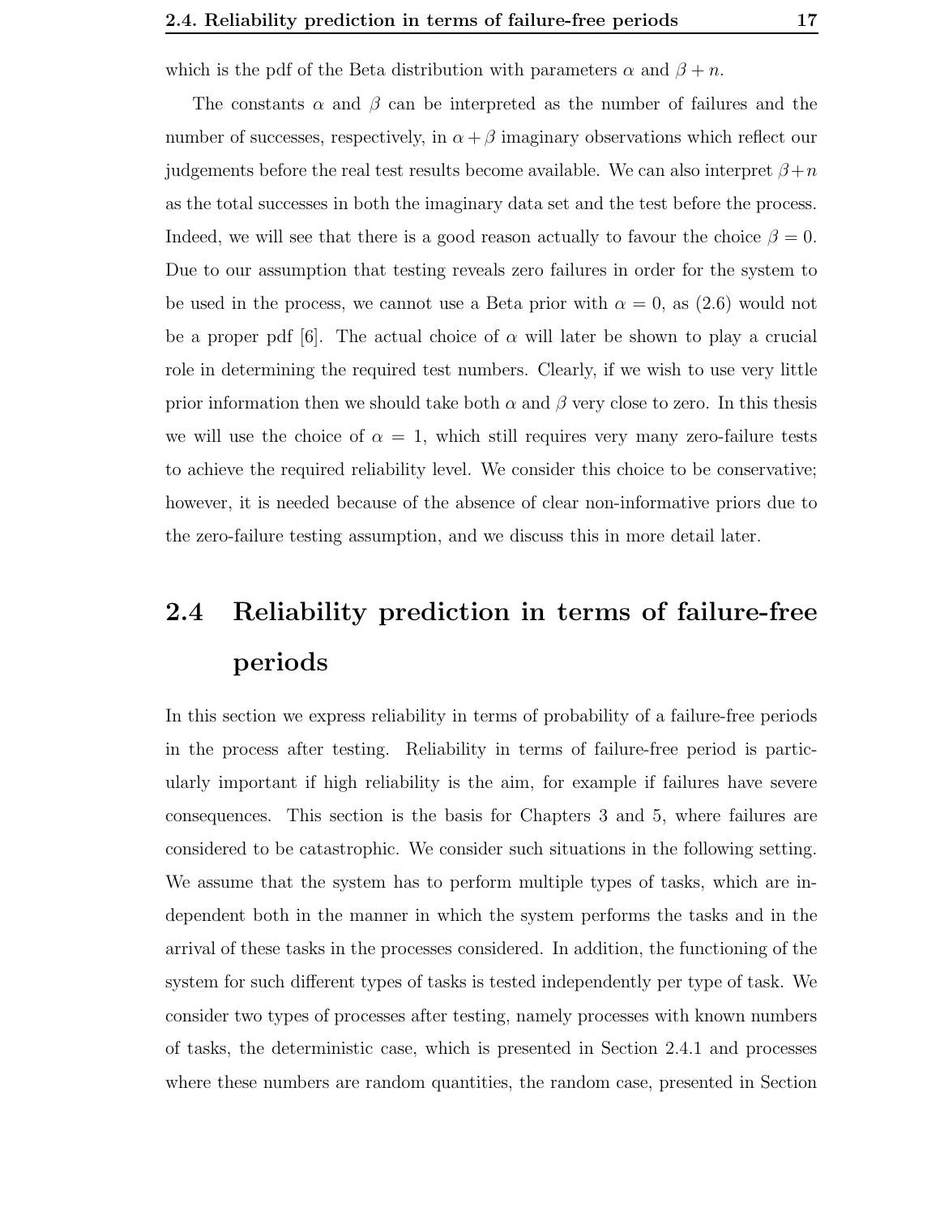which is the pdf of the Beta distribution with parameters $\alpha$ and $\beta + n$.

The constants $\alpha$ and $\beta$ can be interpreted as the number of failures and the number of successes, respectively, in $\alpha + \beta$ imaginary observations which reflect our judgements before the real test results become available. We can also interpret $\beta + n$ as the total successes in both the imaginary data set and the test before the process. Indeed, we will see that there is a good reason actually to favour the choice $\beta = 0$. Due to our assumption that testing reveals zero failures in order for the system to be used in the process, we cannot use a Beta prior with $\alpha = 0$, as (2.6) would not be a proper pdf [6]. The actual choice of $\alpha$ will later be shown to play a crucial role in determining the required test numbers. Clearly, if we wish to use very little prior information then we should take both $\alpha$ and $\beta$ very close to zero. In this thesis we will use the choice of $\alpha = 1$, which still requires very many zero-failure tests to achieve the required reliability level. We consider this choice to be conservative; however, it is needed because of the absence of clear non-informative priors due to the zero-failure testing assumption, and we discuss this in more detail later.

## 2.4 Reliability prediction in terms of failure-free periods

In this section we express reliability in terms of probability of a failure-free periods in the process after testing. Reliability in terms of failure-free period is particularly important if high reliability is the aim, for example if failures have severe consequences. This section is the basis for Chapters 3 and 5, where failures are considered to be catastrophic. We consider such situations in the following setting. We assume that the system has to perform multiple types of tasks, which are independent both in the manner in which the system performs the tasks and in the arrival of these tasks in the processes considered. In addition, the functioning of the system for such different types of tasks is tested independently per type of task. We consider two types of processes after testing, namely processes with known numbers of tasks, the deterministic case, which is presented in Section 2.4.1 and processes where these numbers are random quantities, the random case, presented in Section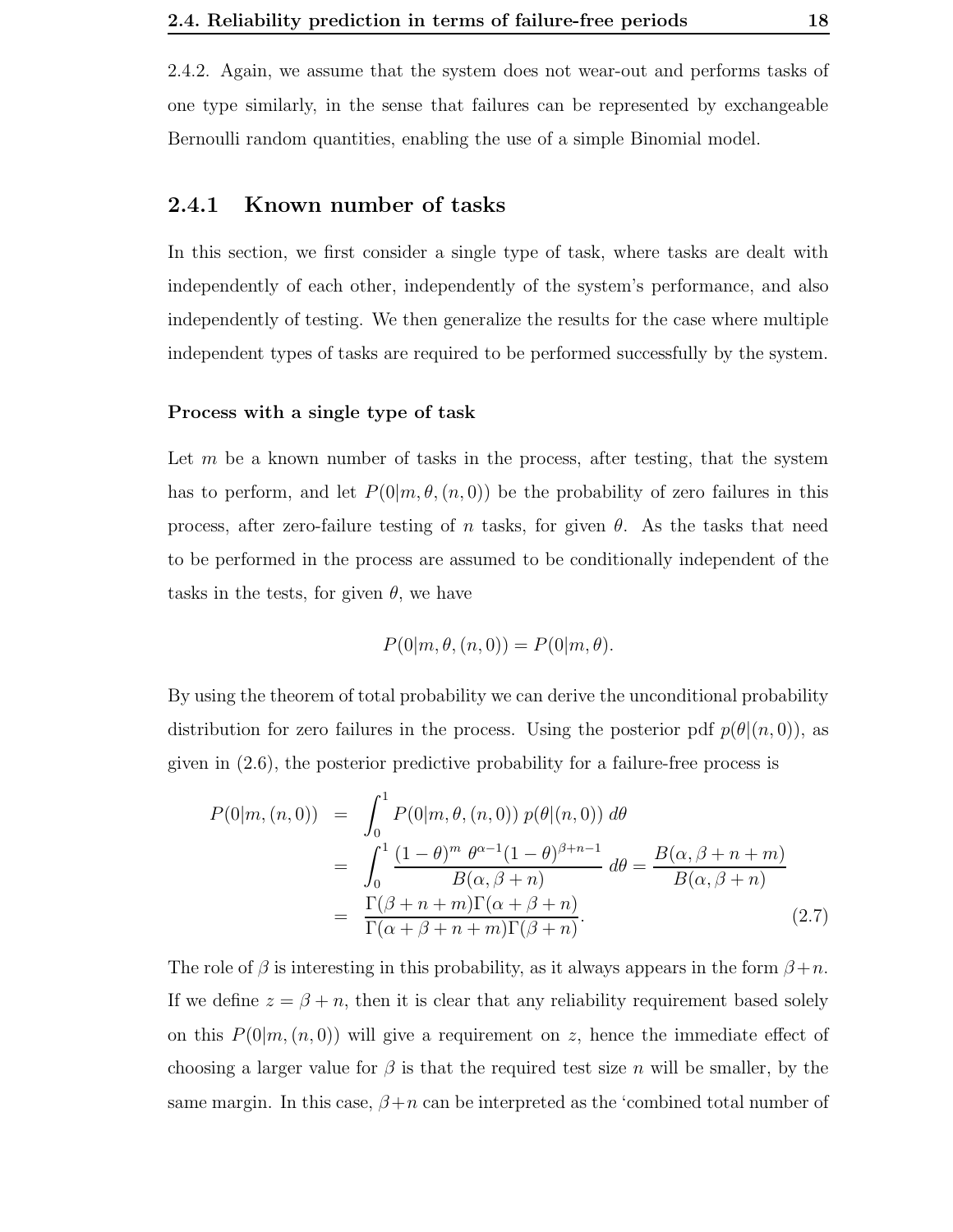2.4.2. Again, we assume that the system does not wear-out and performs tasks of one type similarly, in the sense that failures can be represented by exchangeable Bernoulli random quantities, enabling the use of a simple Binomial model.

## 2.4.1 Known number of tasks

In this section, we first consider a single type of task, where tasks are dealt with independently of each other, independently of the system's performance, and also independently of testing. We then generalize the results for the case where multiple independent types of tasks are required to be performed successfully by the system.

### Process with a single type of task

Let $m$ be a known number of tasks in the process, after testing, that the system has to perform, and let $P(0|m, \theta, (n, 0))$ be the probability of zero failures in this process, after zero-failure testing of $n$ tasks, for given $\theta$. As the tasks that need to be performed in the process are assumed to be conditionally independent of the tasks in the tests, for given $\theta$, we have

$$P(0|m, \theta, (n, 0)) = P(0|m, \theta).$$

By using the theorem of total probability we can derive the unconditional probability distribution for zero failures in the process. Using the posterior pdf $p(\theta|(n, 0))$, as given in (2.6), the posterior predictive probability for a failure-free process is

$$\begin{aligned}
P(0|m, (n, 0)) &= \int_0^1 P(0|m, \theta, (n, 0))\, p(\theta|(n, 0))\, d\theta \\
&= \int_0^1 \frac{(1-\theta)^m\, \theta^{\alpha-1}(1-\theta)^{\beta+n-1}}{B(\alpha, \beta+n)}\, d\theta = \frac{B(\alpha, \beta+n+m)}{B(\alpha, \beta+n)} \\
&= \frac{\Gamma(\beta+n+m)\Gamma(\alpha+\beta+n)}{\Gamma(\alpha+\beta+n+m)\Gamma(\beta+n)}.
\end{aligned} \tag{2.7}$$

The role of $\beta$ is interesting in this probability, as it always appears in the form $\beta+n$. If we define $z = \beta + n$, then it is clear that any reliability requirement based solely on this $P(0|m, (n, 0))$ will give a requirement on $z$, hence the immediate effect of choosing a larger value for $\beta$ is that the required test size $n$ will be smaller, by the same margin. In this case, $\beta+n$ can be interpreted as the 'combined total number of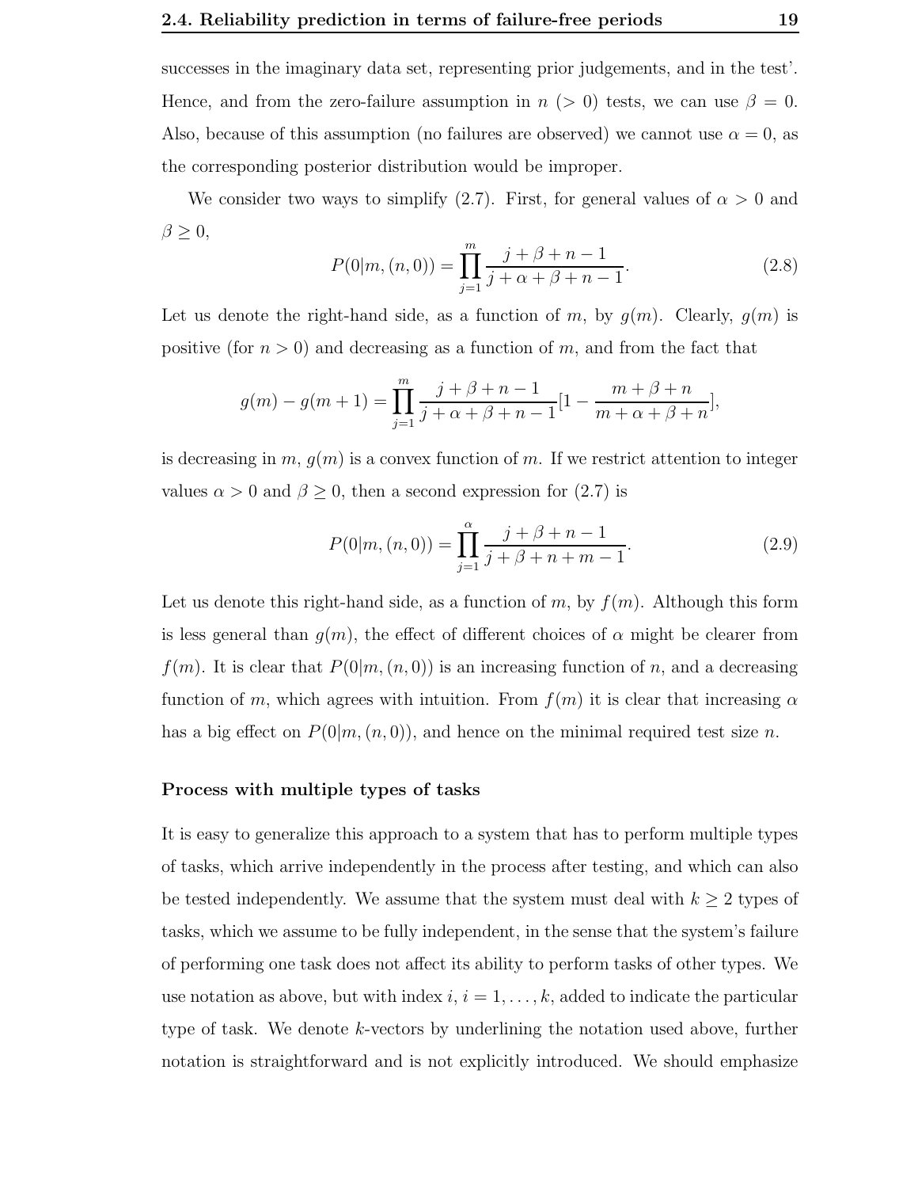successes in the imaginary data set, representing prior judgements, and in the test'. Hence, and from the zero-failure assumption in $n$ ($>0$) tests, we can use $\beta = 0$. Also, because of this assumption (no failures are observed) we cannot use $\alpha = 0$, as the corresponding posterior distribution would be improper.

We consider two ways to simplify (2.7). First, for general values of $\alpha > 0$ and $\beta \geq 0$,

$$P(0|m,(n,0)) = \prod_{j=1}^{m} \frac{j+\beta+n-1}{j+\alpha+\beta+n-1}. \tag{2.8}$$

Let us denote the right-hand side, as a function of $m$, by $g(m)$. Clearly, $g(m)$ is positive (for $n > 0$) and decreasing as a function of $m$, and from the fact that

$$g(m) - g(m+1) = \prod_{j=1}^{m} \frac{j+\beta+n-1}{j+\alpha+\beta+n-1}[1 - \frac{m+\beta+n}{m+\alpha+\beta+n}],$$

is decreasing in $m$, $g(m)$ is a convex function of $m$. If we restrict attention to integer values $\alpha > 0$ and $\beta \geq 0$, then a second expression for (2.7) is

$$P(0|m,(n,0)) = \prod_{j=1}^{\alpha} \frac{j+\beta+n-1}{j+\beta+n+m-1}. \tag{2.9}$$

Let us denote this right-hand side, as a function of $m$, by $f(m)$. Although this form is less general than $g(m)$, the effect of different choices of $\alpha$ might be clearer from $f(m)$. It is clear that $P(0|m,(n,0))$ is an increasing function of $n$, and a decreasing function of $m$, which agrees with intuition. From $f(m)$ it is clear that increasing $\alpha$ has a big effect on $P(0|m,(n,0))$, and hence on the minimal required test size $n$.

**Process with multiple types of tasks**

It is easy to generalize this approach to a system that has to perform multiple types of tasks, which arrive independently in the process after testing, and which can also be tested independently. We assume that the system must deal with $k \geq 2$ types of tasks, which we assume to be fully independent, in the sense that the system's failure of performing one task does not affect its ability to perform tasks of other types. We use notation as above, but with index $i$, $i = 1, \ldots, k$, added to indicate the particular type of task. We denote $k$-vectors by underlining the notation used above, further notation is straightforward and is not explicitly introduced. We should emphasize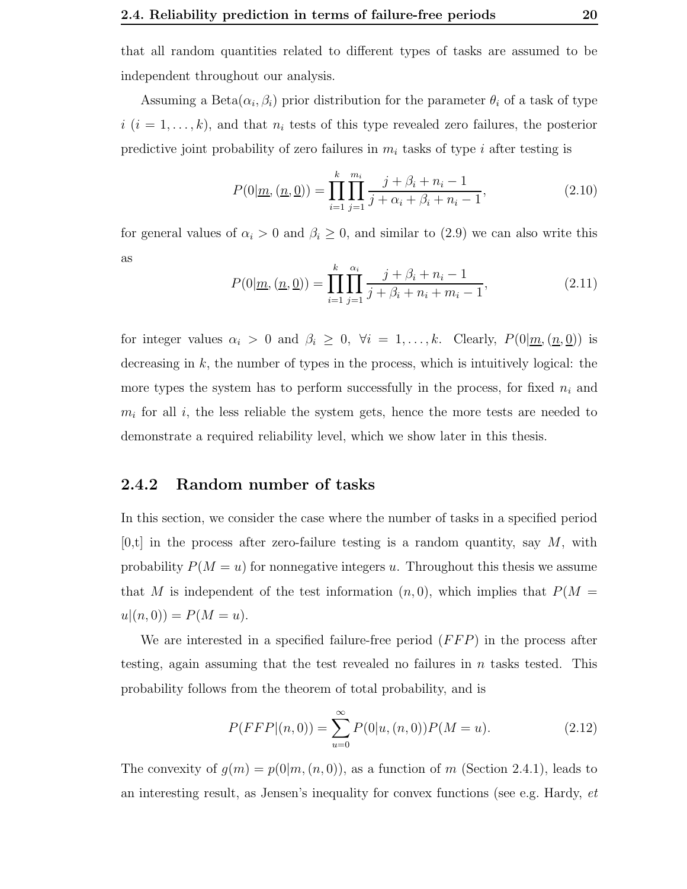that all random quantities related to different types of tasks are assumed to be independent throughout our analysis.

Assuming a Beta$(\alpha_i, \beta_i)$ prior distribution for the parameter $\theta_i$ of a task of type $i$ ($i = 1, \ldots, k$), and that $n_i$ tests of this type revealed zero failures, the posterior predictive joint probability of zero failures in $m_i$ tasks of type $i$ after testing is

$$P(0|\underline{m}, (\underline{n}, \underline{0})) = \prod_{i=1}^{k} \prod_{j=1}^{m_i} \frac{j + \beta_i + n_i - 1}{j + \alpha_i + \beta_i + n_i - 1}, \tag{2.10}$$

for general values of $\alpha_i > 0$ and $\beta_i \geq 0$, and similar to (2.9) we can also write this as

$$P(0|\underline{m}, (\underline{n}, \underline{0})) = \prod_{i=1}^{k} \prod_{j=1}^{\alpha_i} \frac{j + \beta_i + n_i - 1}{j + \beta_i + n_i + m_i - 1}, \tag{2.11}$$

for integer values $\alpha_i > 0$ and $\beta_i \geq 0$, $\forall i = 1, \ldots, k$. Clearly, $P(0|\underline{m}, (\underline{n}, \underline{0}))$ is decreasing in $k$, the number of types in the process, which is intuitively logical: the more types the system has to perform successfully in the process, for fixed $n_i$ and $m_i$ for all $i$, the less reliable the system gets, hence the more tests are needed to demonstrate a required reliability level, which we show later in this thesis.

### 2.4.2 Random number of tasks

In this section, we consider the case where the number of tasks in a specified period [0,t] in the process after zero-failure testing is a random quantity, say $M$, with probability $P(M = u)$ for nonnegative integers $u$. Throughout this thesis we assume that $M$ is independent of the test information $(n, 0)$, which implies that $P(M = u|(n, 0)) = P(M = u)$.

We are interested in a specified failure-free period ($FFP$) in the process after testing, again assuming that the test revealed no failures in $n$ tasks tested. This probability follows from the theorem of total probability, and is

$$P(FFP|(n, 0)) = \sum_{u=0}^{\infty} P(0|u, (n, 0))P(M = u). \tag{2.12}$$

The convexity of $g(m) = p(0|m, (n, 0))$, as a function of $m$ (Section 2.4.1), leads to an interesting result, as Jensen's inequality for convex functions (see e.g. Hardy, *et*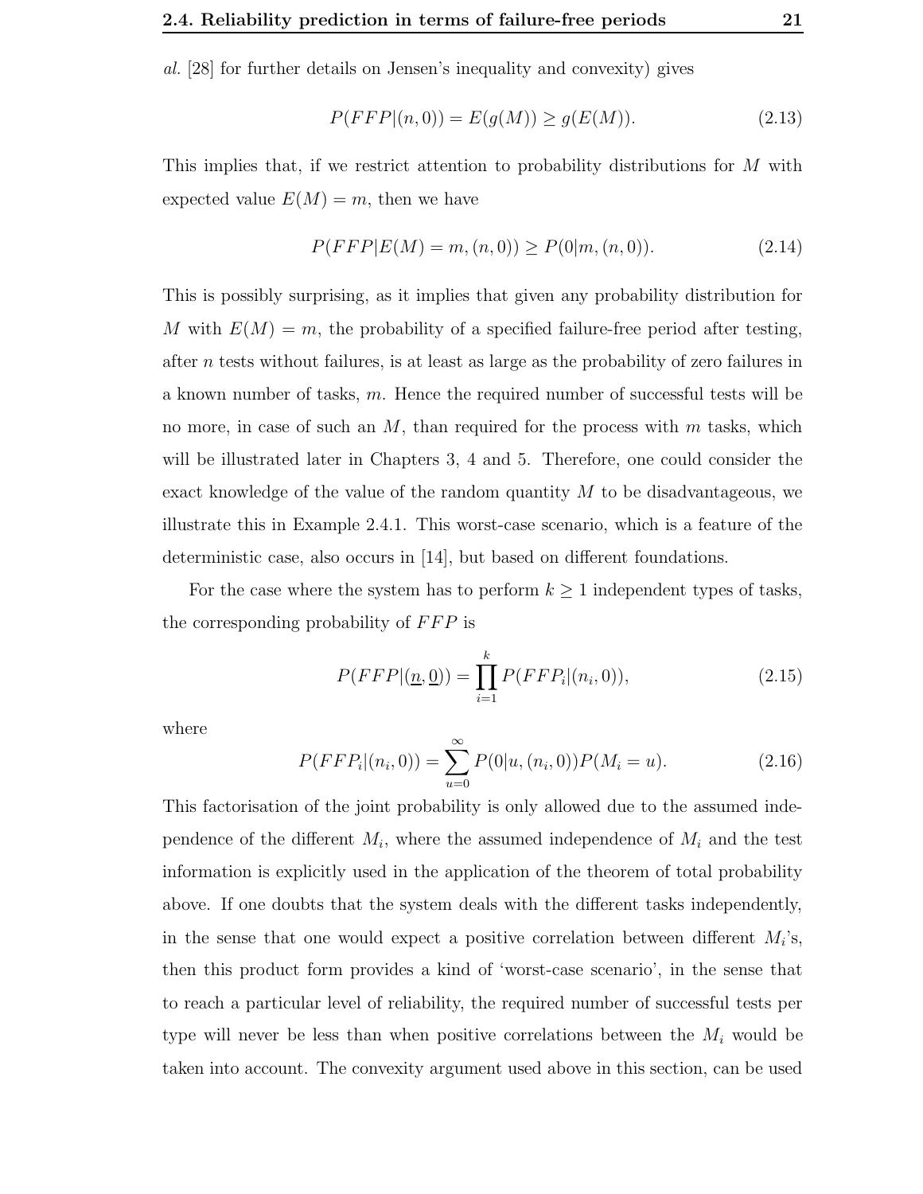*al.* [28] for further details on Jensen's inequality and convexity) gives

$$P(FFP|(n,0)) = E(g(M)) \geq g(E(M)). \tag{2.13}$$

This implies that, if we restrict attention to probability distributions for $M$ with expected value $E(M) = m$, then we have

$$P(FFP|E(M) = m, (n,0)) \geq P(0|m, (n,0)). \tag{2.14}$$

This is possibly surprising, as it implies that given any probability distribution for $M$ with $E(M) = m$, the probability of a specified failure-free period after testing, after $n$ tests without failures, is at least as large as the probability of zero failures in a known number of tasks, $m$. Hence the required number of successful tests will be no more, in case of such an $M$, than required for the process with $m$ tasks, which will be illustrated later in Chapters 3, 4 and 5. Therefore, one could consider the exact knowledge of the value of the random quantity $M$ to be disadvantageous, we illustrate this in Example 2.4.1. This worst-case scenario, which is a feature of the deterministic case, also occurs in [14], but based on different foundations.

For the case where the system has to perform $k \geq 1$ independent types of tasks, the corresponding probability of $FFP$ is

$$P(FFP|(\underline{n}, \underline{0})) = \prod_{i=1}^{k} P(FFP_i|(n_i, 0)), \tag{2.15}$$

where

$$P(FFP_i|(n_i,0)) = \sum_{u=0}^{\infty} P(0|u, (n_i, 0))P(M_i = u). \tag{2.16}$$

This factorisation of the joint probability is only allowed due to the assumed independence of the different $M_i$, where the assumed independence of $M_i$ and the test information is explicitly used in the application of the theorem of total probability above. If one doubts that the system deals with the different tasks independently, in the sense that one would expect a positive correlation between different $M_i$'s, then this product form provides a kind of 'worst-case scenario', in the sense that to reach a particular level of reliability, the required number of successful tests per type will never be less than when positive correlations between the $M_i$ would be taken into account. The convexity argument used above in this section, can be used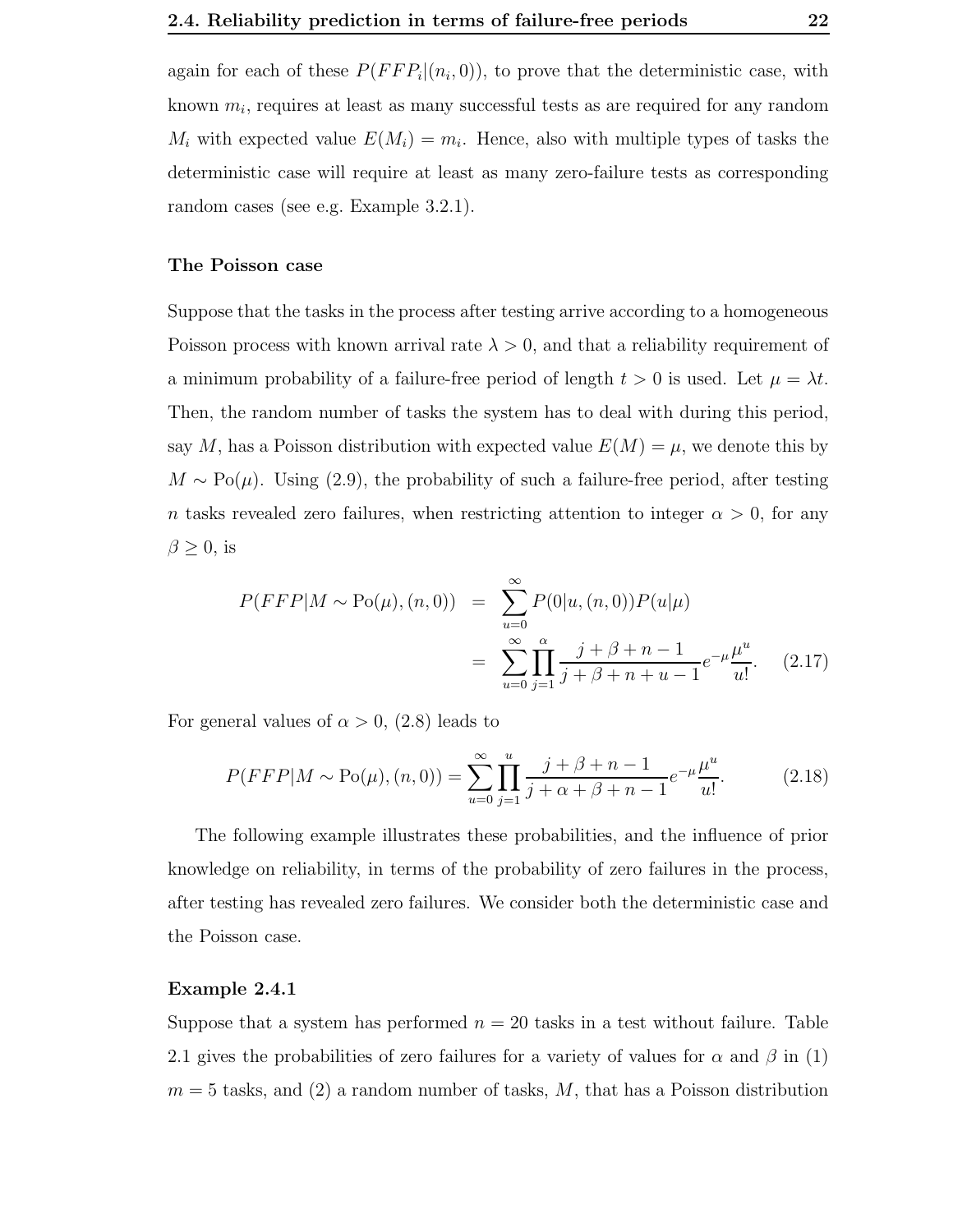again for each of these $P(FFP_i|(n_i, 0))$, to prove that the deterministic case, with known $m_i$, requires at least as many successful tests as are required for any random $M_i$ with expected value $E(M_i) = m_i$. Hence, also with multiple types of tasks the deterministic case will require at least as many zero-failure tests as corresponding random cases (see e.g. Example 3.2.1).

### The Poisson case

Suppose that the tasks in the process after testing arrive according to a homogeneous Poisson process with known arrival rate $\lambda > 0$, and that a reliability requirement of a minimum probability of a failure-free period of length $t > 0$ is used. Let $\mu = \lambda t$. Then, the random number of tasks the system has to deal with during this period, say $M$, has a Poisson distribution with expected value $E(M) = \mu$, we denote this by $M \sim \text{Po}(\mu)$. Using (2.9), the probability of such a failure-free period, after testing $n$ tasks revealed zero failures, when restricting attention to integer $\alpha > 0$, for any $\beta \geq 0$, is

$$
\begin{aligned}
P(FFP|M \sim \text{Po}(\mu), (n, 0)) &= \sum_{u=0}^{\infty} P(0|u, (n, 0)) P(u|\mu) \\
&= \sum_{u=0}^{\infty} \prod_{j=1}^{\alpha} \frac{j + \beta + n - 1}{j + \beta + n + u - 1} e^{-\mu} \frac{\mu^u}{u!}. \qquad (2.17)
\end{aligned}
$$

For general values of $\alpha > 0$, (2.8) leads to

$$
P(FFP|M \sim \text{Po}(\mu), (n, 0)) = \sum_{u=0}^{\infty} \prod_{j=1}^{u} \frac{j + \beta + n - 1}{j + \alpha + \beta + n - 1} e^{-\mu} \frac{\mu^u}{u!}. \qquad (2.18)
$$

The following example illustrates these probabilities, and the influence of prior knowledge on reliability, in terms of the probability of zero failures in the process, after testing has revealed zero failures. We consider both the deterministic case and the Poisson case.

#### Example 2.4.1

Suppose that a system has performed $n = 20$ tasks in a test without failure. Table 2.1 gives the probabilities of zero failures for a variety of values for $\alpha$ and $\beta$ in (1) $m = 5$ tasks, and (2) a random number of tasks, $M$, that has a Poisson distribution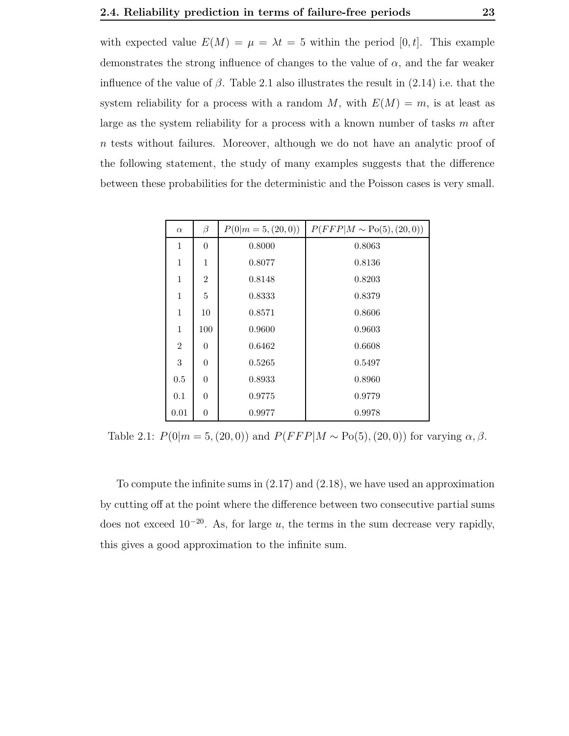with expected value $E(M) = \mu = \lambda t = 5$ within the period $[0, t]$. This example demonstrates the strong influence of changes to the value of $\alpha$, and the far weaker influence of the value of $\beta$. Table 2.1 also illustrates the result in (2.14) i.e. that the system reliability for a process with a random $M$, with $E(M) = m$, is at least as large as the system reliability for a process with a known number of tasks $m$ after $n$ tests without failures. Moreover, although we do not have an analytic proof of the following statement, the study of many examples suggests that the difference between these probabilities for the deterministic and the Poisson cases is very small.

| $\alpha$ | $\beta$ | $P(0 \mid m = 5, (20, 0))$ | $P(FFP \mid M \sim \text{Po}(5), (20, 0))$ |
|---|---|---|---|
| 1 | 0 | 0.8000 | 0.8063 |
| 1 | 1 | 0.8077 | 0.8136 |
| 1 | 2 | 0.8148 | 0.8203 |
| 1 | 5 | 0.8333 | 0.8379 |
| 1 | 10 | 0.8571 | 0.8606 |
| 1 | 100 | 0.9600 | 0.9603 |
| 2 | 0 | 0.6462 | 0.6608 |
| 3 | 0 | 0.5265 | 0.5497 |
| 0.5 | 0 | 0.8933 | 0.8960 |
| 0.1 | 0 | 0.9775 | 0.9779 |
| 0.01 | 0 | 0.9977 | 0.9978 |

Table 2.1: $P(0 \mid m = 5, (20, 0))$ and $P(FFP \mid M \sim \text{Po}(5), (20, 0))$ for varying $\alpha, \beta$.

To compute the infinite sums in (2.17) and (2.18), we have used an approximation by cutting off at the point where the difference between two consecutive partial sums does not exceed $10^{-20}$. As, for large $u$, the terms in the sum decrease very rapidly, this gives a good approximation to the infinite sum.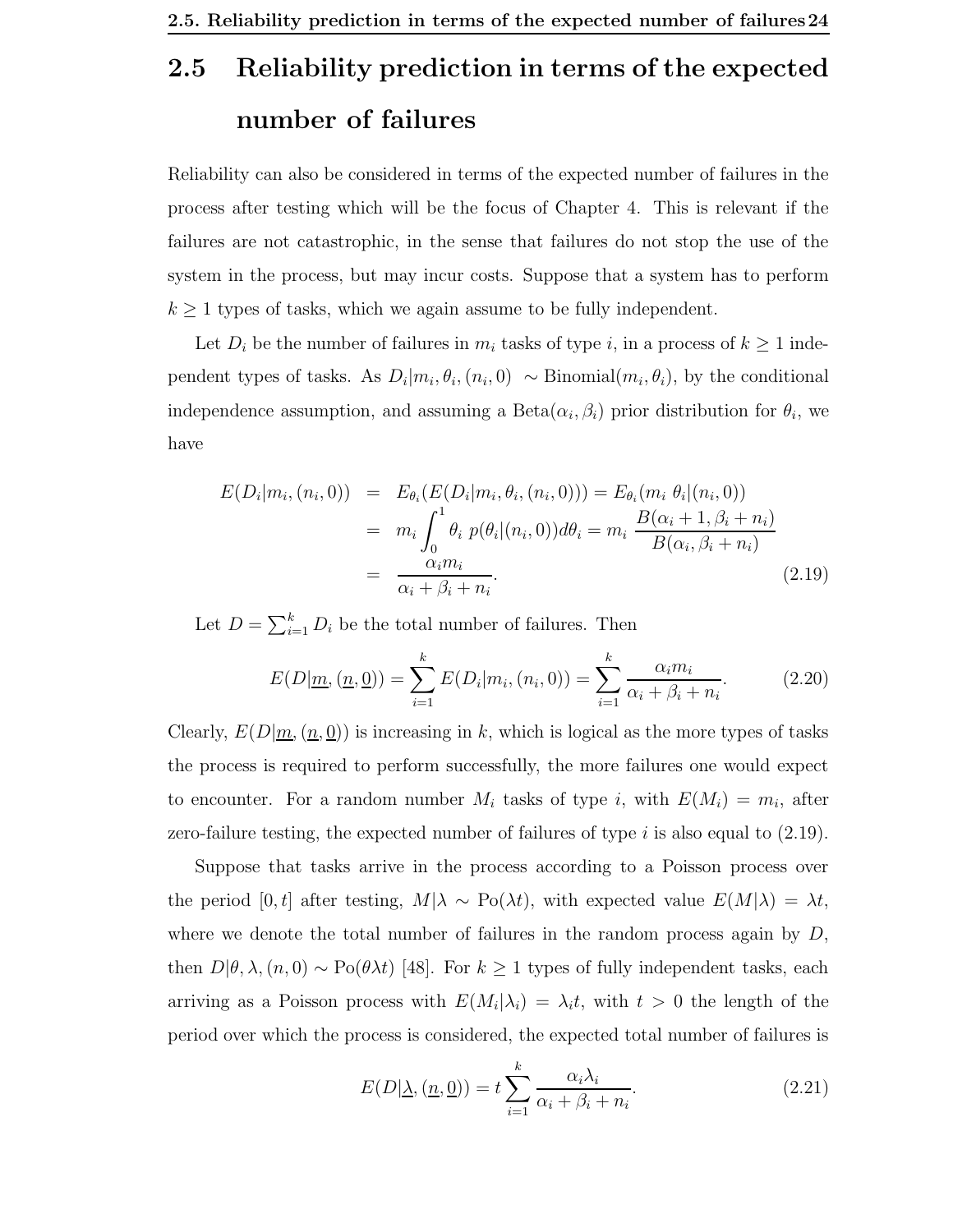## 2.5 Reliability prediction in terms of the expected number of failures

Reliability can also be considered in terms of the expected number of failures in the process after testing which will be the focus of Chapter 4. This is relevant if the failures are not catastrophic, in the sense that failures do not stop the use of the system in the process, but may incur costs. Suppose that a system has to perform $k \geq 1$ types of tasks, which we again assume to be fully independent.

Let $D_i$ be the number of failures in $m_i$ tasks of type $i$, in a process of $k \geq 1$ independent types of tasks. As $D_i | m_i, \theta_i, (n_i, 0) \sim \text{Binomial}(m_i, \theta_i)$, by the conditional independence assumption, and assuming a $\text{Beta}(\alpha_i, \beta_i)$ prior distribution for $\theta_i$, we have

$$
\begin{aligned}
E(D_i | m_i, (n_i, 0)) &= E_{\theta_i}(E(D_i | m_i, \theta_i, (n_i, 0))) = E_{\theta_i}(m_i\ \theta_i | (n_i, 0)) \\
&= m_i \int_0^1 \theta_i\ p(\theta_i | (n_i, 0)) d\theta_i = m_i\ \frac{B(\alpha_i + 1, \beta_i + n_i)}{B(\alpha_i, \beta_i + n_i)} \\
&= \frac{\alpha_i m_i}{\alpha_i + \beta_i + n_i}.
\end{aligned}
\tag{2.19}
$$

Let $D = \sum_{i=1}^{k} D_i$ be the total number of failures. Then

$$
E(D | \underline{m}, (\underline{n}, \underline{0})) = \sum_{i=1}^{k} E(D_i | m_i, (n_i, 0)) = \sum_{i=1}^{k} \frac{\alpha_i m_i}{\alpha_i + \beta_i + n_i}. \tag{2.20}
$$

Clearly, $E(D | \underline{m}, (\underline{n}, \underline{0}))$ is increasing in $k$, which is logical as the more types of tasks the process is required to perform successfully, the more failures one would expect to encounter. For a random number $M_i$ tasks of type $i$, with $E(M_i) = m_i$, after zero-failure testing, the expected number of failures of type $i$ is also equal to (2.19).

Suppose that tasks arrive in the process according to a Poisson process over the period $[0, t]$ after testing, $M | \lambda \sim \text{Po}(\lambda t)$, with expected value $E(M | \lambda) = \lambda t$, where we denote the total number of failures in the random process again by $D$, then $D | \theta, \lambda, (n, 0) \sim \text{Po}(\theta \lambda t)$ [48]. For $k \geq 1$ types of fully independent tasks, each arriving as a Poisson process with $E(M_i | \lambda_i) = \lambda_i t$, with $t > 0$ the length of the period over which the process is considered, the expected total number of failures is

$$
E(D | \underline{\lambda}, (\underline{n}, \underline{0})) = t \sum_{i=1}^{k} \frac{\alpha_i \lambda_i}{\alpha_i + \beta_i + n_i}. \tag{2.21}
$$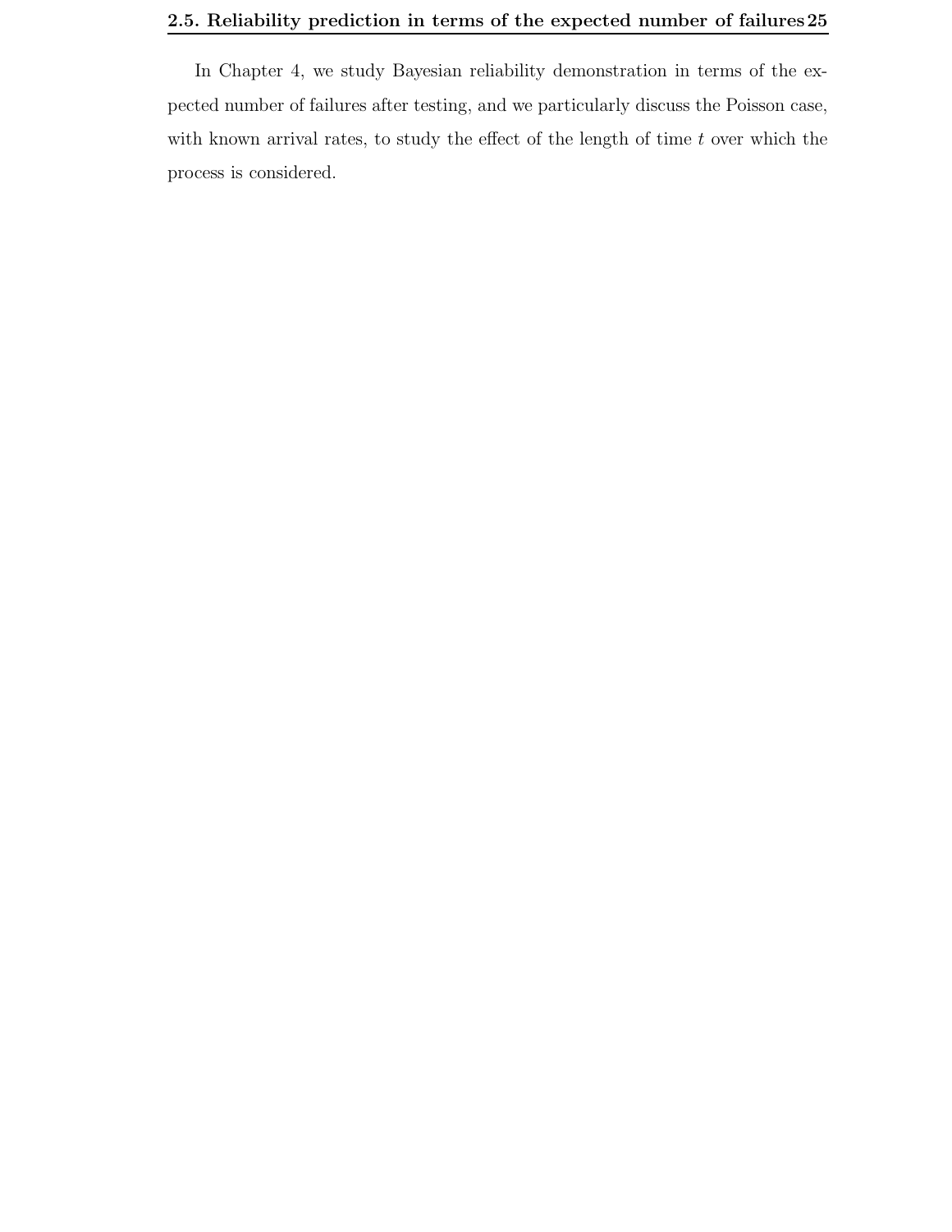In Chapter 4, we study Bayesian reliability demonstration in terms of the expected number of failures after testing, and we particularly discuss the Poisson case, with known arrival rates, to study the effect of the length of time $t$ over which the process is considered.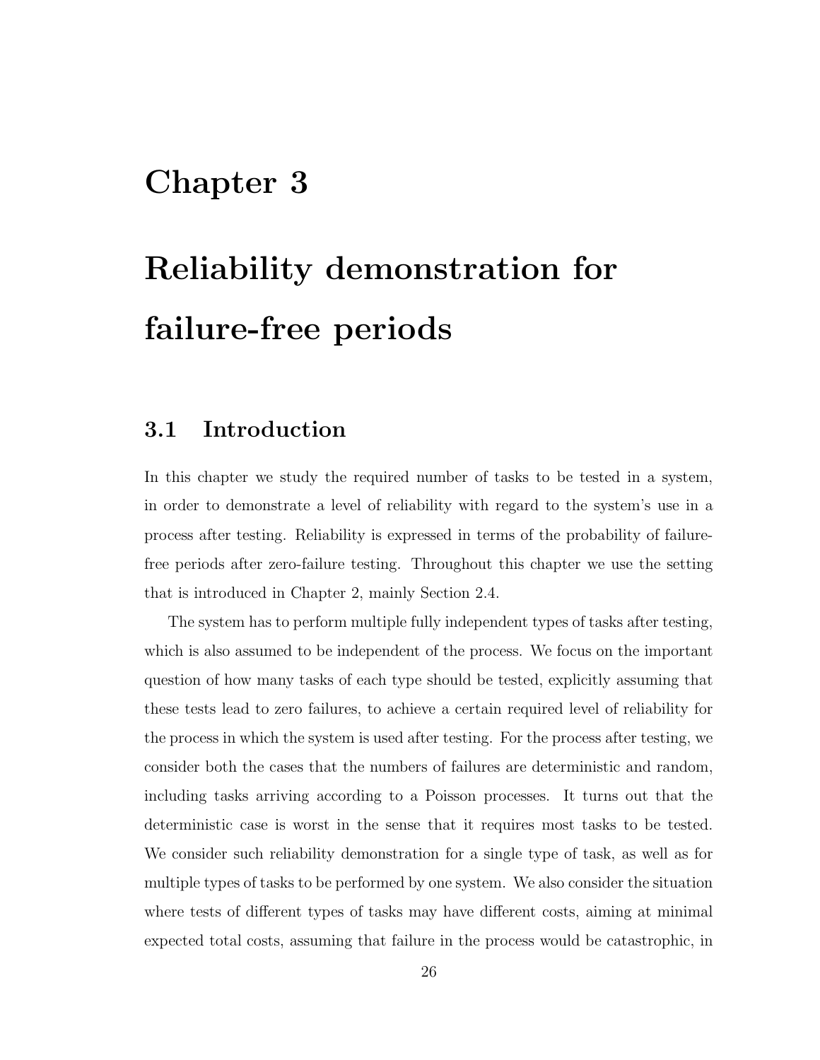# Chapter 3

# Reliability demonstration for failure-free periods

## 3.1 Introduction

In this chapter we study the required number of tasks to be tested in a system, in order to demonstrate a level of reliability with regard to the system's use in a process after testing. Reliability is expressed in terms of the probability of failure-free periods after zero-failure testing. Throughout this chapter we use the setting that is introduced in Chapter 2, mainly Section 2.4.

The system has to perform multiple fully independent types of tasks after testing, which is also assumed to be independent of the process. We focus on the important question of how many tasks of each type should be tested, explicitly assuming that these tests lead to zero failures, to achieve a certain required level of reliability for the process in which the system is used after testing. For the process after testing, we consider both the cases that the numbers of failures are deterministic and random, including tasks arriving according to a Poisson processes. It turns out that the deterministic case is worst in the sense that it requires most tasks to be tested. We consider such reliability demonstration for a single type of task, as well as for multiple types of tasks to be performed by one system. We also consider the situation where tests of different types of tasks may have different costs, aiming at minimal expected total costs, assuming that failure in the process would be catastrophic, in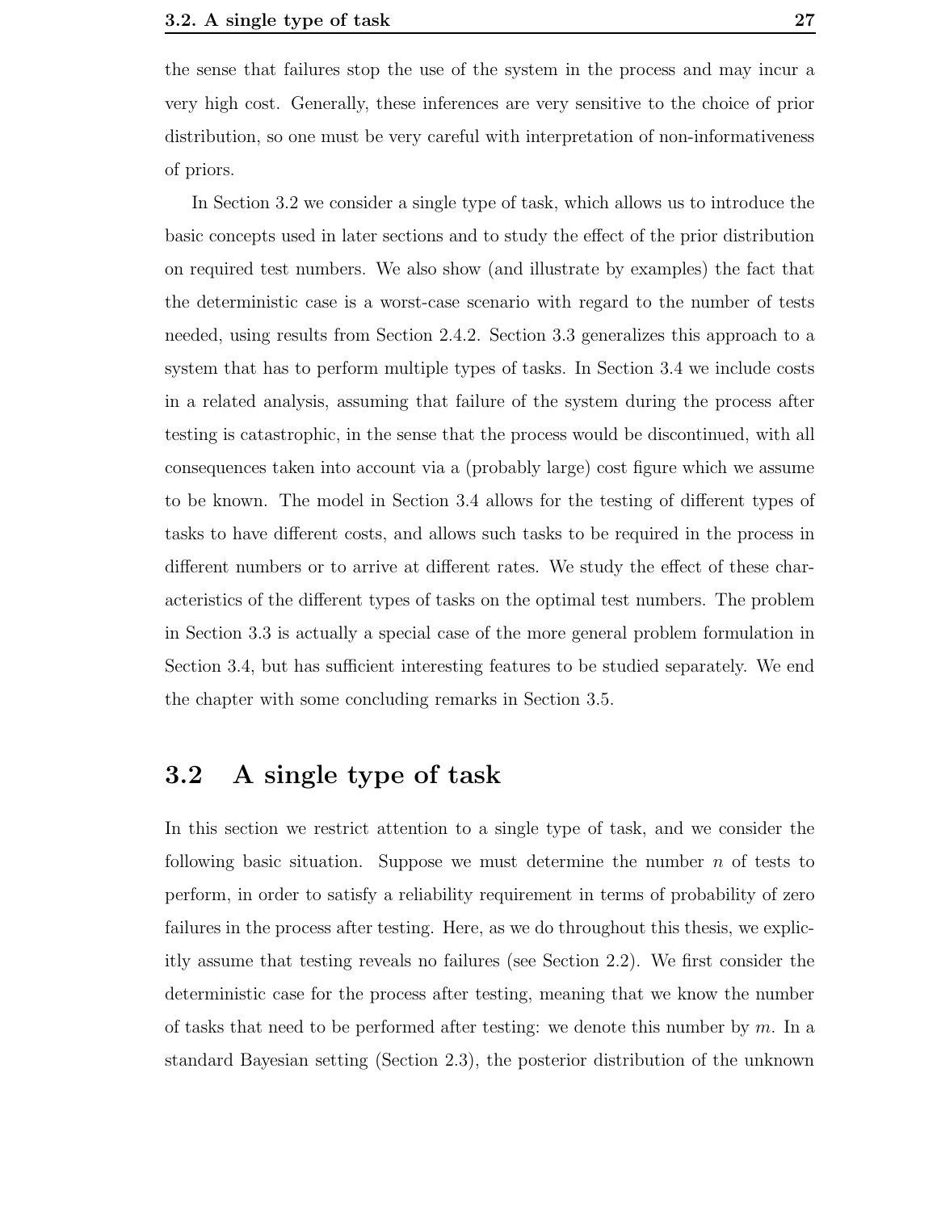the sense that failures stop the use of the system in the process and may incur a very high cost. Generally, these inferences are very sensitive to the choice of prior distribution, so one must be very careful with interpretation of non-informativeness of priors.

In Section 3.2 we consider a single type of task, which allows us to introduce the basic concepts used in later sections and to study the effect of the prior distribution on required test numbers. We also show (and illustrate by examples) the fact that the deterministic case is a worst-case scenario with regard to the number of tests needed, using results from Section 2.4.2. Section 3.3 generalizes this approach to a system that has to perform multiple types of tasks. In Section 3.4 we include costs in a related analysis, assuming that failure of the system during the process after testing is catastrophic, in the sense that the process would be discontinued, with all consequences taken into account via a (probably large) cost figure which we assume to be known. The model in Section 3.4 allows for the testing of different types of tasks to have different costs, and allows such tasks to be required in the process in different numbers or to arrive at different rates. We study the effect of these characteristics of the different types of tasks on the optimal test numbers. The problem in Section 3.3 is actually a special case of the more general problem formulation in Section 3.4, but has sufficient interesting features to be studied separately. We end the chapter with some concluding remarks in Section 3.5.

## 3.2 A single type of task

In this section we restrict attention to a single type of task, and we consider the following basic situation. Suppose we must determine the number $n$ of tests to perform, in order to satisfy a reliability requirement in terms of probability of zero failures in the process after testing. Here, as we do throughout this thesis, we explicitly assume that testing reveals no failures (see Section 2.2). We first consider the deterministic case for the process after testing, meaning that we know the number of tasks that need to be performed after testing: we denote this number by $m$. In a standard Bayesian setting (Section 2.3), the posterior distribution of the unknown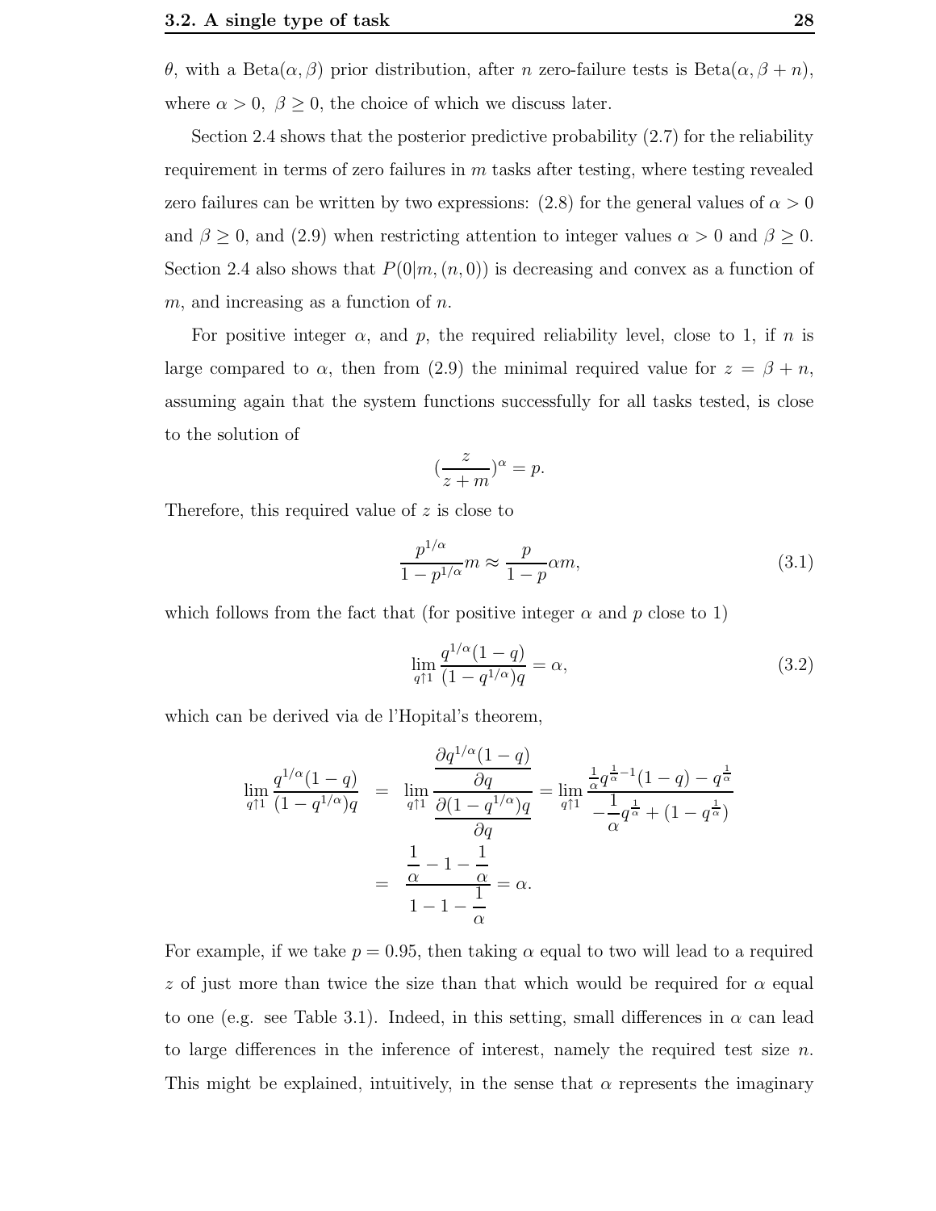$\theta$, with a Beta($\alpha, \beta$) prior distribution, after $n$ zero-failure tests is Beta($\alpha, \beta + n$), where $\alpha > 0$, $\beta \geq 0$, the choice of which we discuss later.

Section 2.4 shows that the posterior predictive probability (2.7) for the reliability requirement in terms of zero failures in $m$ tasks after testing, where testing revealed zero failures can be written by two expressions: (2.8) for the general values of $\alpha > 0$ and $\beta \geq 0$, and (2.9) when restricting attention to integer values $\alpha > 0$ and $\beta \geq 0$. Section 2.4 also shows that $P(0|m,(n,0))$ is decreasing and convex as a function of $m$, and increasing as a function of $n$.

For positive integer $\alpha$, and $p$, the required reliability level, close to 1, if $n$ is large compared to $\alpha$, then from (2.9) the minimal required value for $z = \beta + n$, assuming again that the system functions successfully for all tasks tested, is close to the solution of

$$(\frac{z}{z+m})^{\alpha} = p.$$

Therefore, this required value of $z$ is close to

$$\frac{p^{1/\alpha}}{1-p^{1/\alpha}}m \approx \frac{p}{1-p}\alpha m, \tag{3.1}$$

which follows from the fact that (for positive integer $\alpha$ and $p$ close to 1)

$$\lim_{q \uparrow 1} \frac{q^{1/\alpha}(1-q)}{(1-q^{1/\alpha})q} = \alpha, \tag{3.2}$$

which can be derived via de l'Hopital's theorem,

$$\begin{aligned}
\lim_{q \uparrow 1} \frac{q^{1/\alpha}(1-q)}{(1-q^{1/\alpha})q} &= \lim_{q \uparrow 1} \frac{\dfrac{\partial q^{1/\alpha}(1-q)}{\partial q}}{\dfrac{\partial (1-q^{1/\alpha})q}{\partial q}} = \lim_{q \uparrow 1} \frac{\frac{1}{\alpha}q^{\frac{1}{\alpha}-1}(1-q) - q^{\frac{1}{\alpha}}}{-\dfrac{1}{\alpha}q^{\frac{1}{\alpha}} + (1-q^{\frac{1}{\alpha}})} \\
&= \frac{\dfrac{1}{\alpha} - 1 - \dfrac{1}{\alpha}}{1 - 1 - \dfrac{1}{\alpha}} = \alpha.
\end{aligned}$$

For example, if we take $p = 0.95$, then taking $\alpha$ equal to two will lead to a required $z$ of just more than twice the size than that which would be required for $\alpha$ equal to one (e.g. see Table 3.1). Indeed, in this setting, small differences in $\alpha$ can lead to large differences in the inference of interest, namely the required test size $n$. This might be explained, intuitively, in the sense that $\alpha$ represents the imaginary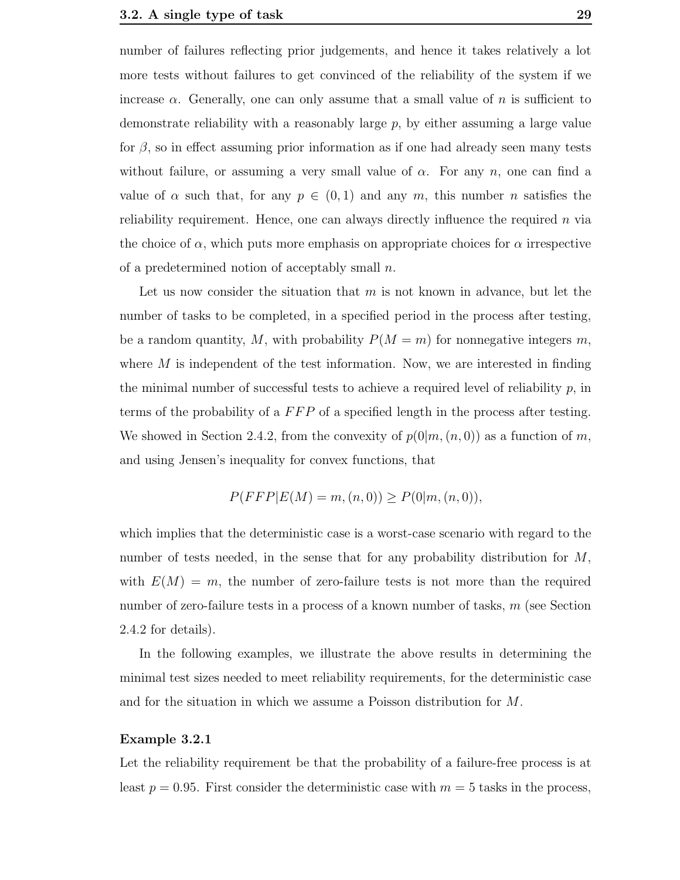number of failures reflecting prior judgements, and hence it takes relatively a lot more tests without failures to get convinced of the reliability of the system if we increase $\alpha$. Generally, one can only assume that a small value of $n$ is sufficient to demonstrate reliability with a reasonably large $p$, by either assuming a large value for $\beta$, so in effect assuming prior information as if one had already seen many tests without failure, or assuming a very small value of $\alpha$. For any $n$, one can find a value of $\alpha$ such that, for any $p \in (0, 1)$ and any $m$, this number $n$ satisfies the reliability requirement. Hence, one can always directly influence the required $n$ via the choice of $\alpha$, which puts more emphasis on appropriate choices for $\alpha$ irrespective of a predetermined notion of acceptably small $n$.

Let us now consider the situation that $m$ is not known in advance, but let the number of tasks to be completed, in a specified period in the process after testing, be a random quantity, $M$, with probability $P(M = m)$ for nonnegative integers $m$, where $M$ is independent of the test information. Now, we are interested in finding the minimal number of successful tests to achieve a required level of reliability $p$, in terms of the probability of a $FFP$ of a specified length in the process after testing. We showed in Section 2.4.2, from the convexity of $p(0|m, (n, 0))$ as a function of $m$, and using Jensen's inequality for convex functions, that

$$P(FFP|E(M) = m, (n, 0)) \geq P(0|m, (n, 0)),$$

which implies that the deterministic case is a worst-case scenario with regard to the number of tests needed, in the sense that for any probability distribution for $M$, with $E(M) = m$, the number of zero-failure tests is not more than the required number of zero-failure tests in a process of a known number of tasks, $m$ (see Section 2.4.2 for details).

In the following examples, we illustrate the above results in determining the minimal test sizes needed to meet reliability requirements, for the deterministic case and for the situation in which we assume a Poisson distribution for $M$.

**Example 3.2.1**

Let the reliability requirement be that the probability of a failure-free process is at least $p = 0.95$. First consider the deterministic case with $m = 5$ tasks in the process,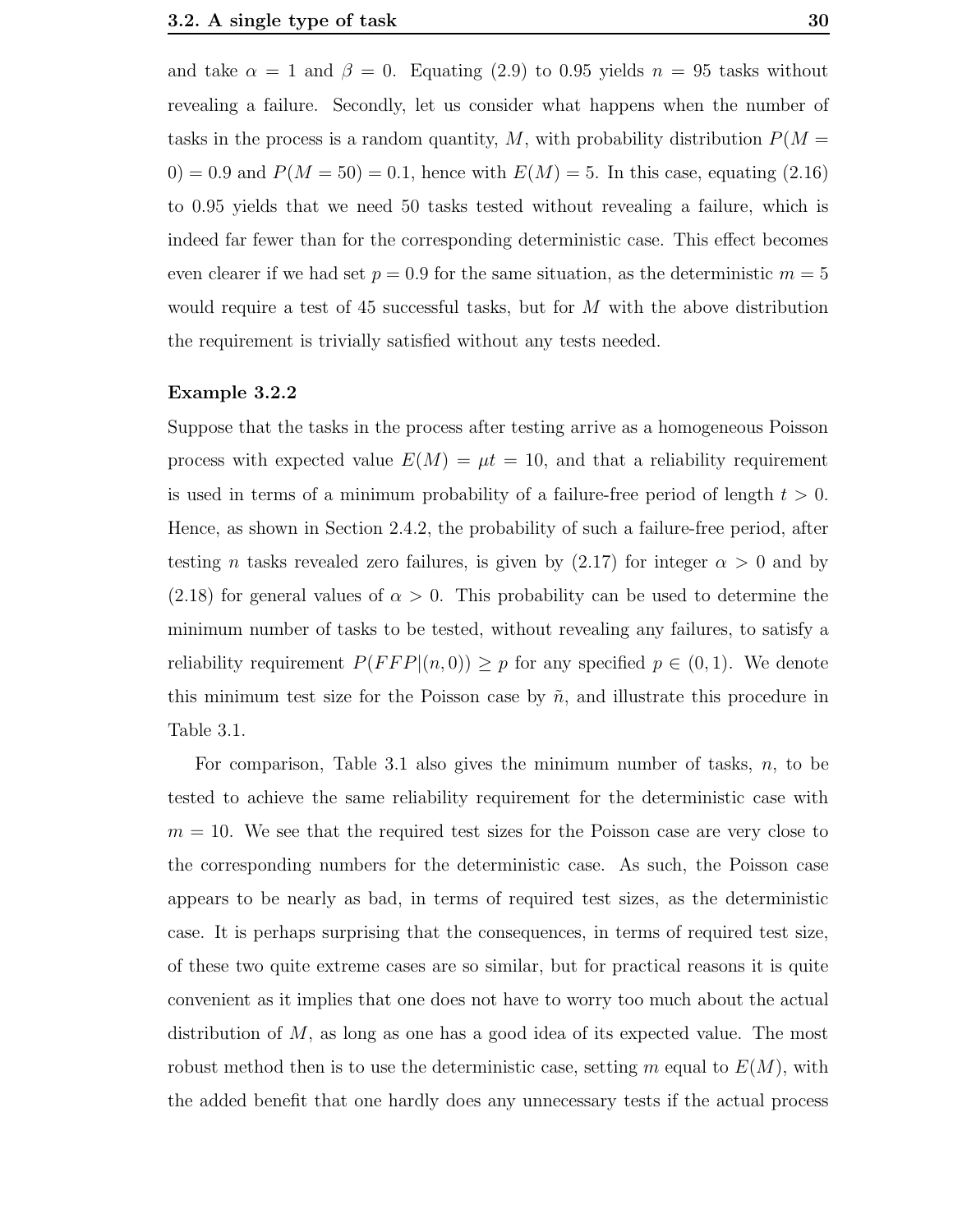and take $\alpha = 1$ and $\beta = 0$. Equating (2.9) to 0.95 yields $n = 95$ tasks without revealing a failure. Secondly, let us consider what happens when the number of tasks in the process is a random quantity, $M$, with probability distribution $P(M = 0) = 0.9$ and $P(M = 50) = 0.1$, hence with $E(M) = 5$. In this case, equating (2.16) to 0.95 yields that we need 50 tasks tested without revealing a failure, which is indeed far fewer than for the corresponding deterministic case. This effect becomes even clearer if we had set $p = 0.9$ for the same situation, as the deterministic $m = 5$ would require a test of 45 successful tasks, but for $M$ with the above distribution the requirement is trivially satisfied without any tests needed.

**Example 3.2.2**

Suppose that the tasks in the process after testing arrive as a homogeneous Poisson process with expected value $E(M) = \mu t = 10$, and that a reliability requirement is used in terms of a minimum probability of a failure-free period of length $t > 0$. Hence, as shown in Section 2.4.2, the probability of such a failure-free period, after testing $n$ tasks revealed zero failures, is given by (2.17) for integer $\alpha > 0$ and by (2.18) for general values of $\alpha > 0$. This probability can be used to determine the minimum number of tasks to be tested, without revealing any failures, to satisfy a reliability requirement $P(FFP|(n, 0)) \geq p$ for any specified $p \in (0, 1)$. We denote this minimum test size for the Poisson case by $\tilde{n}$, and illustrate this procedure in Table 3.1.

For comparison, Table 3.1 also gives the minimum number of tasks, $n$, to be tested to achieve the same reliability requirement for the deterministic case with $m = 10$. We see that the required test sizes for the Poisson case are very close to the corresponding numbers for the deterministic case. As such, the Poisson case appears to be nearly as bad, in terms of required test sizes, as the deterministic case. It is perhaps surprising that the consequences, in terms of required test size, of these two quite extreme cases are so similar, but for practical reasons it is quite convenient as it implies that one does not have to worry too much about the actual distribution of $M$, as long as one has a good idea of its expected value. The most robust method then is to use the deterministic case, setting $m$ equal to $E(M)$, with the added benefit that one hardly does any unnecessary tests if the actual process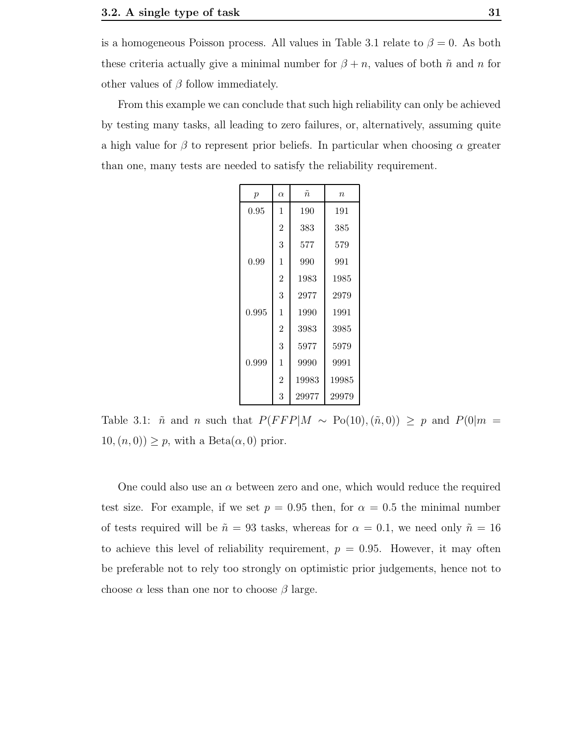is a homogeneous Poisson process. All values in Table 3.1 relate to $\beta = 0$. As both these criteria actually give a minimal number for $\beta + n$, values of both $\tilde{n}$ and $n$ for other values of $\beta$ follow immediately.

From this example we can conclude that such high reliability can only be achieved by testing many tasks, all leading to zero failures, or, alternatively, assuming quite a high value for $\beta$ to represent prior beliefs. In particular when choosing $\alpha$ greater than one, many tests are needed to satisfy the reliability requirement.

| $p$ | $\alpha$ | $\tilde{n}$ | $n$ |
|---|---|---|---|
| 0.95 | 1 | 190 | 191 |
| | 2 | 383 | 385 |
| | 3 | 577 | 579 |
| 0.99 | 1 | 990 | 991 |
| | 2 | 1983 | 1985 |
| | 3 | 2977 | 2979 |
| 0.995 | 1 | 1990 | 1991 |
| | 2 | 3983 | 3985 |
| | 3 | 5977 | 5979 |
| 0.999 | 1 | 9990 | 9991 |
| | 2 | 19983 | 19985 |
| | 3 | 29977 | 29979 |

Table 3.1: $\tilde{n}$ and $n$ such that $P(FFP|M \sim \text{Po}(10), (\tilde{n}, 0)) \geq p$ and $P(0|m = 10, (n, 0)) \geq p$, with a Beta$(\alpha, 0)$ prior.

One could also use an $\alpha$ between zero and one, which would reduce the required test size. For example, if we set $p = 0.95$ then, for $\alpha = 0.5$ the minimal number of tests required will be $\tilde{n} = 93$ tasks, whereas for $\alpha = 0.1$, we need only $\tilde{n} = 16$ to achieve this level of reliability requirement, $p = 0.95$. However, it may often be preferable not to rely too strongly on optimistic prior judgements, hence not to choose $\alpha$ less than one nor to choose $\beta$ large.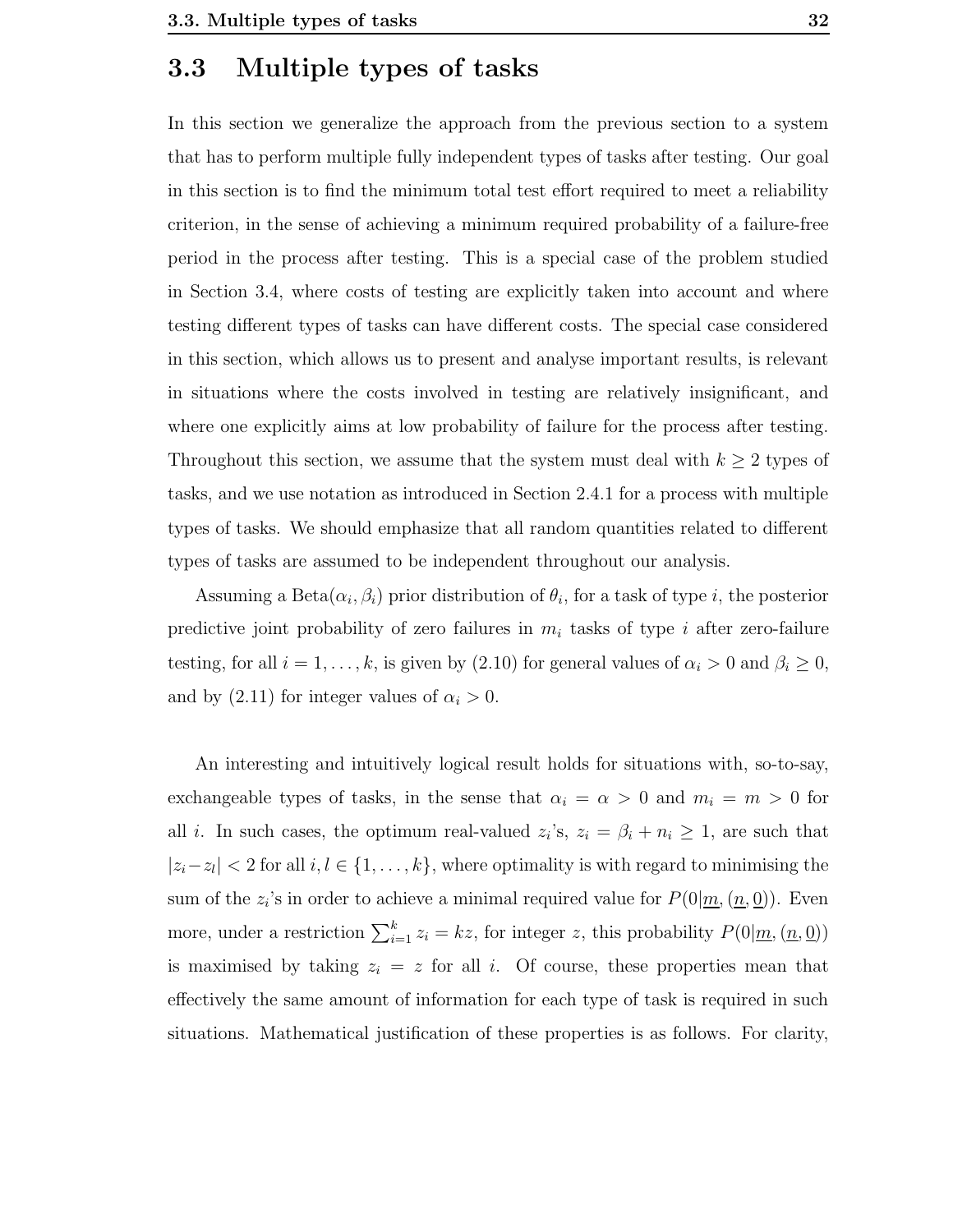## 3.3 Multiple types of tasks

In this section we generalize the approach from the previous section to a system that has to perform multiple fully independent types of tasks after testing. Our goal in this section is to find the minimum total test effort required to meet a reliability criterion, in the sense of achieving a minimum required probability of a failure-free period in the process after testing. This is a special case of the problem studied in Section 3.4, where costs of testing are explicitly taken into account and where testing different types of tasks can have different costs. The special case considered in this section, which allows us to present and analyse important results, is relevant in situations where the costs involved in testing are relatively insignificant, and where one explicitly aims at low probability of failure for the process after testing. Throughout this section, we assume that the system must deal with $k \geq 2$ types of tasks, and we use notation as introduced in Section 2.4.1 for a process with multiple types of tasks. We should emphasize that all random quantities related to different types of tasks are assumed to be independent throughout our analysis.

Assuming a Beta$(\alpha_i, \beta_i)$ prior distribution of $\theta_i$, for a task of type $i$, the posterior predictive joint probability of zero failures in $m_i$ tasks of type $i$ after zero-failure testing, for all $i = 1, \ldots, k$, is given by (2.10) for general values of $\alpha_i > 0$ and $\beta_i \geq 0$, and by (2.11) for integer values of $\alpha_i > 0$.

An interesting and intuitively logical result holds for situations with, so-to-say, exchangeable types of tasks, in the sense that $\alpha_i = \alpha > 0$ and $m_i = m > 0$ for all $i$. In such cases, the optimum real-valued $z_i$'s, $z_i = \beta_i + n_i \geq 1$, are such that $|z_i - z_l| < 2$ for all $i, l \in \{1, \ldots, k\}$, where optimality is with regard to minimising the sum of the $z_i$'s in order to achieve a minimal required value for $P(0|\underline{m}, (\underline{n}, \underline{0}))$. Even more, under a restriction $\sum_{i=1}^{k} z_i = kz$, for integer $z$, this probability $P(0|\underline{m}, (\underline{n}, \underline{0}))$ is maximised by taking $z_i = z$ for all $i$. Of course, these properties mean that effectively the same amount of information for each type of task is required in such situations. Mathematical justification of these properties is as follows. For clarity,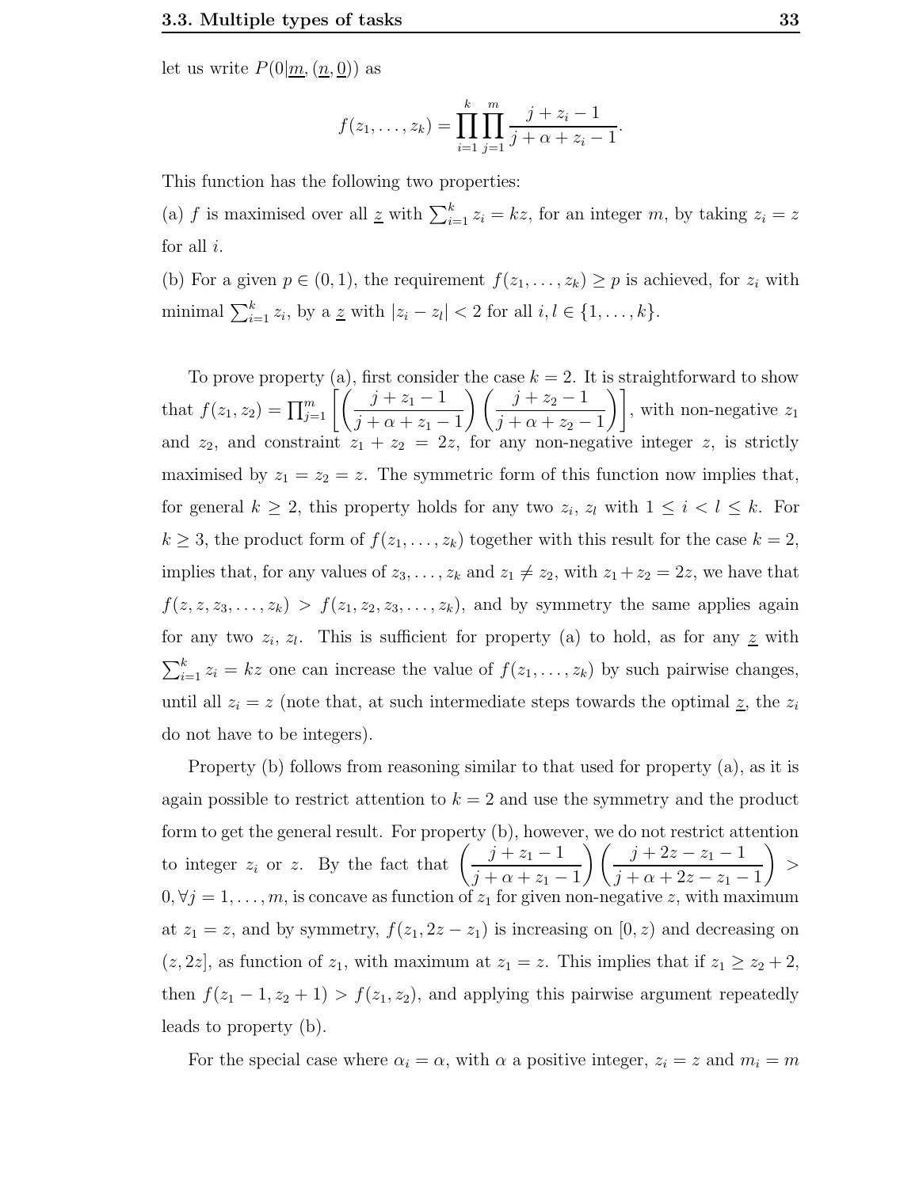let us write $P(0|\underline{m}, (\underline{n}, \underline{0}))$ as

$$f(z_1, \ldots, z_k) = \prod_{i=1}^{k} \prod_{j=1}^{m} \frac{j + z_i - 1}{j + \alpha + z_i - 1}.$$

This function has the following two properties:

(a) $f$ is maximised over all $\underline{z}$ with $\sum_{i=1}^{k} z_i = kz$, for an integer $m$, by taking $z_i = z$ for all $i$.

(b) For a given $p \in (0, 1)$, the requirement $f(z_1, \ldots, z_k) \geq p$ is achieved, for $z_i$ with minimal $\sum_{i=1}^{k} z_i$, by a $\underline{z}$ with $|z_i - z_l| < 2$ for all $i, l \in \{1, \ldots, k\}$.

To prove property (a), first consider the case $k = 2$. It is straightforward to show that $f(z_1, z_2) = \prod_{j=1}^{m} \left[ \left( \frac{j + z_1 - 1}{j + \alpha + z_1 - 1} \right) \left( \frac{j + z_2 - 1}{j + \alpha + z_2 - 1} \right) \right]$, with non-negative $z_1$ and $z_2$, and constraint $z_1 + z_2 = 2z$, for any non-negative integer $z$, is strictly maximised by $z_1 = z_2 = z$. The symmetric form of this function now implies that, for general $k \geq 2$, this property holds for any two $z_i$, $z_l$ with $1 \leq i < l \leq k$. For $k \geq 3$, the product form of $f(z_1, \ldots, z_k)$ together with this result for the case $k = 2$, implies that, for any values of $z_3, \ldots, z_k$ and $z_1 \neq z_2$, with $z_1 + z_2 = 2z$, we have that $f(z, z, z_3, \ldots, z_k) > f(z_1, z_2, z_3, \ldots, z_k)$, and by symmetry the same applies again for any two $z_i$, $z_l$. This is sufficient for property (a) to hold, as for any $\underline{z}$ with $\sum_{i=1}^{k} z_i = kz$ one can increase the value of $f(z_1, \ldots, z_k)$ by such pairwise changes, until all $z_i = z$ (note that, at such intermediate steps towards the optimal $\underline{z}$, the $z_i$ do not have to be integers).

Property (b) follows from reasoning similar to that used for property (a), as it is again possible to restrict attention to $k = 2$ and use the symmetry and the product form to get the general result. For property (b), however, we do not restrict attention to integer $z_i$ or $z$. By the fact that $\left( \frac{j + z_1 - 1}{j + \alpha + z_1 - 1} \right) \left( \frac{j + 2z - z_1 - 1}{j + \alpha + 2z - z_1 - 1} \right) > 0, \forall j = 1, \ldots, m$, is concave as function of $z_1$ for given non-negative $z$, with maximum at $z_1 = z$, and by symmetry, $f(z_1, 2z - z_1)$ is increasing on $[0, z)$ and decreasing on $(z, 2z]$, as function of $z_1$, with maximum at $z_1 = z$. This implies that if $z_1 \geq z_2 + 2$, then $f(z_1 - 1, z_2 + 1) > f(z_1, z_2)$, and applying this pairwise argument repeatedly leads to property (b).

For the special case where $\alpha_i = \alpha$, with $\alpha$ a positive integer, $z_i = z$ and $m_i = m$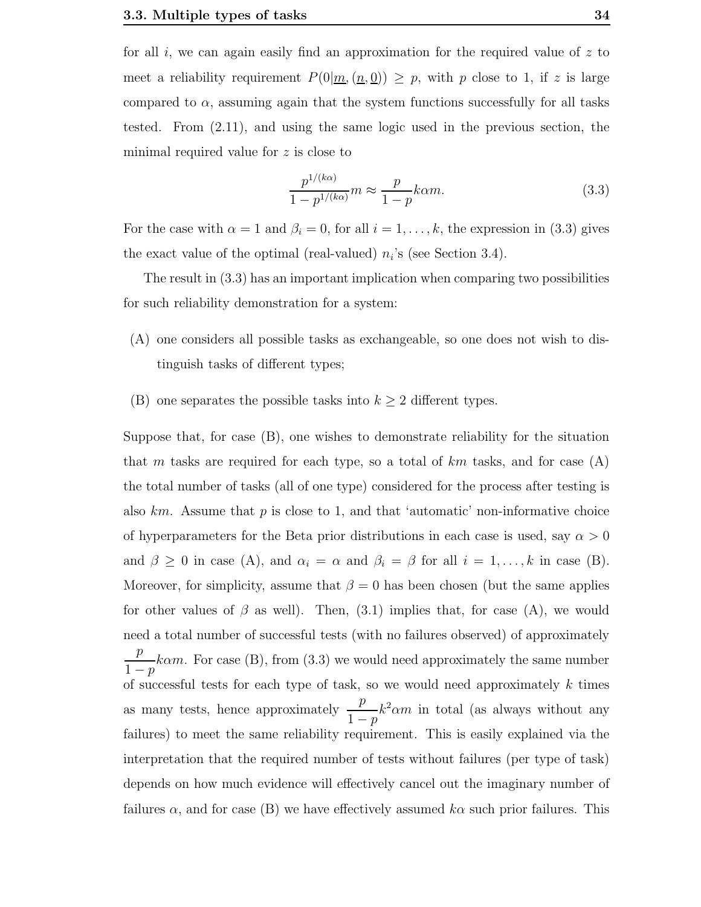for all $i$, we can again easily find an approximation for the required value of $z$ to meet a reliability requirement $P(0|\underline{m}, (\underline{n}, \underline{0})) \geq p$, with $p$ close to 1, if $z$ is large compared to $\alpha$, assuming again that the system functions successfully for all tasks tested. From (2.11), and using the same logic used in the previous section, the minimal required value for $z$ is close to

$$\frac{p^{1/(k\alpha)}}{1 - p^{1/(k\alpha)}} m \approx \frac{p}{1-p} k\alpha m. \tag{3.3}$$

For the case with $\alpha = 1$ and $\beta_i = 0$, for all $i = 1, \ldots, k$, the expression in (3.3) gives the exact value of the optimal (real-valued) $n_i$'s (see Section 3.4).

The result in (3.3) has an important implication when comparing two possibilities for such reliability demonstration for a system:

(A) one considers all possible tasks as exchangeable, so one does not wish to distinguish tasks of different types;

(B) one separates the possible tasks into $k \geq 2$ different types.

Suppose that, for case (B), one wishes to demonstrate reliability for the situation that $m$ tasks are required for each type, so a total of $km$ tasks, and for case (A) the total number of tasks (all of one type) considered for the process after testing is also $km$. Assume that $p$ is close to 1, and that 'automatic' non-informative choice of hyperparameters for the Beta prior distributions in each case is used, say $\alpha > 0$ and $\beta \geq 0$ in case (A), and $\alpha_i = \alpha$ and $\beta_i = \beta$ for all $i = 1, \ldots, k$ in case (B). Moreover, for simplicity, assume that $\beta = 0$ has been chosen (but the same applies for other values of $\beta$ as well). Then, (3.1) implies that, for case (A), we would need a total number of successful tests (with no failures observed) of approximately $\frac{p}{1-p} k\alpha m$. For case (B), from (3.3) we would need approximately the same number of successful tests for each type of task, so we would need approximately $k$ times as many tests, hence approximately $\frac{p}{1-p} k^2 \alpha m$ in total (as always without any failures) to meet the same reliability requirement. This is easily explained via the interpretation that the required number of tests without failures (per type of task) depends on how much evidence will effectively cancel out the imaginary number of failures $\alpha$, and for case (B) we have effectively assumed $k\alpha$ such prior failures. This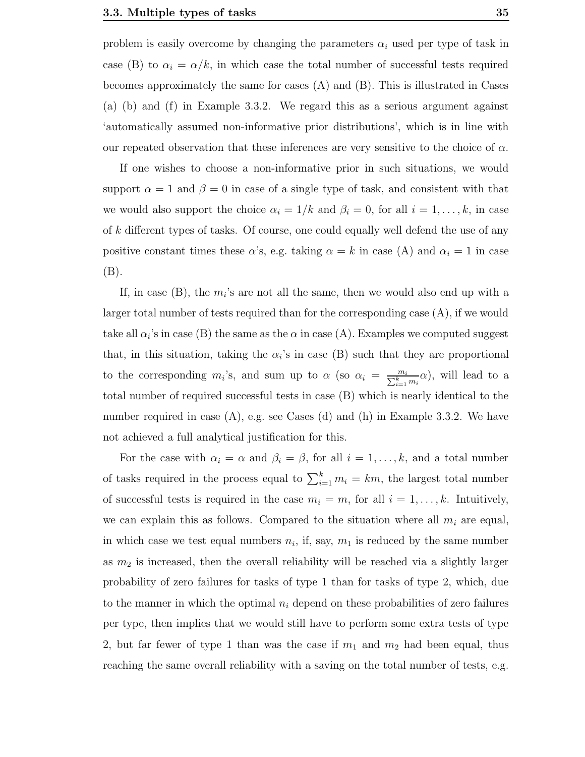problem is easily overcome by changing the parameters $\alpha_i$ used per type of task in case (B) to $\alpha_i = \alpha/k$, in which case the total number of successful tests required becomes approximately the same for cases (A) and (B). This is illustrated in Cases (a) (b) and (f) in Example 3.3.2. We regard this as a serious argument against 'automatically assumed non-informative prior distributions', which is in line with our repeated observation that these inferences are very sensitive to the choice of $\alpha$.

If one wishes to choose a non-informative prior in such situations, we would support $\alpha = 1$ and $\beta = 0$ in case of a single type of task, and consistent with that we would also support the choice $\alpha_i = 1/k$ and $\beta_i = 0$, for all $i = 1, \ldots, k$, in case of $k$ different types of tasks. Of course, one could equally well defend the use of any positive constant times these $\alpha$'s, e.g. taking $\alpha = k$ in case (A) and $\alpha_i = 1$ in case (B).

If, in case (B), the $m_i$'s are not all the same, then we would also end up with a larger total number of tests required than for the corresponding case (A), if we would take all $\alpha_i$'s in case (B) the same as the $\alpha$ in case (A). Examples we computed suggest that, in this situation, taking the $\alpha_i$'s in case (B) such that they are proportional to the corresponding $m_i$'s, and sum up to $\alpha$ (so $\alpha_i = \frac{m_i}{\sum_{i=1}^{k} m_i}\alpha$), will lead to a total number of required successful tests in case (B) which is nearly identical to the number required in case (A), e.g. see Cases (d) and (h) in Example 3.3.2. We have not achieved a full analytical justification for this.

For the case with $\alpha_i = \alpha$ and $\beta_i = \beta$, for all $i = 1, \ldots, k$, and a total number of tasks required in the process equal to $\sum_{i=1}^{k} m_i = km$, the largest total number of successful tests is required in the case $m_i = m$, for all $i = 1, \ldots, k$. Intuitively, we can explain this as follows. Compared to the situation where all $m_i$ are equal, in which case we test equal numbers $n_i$, if, say, $m_1$ is reduced by the same number as $m_2$ is increased, then the overall reliability will be reached via a slightly larger probability of zero failures for tasks of type 1 than for tasks of type 2, which, due to the manner in which the optimal $n_i$ depend on these probabilities of zero failures per type, then implies that we would still have to perform some extra tests of type 2, but far fewer of type 1 than was the case if $m_1$ and $m_2$ had been equal, thus reaching the same overall reliability with a saving on the total number of tests, e.g.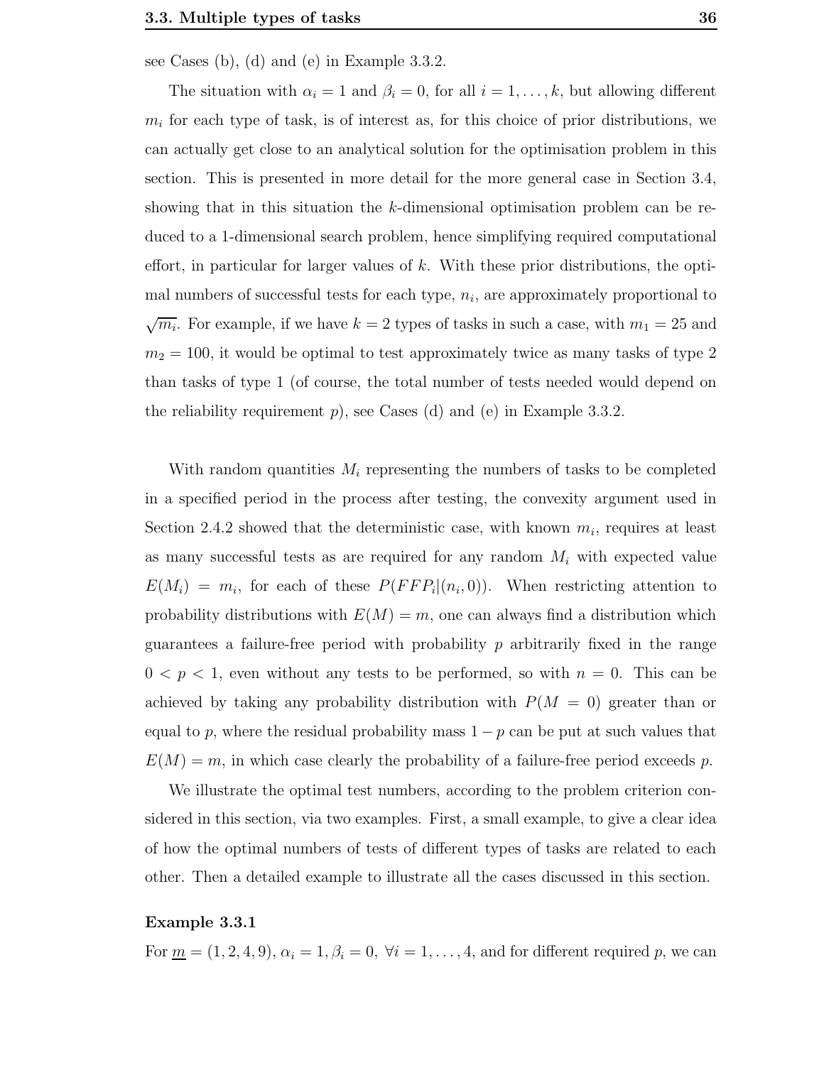see Cases (b), (d) and (e) in Example 3.3.2.

The situation with $\alpha_i = 1$ and $\beta_i = 0$, for all $i = 1, \ldots, k$, but allowing different $m_i$ for each type of task, is of interest as, for this choice of prior distributions, we can actually get close to an analytical solution for the optimisation problem in this section. This is presented in more detail for the more general case in Section 3.4, showing that in this situation the $k$-dimensional optimisation problem can be reduced to a 1-dimensional search problem, hence simplifying required computational effort, in particular for larger values of $k$. With these prior distributions, the optimal numbers of successful tests for each type, $n_i$, are approximately proportional to $\sqrt{m_i}$. For example, if we have $k = 2$ types of tasks in such a case, with $m_1 = 25$ and $m_2 = 100$, it would be optimal to test approximately twice as many tasks of type 2 than tasks of type 1 (of course, the total number of tests needed would depend on the reliability requirement $p$), see Cases (d) and (e) in Example 3.3.2.

With random quantities $M_i$ representing the numbers of tasks to be completed in a specified period in the process after testing, the convexity argument used in Section 2.4.2 showed that the deterministic case, with known $m_i$, requires at least as many successful tests as are required for any random $M_i$ with expected value $E(M_i) = m_i$, for each of these $P(FFP_i|(n_i, 0))$. When restricting attention to probability distributions with $E(M) = m$, one can always find a distribution which guarantees a failure-free period with probability $p$ arbitrarily fixed in the range $0 < p < 1$, even without any tests to be performed, so with $n = 0$. This can be achieved by taking any probability distribution with $P(M = 0)$ greater than or equal to $p$, where the residual probability mass $1 - p$ can be put at such values that $E(M) = m$, in which case clearly the probability of a failure-free period exceeds $p$.

We illustrate the optimal test numbers, according to the problem criterion considered in this section, via two examples. First, a small example, to give a clear idea of how the optimal numbers of tests of different types of tasks are related to each other. Then a detailed example to illustrate all the cases discussed in this section.

**Example 3.3.1**

For $\underline{m} = (1, 2, 4, 9)$, $\alpha_i = 1, \beta_i = 0,\ \forall i = 1, \ldots, 4$, and for different required $p$, we can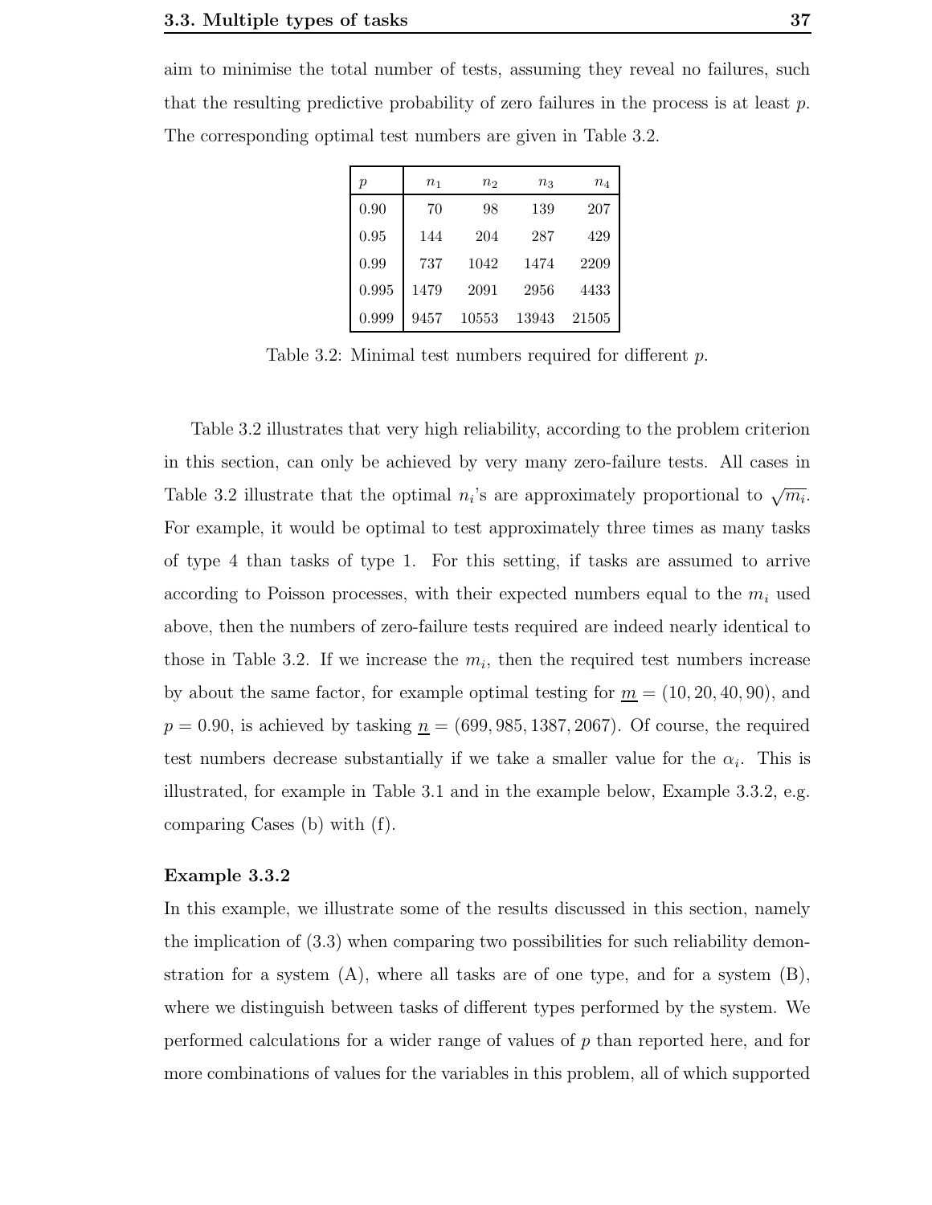aim to minimise the total number of tests, assuming they reveal no failures, such that the resulting predictive probability of zero failures in the process is at least $p$. The corresponding optimal test numbers are given in Table 3.2.

| $p$ | $n_1$ | $n_2$ | $n_3$ | $n_4$ |
|---|---|---|---|---|
| 0.90 | 70 | 98 | 139 | 207 |
| 0.95 | 144 | 204 | 287 | 429 |
| 0.99 | 737 | 1042 | 1474 | 2209 |
| 0.995 | 1479 | 2091 | 2956 | 4433 |
| 0.999 | 9457 | 10553 | 13943 | 21505 |

Table 3.2: Minimal test numbers required for different $p$.

Table 3.2 illustrates that very high reliability, according to the problem criterion in this section, can only be achieved by very many zero-failure tests. All cases in Table 3.2 illustrate that the optimal $n_i$'s are approximately proportional to $\sqrt{m_i}$. For example, it would be optimal to test approximately three times as many tasks of type 4 than tasks of type 1. For this setting, if tasks are assumed to arrive according to Poisson processes, with their expected numbers equal to the $m_i$ used above, then the numbers of zero-failure tests required are indeed nearly identical to those in Table 3.2. If we increase the $m_i$, then the required test numbers increase by about the same factor, for example optimal testing for $\underline{m} = (10, 20, 40, 90)$, and $p = 0.90$, is achieved by tasking $\underline{n} = (699, 985, 1387, 2067)$. Of course, the required test numbers decrease substantially if we take a smaller value for the $\alpha_i$. This is illustrated, for example in Table 3.1 and in the example below, Example 3.3.2, e.g. comparing Cases (b) with (f).

**Example 3.3.2**

In this example, we illustrate some of the results discussed in this section, namely the implication of (3.3) when comparing two possibilities for such reliability demonstration for a system (A), where all tasks are of one type, and for a system (B), where we distinguish between tasks of different types performed by the system. We performed calculations for a wider range of values of $p$ than reported here, and for more combinations of values for the variables in this problem, all of which supported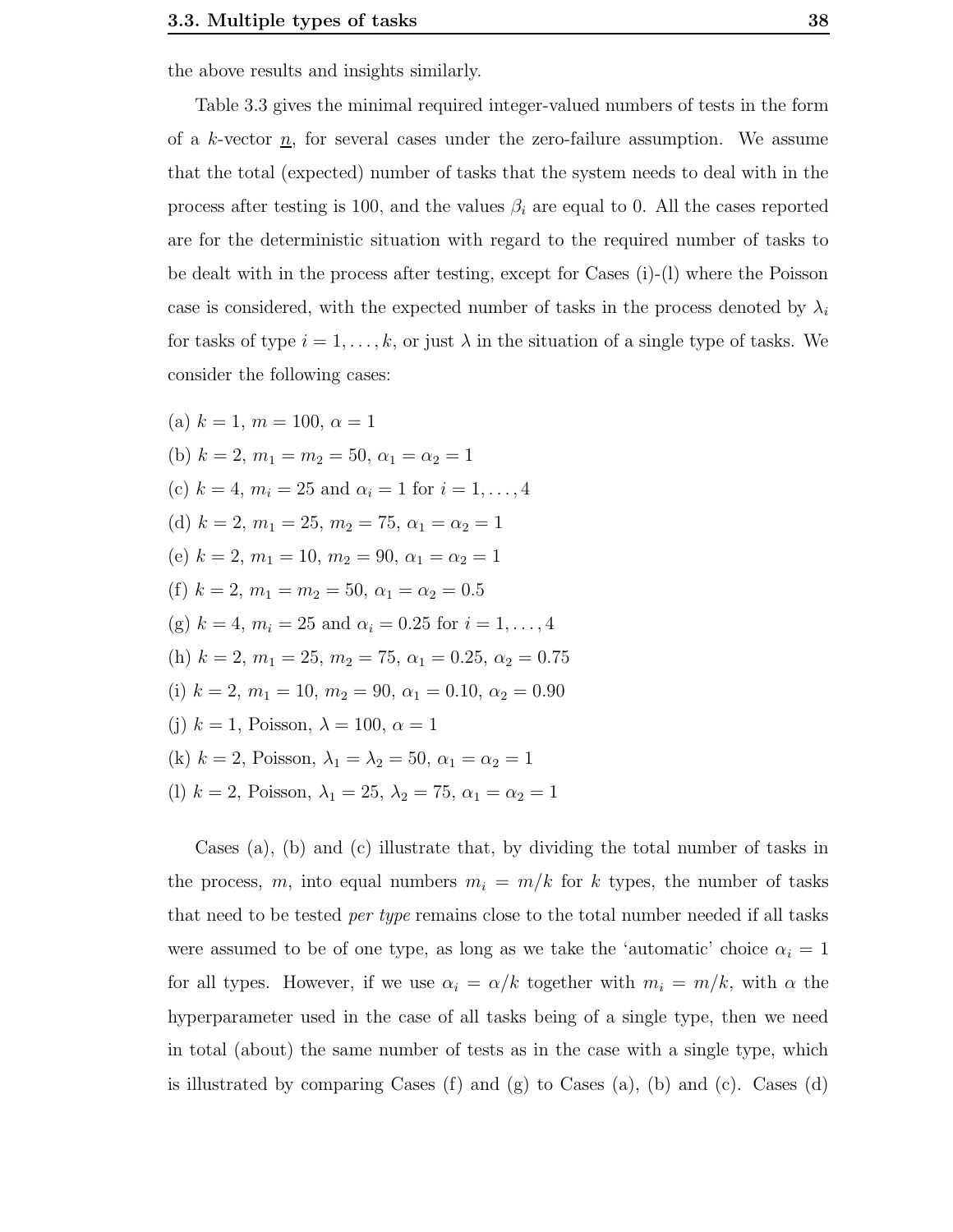the above results and insights similarly.

Table 3.3 gives the minimal required integer-valued numbers of tests in the form of a $k$-vector $\underline{n}$, for several cases under the zero-failure assumption. We assume that the total (expected) number of tasks that the system needs to deal with in the process after testing is 100, and the values $\beta_i$ are equal to 0. All the cases reported are for the deterministic situation with regard to the required number of tasks to be dealt with in the process after testing, except for Cases (i)-(l) where the Poisson case is considered, with the expected number of tasks in the process denoted by $\lambda_i$ for tasks of type $i = 1, \ldots, k$, or just $\lambda$ in the situation of a single type of tasks. We consider the following cases:

(a) $k = 1$, $m = 100$, $\alpha = 1$

(b) $k = 2$, $m_1 = m_2 = 50$, $\alpha_1 = \alpha_2 = 1$

(c) $k = 4$, $m_i = 25$ and $\alpha_i = 1$ for $i = 1, \ldots, 4$

(d) $k = 2$, $m_1 = 25$, $m_2 = 75$, $\alpha_1 = \alpha_2 = 1$

(e) $k = 2$, $m_1 = 10$, $m_2 = 90$, $\alpha_1 = \alpha_2 = 1$

(f) $k = 2$, $m_1 = m_2 = 50$, $\alpha_1 = \alpha_2 = 0.5$

(g) $k = 4$, $m_i = 25$ and $\alpha_i = 0.25$ for $i = 1, \ldots, 4$

(h) $k = 2$, $m_1 = 25$, $m_2 = 75$, $\alpha_1 = 0.25$, $\alpha_2 = 0.75$

(i) $k = 2$, $m_1 = 10$, $m_2 = 90$, $\alpha_1 = 0.10$, $\alpha_2 = 0.90$

(j) $k = 1$, Poisson, $\lambda = 100$, $\alpha = 1$

(k) $k = 2$, Poisson, $\lambda_1 = \lambda_2 = 50$, $\alpha_1 = \alpha_2 = 1$

(l) $k = 2$, Poisson, $\lambda_1 = 25$, $\lambda_2 = 75$, $\alpha_1 = \alpha_2 = 1$

Cases (a), (b) and (c) illustrate that, by dividing the total number of tasks in the process, $m$, into equal numbers $m_i = m/k$ for $k$ types, the number of tasks that need to be tested *per type* remains close to the total number needed if all tasks were assumed to be of one type, as long as we take the 'automatic' choice $\alpha_i = 1$ for all types. However, if we use $\alpha_i = \alpha/k$ together with $m_i = m/k$, with $\alpha$ the hyperparameter used in the case of all tasks being of a single type, then we need in total (about) the same number of tests as in the case with a single type, which is illustrated by comparing Cases (f) and (g) to Cases (a), (b) and (c). Cases (d)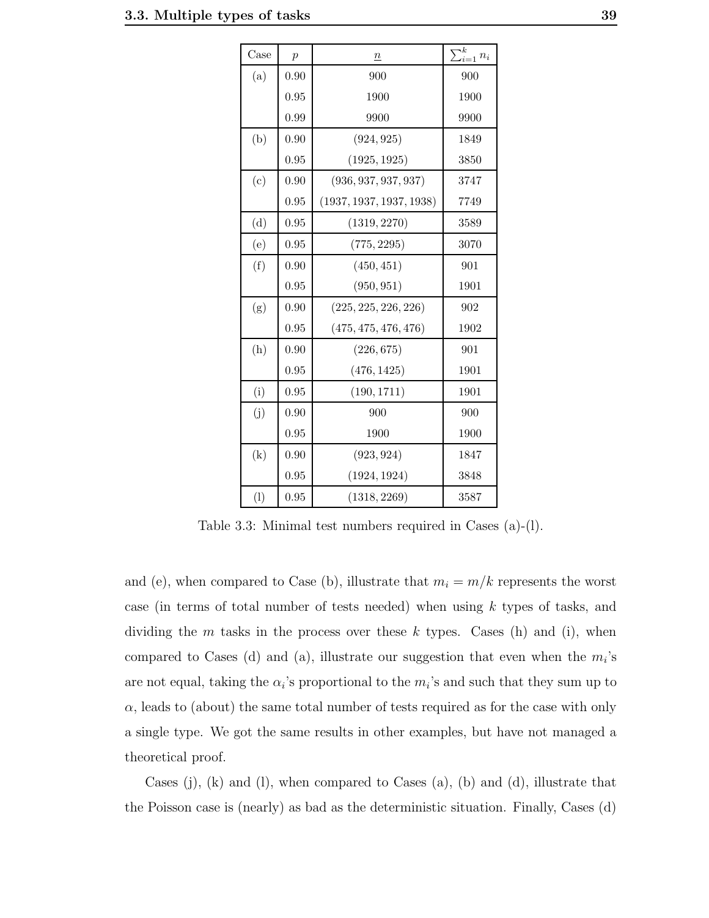| Case | $p$ | $\underline{n}$ | $\sum_{i=1}^{k} n_i$ |
|---|---|---|---|
| (a) | 0.90 | 900 | 900 |
| | 0.95 | 1900 | 1900 |
| | 0.99 | 9900 | 9900 |
| (b) | 0.90 | (924, 925) | 1849 |
| | 0.95 | (1925, 1925) | 3850 |
| (c) | 0.90 | (936, 937, 937, 937) | 3747 |
| | 0.95 | (1937, 1937, 1937, 1938) | 7749 |
| (d) | 0.95 | (1319, 2270) | 3589 |
| (e) | 0.95 | (775, 2295) | 3070 |
| (f) | 0.90 | (450, 451) | 901 |
| | 0.95 | (950, 951) | 1901 |
| (g) | 0.90 | (225, 225, 226, 226) | 902 |
| | 0.95 | (475, 475, 476, 476) | 1902 |
| (h) | 0.90 | (226, 675) | 901 |
| | 0.95 | (476, 1425) | 1901 |
| (i) | 0.95 | (190, 1711) | 1901 |
| (j) | 0.90 | 900 | 900 |
| | 0.95 | 1900 | 1900 |
| (k) | 0.90 | (923, 924) | 1847 |
| | 0.95 | (1924, 1924) | 3848 |
| (l) | 0.95 | (1318, 2269) | 3587 |

Table 3.3: Minimal test numbers required in Cases (a)-(l).

and (e), when compared to Case (b), illustrate that $m_i = m/k$ represents the worst case (in terms of total number of tests needed) when using $k$ types of tasks, and dividing the $m$ tasks in the process over these $k$ types. Cases (h) and (i), when compared to Cases (d) and (a), illustrate our suggestion that even when the $m_i$'s are not equal, taking the $\alpha_i$'s proportional to the $m_i$'s and such that they sum up to $\alpha$, leads to (about) the same total number of tests required as for the case with only a single type. We got the same results in other examples, but have not managed a theoretical proof.

Cases (j), (k) and (l), when compared to Cases (a), (b) and (d), illustrate that the Poisson case is (nearly) as bad as the deterministic situation. Finally, Cases (d)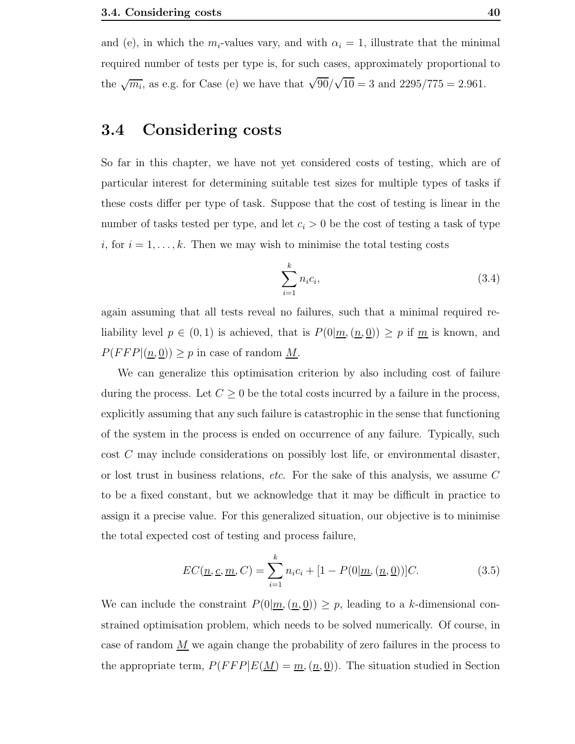and (e), in which the $m_i$-values vary, and with $\alpha_i = 1$, illustrate that the minimal required number of tests per type is, for such cases, approximately proportional to the $\sqrt{m_i}$, as e.g. for Case (e) we have that $\sqrt{90}/\sqrt{10} = 3$ and $2295/775 = 2.961$.

## 3.4 Considering costs

So far in this chapter, we have not yet considered costs of testing, which are of particular interest for determining suitable test sizes for multiple types of tasks if these costs differ per type of task. Suppose that the cost of testing is linear in the number of tasks tested per type, and let $c_i > 0$ be the cost of testing a task of type $i$, for $i = 1, \ldots, k$. Then we may wish to minimise the total testing costs

$$\sum_{i=1}^{k} n_i c_i, \tag{3.4}$$

again assuming that all tests reveal no failures, such that a minimal required reliability level $p \in (0, 1)$ is achieved, that is $P(0|\underline{m}, (\underline{n}, \underline{0})) \geq p$ if $\underline{m}$ is known, and $P(FFP|(\underline{n}, \underline{0})) \geq p$ in case of random $\underline{M}$.

We can generalize this optimisation criterion by also including cost of failure during the process. Let $C \geq 0$ be the total costs incurred by a failure in the process, explicitly assuming that any such failure is catastrophic in the sense that functioning of the system in the process is ended on occurrence of any failure. Typically, such cost $C$ may include considerations on possibly lost life, or environmental disaster, or lost trust in business relations, *etc*. For the sake of this analysis, we assume $C$ to be a fixed constant, but we acknowledge that it may be difficult in practice to assign it a precise value. For this generalized situation, our objective is to minimise the total expected cost of testing and process failure,

$$EC(\underline{n}, \underline{c}, \underline{m}, C) = \sum_{i=1}^{k} n_i c_i + [1 - P(0|\underline{m}, (\underline{n}, \underline{0}))]C. \tag{3.5}$$

We can include the constraint $P(0|\underline{m}, (\underline{n}, \underline{0})) \geq p$, leading to a $k$-dimensional constrained optimisation problem, which needs to be solved numerically. Of course, in case of random $\underline{M}$ we again change the probability of zero failures in the process to the appropriate term, $P(FFP|E(\underline{M}) = \underline{m}, (\underline{n}, \underline{0}))$. The situation studied in Section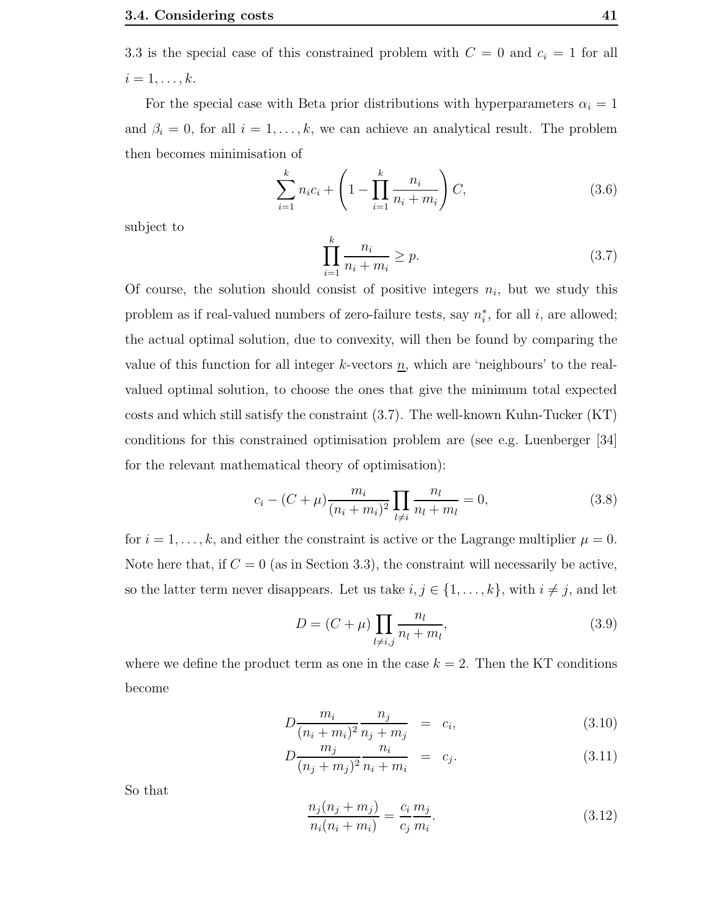3.3 is the special case of this constrained problem with $C = 0$ and $c_i = 1$ for all $i = 1, \ldots, k$.

For the special case with Beta prior distributions with hyperparameters $\alpha_i = 1$ and $\beta_i = 0$, for all $i = 1, \ldots, k$, we can achieve an analytical result. The problem then becomes minimisation of

$$\sum_{i=1}^{k} n_i c_i + \left(1 - \prod_{i=1}^{k} \frac{n_i}{n_i + m_i}\right) C, \tag{3.6}$$

subject to

$$\prod_{i=1}^{k} \frac{n_i}{n_i + m_i} \geq p. \tag{3.7}$$

Of course, the solution should consist of positive integers $n_i$, but we study this problem as if real-valued numbers of zero-failure tests, say $n_i^*$, for all $i$, are allowed; the actual optimal solution, due to convexity, will then be found by comparing the value of this function for all integer $k$-vectors $\underline{n}$, which are 'neighbours' to the real-valued optimal solution, to choose the ones that give the minimum total expected costs and which still satisfy the constraint (3.7). The well-known Kuhn-Tucker (KT) conditions for this constrained optimisation problem are (see e.g. Luenberger [34] for the relevant mathematical theory of optimisation):

$$c_i - (C + \mu) \frac{m_i}{(n_i + m_i)^2} \prod_{l \neq i} \frac{n_l}{n_l + m_l} = 0, \tag{3.8}$$

for $i = 1, \ldots, k$, and either the constraint is active or the Lagrange multiplier $\mu = 0$. Note here that, if $C = 0$ (as in Section 3.3), the constraint will necessarily be active, so the latter term never disappears. Let us take $i, j \in \{1, \ldots, k\}$, with $i \neq j$, and let

$$D = (C + \mu) \prod_{l \neq i,j} \frac{n_l}{n_l + m_l}, \tag{3.9}$$

where we define the product term as one in the case $k = 2$. Then the KT conditions become

$$D \frac{m_i}{(n_i + m_i)^2} \frac{n_j}{n_j + m_j} = c_i, \tag{3.10}$$

$$D \frac{m_j}{(n_j + m_j)^2} \frac{n_i}{n_i + m_i} = c_j. \tag{3.11}$$

So that

$$\frac{n_j(n_j + m_j)}{n_i(n_i + m_i)} = \frac{c_i}{c_j} \frac{m_j}{m_i}. \tag{3.12}$$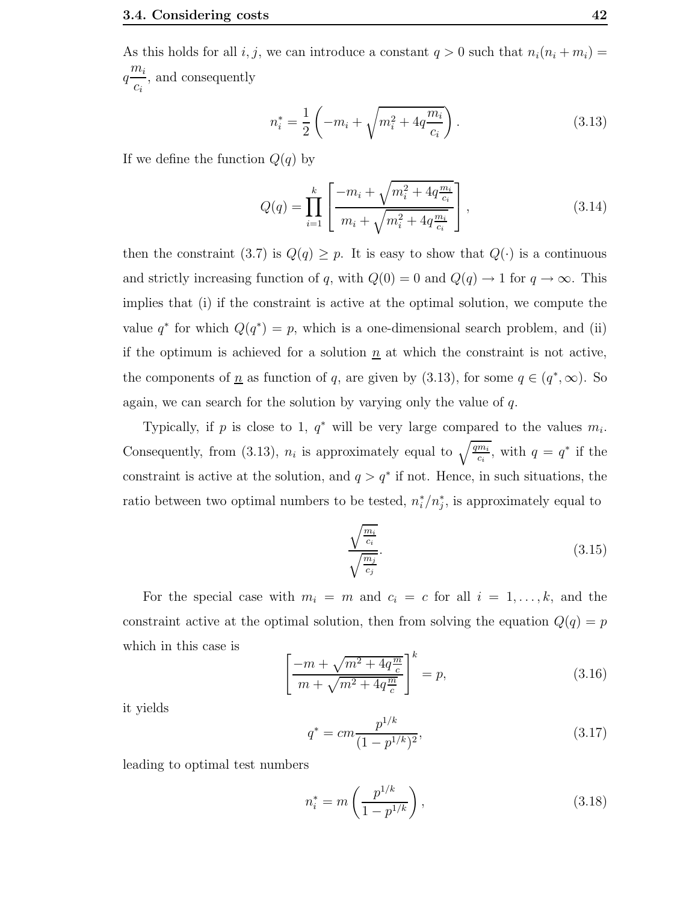As this holds for all $i, j$, we can introduce a constant $q > 0$ such that $n_i(n_i + m_i) = q\frac{m_i}{c_i}$, and consequently

$$n_i^* = \frac{1}{2}\left(-m_i + \sqrt{m_i^2 + 4q\frac{m_i}{c_i}}\right). \tag{3.13}$$

If we define the function $Q(q)$ by

$$Q(q) = \prod_{i=1}^{k}\left[\frac{-m_i + \sqrt{m_i^2 + 4q\frac{m_i}{c_i}}}{m_i + \sqrt{m_i^2 + 4q\frac{m_i}{c_i}}}\right], \tag{3.14}$$

then the constraint (3.7) is $Q(q) \geq p$. It is easy to show that $Q(\cdot)$ is a continuous and strictly increasing function of $q$, with $Q(0) = 0$ and $Q(q) \to 1$ for $q \to \infty$. This implies that (i) if the constraint is active at the optimal solution, we compute the value $q^*$ for which $Q(q^*) = p$, which is a one-dimensional search problem, and (ii) if the optimum is achieved for a solution $\underline{n}$ at which the constraint is not active, the components of $\underline{n}$ as function of $q$, are given by (3.13), for some $q \in (q^*, \infty)$. So again, we can search for the solution by varying only the value of $q$.

Typically, if $p$ is close to 1, $q^*$ will be very large compared to the values $m_i$. Consequently, from (3.13), $n_i$ is approximately equal to $\sqrt{\frac{qm_i}{c_i}}$, with $q = q^*$ if the constraint is active at the solution, and $q > q^*$ if not. Hence, in such situations, the ratio between two optimal numbers to be tested, $n_i^*/n_j^*$, is approximately equal to

$$\frac{\sqrt{\frac{m_i}{c_i}}}{\sqrt{\frac{m_j}{c_j}}}. \tag{3.15}$$

For the special case with $m_i = m$ and $c_i = c$ for all $i = 1, \ldots, k$, and the constraint active at the optimal solution, then from solving the equation $Q(q) = p$ which in this case is

$$\left[\frac{-m + \sqrt{m^2 + 4q\frac{m}{c}}}{m + \sqrt{m^2 + 4q\frac{m}{c}}}\right]^k = p, \tag{3.16}$$

it yields

$$q^* = cm\frac{p^{1/k}}{(1 - p^{1/k})^2}, \tag{3.17}$$

leading to optimal test numbers

$$n_i^* = m\left(\frac{p^{1/k}}{1 - p^{1/k}}\right), \tag{3.18}$$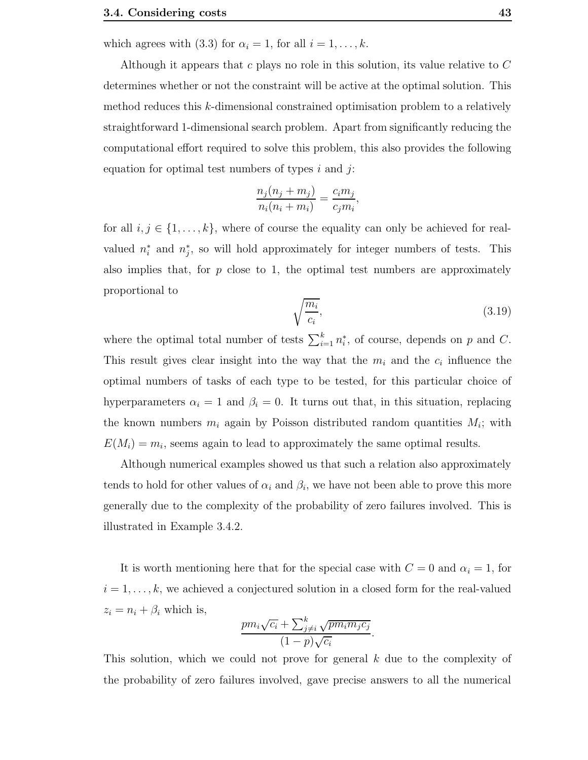which agrees with (3.3) for $\alpha_i = 1$, for all $i = 1, \ldots, k$.

Although it appears that $c$ plays no role in this solution, its value relative to $C$ determines whether or not the constraint will be active at the optimal solution. This method reduces this $k$-dimensional constrained optimisation problem to a relatively straightforward 1-dimensional search problem. Apart from significantly reducing the computational effort required to solve this problem, this also provides the following equation for optimal test numbers of types $i$ and $j$:

$$\frac{n_j(n_j + m_j)}{n_i(n_i + m_i)} = \frac{c_i m_j}{c_j m_i},$$

for all $i, j \in \{1, \ldots, k\}$, where of course the equality can only be achieved for real-valued $n_i^*$ and $n_j^*$, so will hold approximately for integer numbers of tests. This also implies that, for $p$ close to 1, the optimal test numbers are approximately proportional to

$$\sqrt{\frac{m_i}{c_i}}, \tag{3.19}$$

where the optimal total number of tests $\sum_{i=1}^{k} n_i^*$, of course, depends on $p$ and $C$. This result gives clear insight into the way that the $m_i$ and the $c_i$ influence the optimal numbers of tasks of each type to be tested, for this particular choice of hyperparameters $\alpha_i = 1$ and $\beta_i = 0$. It turns out that, in this situation, replacing the known numbers $m_i$ again by Poisson distributed random quantities $M_i$; with $E(M_i) = m_i$, seems again to lead to approximately the same optimal results.

Although numerical examples showed us that such a relation also approximately tends to hold for other values of $\alpha_i$ and $\beta_i$, we have not been able to prove this more generally due to the complexity of the probability of zero failures involved. This is illustrated in Example 3.4.2.

It is worth mentioning here that for the special case with $C = 0$ and $\alpha_i = 1$, for $i = 1, \ldots, k$, we achieved a conjectured solution in a closed form for the real-valued $z_i = n_i + \beta_i$ which is,

$$\frac{p m_i \sqrt{c_i} + \sum_{j \neq i}^{k} \sqrt{p m_i m_j c_j}}{(1-p)\sqrt{c_i}}.$$

This solution, which we could not prove for general $k$ due to the complexity of the probability of zero failures involved, gave precise answers to all the numerical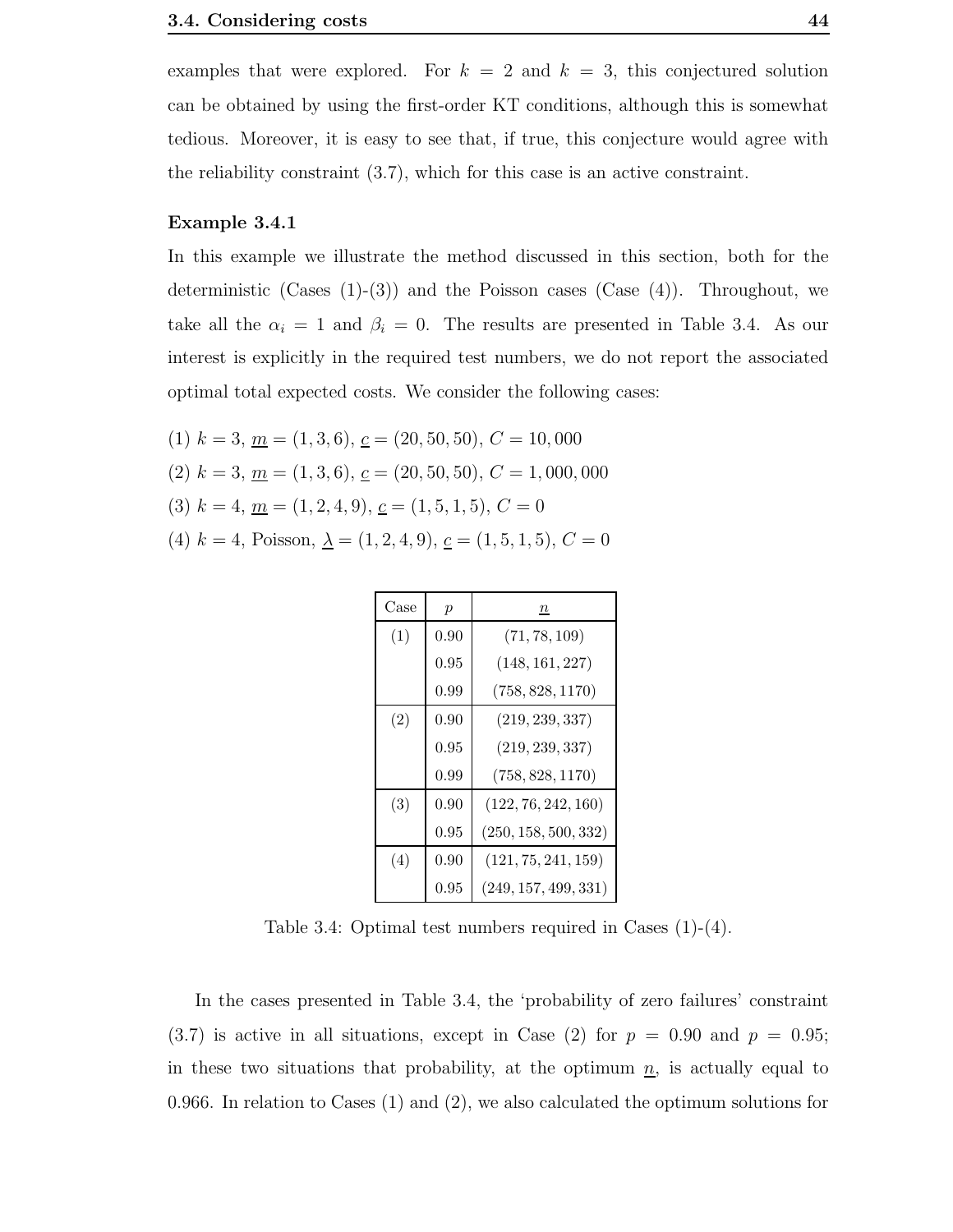examples that were explored. For $k = 2$ and $k = 3$, this conjectured solution can be obtained by using the first-order KT conditions, although this is somewhat tedious. Moreover, it is easy to see that, if true, this conjecture would agree with the reliability constraint (3.7), which for this case is an active constraint.

**Example 3.4.1**

In this example we illustrate the method discussed in this section, both for the deterministic (Cases (1)-(3)) and the Poisson cases (Case (4)). Throughout, we take all the $\alpha_i = 1$ and $\beta_i = 0$. The results are presented in Table 3.4. As our interest is explicitly in the required test numbers, we do not report the associated optimal total expected costs. We consider the following cases:

(1) $k = 3$, $\underline{m} = (1, 3, 6)$, $\underline{c} = (20, 50, 50)$, $C = 10,000$

(2) $k = 3$, $\underline{m} = (1, 3, 6)$, $\underline{c} = (20, 50, 50)$, $C = 1,000,000$

(3) $k = 4$, $\underline{m} = (1, 2, 4, 9)$, $\underline{c} = (1, 5, 1, 5)$, $C = 0$

(4) $k = 4$, Poisson, $\underline{\lambda} = (1, 2, 4, 9)$, $\underline{c} = (1, 5, 1, 5)$, $C = 0$

| Case | $p$ | $\underline{n}$ |
|---|---|---|
| (1) | 0.90 | $(71, 78, 109)$ |
| | 0.95 | $(148, 161, 227)$ |
| | 0.99 | $(758, 828, 1170)$ |
| (2) | 0.90 | $(219, 239, 337)$ |
| | 0.95 | $(219, 239, 337)$ |
| | 0.99 | $(758, 828, 1170)$ |
| (3) | 0.90 | $(122, 76, 242, 160)$ |
| | 0.95 | $(250, 158, 500, 332)$ |
| (4) | 0.90 | $(121, 75, 241, 159)$ |
| | 0.95 | $(249, 157, 499, 331)$ |

Table 3.4: Optimal test numbers required in Cases (1)-(4).

In the cases presented in Table 3.4, the 'probability of zero failures' constraint (3.7) is active in all situations, except in Case (2) for $p = 0.90$ and $p = 0.95$; in these two situations that probability, at the optimum $\underline{n}$, is actually equal to 0.966. In relation to Cases (1) and (2), we also calculated the optimum solutions for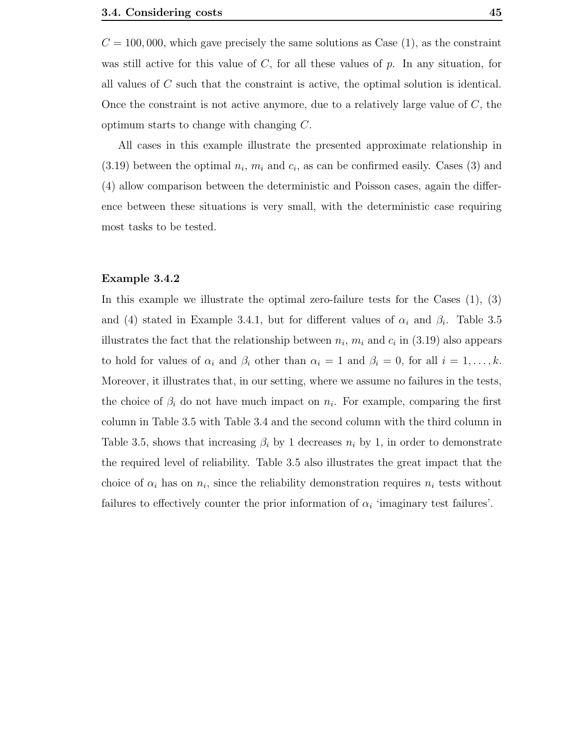$C = 100,000$, which gave precisely the same solutions as Case (1), as the constraint was still active for this value of $C$, for all these values of $p$. In any situation, for all values of $C$ such that the constraint is active, the optimal solution is identical. Once the constraint is not active anymore, due to a relatively large value of $C$, the optimum starts to change with changing $C$.

All cases in this example illustrate the presented approximate relationship in (3.19) between the optimal $n_i$, $m_i$ and $c_i$, as can be confirmed easily. Cases (3) and (4) allow comparison between the deterministic and Poisson cases, again the difference between these situations is very small, with the deterministic case requiring most tasks to be tested.

#### Example 3.4.2

In this example we illustrate the optimal zero-failure tests for the Cases (1), (3) and (4) stated in Example 3.4.1, but for different values of $\alpha_i$ and $\beta_i$. Table 3.5 illustrates the fact that the relationship between $n_i$, $m_i$ and $c_i$ in (3.19) also appears to hold for values of $\alpha_i$ and $\beta_i$ other than $\alpha_i = 1$ and $\beta_i = 0$, for all $i = 1, \ldots, k$. Moreover, it illustrates that, in our setting, where we assume no failures in the tests, the choice of $\beta_i$ do not have much impact on $n_i$. For example, comparing the first column in Table 3.5 with Table 3.4 and the second column with the third column in Table 3.5, shows that increasing $\beta_i$ by 1 decreases $n_i$ by 1, in order to demonstrate the required level of reliability. Table 3.5 also illustrates the great impact that the choice of $\alpha_i$ has on $n_i$, since the reliability demonstration requires $n_i$ tests without failures to effectively counter the prior information of $\alpha_i$ 'imaginary test failures'.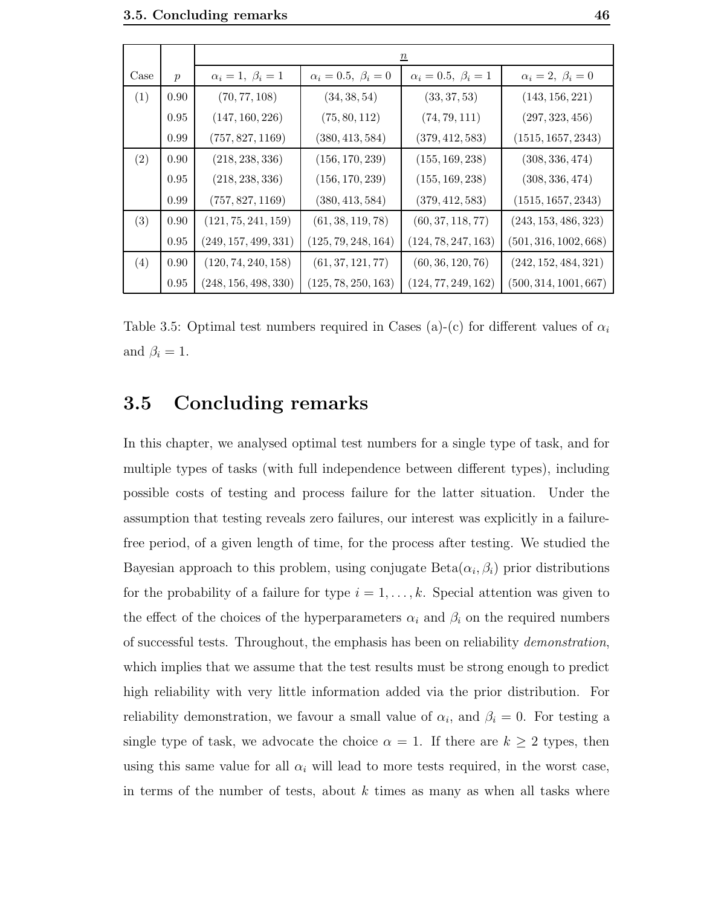| Case | $p$ | $\underline{n}$ | | | |
|---|---|---|---|---|---|
| | | $\alpha_i = 1,\ \beta_i = 1$ | $\alpha_i = 0.5,\ \beta_i = 0$ | $\alpha_i = 0.5,\ \beta_i = 1$ | $\alpha_i = 2,\ \beta_i = 0$ |
| (1) | 0.90 | $(70, 77, 108)$ | $(34, 38, 54)$ | $(33, 37, 53)$ | $(143, 156, 221)$ |
| | 0.95 | $(147, 160, 226)$ | $(75, 80, 112)$ | $(74, 79, 111)$ | $(297, 323, 456)$ |
| | 0.99 | $(757, 827, 1169)$ | $(380, 413, 584)$ | $(379, 412, 583)$ | $(1515, 1657, 2343)$ |
| (2) | 0.90 | $(218, 238, 336)$ | $(156, 170, 239)$ | $(155, 169, 238)$ | $(308, 336, 474)$ |
| | 0.95 | $(218, 238, 336)$ | $(156, 170, 239)$ | $(155, 169, 238)$ | $(308, 336, 474)$ |
| | 0.99 | $(757, 827, 1169)$ | $(380, 413, 584)$ | $(379, 412, 583)$ | $(1515, 1657, 2343)$ |
| (3) | 0.90 | $(121, 75, 241, 159)$ | $(61, 38, 119, 78)$ | $(60, 37, 118, 77)$ | $(243, 153, 486, 323)$ |
| | 0.95 | $(249, 157, 499, 331)$ | $(125, 79, 248, 164)$ | $(124, 78, 247, 163)$ | $(501, 316, 1002, 668)$ |
| (4) | 0.90 | $(120, 74, 240, 158)$ | $(61, 37, 121, 77)$ | $(60, 36, 120, 76)$ | $(242, 152, 484, 321)$ |
| | 0.95 | $(248, 156, 498, 330)$ | $(125, 78, 250, 163)$ | $(124, 77, 249, 162)$ | $(500, 314, 1001, 667)$ |

Table 3.5: Optimal test numbers required in Cases (a)-(c) for different values of $\alpha_i$ and $\beta_i = 1$.

## 3.5 Concluding remarks

In this chapter, we analysed optimal test numbers for a single type of task, and for multiple types of tasks (with full independence between different types), including possible costs of testing and process failure for the latter situation. Under the assumption that testing reveals zero failures, our interest was explicitly in a failure-free period, of a given length of time, for the process after testing. We studied the Bayesian approach to this problem, using conjugate Beta($\alpha_i, \beta_i$) prior distributions for the probability of a failure for type $i = 1, \ldots, k$. Special attention was given to the effect of the choices of the hyperparameters $\alpha_i$ and $\beta_i$ on the required numbers of successful tests. Throughout, the emphasis has been on reliability *demonstration*, which implies that we assume that the test results must be strong enough to predict high reliability with very little information added via the prior distribution. For reliability demonstration, we favour a small value of $\alpha_i$, and $\beta_i = 0$. For testing a single type of task, we advocate the choice $\alpha = 1$. If there are $k \geq 2$ types, then using this same value for all $\alpha_i$ will lead to more tests required, in the worst case, in terms of the number of tests, about $k$ times as many as when all tasks where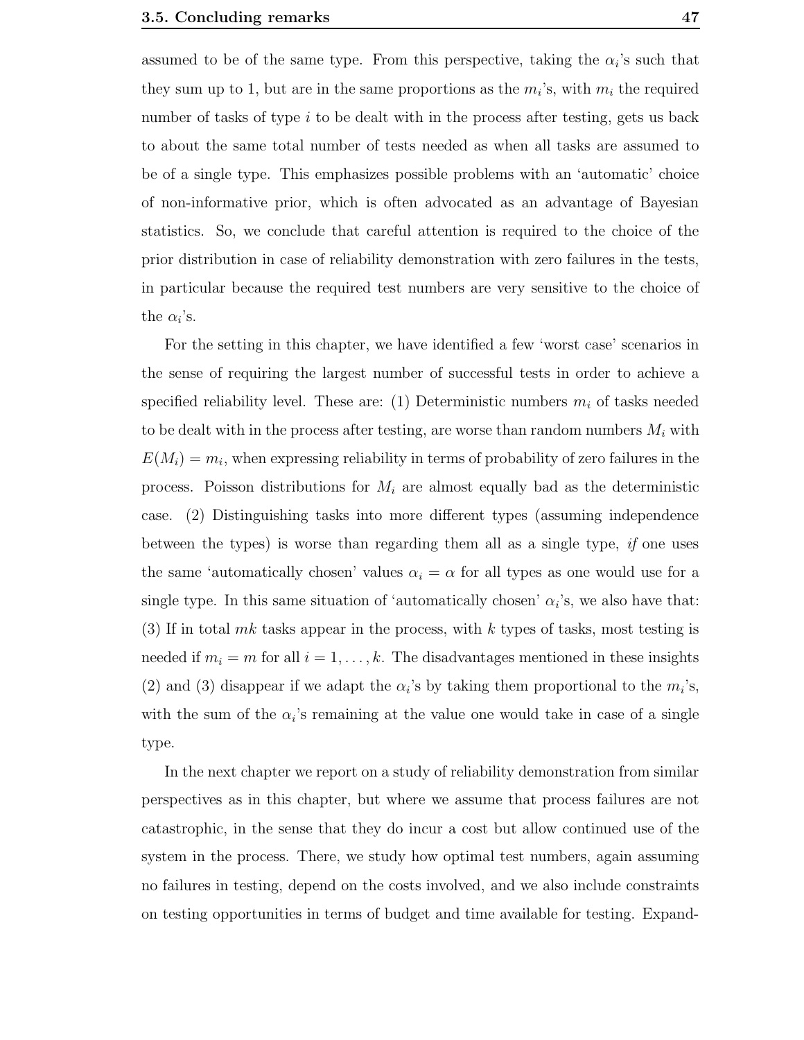assumed to be of the same type. From this perspective, taking the $\alpha_i$'s such that they sum up to 1, but are in the same proportions as the $m_i$'s, with $m_i$ the required number of tasks of type $i$ to be dealt with in the process after testing, gets us back to about the same total number of tests needed as when all tasks are assumed to be of a single type. This emphasizes possible problems with an 'automatic' choice of non-informative prior, which is often advocated as an advantage of Bayesian statistics. So, we conclude that careful attention is required to the choice of the prior distribution in case of reliability demonstration with zero failures in the tests, in particular because the required test numbers are very sensitive to the choice of the $\alpha_i$'s.

For the setting in this chapter, we have identified a few 'worst case' scenarios in the sense of requiring the largest number of successful tests in order to achieve a specified reliability level. These are: (1) Deterministic numbers $m_i$ of tasks needed to be dealt with in the process after testing, are worse than random numbers $M_i$ with $E(M_i) = m_i$, when expressing reliability in terms of probability of zero failures in the process. Poisson distributions for $M_i$ are almost equally bad as the deterministic case. (2) Distinguishing tasks into more different types (assuming independence between the types) is worse than regarding them all as a single type, *if* one uses the same 'automatically chosen' values $\alpha_i = \alpha$ for all types as one would use for a single type. In this same situation of 'automatically chosen' $\alpha_i$'s, we also have that: (3) If in total $mk$ tasks appear in the process, with $k$ types of tasks, most testing is needed if $m_i = m$ for all $i = 1, \ldots, k$. The disadvantages mentioned in these insights (2) and (3) disappear if we adapt the $\alpha_i$'s by taking them proportional to the $m_i$'s, with the sum of the $\alpha_i$'s remaining at the value one would take in case of a single type.

In the next chapter we report on a study of reliability demonstration from similar perspectives as in this chapter, but where we assume that process failures are not catastrophic, in the sense that they do incur a cost but allow continued use of the system in the process. There, we study how optimal test numbers, again assuming no failures in testing, depend on the costs involved, and we also include constraints on testing opportunities in terms of budget and time available for testing. Expand-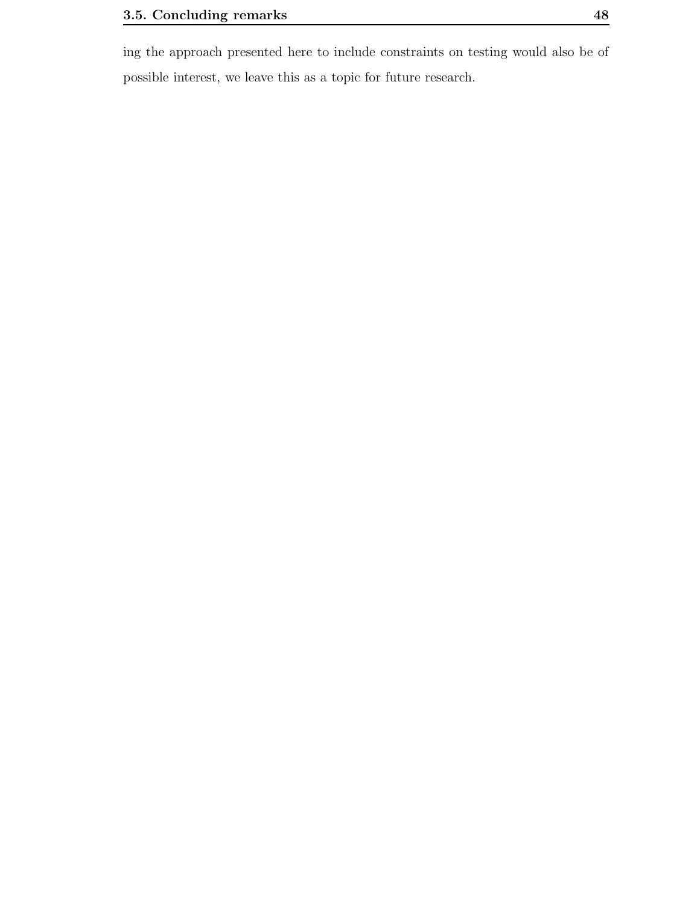ing the approach presented here to include constraints on testing would also be of possible interest, we leave this as a topic for future research.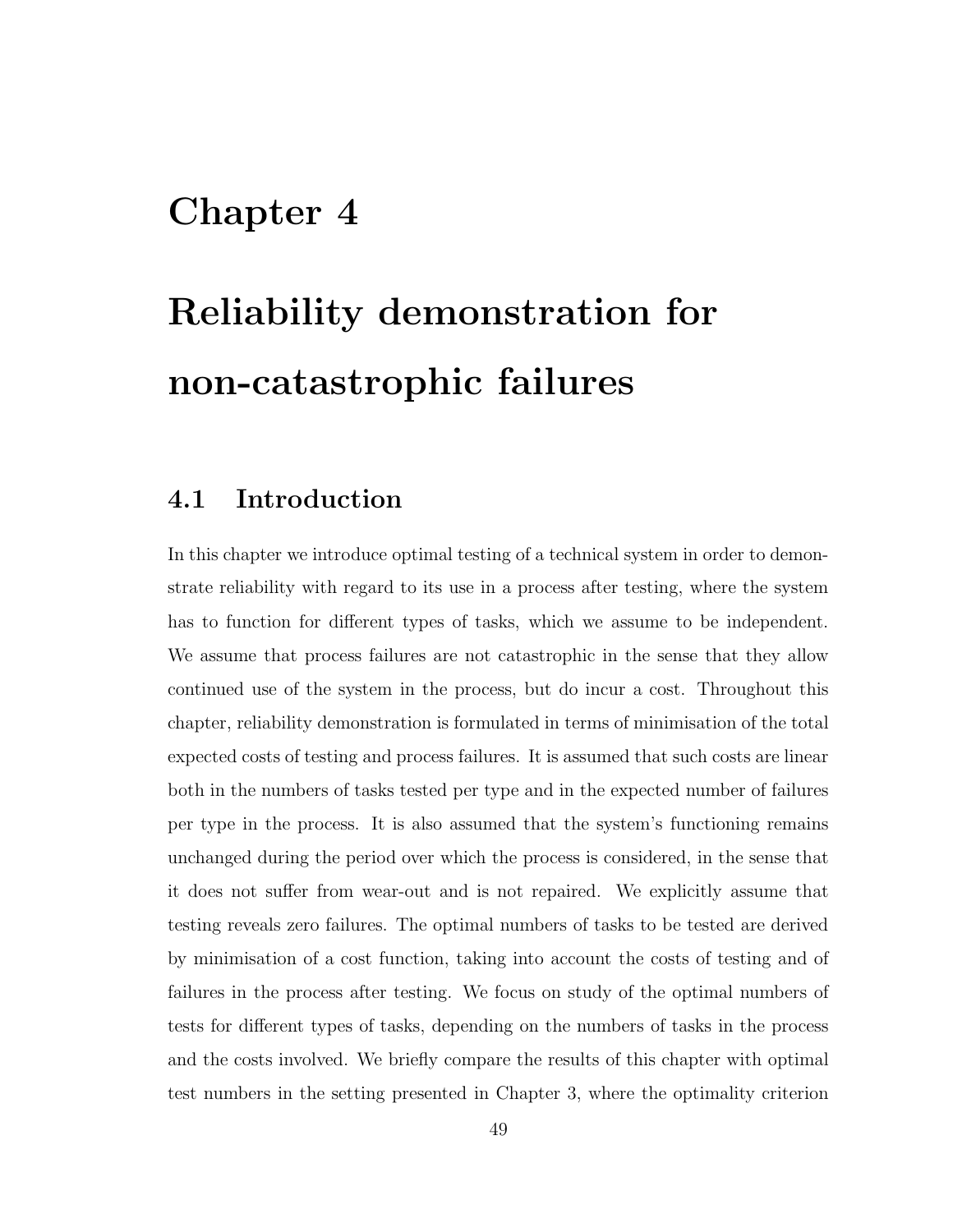# Chapter 4

# Reliability demonstration for non-catastrophic failures

## 4.1 Introduction

In this chapter we introduce optimal testing of a technical system in order to demonstrate reliability with regard to its use in a process after testing, where the system has to function for different types of tasks, which we assume to be independent. We assume that process failures are not catastrophic in the sense that they allow continued use of the system in the process, but do incur a cost. Throughout this chapter, reliability demonstration is formulated in terms of minimisation of the total expected costs of testing and process failures. It is assumed that such costs are linear both in the numbers of tasks tested per type and in the expected number of failures per type in the process. It is also assumed that the system's functioning remains unchanged during the period over which the process is considered, in the sense that it does not suffer from wear-out and is not repaired. We explicitly assume that testing reveals zero failures. The optimal numbers of tasks to be tested are derived by minimisation of a cost function, taking into account the costs of testing and of failures in the process after testing. We focus on study of the optimal numbers of tests for different types of tasks, depending on the numbers of tasks in the process and the costs involved. We briefly compare the results of this chapter with optimal test numbers in the setting presented in Chapter 3, where the optimality criterion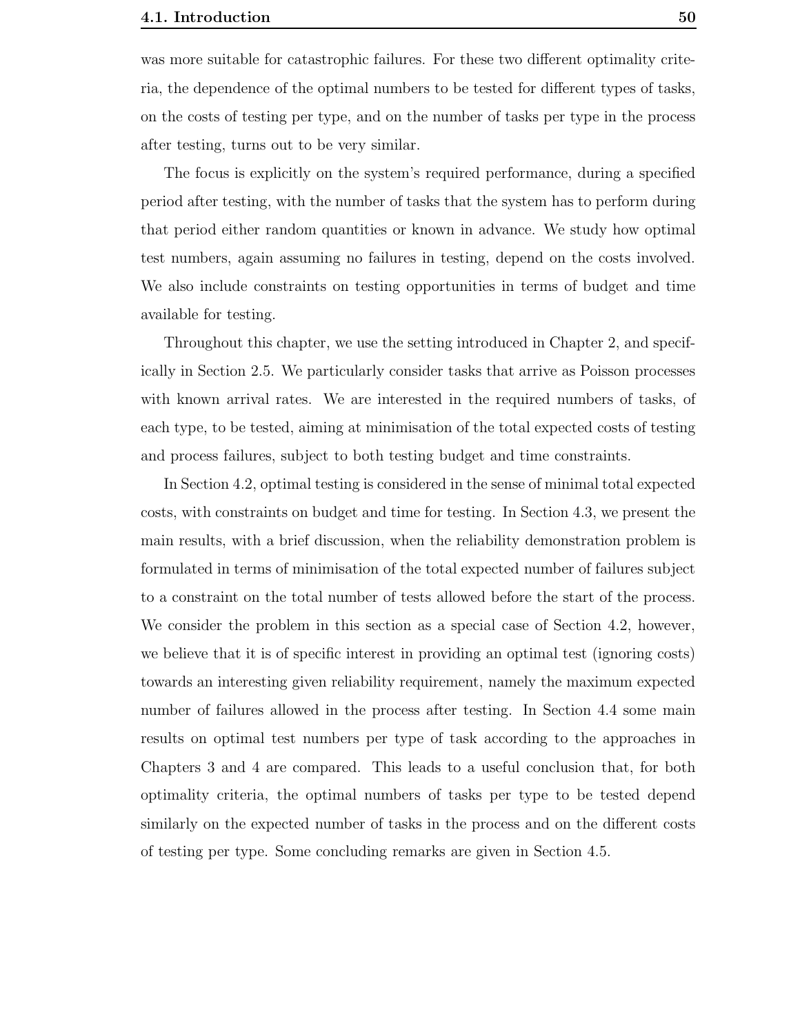was more suitable for catastrophic failures. For these two different optimality criteria, the dependence of the optimal numbers to be tested for different types of tasks, on the costs of testing per type, and on the number of tasks per type in the process after testing, turns out to be very similar.

The focus is explicitly on the system's required performance, during a specified period after testing, with the number of tasks that the system has to perform during that period either random quantities or known in advance. We study how optimal test numbers, again assuming no failures in testing, depend on the costs involved. We also include constraints on testing opportunities in terms of budget and time available for testing.

Throughout this chapter, we use the setting introduced in Chapter 2, and specifically in Section 2.5. We particularly consider tasks that arrive as Poisson processes with known arrival rates. We are interested in the required numbers of tasks, of each type, to be tested, aiming at minimisation of the total expected costs of testing and process failures, subject to both testing budget and time constraints.

In Section 4.2, optimal testing is considered in the sense of minimal total expected costs, with constraints on budget and time for testing. In Section 4.3, we present the main results, with a brief discussion, when the reliability demonstration problem is formulated in terms of minimisation of the total expected number of failures subject to a constraint on the total number of tests allowed before the start of the process. We consider the problem in this section as a special case of Section 4.2, however, we believe that it is of specific interest in providing an optimal test (ignoring costs) towards an interesting given reliability requirement, namely the maximum expected number of failures allowed in the process after testing. In Section 4.4 some main results on optimal test numbers per type of task according to the approaches in Chapters 3 and 4 are compared. This leads to a useful conclusion that, for both optimality criteria, the optimal numbers of tasks per type to be tested depend similarly on the expected number of tasks in the process and on the different costs of testing per type. Some concluding remarks are given in Section 4.5.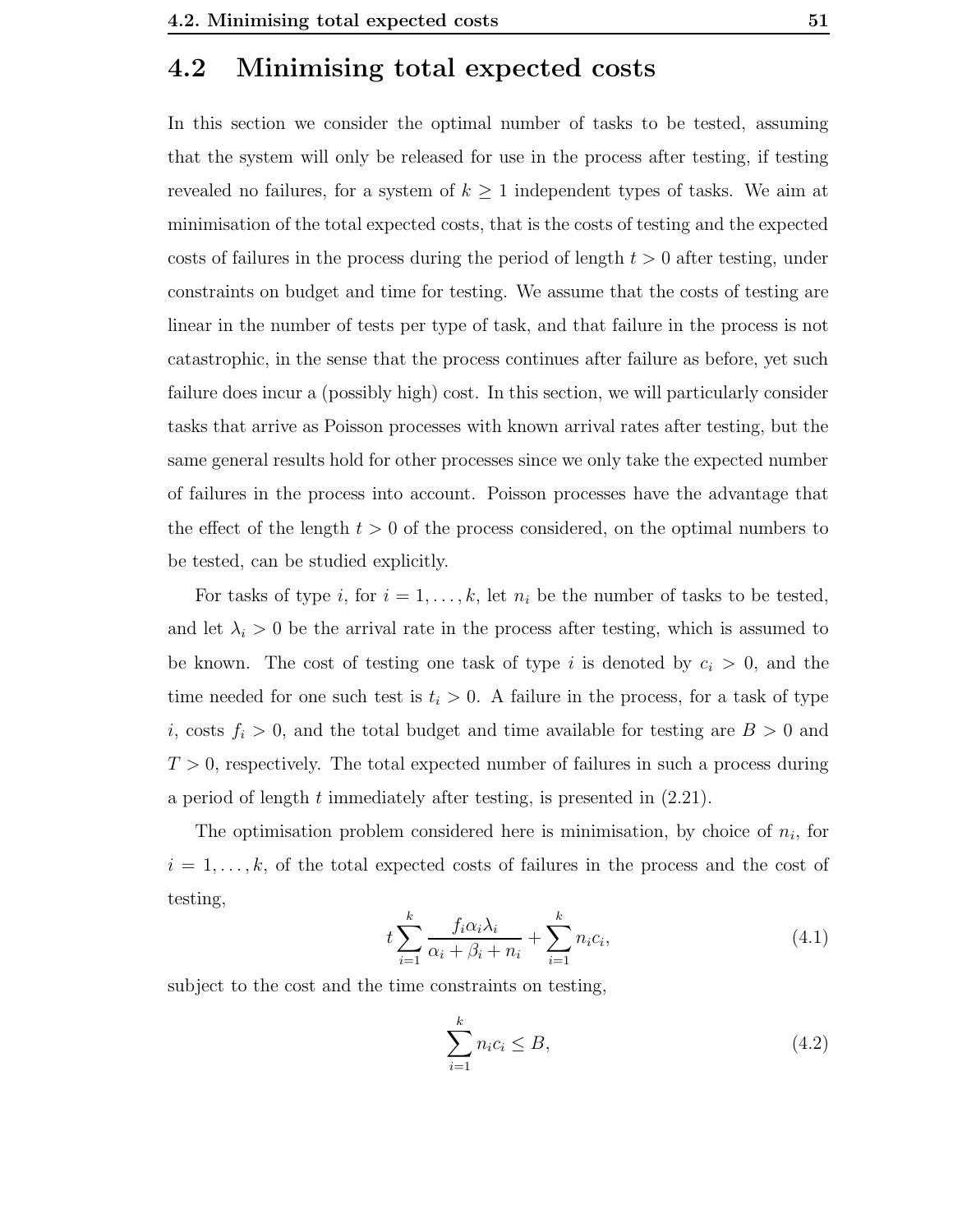## 4.2 Minimising total expected costs

In this section we consider the optimal number of tasks to be tested, assuming that the system will only be released for use in the process after testing, if testing revealed no failures, for a system of $k \geq 1$ independent types of tasks. We aim at minimisation of the total expected costs, that is the costs of testing and the expected costs of failures in the process during the period of length $t > 0$ after testing, under constraints on budget and time for testing. We assume that the costs of testing are linear in the number of tests per type of task, and that failure in the process is not catastrophic, in the sense that the process continues after failure as before, yet such failure does incur a (possibly high) cost. In this section, we will particularly consider tasks that arrive as Poisson processes with known arrival rates after testing, but the same general results hold for other processes since we only take the expected number of failures in the process into account. Poisson processes have the advantage that the effect of the length $t > 0$ of the process considered, on the optimal numbers to be tested, can be studied explicitly.

For tasks of type $i$, for $i = 1, \ldots, k$, let $n_i$ be the number of tasks to be tested, and let $\lambda_i > 0$ be the arrival rate in the process after testing, which is assumed to be known. The cost of testing one task of type $i$ is denoted by $c_i > 0$, and the time needed for one such test is $t_i > 0$. A failure in the process, for a task of type $i$, costs $f_i > 0$, and the total budget and time available for testing are $B > 0$ and $T > 0$, respectively. The total expected number of failures in such a process during a period of length $t$ immediately after testing, is presented in (2.21).

The optimisation problem considered here is minimisation, by choice of $n_i$, for $i = 1, \ldots, k$, of the total expected costs of failures in the process and the cost of testing,

$$t \sum_{i=1}^{k} \frac{f_i \alpha_i \lambda_i}{\alpha_i + \beta_i + n_i} + \sum_{i=1}^{k} n_i c_i, \tag{4.1}$$

subject to the cost and the time constraints on testing,

$$\sum_{i=1}^{k} n_i c_i \leq B, \tag{4.2}$$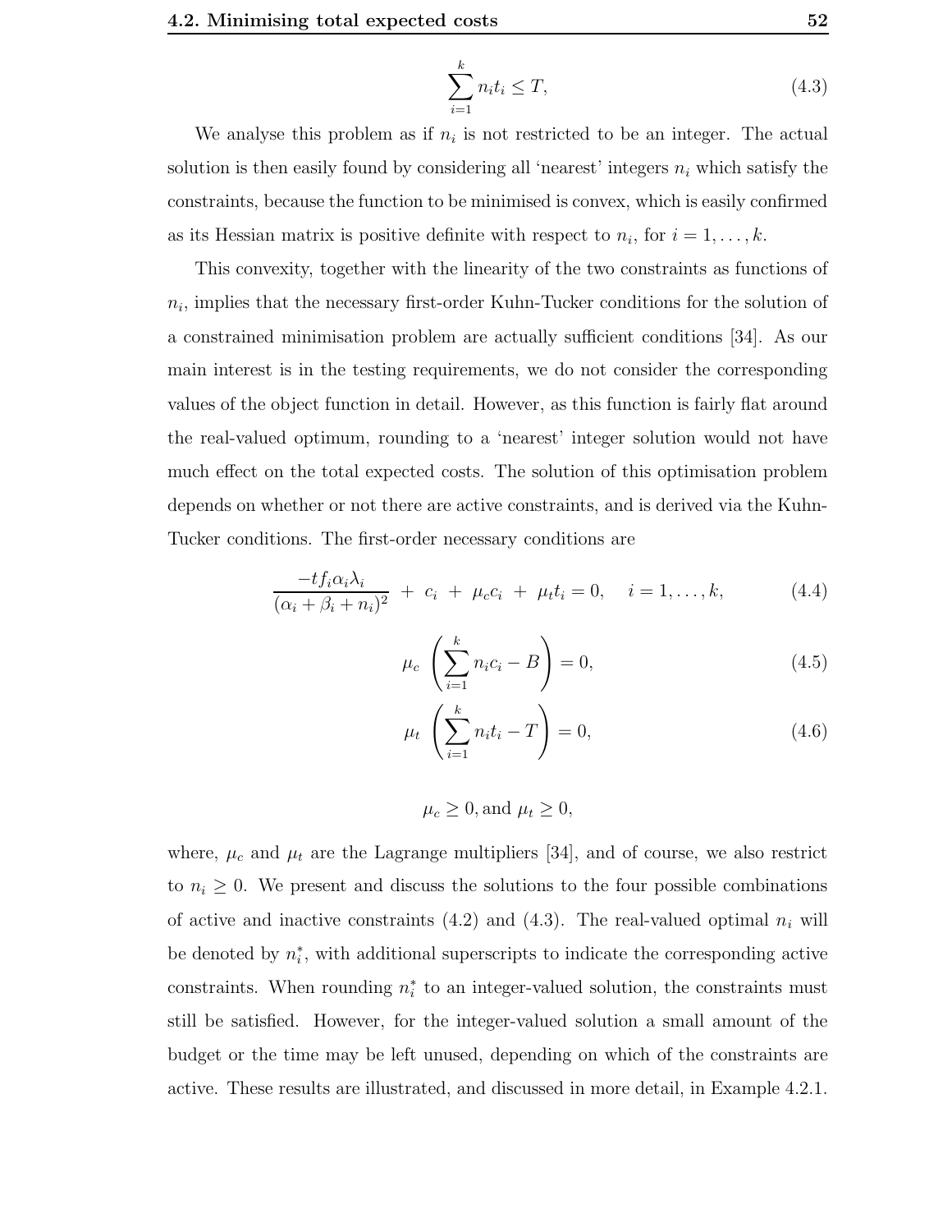$$\sum_{i=1}^{k} n_i t_i \leq T, \tag{4.3}$$

We analyse this problem as if $n_i$ is not restricted to be an integer. The actual solution is then easily found by considering all 'nearest' integers $n_i$ which satisfy the constraints, because the function to be minimised is convex, which is easily confirmed as its Hessian matrix is positive definite with respect to $n_i$, for $i = 1, \ldots, k$.

This convexity, together with the linearity of the two constraints as functions of $n_i$, implies that the necessary first-order Kuhn-Tucker conditions for the solution of a constrained minimisation problem are actually sufficient conditions [34]. As our main interest is in the testing requirements, we do not consider the corresponding values of the object function in detail. However, as this function is fairly flat around the real-valued optimum, rounding to a 'nearest' integer solution would not have much effect on the total expected costs. The solution of this optimisation problem depends on whether or not there are active constraints, and is derived via the Kuhn-Tucker conditions. The first-order necessary conditions are

$$\frac{-t f_i \alpha_i \lambda_i}{(\alpha_i + \beta_i + n_i)^2} \; + \; c_i \; + \; \mu_c c_i \; + \; \mu_t t_i = 0, \quad i = 1, \ldots, k, \tag{4.4}$$

$$\mu_c \left( \sum_{i=1}^{k} n_i c_i - B \right) = 0, \tag{4.5}$$

$$\mu_t \left( \sum_{i=1}^{k} n_i t_i - T \right) = 0, \tag{4.6}$$

$$\mu_c \geq 0, \text{and } \mu_t \geq 0,$$

where, $\mu_c$ and $\mu_t$ are the Lagrange multipliers [34], and of course, we also restrict to $n_i \geq 0$. We present and discuss the solutions to the four possible combinations of active and inactive constraints (4.2) and (4.3). The real-valued optimal $n_i$ will be denoted by $n_i^*$, with additional superscripts to indicate the corresponding active constraints. When rounding $n_i^*$ to an integer-valued solution, the constraints must still be satisfied. However, for the integer-valued solution a small amount of the budget or the time may be left unused, depending on which of the constraints are active. These results are illustrated, and discussed in more detail, in Example 4.2.1.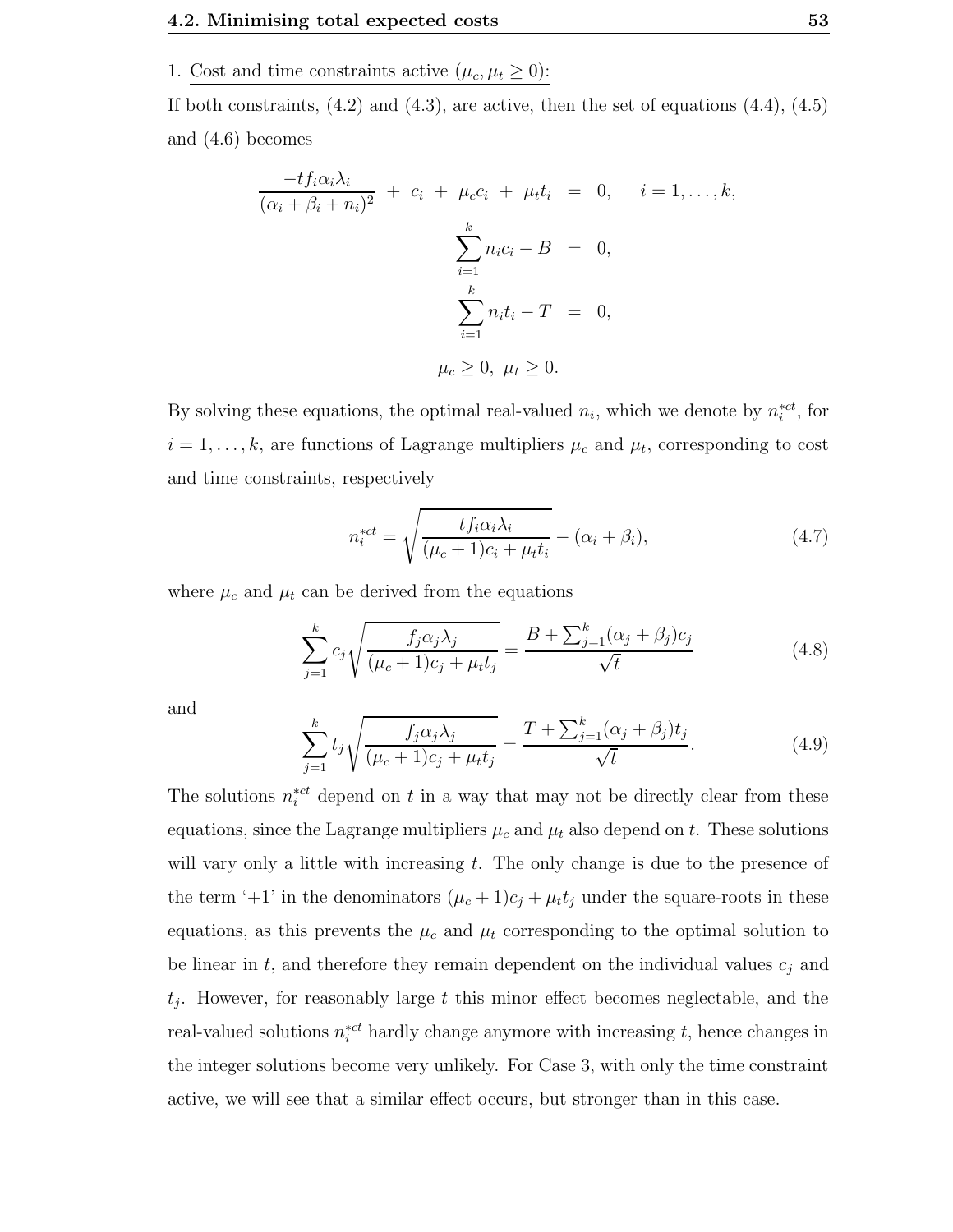1. Cost and time constraints active ($\mu_c, \mu_t \geq 0$):

If both constraints, (4.2) and (4.3), are active, then the set of equations (4.4), (4.5) and (4.6) becomes

$$
\begin{aligned}
\frac{-tf_i\alpha_i\lambda_i}{(\alpha_i+\beta_i+n_i)^2} \;+\; c_i \;+\; \mu_c c_i \;+\; \mu_t t_i \;&=\; 0, \qquad i=1,\ldots,k,\\
\sum_{i=1}^{k} n_i c_i - B \;&=\; 0,\\
\sum_{i=1}^{k} n_i t_i - T \;&=\; 0,\\
\mu_c \geq 0,\; \mu_t \geq 0.&
\end{aligned}
$$

By solving these equations, the optimal real-valued $n_i$, which we denote by $n_i^{*ct}$, for $i=1,\ldots,k$, are functions of Lagrange multipliers $\mu_c$ and $\mu_t$, corresponding to cost and time constraints, respectively

$$
n_i^{*ct} = \sqrt{\frac{tf_i\alpha_i\lambda_i}{(\mu_c+1)c_i+\mu_t t_i}} - (\alpha_i+\beta_i), \tag{4.7}
$$

where $\mu_c$ and $\mu_t$ can be derived from the equations

$$
\sum_{j=1}^{k} c_j\sqrt{\frac{f_j\alpha_j\lambda_j}{(\mu_c+1)c_j+\mu_t t_j}} = \frac{B+\sum_{j=1}^{k}(\alpha_j+\beta_j)c_j}{\sqrt{t}} \tag{4.8}
$$

and

$$
\sum_{j=1}^{k} t_j\sqrt{\frac{f_j\alpha_j\lambda_j}{(\mu_c+1)c_j+\mu_t t_j}} = \frac{T+\sum_{j=1}^{k}(\alpha_j+\beta_j)t_j}{\sqrt{t}}. \tag{4.9}
$$

The solutions $n_i^{*ct}$ depend on $t$ in a way that may not be directly clear from these equations, since the Lagrange multipliers $\mu_c$ and $\mu_t$ also depend on $t$. These solutions will vary only a little with increasing $t$. The only change is due to the presence of the term '+1' in the denominators $(\mu_c+1)c_j+\mu_t t_j$ under the square-roots in these equations, as this prevents the $\mu_c$ and $\mu_t$ corresponding to the optimal solution to be linear in $t$, and therefore they remain dependent on the individual values $c_j$ and $t_j$. However, for reasonably large $t$ this minor effect becomes neglectable, and the real-valued solutions $n_i^{*ct}$ hardly change anymore with increasing $t$, hence changes in the integer solutions become very unlikely. For Case 3, with only the time constraint active, we will see that a similar effect occurs, but stronger than in this case.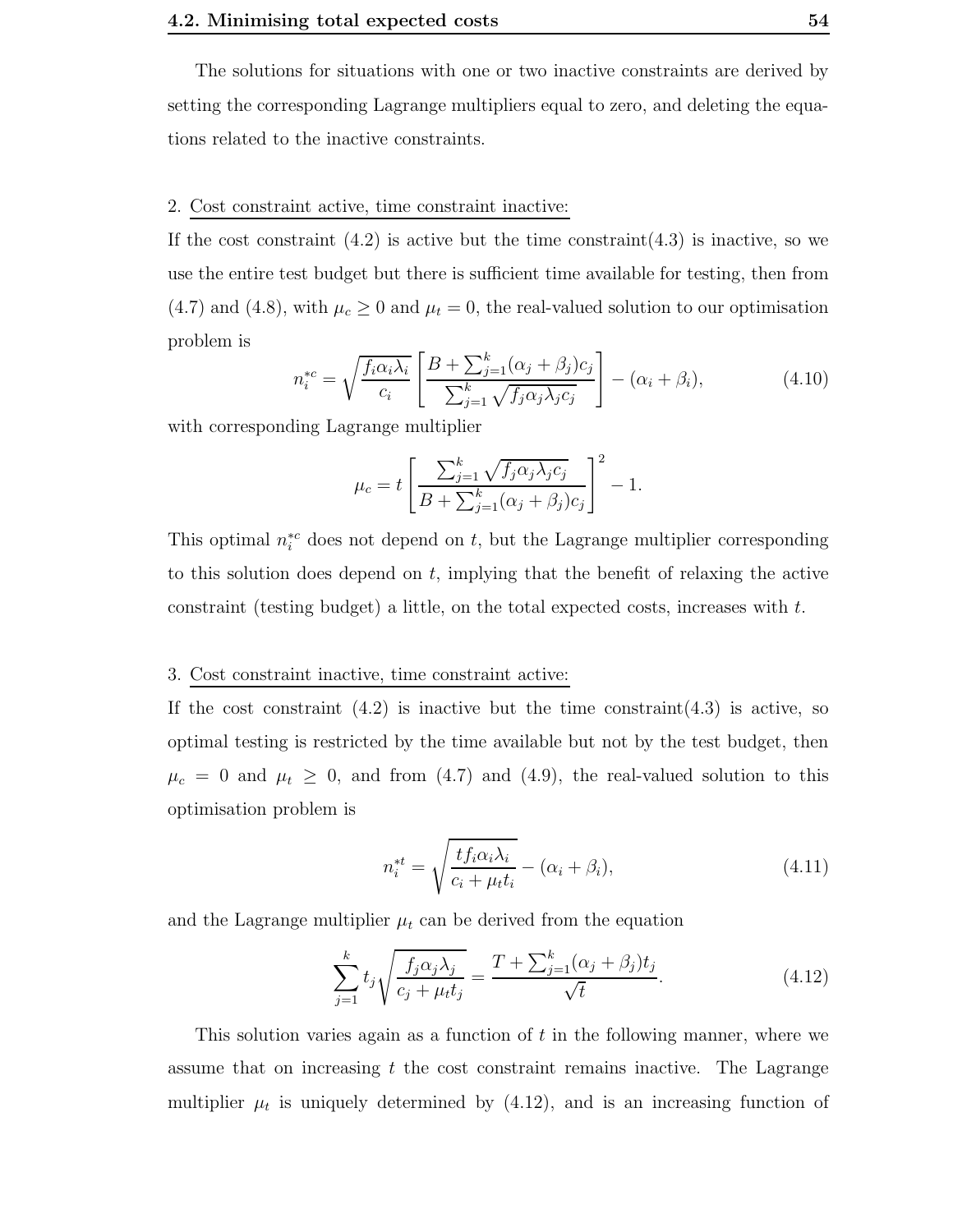The solutions for situations with one or two inactive constraints are derived by setting the corresponding Lagrange multipliers equal to zero, and deleting the equations related to the inactive constraints.

2. Cost constraint active, time constraint inactive:

If the cost constraint (4.2) is active but the time constraint(4.3) is inactive, so we use the entire test budget but there is sufficient time available for testing, then from (4.7) and (4.8), with $\mu_c \geq 0$ and $\mu_t = 0$, the real-valued solution to our optimisation problem is

$$n_i^{*c} = \sqrt{\frac{f_i \alpha_i \lambda_i}{c_i}} \left[ \frac{B + \sum_{j=1}^{k} (\alpha_j + \beta_j) c_j}{\sum_{j=1}^{k} \sqrt{f_j \alpha_j \lambda_j c_j}} \right] - (\alpha_i + \beta_i), \tag{4.10}$$

with corresponding Lagrange multiplier

$$\mu_c = t \left[ \frac{\sum_{j=1}^{k} \sqrt{f_j \alpha_j \lambda_j c_j}}{B + \sum_{j=1}^{k} (\alpha_j + \beta_j) c_j} \right]^2 - 1.$$

This optimal $n_i^{*c}$ does not depend on $t$, but the Lagrange multiplier corresponding to this solution does depend on $t$, implying that the benefit of relaxing the active constraint (testing budget) a little, on the total expected costs, increases with $t$.

3. Cost constraint inactive, time constraint active:

If the cost constraint (4.2) is inactive but the time constraint(4.3) is active, so optimal testing is restricted by the time available but not by the test budget, then $\mu_c = 0$ and $\mu_t \geq 0$, and from (4.7) and (4.9), the real-valued solution to this optimisation problem is

$$n_i^{*t} = \sqrt{\frac{t f_i \alpha_i \lambda_i}{c_i + \mu_t t_i}} - (\alpha_i + \beta_i), \tag{4.11}$$

and the Lagrange multiplier $\mu_t$ can be derived from the equation

$$\sum_{j=1}^{k} t_j \sqrt{\frac{f_j \alpha_j \lambda_j}{c_j + \mu_t t_j}} = \frac{T + \sum_{j=1}^{k} (\alpha_j + \beta_j) t_j}{\sqrt{t}}. \tag{4.12}$$

This solution varies again as a function of $t$ in the following manner, where we assume that on increasing $t$ the cost constraint remains inactive. The Lagrange multiplier $\mu_t$ is uniquely determined by (4.12), and is an increasing function of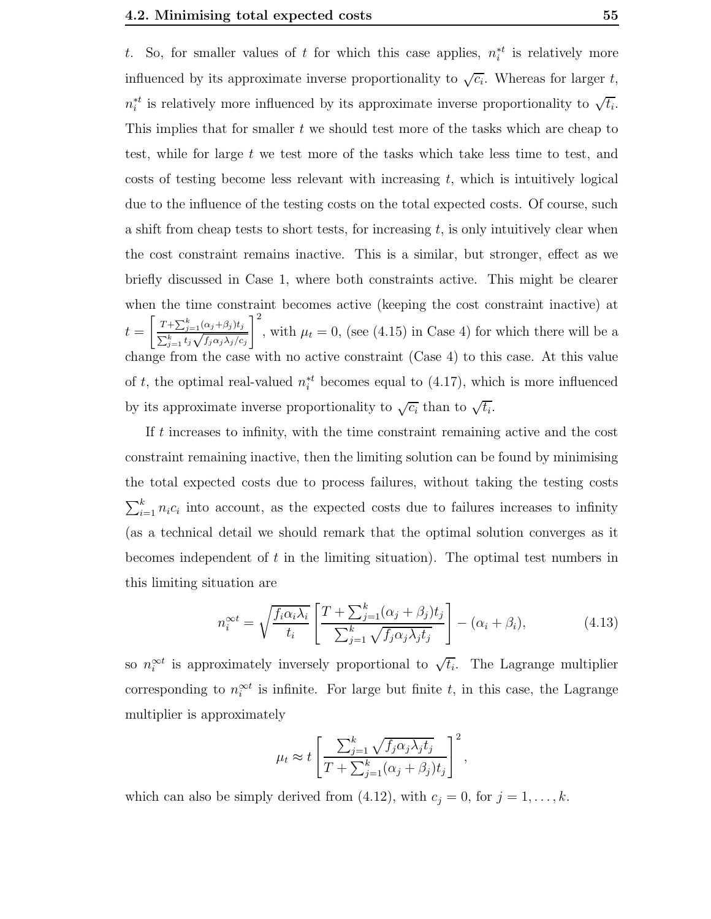$t$. So, for smaller values of $t$ for which this case applies, $n_i^{*t}$ is relatively more influenced by its approximate inverse proportionality to $\sqrt{c_i}$. Whereas for larger $t$, $n_i^{*t}$ is relatively more influenced by its approximate inverse proportionality to $\sqrt{t_i}$. This implies that for smaller $t$ we should test more of the tasks which are cheap to test, while for large $t$ we test more of the tasks which take less time to test, and costs of testing become less relevant with increasing $t$, which is intuitively logical due to the influence of the testing costs on the total expected costs. Of course, such a shift from cheap tests to short tests, for increasing $t$, is only intuitively clear when the cost constraint remains inactive. This is a similar, but stronger, effect as we briefly discussed in Case 1, where both constraints active. This might be clearer when the time constraint becomes active (keeping the cost constraint inactive) at $t = \left[\frac{T+\sum_{j=1}^{k}(\alpha_j+\beta_j)t_j}{\sum_{j=1}^{k} t_j\sqrt{f_j\alpha_j\lambda_j/c_j}}\right]^2$, with $\mu_t = 0$, (see (4.15) in Case 4) for which there will be a change from the case with no active constraint (Case 4) to this case. At this value of $t$, the optimal real-valued $n_i^{*t}$ becomes equal to (4.17), which is more influenced by its approximate inverse proportionality to $\sqrt{c_i}$ than to $\sqrt{t_i}$.

If $t$ increases to infinity, with the time constraint remaining active and the cost constraint remaining inactive, then the limiting solution can be found by minimising the total expected costs due to process failures, without taking the testing costs $\sum_{i=1}^{k} n_i c_i$ into account, as the expected costs due to failures increases to infinity (as a technical detail we should remark that the optimal solution converges as it becomes independent of $t$ in the limiting situation). The optimal test numbers in this limiting situation are

$$n_i^{\infty t} = \sqrt{\frac{f_i\alpha_i\lambda_i}{t_i}}\left[\frac{T+\sum_{j=1}^{k}(\alpha_j+\beta_j)t_j}{\sum_{j=1}^{k}\sqrt{f_j\alpha_j\lambda_j t_j}}\right] - (\alpha_i+\beta_i), \tag{4.13}$$

so $n_i^{\infty t}$ is approximately inversely proportional to $\sqrt{t_i}$. The Lagrange multiplier corresponding to $n_i^{\infty t}$ is infinite. For large but finite $t$, in this case, the Lagrange multiplier is approximately

$$\mu_t \approx t\left[\frac{\sum_{j=1}^{k}\sqrt{f_j\alpha_j\lambda_j t_j}}{T+\sum_{j=1}^{k}(\alpha_j+\beta_j)t_j}\right]^2,$$

which can also be simply derived from (4.12), with $c_j = 0$, for $j = 1, \ldots, k$.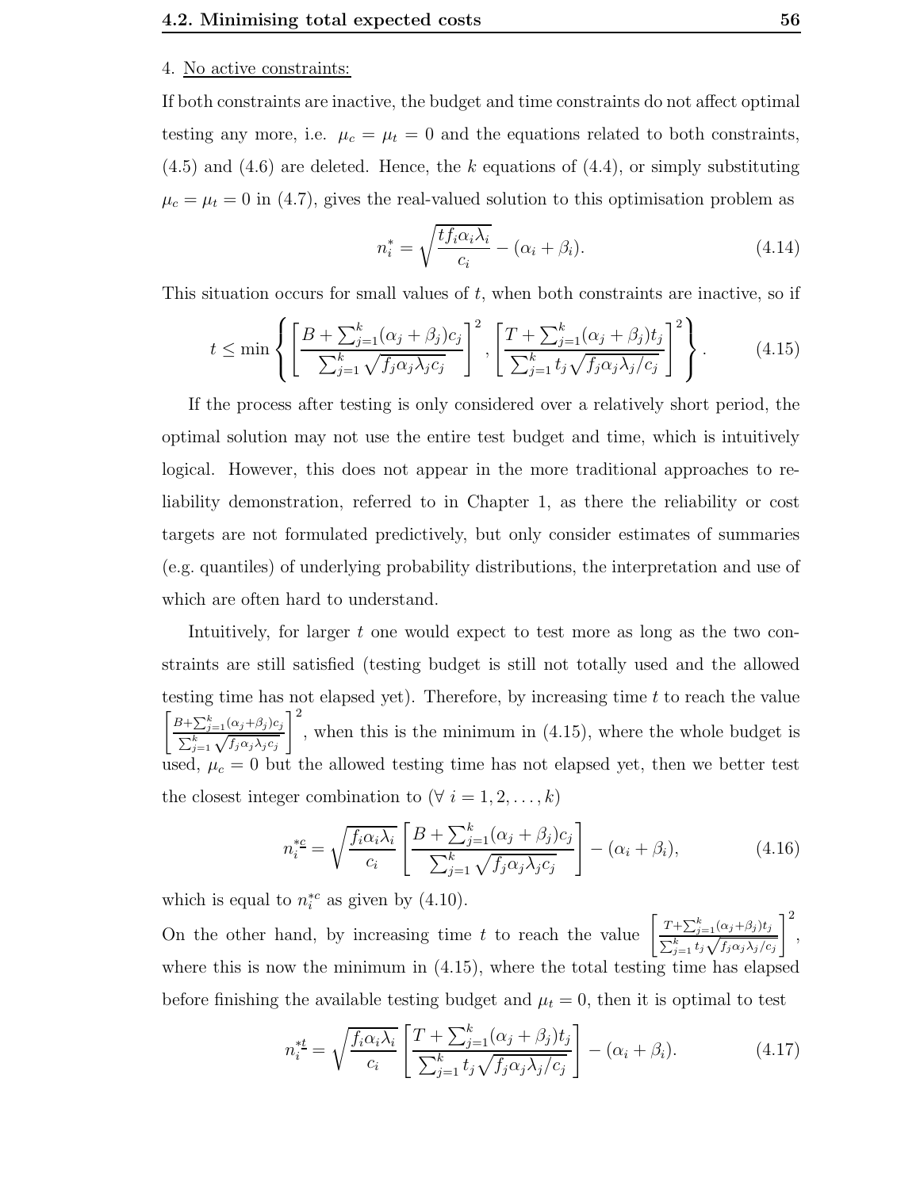4. No active constraints:

If both constraints are inactive, the budget and time constraints do not affect optimal testing any more, i.e. $\mu_c = \mu_t = 0$ and the equations related to both constraints, (4.5) and (4.6) are deleted. Hence, the $k$ equations of (4.4), or simply substituting $\mu_c = \mu_t = 0$ in (4.7), gives the real-valued solution to this optimisation problem as

$$n_i^* = \sqrt{\frac{t f_i \alpha_i \lambda_i}{c_i}} - (\alpha_i + \beta_i). \tag{4.14}$$

This situation occurs for small values of $t$, when both constraints are inactive, so if

$$t \leq \min\left\{ \left[\frac{B + \sum_{j=1}^k (\alpha_j + \beta_j) c_j}{\sum_{j=1}^k \sqrt{f_j \alpha_j \lambda_j c_j}}\right]^2, \left[\frac{T + \sum_{j=1}^k (\alpha_j + \beta_j) t_j}{\sum_{j=1}^k t_j \sqrt{f_j \alpha_j \lambda_j / c_j}}\right]^2 \right\}. \tag{4.15}$$

If the process after testing is only considered over a relatively short period, the optimal solution may not use the entire test budget and time, which is intuitively logical. However, this does not appear in the more traditional approaches to reliability demonstration, referred to in Chapter 1, as there the reliability or cost targets are not formulated predictively, but only consider estimates of summaries (e.g. quantiles) of underlying probability distributions, the interpretation and use of which are often hard to understand.

Intuitively, for larger $t$ one would expect to test more as long as the two constraints are still satisfied (testing budget is still not totally used and the allowed testing time has not elapsed yet). Therefore, by increasing time $t$ to reach the value $\left[\frac{B + \sum_{j=1}^k (\alpha_j + \beta_j) c_j}{\sum_{j=1}^k \sqrt{f_j \alpha_j \lambda_j c_j}}\right]^2$, when this is the minimum in (4.15), where the whole budget is used, $\mu_c = 0$ but the allowed testing time has not elapsed yet, then we better test the closest integer combination to ($\forall\ i = 1, 2, \ldots, k$)

$$n_i^{*\underline{c}} = \sqrt{\frac{f_i \alpha_i \lambda_i}{c_i}} \left[\frac{B + \sum_{j=1}^k (\alpha_j + \beta_j) c_j}{\sum_{j=1}^k \sqrt{f_j \alpha_j \lambda_j c_j}}\right] - (\alpha_i + \beta_i), \tag{4.16}$$

which is equal to $n_i^{*c}$ as given by (4.10).

On the other hand, by increasing time $t$ to reach the value $\left[\frac{T + \sum_{j=1}^k (\alpha_j + \beta_j) t_j}{\sum_{j=1}^k t_j \sqrt{f_j \alpha_j \lambda_j / c_j}}\right]^2$, where this is now the minimum in (4.15), where the total testing time has elapsed before finishing the available testing budget and $\mu_t = 0$, then it is optimal to test

$$n_i^{*\underline{t}} = \sqrt{\frac{f_i \alpha_i \lambda_i}{c_i}} \left[\frac{T + \sum_{j=1}^k (\alpha_j + \beta_j) t_j}{\sum_{j=1}^k t_j \sqrt{f_j \alpha_j \lambda_j / c_j}}\right] - (\alpha_i + \beta_i). \tag{4.17}$$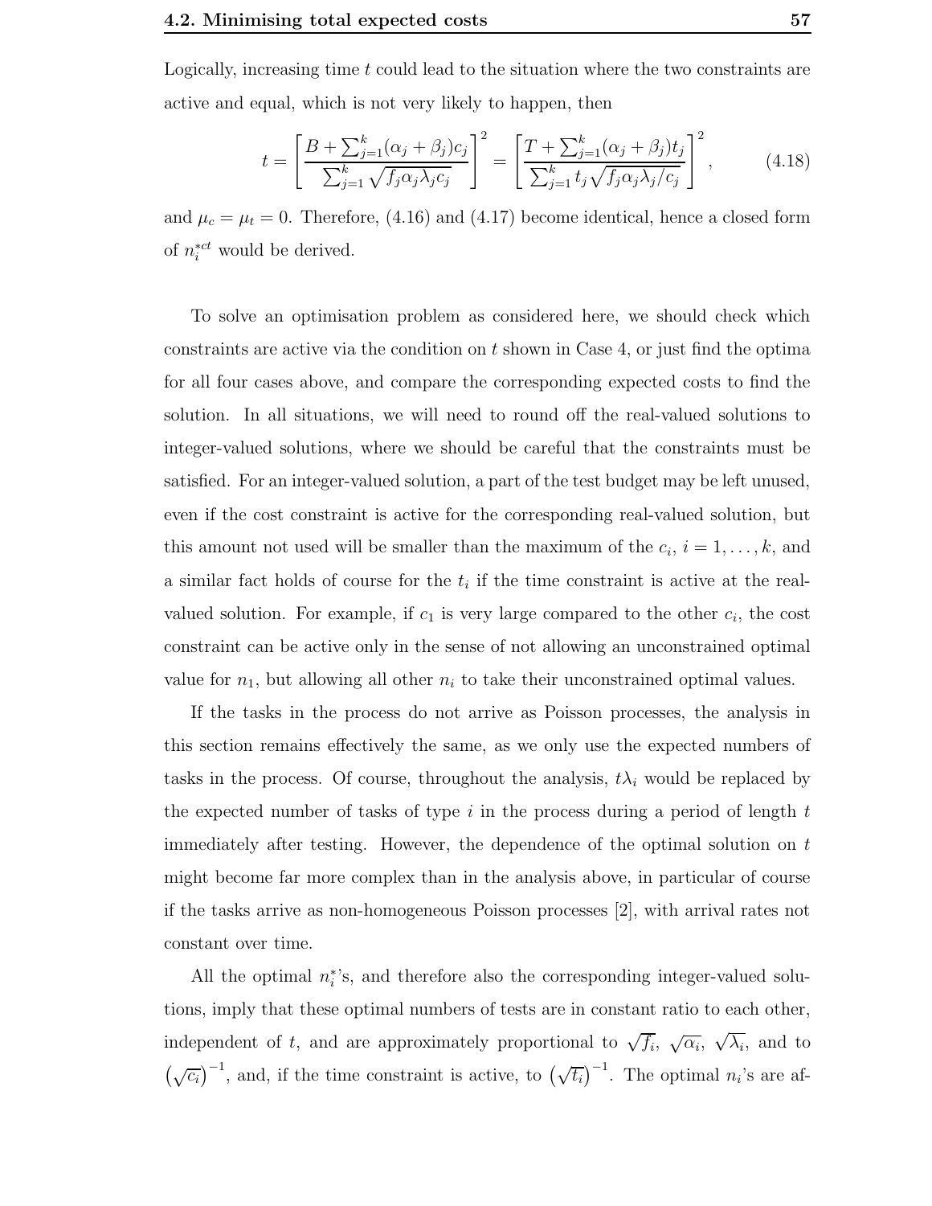Logically, increasing time $t$ could lead to the situation where the two constraints are active and equal, which is not very likely to happen, then

$$t = \left[\frac{B + \sum_{j=1}^{k}(\alpha_j + \beta_j)c_j}{\sum_{j=1}^{k}\sqrt{f_j\alpha_j\lambda_j c_j}}\right]^2 = \left[\frac{T + \sum_{j=1}^{k}(\alpha_j + \beta_j)t_j}{\sum_{j=1}^{k}t_j\sqrt{f_j\alpha_j\lambda_j/c_j}}\right]^2, \tag{4.18}$$

and $\mu_c = \mu_t = 0$. Therefore, (4.16) and (4.17) become identical, hence a closed form of $n_i^{*ct}$ would be derived.

To solve an optimisation problem as considered here, we should check which constraints are active via the condition on $t$ shown in Case 4, or just find the optima for all four cases above, and compare the corresponding expected costs to find the solution. In all situations, we will need to round off the real-valued solutions to integer-valued solutions, where we should be careful that the constraints must be satisfied. For an integer-valued solution, a part of the test budget may be left unused, even if the cost constraint is active for the corresponding real-valued solution, but this amount not used will be smaller than the maximum of the $c_i$, $i = 1, \ldots, k$, and a similar fact holds of course for the $t_i$ if the time constraint is active at the real-valued solution. For example, if $c_1$ is very large compared to the other $c_i$, the cost constraint can be active only in the sense of not allowing an unconstrained optimal value for $n_1$, but allowing all other $n_i$ to take their unconstrained optimal values.

If the tasks in the process do not arrive as Poisson processes, the analysis in this section remains effectively the same, as we only use the expected numbers of tasks in the process. Of course, throughout the analysis, $t\lambda_i$ would be replaced by the expected number of tasks of type $i$ in the process during a period of length $t$ immediately after testing. However, the dependence of the optimal solution on $t$ might become far more complex than in the analysis above, in particular of course if the tasks arrive as non-homogeneous Poisson processes [2], with arrival rates not constant over time.

All the optimal $n_i^*$'s, and therefore also the corresponding integer-valued solutions, imply that these optimal numbers of tests are in constant ratio to each other, independent of $t$, and are approximately proportional to $\sqrt{f_i}$, $\sqrt{\alpha_i}$, $\sqrt{\lambda_i}$, and to $\left(\sqrt{c_i}\right)^{-1}$, and, if the time constraint is active, to $\left(\sqrt{t_i}\right)^{-1}$. The optimal $n_i$'s are af-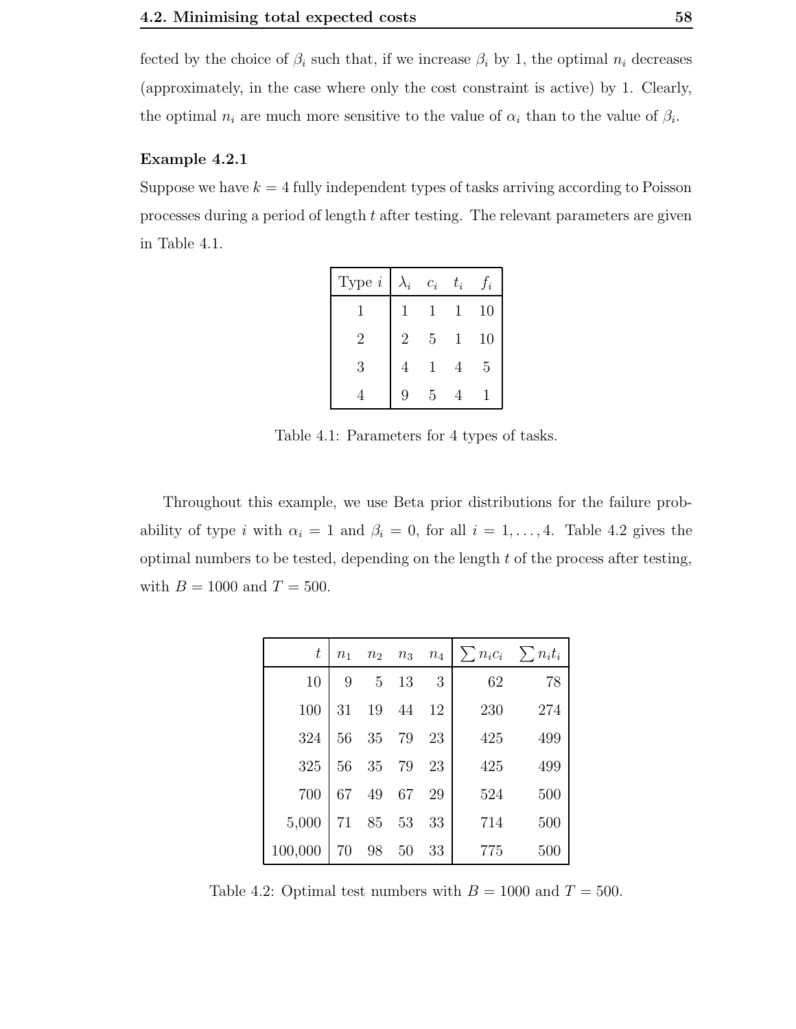fected by the choice of $\beta_i$ such that, if we increase $\beta_i$ by 1, the optimal $n_i$ decreases (approximately, in the case where only the cost constraint is active) by 1. Clearly, the optimal $n_i$ are much more sensitive to the value of $\alpha_i$ than to the value of $\beta_i$.

**Example 4.2.1**

Suppose we have $k = 4$ fully independent types of tasks arriving according to Poisson processes during a period of length $t$ after testing. The relevant parameters are given in Table 4.1.

| Type $i$ | $\lambda_i$ | $c_i$ | $t_i$ | $f_i$ |
|---|---|---|---|---|
| 1 | 1 | 1 | 1 | 10 |
| 2 | 2 | 5 | 1 | 10 |
| 3 | 4 | 1 | 4 | 5 |
| 4 | 9 | 5 | 4 | 1 |

Table 4.1: Parameters for 4 types of tasks.

Throughout this example, we use Beta prior distributions for the failure probability of type $i$ with $\alpha_i = 1$ and $\beta_i = 0$, for all $i = 1, \ldots, 4$. Table 4.2 gives the optimal numbers to be tested, depending on the length $t$ of the process after testing, with $B = 1000$ and $T = 500$.

| $t$ | $n_1$ | $n_2$ | $n_3$ | $n_4$ | $\sum n_i c_i$ | $\sum n_i t_i$ |
|---|---|---|---|---|---|---|
| 10 | 9 | 5 | 13 | 3 | 62 | 78 |
| 100 | 31 | 19 | 44 | 12 | 230 | 274 |
| 324 | 56 | 35 | 79 | 23 | 425 | 499 |
| 325 | 56 | 35 | 79 | 23 | 425 | 499 |
| 700 | 67 | 49 | 67 | 29 | 524 | 500 |
| 5,000 | 71 | 85 | 53 | 33 | 714 | 500 |
| 100,000 | 70 | 98 | 50 | 33 | 775 | 500 |

Table 4.2: Optimal test numbers with $B = 1000$ and $T = 500$.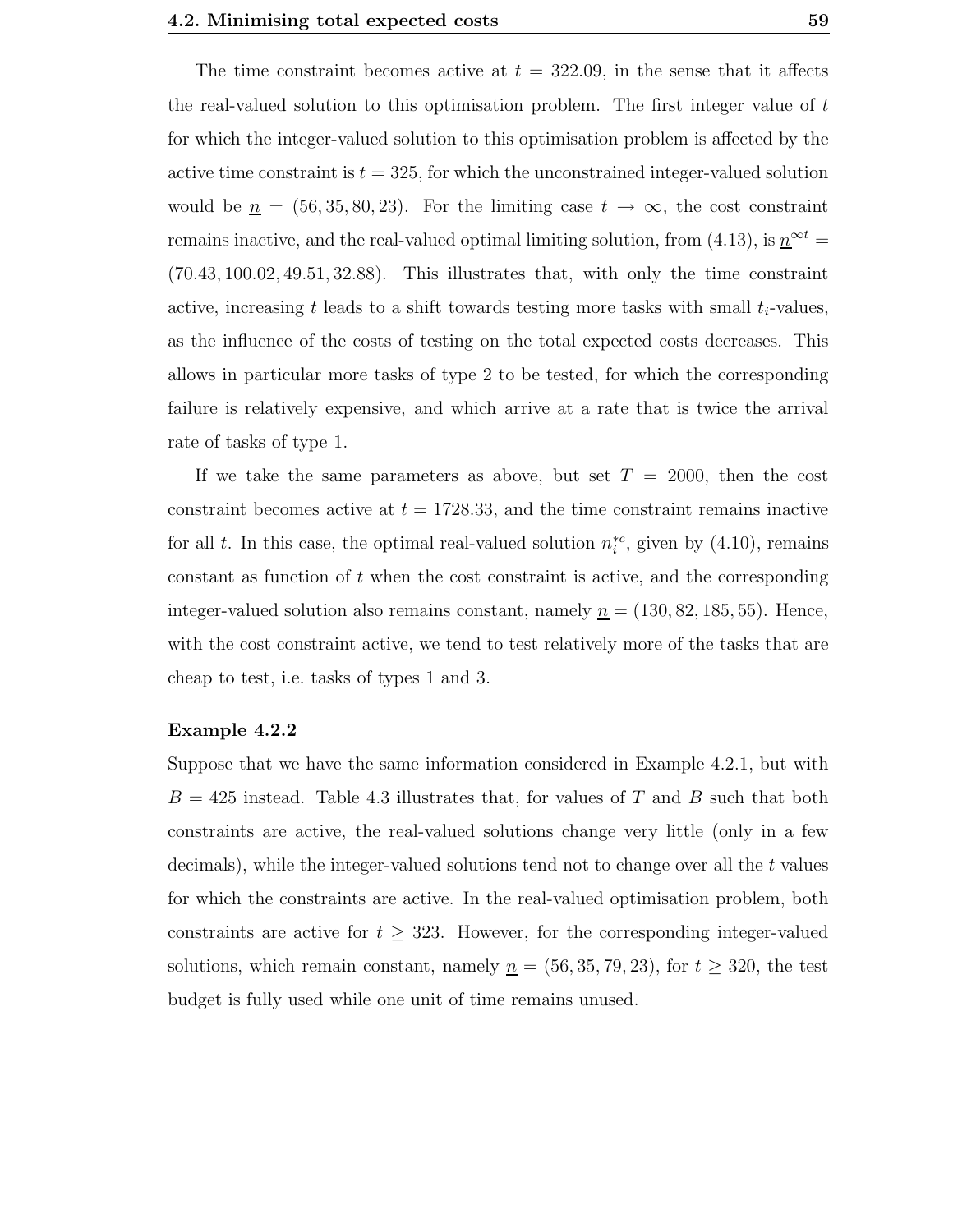The time constraint becomes active at $t = 322.09$, in the sense that it affects the real-valued solution to this optimisation problem. The first integer value of $t$ for which the integer-valued solution to this optimisation problem is affected by the active time constraint is $t = 325$, for which the unconstrained integer-valued solution would be $\underline{n} = (56, 35, 80, 23)$. For the limiting case $t \to \infty$, the cost constraint remains inactive, and the real-valued optimal limiting solution, from (4.13), is $\underline{n}^{\infty t} = (70.43, 100.02, 49.51, 32.88)$. This illustrates that, with only the time constraint active, increasing $t$ leads to a shift towards testing more tasks with small $t_i$-values, as the influence of the costs of testing on the total expected costs decreases. This allows in particular more tasks of type 2 to be tested, for which the corresponding failure is relatively expensive, and which arrive at a rate that is twice the arrival rate of tasks of type 1.

If we take the same parameters as above, but set $T = 2000$, then the cost constraint becomes active at $t = 1728.33$, and the time constraint remains inactive for all $t$. In this case, the optimal real-valued solution $n_i^{*c}$, given by (4.10), remains constant as function of $t$ when the cost constraint is active, and the corresponding integer-valued solution also remains constant, namely $\underline{n} = (130, 82, 185, 55)$. Hence, with the cost constraint active, we tend to test relatively more of the tasks that are cheap to test, i.e. tasks of types 1 and 3.

#### Example 4.2.2

Suppose that we have the same information considered in Example 4.2.1, but with $B = 425$ instead. Table 4.3 illustrates that, for values of $T$ and $B$ such that both constraints are active, the real-valued solutions change very little (only in a few decimals), while the integer-valued solutions tend not to change over all the $t$ values for which the constraints are active. In the real-valued optimisation problem, both constraints are active for $t \geq 323$. However, for the corresponding integer-valued solutions, which remain constant, namely $\underline{n} = (56, 35, 79, 23)$, for $t \geq 320$, the test budget is fully used while one unit of time remains unused.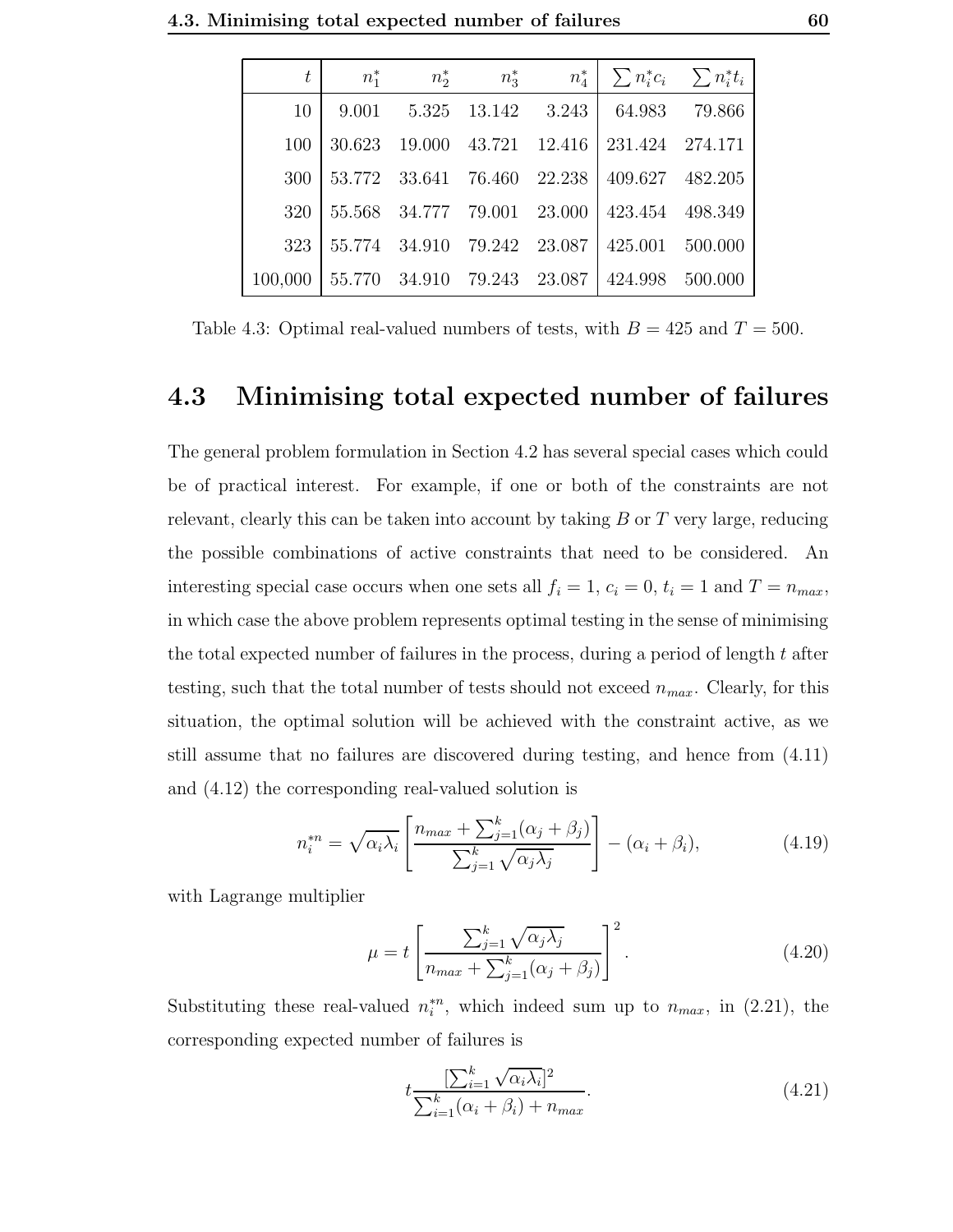| $t$ | $n_1^*$ | $n_2^*$ | $n_3^*$ | $n_4^*$ | $\sum n_i^* c_i$ | $\sum n_i^* t_i$ |
|---|---|---|---|---|---|---|
| 10 | 9.001 | 5.325 | 13.142 | 3.243 | 64.983 | 79.866 |
| 100 | 30.623 | 19.000 | 43.721 | 12.416 | 231.424 | 274.171 |
| 300 | 53.772 | 33.641 | 76.460 | 22.238 | 409.627 | 482.205 |
| 320 | 55.568 | 34.777 | 79.001 | 23.000 | 423.454 | 498.349 |
| 323 | 55.774 | 34.910 | 79.242 | 23.087 | 425.001 | 500.000 |
| 100,000 | 55.770 | 34.910 | 79.243 | 23.087 | 424.998 | 500.000 |

Table 4.3: Optimal real-valued numbers of tests, with $B = 425$ and $T = 500$.

## 4.3 Minimising total expected number of failures

The general problem formulation in Section 4.2 has several special cases which could be of practical interest. For example, if one or both of the constraints are not relevant, clearly this can be taken into account by taking $B$ or $T$ very large, reducing the possible combinations of active constraints that need to be considered. An interesting special case occurs when one sets all $f_i = 1$, $c_i = 0$, $t_i = 1$ and $T = n_{max}$, in which case the above problem represents optimal testing in the sense of minimising the total expected number of failures in the process, during a period of length $t$ after testing, such that the total number of tests should not exceed $n_{max}$. Clearly, for this situation, the optimal solution will be achieved with the constraint active, as we still assume that no failures are discovered during testing, and hence from (4.11) and (4.12) the corresponding real-valued solution is

$$n_i^{*n} = \sqrt{\alpha_i \lambda_i} \left[ \frac{n_{max} + \sum_{j=1}^{k} (\alpha_j + \beta_j)}{\sum_{j=1}^{k} \sqrt{\alpha_j \lambda_j}} \right] - (\alpha_i + \beta_i), \tag{4.19}$$

with Lagrange multiplier

$$\mu = t \left[ \frac{\sum_{j=1}^{k} \sqrt{\alpha_j \lambda_j}}{n_{max} + \sum_{j=1}^{k} (\alpha_j + \beta_j)} \right]^2 . \tag{4.20}$$

Substituting these real-valued $n_i^{*n}$, which indeed sum up to $n_{max}$, in (2.21), the corresponding expected number of failures is

$$t \frac{[\sum_{i=1}^{k} \sqrt{\alpha_i \lambda_i}]^2}{\sum_{i=1}^{k} (\alpha_i + \beta_i) + n_{max}}. \tag{4.21}$$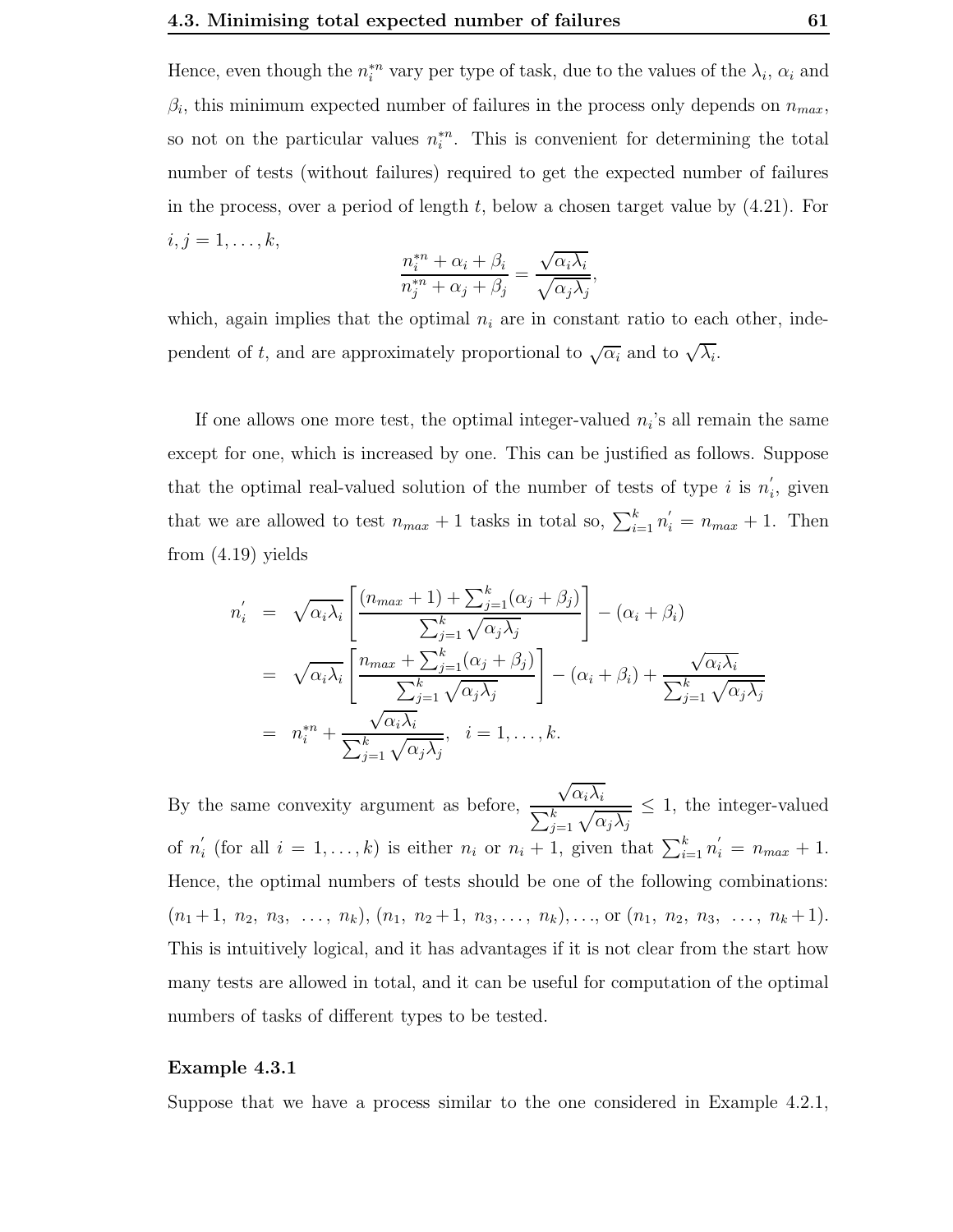Hence, even though the $n_i^{*n}$ vary per type of task, due to the values of the $\lambda_i$, $\alpha_i$ and $\beta_i$, this minimum expected number of failures in the process only depends on $n_{max}$, so not on the particular values $n_i^{*n}$. This is convenient for determining the total number of tests (without failures) required to get the expected number of failures in the process, over a period of length $t$, below a chosen target value by (4.21). For $i, j = 1, \ldots, k$,

$$\frac{n_i^{*n} + \alpha_i + \beta_i}{n_j^{*n} + \alpha_j + \beta_j} = \frac{\sqrt{\alpha_i \lambda_i}}{\sqrt{\alpha_j \lambda_j}},$$

which, again implies that the optimal $n_i$ are in constant ratio to each other, independent of $t$, and are approximately proportional to $\sqrt{\alpha_i}$ and to $\sqrt{\lambda_i}$.

If one allows one more test, the optimal integer-valued $n_i$'s all remain the same except for one, which is increased by one. This can be justified as follows. Suppose that the optimal real-valued solution of the number of tests of type $i$ is $n_i^{'}$, given that we are allowed to test $n_{max} + 1$ tasks in total so, $\sum_{i=1}^{k} n_i^{'} = n_{max} + 1$. Then from (4.19) yields

$$\begin{aligned}
n_i^{'} &= \sqrt{\alpha_i \lambda_i} \left[ \frac{(n_{max} + 1) + \sum_{j=1}^{k} (\alpha_j + \beta_j)}{\sum_{j=1}^{k} \sqrt{\alpha_j \lambda_j}} \right] - (\alpha_i + \beta_i) \\
&= \sqrt{\alpha_i \lambda_i} \left[ \frac{n_{max} + \sum_{j=1}^{k} (\alpha_j + \beta_j)}{\sum_{j=1}^{k} \sqrt{\alpha_j \lambda_j}} \right] - (\alpha_i + \beta_i) + \frac{\sqrt{\alpha_i \lambda_i}}{\sum_{j=1}^{k} \sqrt{\alpha_j \lambda_j}} \\
&= n_i^{*n} + \frac{\sqrt{\alpha_i \lambda_i}}{\sum_{j=1}^{k} \sqrt{\alpha_j \lambda_j}}, \quad i = 1, \ldots, k.
\end{aligned}$$

By the same convexity argument as before, $\dfrac{\sqrt{\alpha_i \lambda_i}}{\sum_{j=1}^{k} \sqrt{\alpha_j \lambda_j}} \leq 1$, the integer-valued of $n_i^{'}$ (for all $i = 1, \ldots, k$) is either $n_i$ or $n_i + 1$, given that $\sum_{i=1}^{k} n_i^{'} = n_{max} + 1$. Hence, the optimal numbers of tests should be one of the following combinations: $(n_1+1,\ n_2,\ n_3,\ \ldots,\ n_k)$, $(n_1,\ n_2+1,\ n_3, \ldots,\ n_k), \ldots$, or $(n_1,\ n_2,\ n_3,\ \ldots,\ n_k+1)$. This is intuitively logical, and it has advantages if it is not clear from the start how many tests are allowed in total, and it can be useful for computation of the optimal numbers of tasks of different types to be tested.

**Example 4.3.1**

Suppose that we have a process similar to the one considered in Example 4.2.1,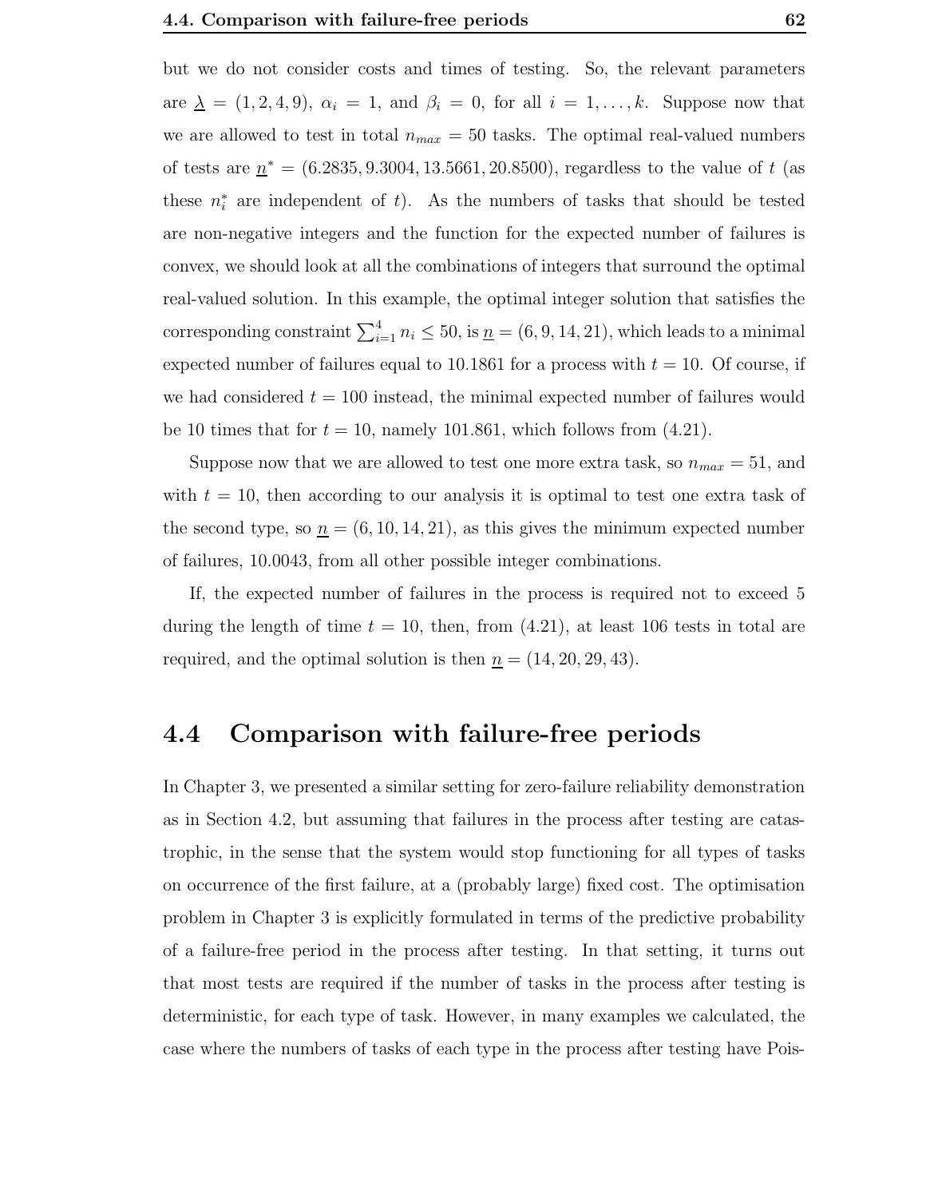but we do not consider costs and times of testing. So, the relevant parameters are $\underline{\lambda} = (1, 2, 4, 9)$, $\alpha_i = 1$, and $\beta_i = 0$, for all $i = 1, \ldots, k$. Suppose now that we are allowed to test in total $n_{max} = 50$ tasks. The optimal real-valued numbers of tests are $\underline{n}^* = (6.2835, 9.3004, 13.5661, 20.8500)$, regardless to the value of $t$ (as these $n_i^*$ are independent of $t$). As the numbers of tasks that should be tested are non-negative integers and the function for the expected number of failures is convex, we should look at all the combinations of integers that surround the optimal real-valued solution. In this example, the optimal integer solution that satisfies the corresponding constraint $\sum_{i=1}^{4} n_i \leq 50$, is $\underline{n} = (6, 9, 14, 21)$, which leads to a minimal expected number of failures equal to 10.1861 for a process with $t = 10$. Of course, if we had considered $t = 100$ instead, the minimal expected number of failures would be 10 times that for $t = 10$, namely 101.861, which follows from (4.21).

Suppose now that we are allowed to test one more extra task, so $n_{max} = 51$, and with $t = 10$, then according to our analysis it is optimal to test one extra task of the second type, so $\underline{n} = (6, 10, 14, 21)$, as this gives the minimum expected number of failures, 10.0043, from all other possible integer combinations.

If, the expected number of failures in the process is required not to exceed 5 during the length of time $t = 10$, then, from (4.21), at least 106 tests in total are required, and the optimal solution is then $\underline{n} = (14, 20, 29, 43)$.

## 4.4 Comparison with failure-free periods

In Chapter 3, we presented a similar setting for zero-failure reliability demonstration as in Section 4.2, but assuming that failures in the process after testing are catastrophic, in the sense that the system would stop functioning for all types of tasks on occurrence of the first failure, at a (probably large) fixed cost. The optimisation problem in Chapter 3 is explicitly formulated in terms of the predictive probability of a failure-free period in the process after testing. In that setting, it turns out that most tests are required if the number of tasks in the process after testing is deterministic, for each type of task. However, in many examples we calculated, the case where the numbers of tasks of each type in the process after testing have Pois-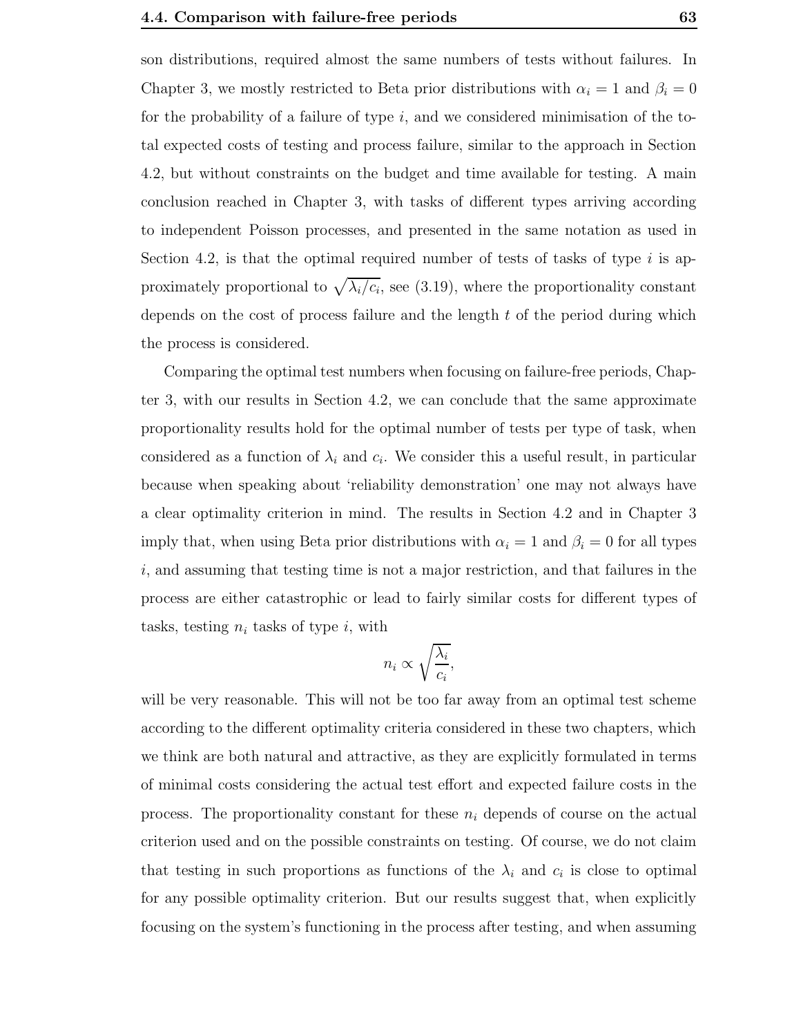son distributions, required almost the same numbers of tests without failures. In Chapter 3, we mostly restricted to Beta prior distributions with $\alpha_i = 1$ and $\beta_i = 0$ for the probability of a failure of type $i$, and we considered minimisation of the total expected costs of testing and process failure, similar to the approach in Section 4.2, but without constraints on the budget and time available for testing. A main conclusion reached in Chapter 3, with tasks of different types arriving according to independent Poisson processes, and presented in the same notation as used in Section 4.2, is that the optimal required number of tests of tasks of type $i$ is approximately proportional to $\sqrt{\lambda_i/c_i}$, see (3.19), where the proportionality constant depends on the cost of process failure and the length $t$ of the period during which the process is considered.

Comparing the optimal test numbers when focusing on failure-free periods, Chapter 3, with our results in Section 4.2, we can conclude that the same approximate proportionality results hold for the optimal number of tests per type of task, when considered as a function of $\lambda_i$ and $c_i$. We consider this a useful result, in particular because when speaking about 'reliability demonstration' one may not always have a clear optimality criterion in mind. The results in Section 4.2 and in Chapter 3 imply that, when using Beta prior distributions with $\alpha_i = 1$ and $\beta_i = 0$ for all types $i$, and assuming that testing time is not a major restriction, and that failures in the process are either catastrophic or lead to fairly similar costs for different types of tasks, testing $n_i$ tasks of type $i$, with

$$n_i \propto \sqrt{\frac{\lambda_i}{c_i}},$$

will be very reasonable. This will not be too far away from an optimal test scheme according to the different optimality criteria considered in these two chapters, which we think are both natural and attractive, as they are explicitly formulated in terms of minimal costs considering the actual test effort and expected failure costs in the process. The proportionality constant for these $n_i$ depends of course on the actual criterion used and on the possible constraints on testing. Of course, we do not claim that testing in such proportions as functions of the $\lambda_i$ and $c_i$ is close to optimal for any possible optimality criterion. But our results suggest that, when explicitly focusing on the system's functioning in the process after testing, and when assuming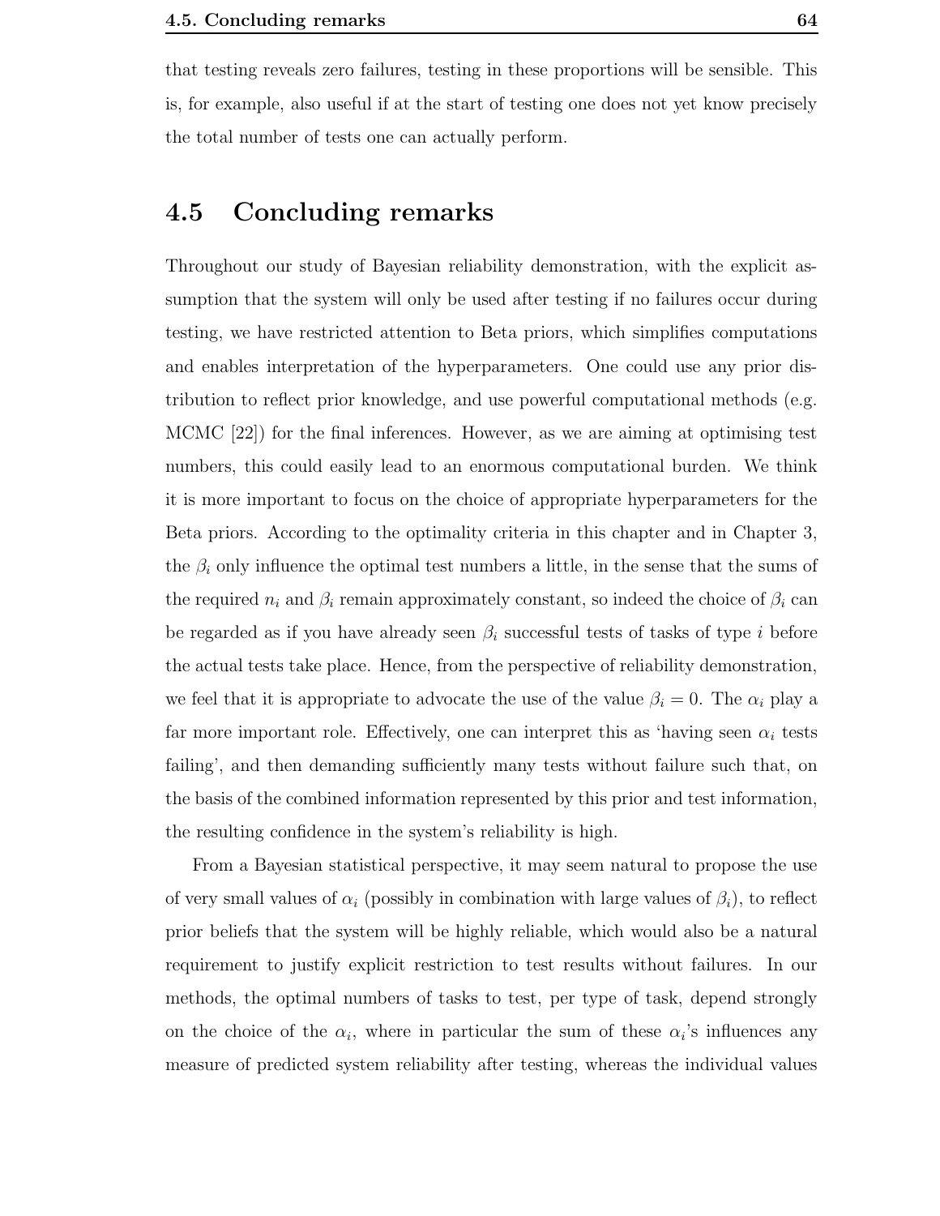that testing reveals zero failures, testing in these proportions will be sensible. This is, for example, also useful if at the start of testing one does not yet know precisely the total number of tests one can actually perform.

## 4.5 Concluding remarks

Throughout our study of Bayesian reliability demonstration, with the explicit assumption that the system will only be used after testing if no failures occur during testing, we have restricted attention to Beta priors, which simplifies computations and enables interpretation of the hyperparameters. One could use any prior distribution to reflect prior knowledge, and use powerful computational methods (e.g. MCMC [22]) for the final inferences. However, as we are aiming at optimising test numbers, this could easily lead to an enormous computational burden. We think it is more important to focus on the choice of appropriate hyperparameters for the Beta priors. According to the optimality criteria in this chapter and in Chapter 3, the $\beta_i$ only influence the optimal test numbers a little, in the sense that the sums of the required $n_i$ and $\beta_i$ remain approximately constant, so indeed the choice of $\beta_i$ can be regarded as if you have already seen $\beta_i$ successful tests of tasks of type $i$ before the actual tests take place. Hence, from the perspective of reliability demonstration, we feel that it is appropriate to advocate the use of the value $\beta_i = 0$. The $\alpha_i$ play a far more important role. Effectively, one can interpret this as 'having seen $\alpha_i$ tests failing', and then demanding sufficiently many tests without failure such that, on the basis of the combined information represented by this prior and test information, the resulting confidence in the system's reliability is high.

From a Bayesian statistical perspective, it may seem natural to propose the use of very small values of $\alpha_i$ (possibly in combination with large values of $\beta_i$), to reflect prior beliefs that the system will be highly reliable, which would also be a natural requirement to justify explicit restriction to test results without failures. In our methods, the optimal numbers of tasks to test, per type of task, depend strongly on the choice of the $\alpha_i$, where in particular the sum of these $\alpha_i$'s influences any measure of predicted system reliability after testing, whereas the individual values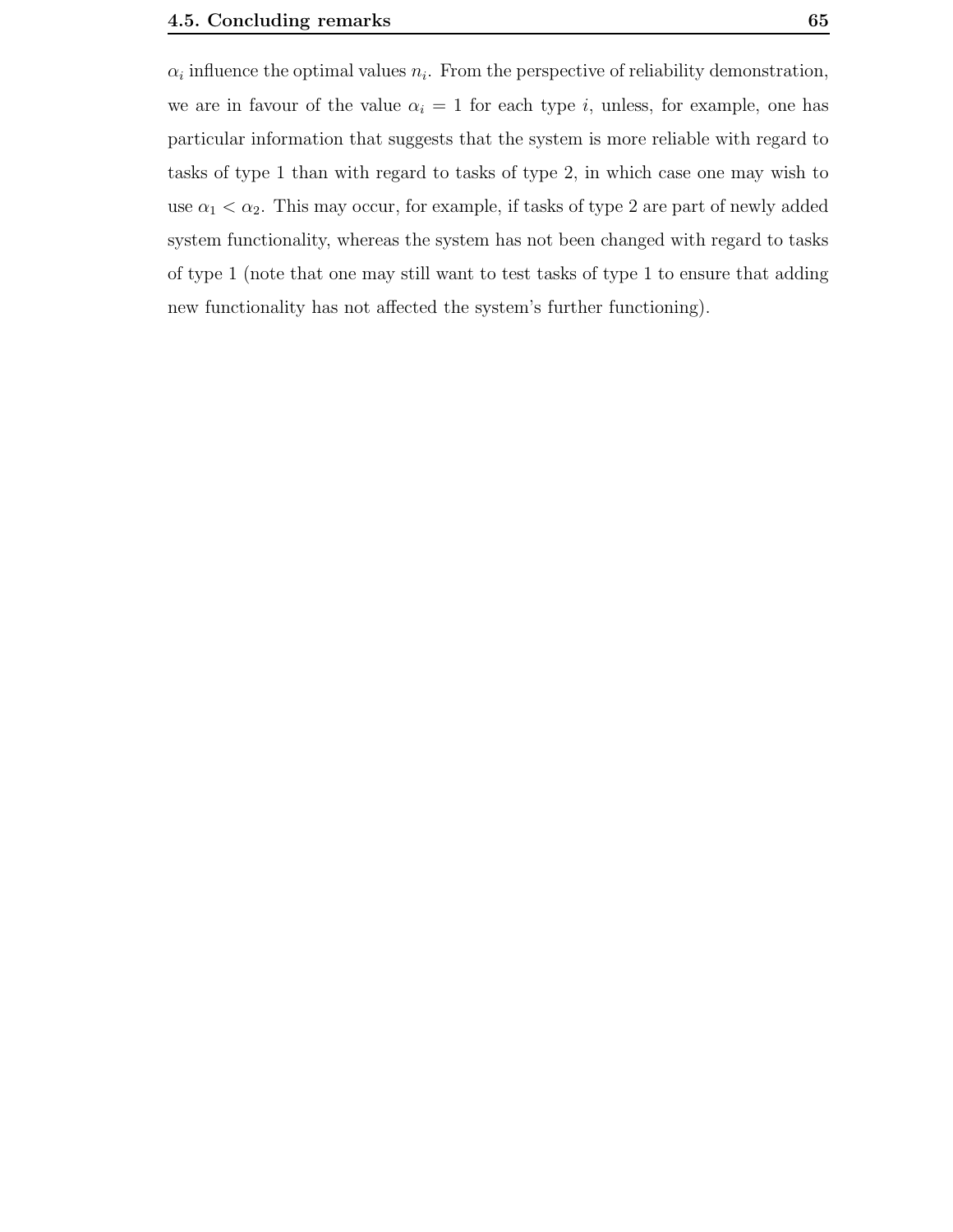$\alpha_i$ influence the optimal values $n_i$. From the perspective of reliability demonstration, we are in favour of the value $\alpha_i = 1$ for each type $i$, unless, for example, one has particular information that suggests that the system is more reliable with regard to tasks of type 1 than with regard to tasks of type 2, in which case one may wish to use $\alpha_1 < \alpha_2$. This may occur, for example, if tasks of type 2 are part of newly added system functionality, whereas the system has not been changed with regard to tasks of type 1 (note that one may still want to test tasks of type 1 to ensure that adding new functionality has not affected the system's further functioning).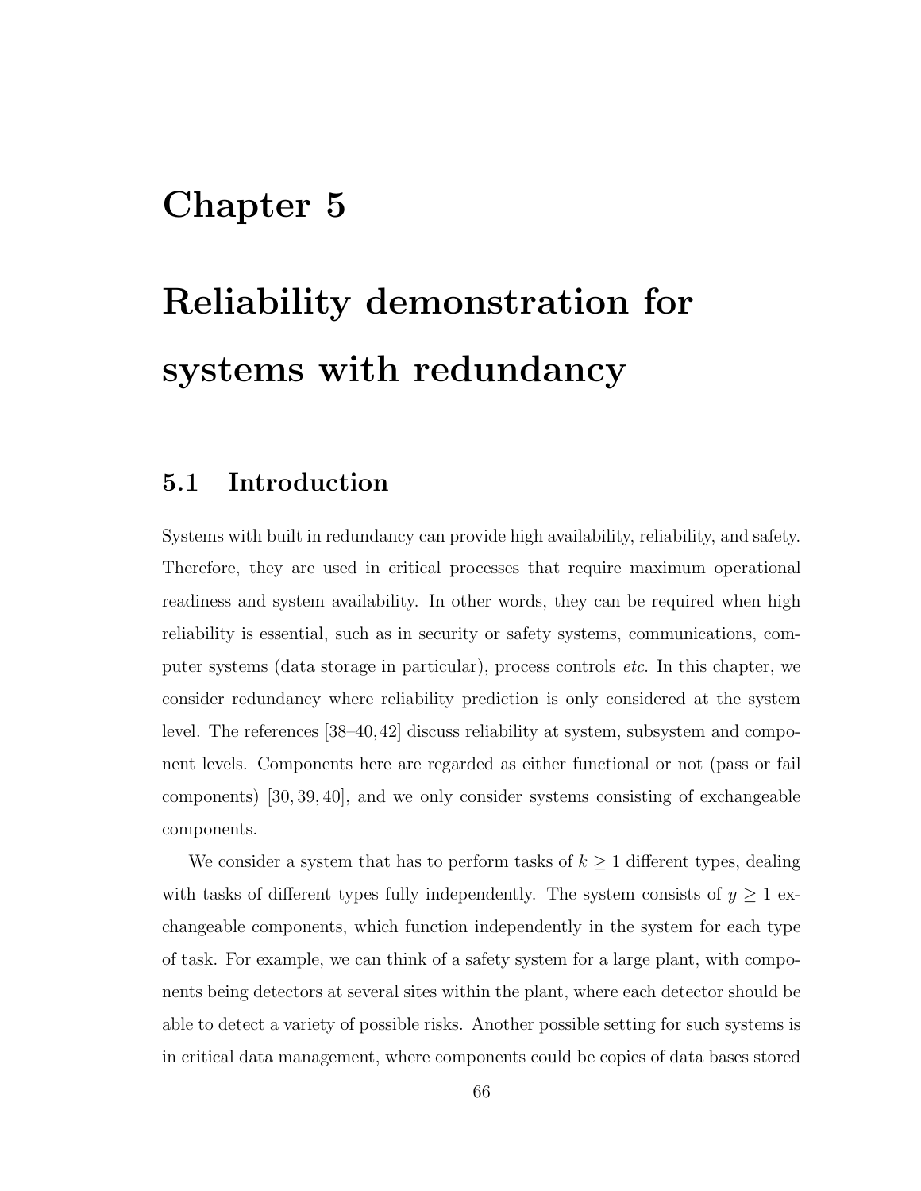# Chapter 5

# Reliability demonstration for systems with redundancy

## 5.1 Introduction

Systems with built in redundancy can provide high availability, reliability, and safety. Therefore, they are used in critical processes that require maximum operational readiness and system availability. In other words, they can be required when high reliability is essential, such as in security or safety systems, communications, computer systems (data storage in particular), process controls *etc.* In this chapter, we consider redundancy where reliability prediction is only considered at the system level. The references [38–40, 42] discuss reliability at system, subsystem and component levels. Components here are regarded as either functional or not (pass or fail components) [30, 39, 40], and we only consider systems consisting of exchangeable components.

We consider a system that has to perform tasks of $k \geq 1$ different types, dealing with tasks of different types fully independently. The system consists of $y \geq 1$ exchangeable components, which function independently in the system for each type of task. For example, we can think of a safety system for a large plant, with components being detectors at several sites within the plant, where each detector should be able to detect a variety of possible risks. Another possible setting for such systems is in critical data management, where components could be copies of data bases stored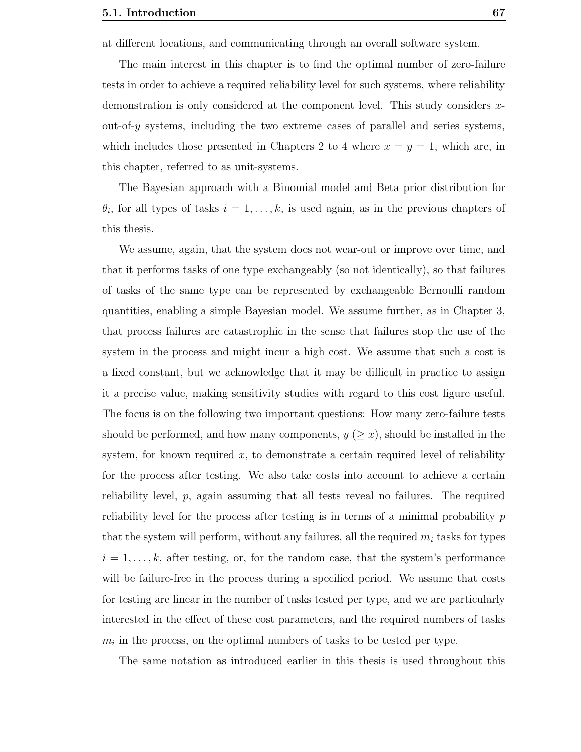at different locations, and communicating through an overall software system.

The main interest in this chapter is to find the optimal number of zero-failure tests in order to achieve a required reliability level for such systems, where reliability demonstration is only considered at the component level. This study considers $x$-out-of-$y$ systems, including the two extreme cases of parallel and series systems, which includes those presented in Chapters 2 to 4 where $x = y = 1$, which are, in this chapter, referred to as unit-systems.

The Bayesian approach with a Binomial model and Beta prior distribution for $\theta_i$, for all types of tasks $i = 1, \ldots, k$, is used again, as in the previous chapters of this thesis.

We assume, again, that the system does not wear-out or improve over time, and that it performs tasks of one type exchangeably (so not identically), so that failures of tasks of the same type can be represented by exchangeable Bernoulli random quantities, enabling a simple Bayesian model. We assume further, as in Chapter 3, that process failures are catastrophic in the sense that failures stop the use of the system in the process and might incur a high cost. We assume that such a cost is a fixed constant, but we acknowledge that it may be difficult in practice to assign it a precise value, making sensitivity studies with regard to this cost figure useful. The focus is on the following two important questions: How many zero-failure tests should be performed, and how many components, $y$ $(\geq x)$, should be installed in the system, for known required $x$, to demonstrate a certain required level of reliability for the process after testing. We also take costs into account to achieve a certain reliability level, $p$, again assuming that all tests reveal no failures. The required reliability level for the process after testing is in terms of a minimal probability $p$ that the system will perform, without any failures, all the required $m_i$ tasks for types $i = 1, \ldots, k$, after testing, or, for the random case, that the system's performance will be failure-free in the process during a specified period. We assume that costs for testing are linear in the number of tasks tested per type, and we are particularly interested in the effect of these cost parameters, and the required numbers of tasks $m_i$ in the process, on the optimal numbers of tasks to be tested per type.

The same notation as introduced earlier in this thesis is used throughout this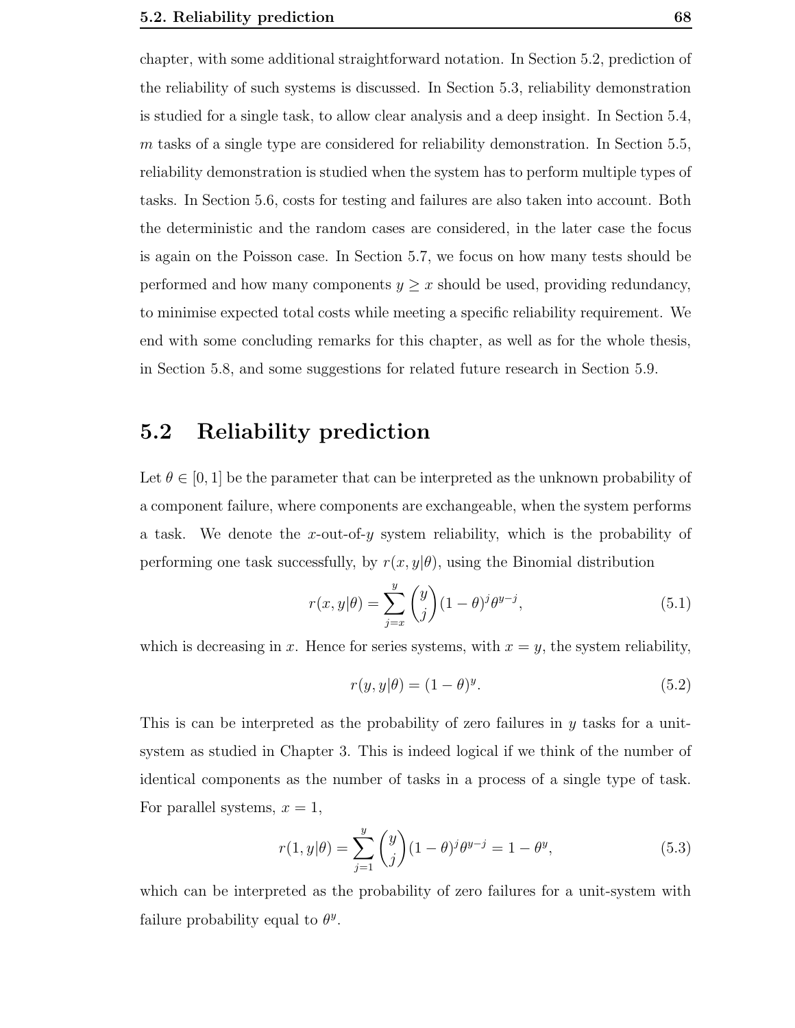chapter, with some additional straightforward notation. In Section 5.2, prediction of the reliability of such systems is discussed. In Section 5.3, reliability demonstration is studied for a single task, to allow clear analysis and a deep insight. In Section 5.4, $m$ tasks of a single type are considered for reliability demonstration. In Section 5.5, reliability demonstration is studied when the system has to perform multiple types of tasks. In Section 5.6, costs for testing and failures are also taken into account. Both the deterministic and the random cases are considered, in the later case the focus is again on the Poisson case. In Section 5.7, we focus on how many tests should be performed and how many components $y \geq x$ should be used, providing redundancy, to minimise expected total costs while meeting a specific reliability requirement. We end with some concluding remarks for this chapter, as well as for the whole thesis, in Section 5.8, and some suggestions for related future research in Section 5.9.

## 5.2 Reliability prediction

Let $\theta \in [0,1]$ be the parameter that can be interpreted as the unknown probability of a component failure, where components are exchangeable, when the system performs a task. We denote the $x$-out-of-$y$ system reliability, which is the probability of performing one task successfully, by $r(x, y|\theta)$, using the Binomial distribution

$$r(x, y|\theta) = \sum_{j=x}^{y} \binom{y}{j} (1-\theta)^j \theta^{y-j}, \tag{5.1}$$

which is decreasing in $x$. Hence for series systems, with $x = y$, the system reliability,

$$r(y, y|\theta) = (1-\theta)^y. \tag{5.2}$$

This is can be interpreted as the probability of zero failures in $y$ tasks for a unit-system as studied in Chapter 3. This is indeed logical if we think of the number of identical components as the number of tasks in a process of a single type of task. For parallel systems, $x = 1$,

$$r(1, y|\theta) = \sum_{j=1}^{y} \binom{y}{j} (1-\theta)^j \theta^{y-j} = 1 - \theta^y, \tag{5.3}$$

which can be interpreted as the probability of zero failures for a unit-system with failure probability equal to $\theta^y$.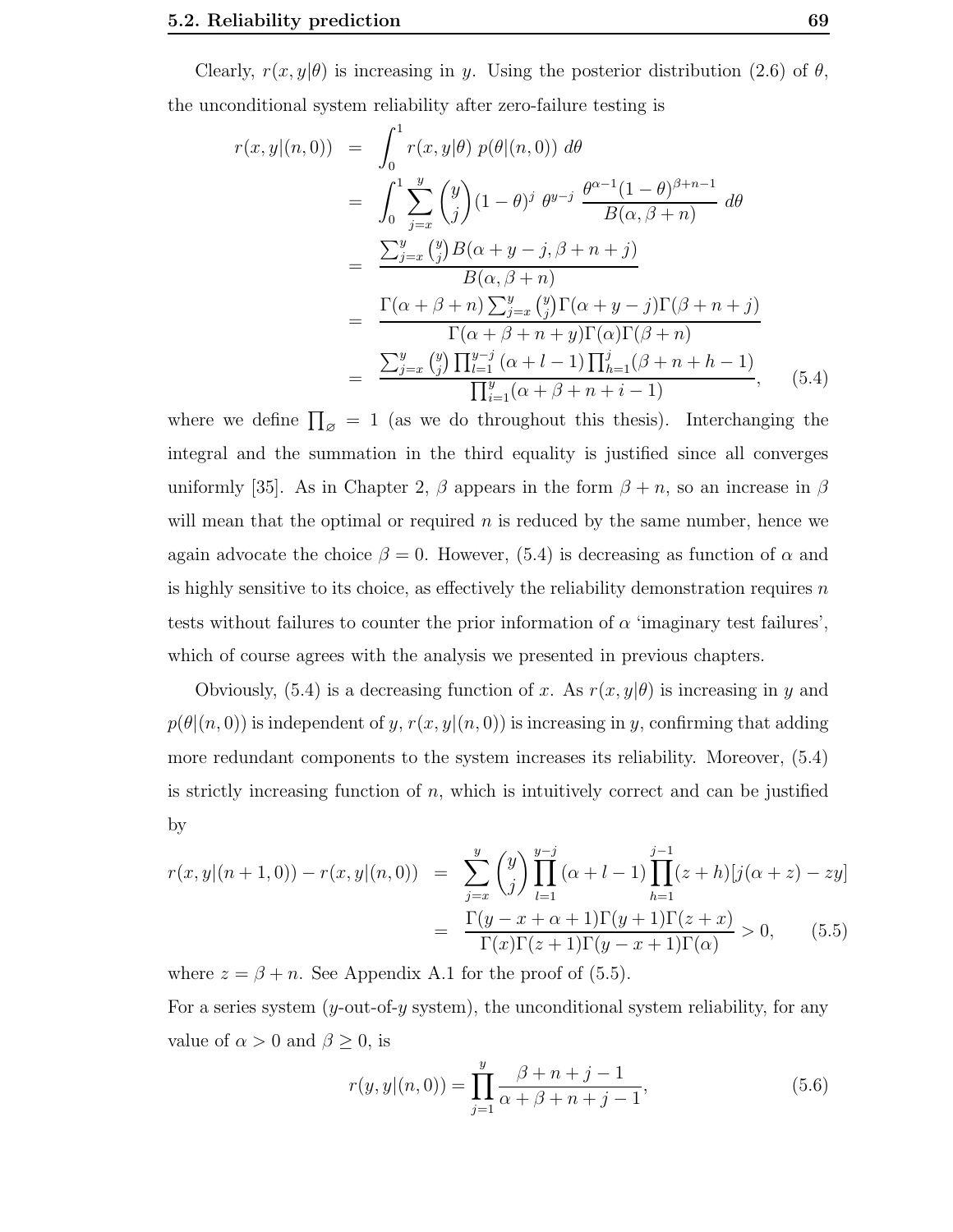Clearly, $r(x, y|\theta)$ is increasing in $y$. Using the posterior distribution (2.6) of $\theta$, the unconditional system reliability after zero-failure testing is

$$
\begin{aligned}
r(x, y|(n, 0)) &= \int_0^1 r(x, y|\theta)\ p(\theta|(n, 0))\ d\theta \\
&= \int_0^1 \sum_{j=x}^{y} \binom{y}{j} (1-\theta)^j\ \theta^{y-j}\ \frac{\theta^{\alpha-1}(1-\theta)^{\beta+n-1}}{B(\alpha, \beta+n)}\ d\theta \\
&= \frac{\sum_{j=x}^{y} \binom{y}{j} B(\alpha+y-j, \beta+n+j)}{B(\alpha, \beta+n)} \\
&= \frac{\Gamma(\alpha+\beta+n) \sum_{j=x}^{y} \binom{y}{j} \Gamma(\alpha+y-j)\Gamma(\beta+n+j)}{\Gamma(\alpha+\beta+n+y)\Gamma(\alpha)\Gamma(\beta+n)} \\
&= \frac{\sum_{j=x}^{y} \binom{y}{j} \prod_{l=1}^{y-j}(\alpha+l-1) \prod_{h=1}^{j}(\beta+n+h-1)}{\prod_{i=1}^{y}(\alpha+\beta+n+i-1)}, \qquad (5.4)
\end{aligned}
$$

where we define $\prod_{\varnothing} = 1$ (as we do throughout this thesis). Interchanging the integral and the summation in the third equality is justified since all converges uniformly [35]. As in Chapter 2, $\beta$ appears in the form $\beta + n$, so an increase in $\beta$ will mean that the optimal or required $n$ is reduced by the same number, hence we again advocate the choice $\beta = 0$. However, (5.4) is decreasing as function of $\alpha$ and is highly sensitive to its choice, as effectively the reliability demonstration requires $n$ tests without failures to counter the prior information of $\alpha$ 'imaginary test failures', which of course agrees with the analysis we presented in previous chapters.

Obviously, (5.4) is a decreasing function of $x$. As $r(x, y|\theta)$ is increasing in $y$ and $p(\theta|(n, 0))$ is independent of $y$, $r(x, y|(n, 0))$ is increasing in $y$, confirming that adding more redundant components to the system increases its reliability. Moreover, (5.4) is strictly increasing function of $n$, which is intuitively correct and can be justified by

$$
\begin{aligned}
r(x, y|(n+1, 0)) - r(x, y|(n, 0)) &= \sum_{j=x}^{y} \binom{y}{j} \prod_{l=1}^{y-j}(\alpha+l-1) \prod_{h=1}^{j-1}(z+h)[j(\alpha+z) - zy] \\
&= \frac{\Gamma(y-x+\alpha+1)\Gamma(y+1)\Gamma(z+x)}{\Gamma(x)\Gamma(z+1)\Gamma(y-x+1)\Gamma(\alpha)} > 0, \qquad (5.5)
\end{aligned}
$$

where $z = \beta + n$. See Appendix A.1 for the proof of (5.5).

For a series system ($y$-out-of-$y$ system), the unconditional system reliability, for any value of $\alpha > 0$ and $\beta \geq 0$, is

$$
r(y, y|(n, 0)) = \prod_{j=1}^{y} \frac{\beta+n+j-1}{\alpha+\beta+n+j-1}, \qquad (5.6)
$$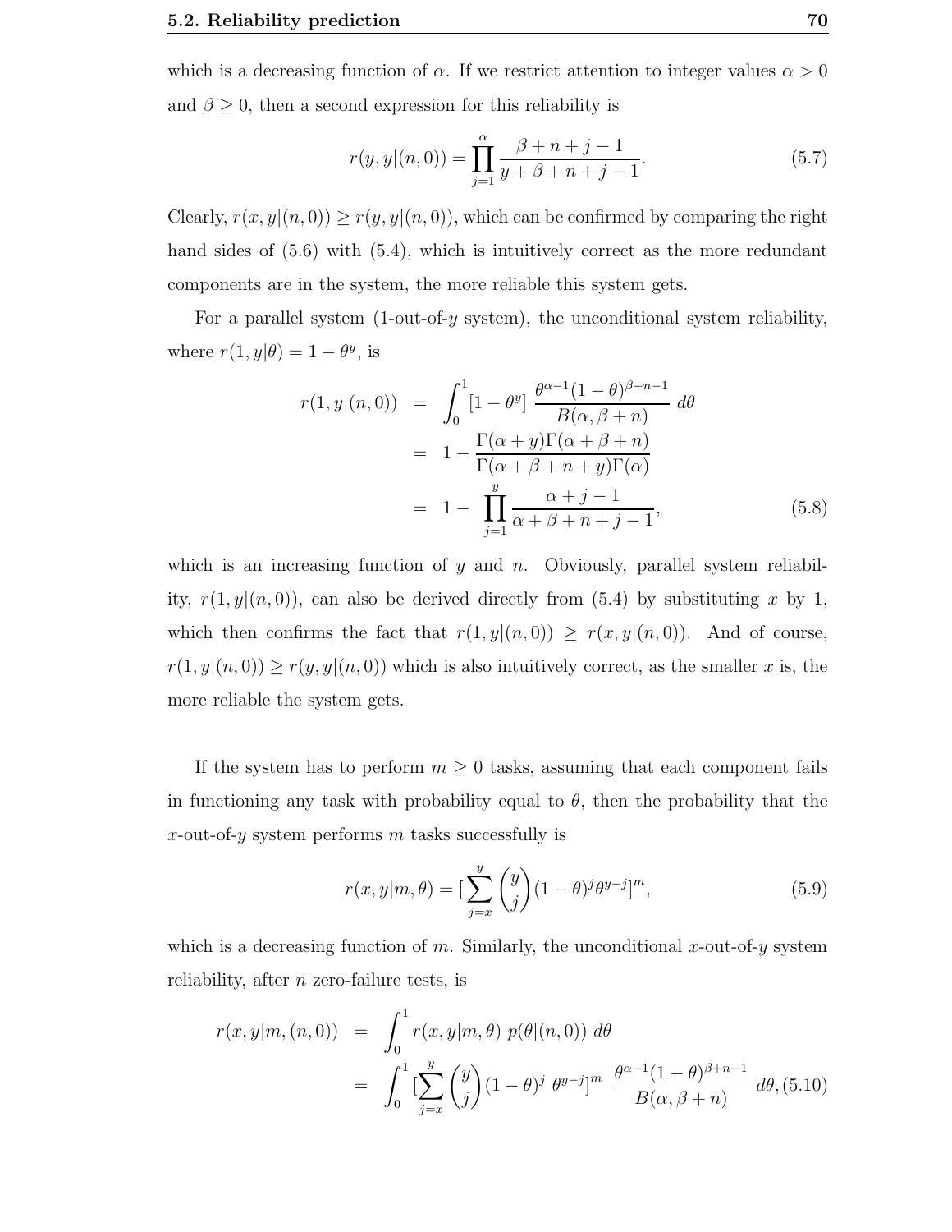which is a decreasing function of $\alpha$. If we restrict attention to integer values $\alpha > 0$ and $\beta \geq 0$, then a second expression for this reliability is

$$r(y, y|(n, 0)) = \prod_{j=1}^{\alpha} \frac{\beta + n + j - 1}{y + \beta + n + j - 1}. \tag{5.7}$$

Clearly, $r(x, y|(n, 0)) \geq r(y, y|(n, 0))$, which can be confirmed by comparing the right hand sides of (5.6) with (5.4), which is intuitively correct as the more redundant components are in the system, the more reliable this system gets.

For a parallel system (1-out-of-$y$ system), the unconditional system reliability, where $r(1, y|\theta) = 1 - \theta^y$, is

$$\begin{aligned}
r(1, y|(n, 0)) &= \int_0^1 [1 - \theta^y] \, \frac{\theta^{\alpha-1}(1-\theta)^{\beta+n-1}}{B(\alpha, \beta+n)} \, d\theta \\
&= 1 - \frac{\Gamma(\alpha + y)\Gamma(\alpha + \beta + n)}{\Gamma(\alpha + \beta + n + y)\Gamma(\alpha)} \\
&= 1 - \prod_{j=1}^{y} \frac{\alpha + j - 1}{\alpha + \beta + n + j - 1},
\end{aligned} \tag{5.8}$$

which is an increasing function of $y$ and $n$. Obviously, parallel system reliability, $r(1, y|(n, 0))$, can also be derived directly from (5.4) by substituting $x$ by 1, which then confirms the fact that $r(1, y|(n, 0)) \geq r(x, y|(n, 0))$. And of course, $r(1, y|(n, 0)) \geq r(y, y|(n, 0))$ which is also intuitively correct, as the smaller $x$ is, the more reliable the system gets.

If the system has to perform $m \geq 0$ tasks, assuming that each component fails in functioning any task with probability equal to $\theta$, then the probability that the $x$-out-of-$y$ system performs $m$ tasks successfully is

$$r(x, y|m, \theta) = [\sum_{j=x}^{y} \binom{y}{j} (1-\theta)^j \theta^{y-j}]^m, \tag{5.9}$$

which is a decreasing function of $m$. Similarly, the unconditional $x$-out-of-$y$ system reliability, after $n$ zero-failure tests, is

$$\begin{aligned}
r(x, y|m, (n, 0)) &= \int_0^1 r(x, y|m, \theta) \; p(\theta|(n, 0)) \; d\theta \\
&= \int_0^1 [\sum_{j=x}^{y} \binom{y}{j} (1-\theta)^j \; \theta^{y-j}]^m \; \frac{\theta^{\alpha-1}(1-\theta)^{\beta+n-1}}{B(\alpha, \beta+n)} \; d\theta,
\end{aligned} \tag{5.10}$$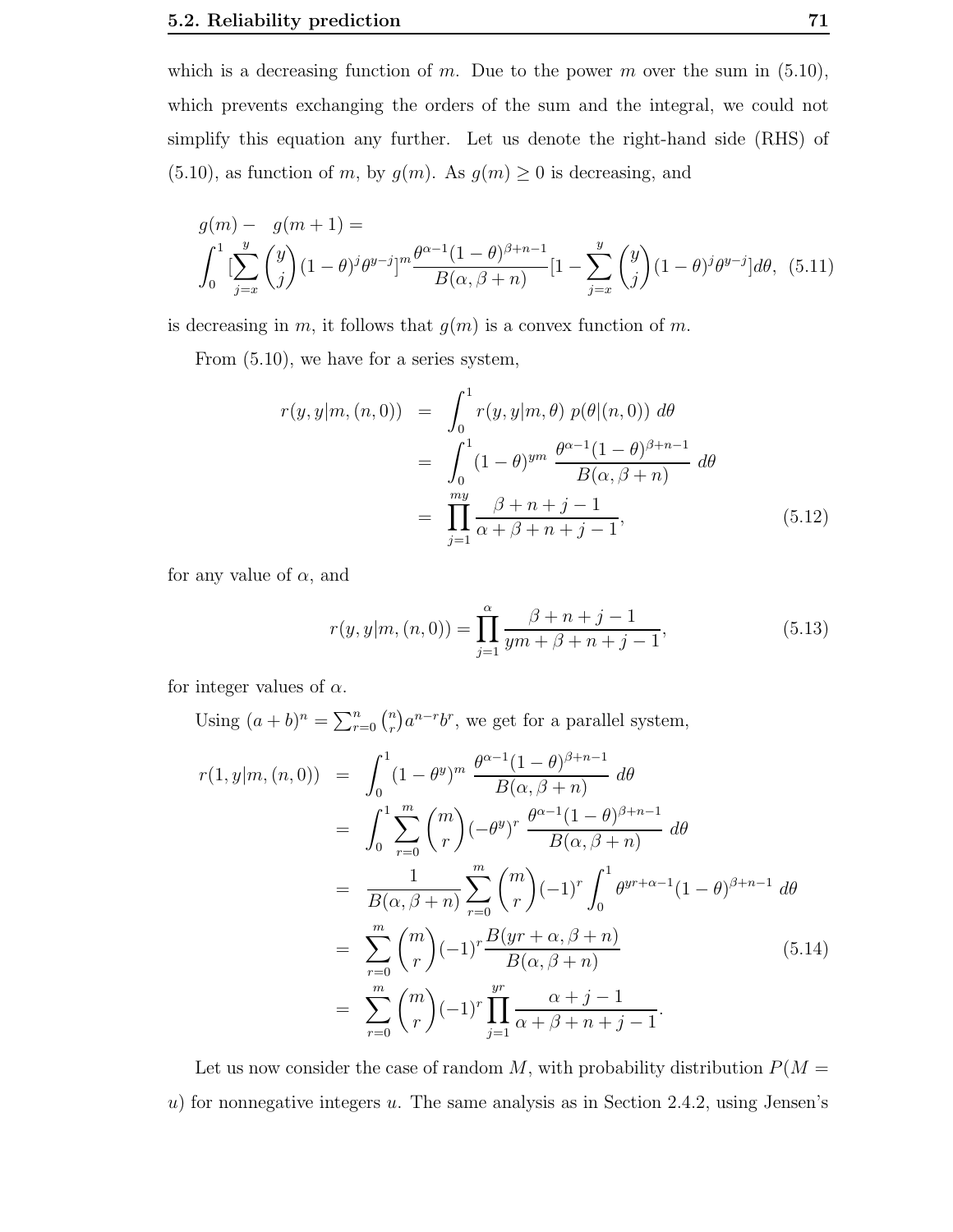which is a decreasing function of $m$. Due to the power $m$ over the sum in (5.10), which prevents exchanging the orders of the sum and the integral, we could not simplify this equation any further. Let us denote the right-hand side (RHS) of (5.10), as function of $m$, by $g(m)$. As $g(m) \geq 0$ is decreasing, and

$$
g(m) - g(m+1) = \int_0^1 [\sum_{j=x}^{y} \binom{y}{j} (1-\theta)^j \theta^{y-j}]^m \frac{\theta^{\alpha-1}(1-\theta)^{\beta+n-1}}{B(\alpha, \beta+n)} [1 - \sum_{j=x}^{y} \binom{y}{j} (1-\theta)^j \theta^{y-j}] d\theta, \quad (5.11)
$$

is decreasing in $m$, it follows that $g(m)$ is a convex function of $m$.

From (5.10), we have for a series system,

$$
\begin{aligned}
r(y, y|m, (n, 0)) &= \int_0^1 r(y, y|m, \theta) \; p(\theta|(n, 0)) \; d\theta \\
&= \int_0^1 (1-\theta)^{ym} \; \frac{\theta^{\alpha-1}(1-\theta)^{\beta+n-1}}{B(\alpha, \beta+n)} \; d\theta \\
&= \prod_{j=1}^{my} \frac{\beta+n+j-1}{\alpha+\beta+n+j-1},
\end{aligned}
\quad (5.12)
$$

for any value of $\alpha$, and

$$
r(y, y|m, (n, 0)) = \prod_{j=1}^{\alpha} \frac{\beta+n+j-1}{ym+\beta+n+j-1}, \quad (5.13)
$$

for integer values of $\alpha$.

Using $(a+b)^n = \sum_{r=0}^{n} \binom{n}{r} a^{n-r} b^r$, we get for a parallel system,

$$
\begin{aligned}
r(1, y|m, (n, 0)) &= \int_0^1 (1-\theta^y)^m \; \frac{\theta^{\alpha-1}(1-\theta)^{\beta+n-1}}{B(\alpha, \beta+n)} \; d\theta \\
&= \int_0^1 \sum_{r=0}^{m} \binom{m}{r} (-\theta^y)^r \; \frac{\theta^{\alpha-1}(1-\theta)^{\beta+n-1}}{B(\alpha, \beta+n)} \; d\theta \\
&= \frac{1}{B(\alpha, \beta+n)} \sum_{r=0}^{m} \binom{m}{r} (-1)^r \int_0^1 \theta^{yr+\alpha-1}(1-\theta)^{\beta+n-1} \; d\theta \\
&= \sum_{r=0}^{m} \binom{m}{r} (-1)^r \frac{B(yr+\alpha, \beta+n)}{B(\alpha, \beta+n)} \\
&= \sum_{r=0}^{m} \binom{m}{r} (-1)^r \prod_{j=1}^{yr} \frac{\alpha+j-1}{\alpha+\beta+n+j-1}.
\end{aligned}
\quad (5.14)
$$

Let us now consider the case of random $M$, with probability distribution $P(M = u)$ for nonnegative integers $u$. The same analysis as in Section 2.4.2, using Jensen's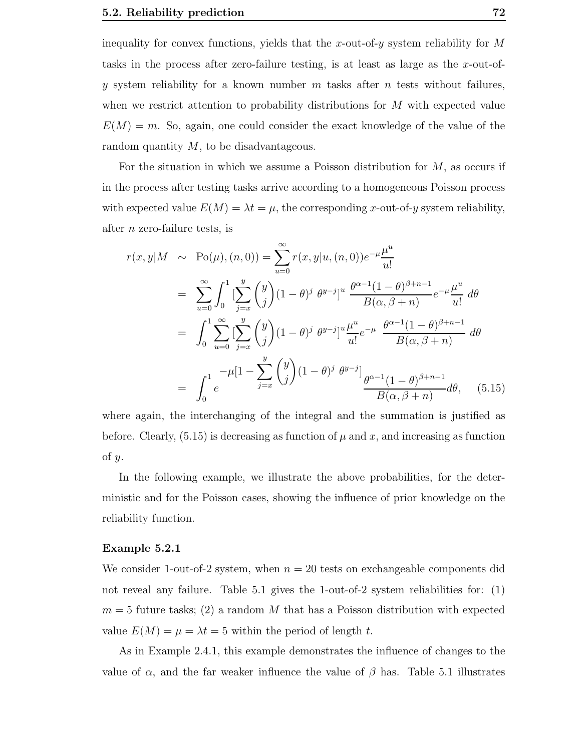inequality for convex functions, yields that the $x$-out-of-$y$ system reliability for $M$ tasks in the process after zero-failure testing, is at least as large as the $x$-out-of-$y$ system reliability for a known number $m$ tasks after $n$ tests without failures, when we restrict attention to probability distributions for $M$ with expected value $E(M) = m$. So, again, one could consider the exact knowledge of the value of the random quantity $M$, to be disadvantageous.

For the situation in which we assume a Poisson distribution for $M$, as occurs if in the process after testing tasks arrive according to a homogeneous Poisson process with expected value $E(M) = \lambda t = \mu$, the corresponding $x$-out-of-$y$ system reliability, after $n$ zero-failure tests, is

$$
\begin{aligned}
r(x, y|M \sim \text{Po}(\mu), (n, 0)) &= \sum_{u=0}^{\infty} r(x, y|u, (n, 0)) e^{-\mu} \frac{\mu^u}{u!} \\
&= \sum_{u=0}^{\infty} \int_0^1 [\sum_{j=x}^{y} \binom{y}{j} (1-\theta)^j \, \theta^{y-j}]^u \, \frac{\theta^{\alpha-1}(1-\theta)^{\beta+n-1}}{B(\alpha, \beta+n)} e^{-\mu} \frac{\mu^u}{u!} \, d\theta \\
&= \int_0^1 \sum_{u=0}^{\infty} [\sum_{j=x}^{y} \binom{y}{j} (1-\theta)^j \, \theta^{y-j}]^u \frac{\mu^u}{u!} e^{-\mu} \, \frac{\theta^{\alpha-1}(1-\theta)^{\beta+n-1}}{B(\alpha, \beta+n)} \, d\theta \\
&= \int_0^1 e^{-\mu[1 - \sum_{j=x}^{y} \binom{y}{j} (1-\theta)^j \, \theta^{y-j}]} \frac{\theta^{\alpha-1}(1-\theta)^{\beta+n-1}}{B(\alpha, \beta+n)} d\theta, \qquad (5.15)
\end{aligned}
$$

where again, the interchanging of the integral and the summation is justified as before. Clearly, (5.15) is decreasing as function of $\mu$ and $x$, and increasing as function of $y$.

In the following example, we illustrate the above probabilities, for the deterministic and for the Poisson cases, showing the influence of prior knowledge on the reliability function.

**Example 5.2.1**

We consider 1-out-of-2 system, when $n = 20$ tests on exchangeable components did not reveal any failure. Table 5.1 gives the 1-out-of-2 system reliabilities for: (1) $m = 5$ future tasks; (2) a random $M$ that has a Poisson distribution with expected value $E(M) = \mu = \lambda t = 5$ within the period of length $t$.

As in Example 2.4.1, this example demonstrates the influence of changes to the value of $\alpha$, and the far weaker influence the value of $\beta$ has. Table 5.1 illustrates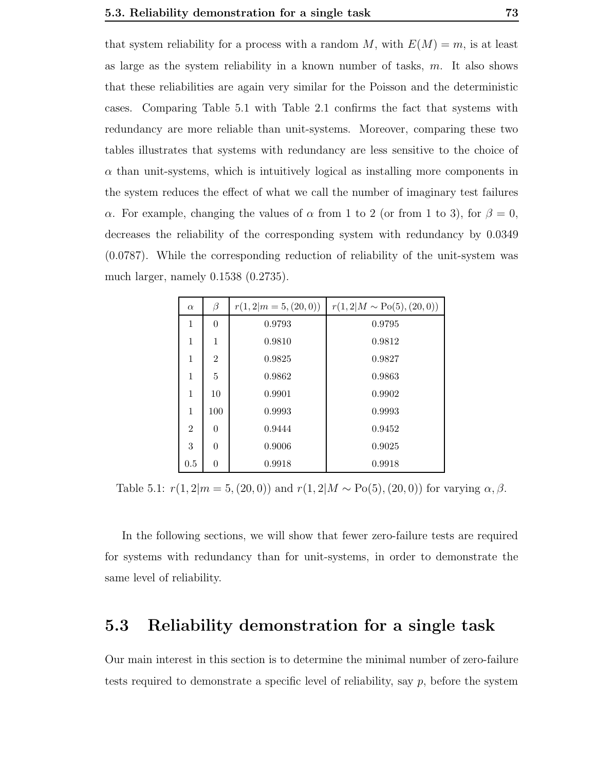that system reliability for a process with a random $M$, with $E(M) = m$, is at least as large as the system reliability in a known number of tasks, $m$. It also shows that these reliabilities are again very similar for the Poisson and the deterministic cases. Comparing Table 5.1 with Table 2.1 confirms the fact that systems with redundancy are more reliable than unit-systems. Moreover, comparing these two tables illustrates that systems with redundancy are less sensitive to the choice of $\alpha$ than unit-systems, which is intuitively logical as installing more components in the system reduces the effect of what we call the number of imaginary test failures $\alpha$. For example, changing the values of $\alpha$ from 1 to 2 (or from 1 to 3), for $\beta = 0$, decreases the reliability of the corresponding system with redundancy by 0.0349 (0.0787). While the corresponding reduction of reliability of the unit-system was much larger, namely 0.1538 (0.2735).

| $\alpha$ | $\beta$ | $r(1, 2\|m = 5, (20, 0))$ | $r(1, 2\|M \sim \text{Po}(5), (20, 0))$ |
|---|---|---|---|
| 1 | 0 | 0.9793 | 0.9795 |
| 1 | 1 | 0.9810 | 0.9812 |
| 1 | 2 | 0.9825 | 0.9827 |
| 1 | 5 | 0.9862 | 0.9863 |
| 1 | 10 | 0.9901 | 0.9902 |
| 1 | 100 | 0.9993 | 0.9993 |
| 2 | 0 | 0.9444 | 0.9452 |
| 3 | 0 | 0.9006 | 0.9025 |
| 0.5 | 0 | 0.9918 | 0.9918 |

Table 5.1: $r(1, 2|m = 5, (20, 0))$ and $r(1, 2|M \sim \text{Po}(5), (20, 0))$ for varying $\alpha, \beta$.

In the following sections, we will show that fewer zero-failure tests are required for systems with redundancy than for unit-systems, in order to demonstrate the same level of reliability.

## 5.3 Reliability demonstration for a single task

Our main interest in this section is to determine the minimal number of zero-failure tests required to demonstrate a specific level of reliability, say $p$, before the system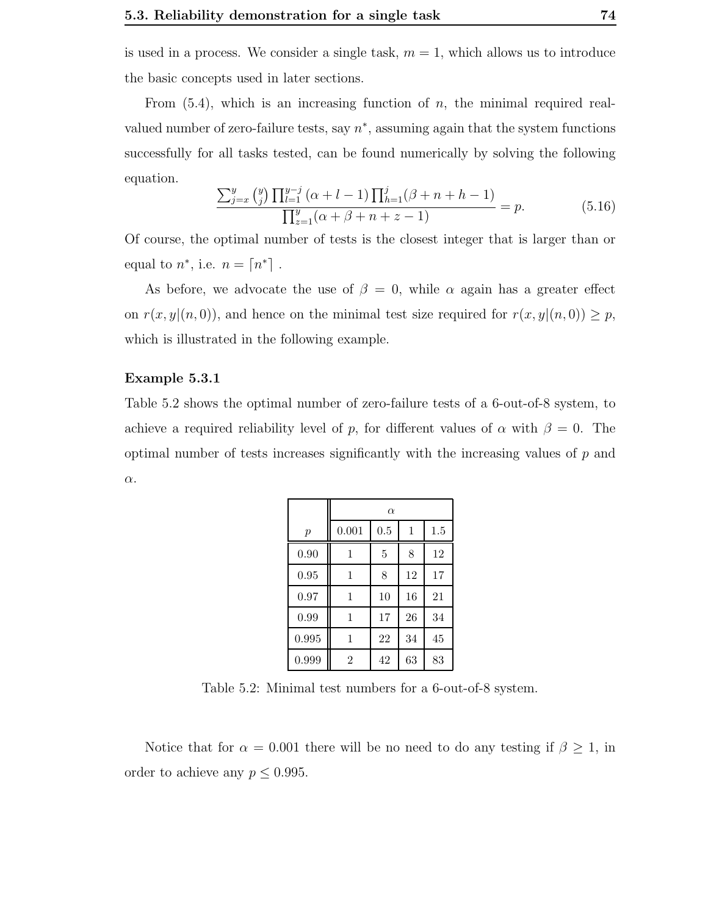is used in a process. We consider a single task, $m = 1$, which allows us to introduce the basic concepts used in later sections.

From (5.4), which is an increasing function of $n$, the minimal required real-valued number of zero-failure tests, say $n^*$, assuming again that the system functions successfully for all tasks tested, can be found numerically by solving the following equation.

$$\frac{\sum_{j=x}^{y} \binom{y}{j} \prod_{l=1}^{y-j} (\alpha + l - 1) \prod_{h=1}^{j} (\beta + n + h - 1)}{\prod_{z=1}^{y} (\alpha + \beta + n + z - 1)} = p. \tag{5.16}$$

Of course, the optimal number of tests is the closest integer that is larger than or equal to $n^*$, i.e. $n = \lceil n^* \rceil$ .

As before, we advocate the use of $\beta = 0$, while $\alpha$ again has a greater effect on $r(x, y|(n, 0))$, and hence on the minimal test size required for $r(x, y|(n, 0)) \geq p$, which is illustrated in the following example.

**Example 5.3.1**

Table 5.2 shows the optimal number of zero-failure tests of a 6-out-of-8 system, to achieve a required reliability level of $p$, for different values of $\alpha$ with $\beta = 0$. The optimal number of tests increases significantly with the increasing values of $p$ and $\alpha$.

| | $\alpha$ | | | |
|---|---|---|---|---|
| $p$ | 0.001 | 0.5 | 1 | 1.5 |
| 0.90 | 1 | 5 | 8 | 12 |
| 0.95 | 1 | 8 | 12 | 17 |
| 0.97 | 1 | 10 | 16 | 21 |
| 0.99 | 1 | 17 | 26 | 34 |
| 0.995 | 1 | 22 | 34 | 45 |
| 0.999 | 2 | 42 | 63 | 83 |

Table 5.2: Minimal test numbers for a 6-out-of-8 system.

Notice that for $\alpha = 0.001$ there will be no need to do any testing if $\beta \geq 1$, in order to achieve any $p \leq 0.995$.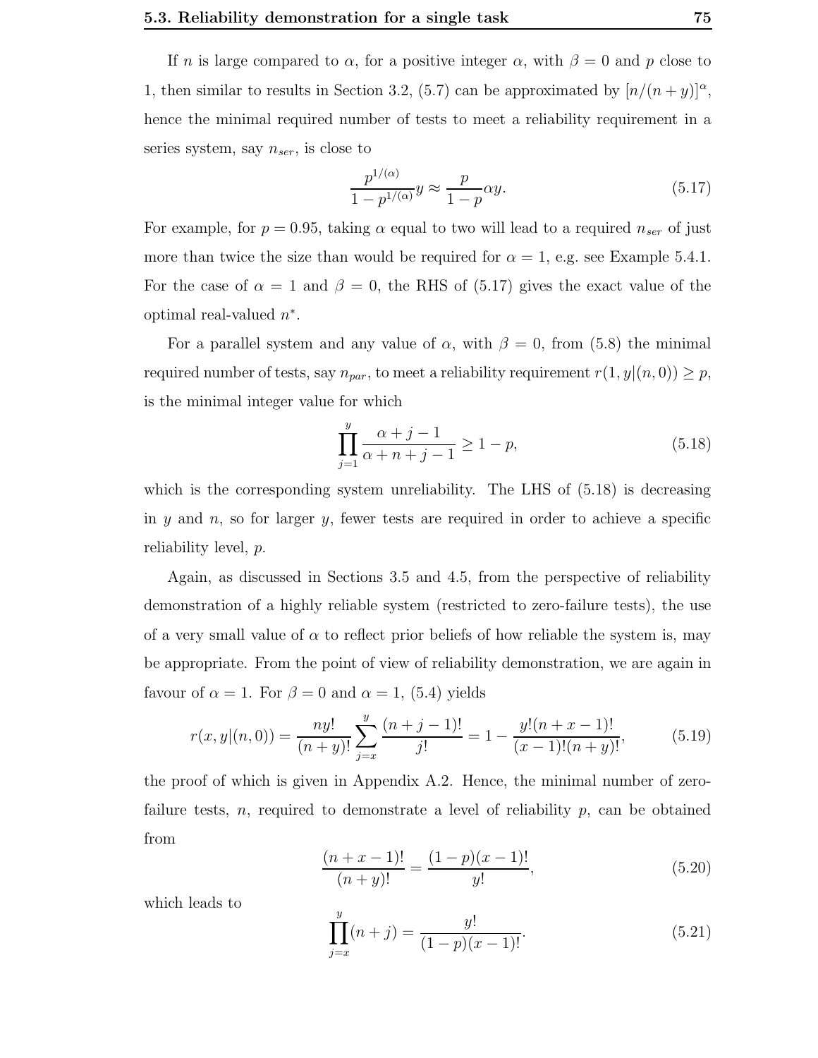If $n$ is large compared to $\alpha$, for a positive integer $\alpha$, with $\beta = 0$ and $p$ close to 1, then similar to results in Section 3.2, (5.7) can be approximated by $[n/(n+y)]^{\alpha}$, hence the minimal required number of tests to meet a reliability requirement in a series system, say $n_{ser}$, is close to

$$\frac{p^{1/(\alpha)}}{1-p^{1/(\alpha)}}y \approx \frac{p}{1-p}\alpha y. \tag{5.17}$$

For example, for $p = 0.95$, taking $\alpha$ equal to two will lead to a required $n_{ser}$ of just more than twice the size than would be required for $\alpha = 1$, e.g. see Example 5.4.1. For the case of $\alpha = 1$ and $\beta = 0$, the RHS of (5.17) gives the exact value of the optimal real-valued $n^*$.

For a parallel system and any value of $\alpha$, with $\beta = 0$, from (5.8) the minimal required number of tests, say $n_{par}$, to meet a reliability requirement $r(1, y|(n, 0)) \geq p$, is the minimal integer value for which

$$\prod_{j=1}^{y} \frac{\alpha + j - 1}{\alpha + n + j - 1} \geq 1 - p, \tag{5.18}$$

which is the corresponding system unreliability. The LHS of (5.18) is decreasing in $y$ and $n$, so for larger $y$, fewer tests are required in order to achieve a specific reliability level, $p$.

Again, as discussed in Sections 3.5 and 4.5, from the perspective of reliability demonstration of a highly reliable system (restricted to zero-failure tests), the use of a very small value of $\alpha$ to reflect prior beliefs of how reliable the system is, may be appropriate. From the point of view of reliability demonstration, we are again in favour of $\alpha = 1$. For $\beta = 0$ and $\alpha = 1$, (5.4) yields

$$r(x, y|(n, 0)) = \frac{ny!}{(n+y)!}\sum_{j=x}^{y}\frac{(n+j-1)!}{j!} = 1 - \frac{y!(n+x-1)!}{(x-1)!(n+y)!}, \tag{5.19}$$

the proof of which is given in Appendix A.2. Hence, the minimal number of zero-failure tests, $n$, required to demonstrate a level of reliability $p$, can be obtained from

$$\frac{(n+x-1)!}{(n+y)!} = \frac{(1-p)(x-1)!}{y!}, \tag{5.20}$$

which leads to

$$\prod_{j=x}^{y}(n+j) = \frac{y!}{(1-p)(x-1)!}. \tag{5.21}$$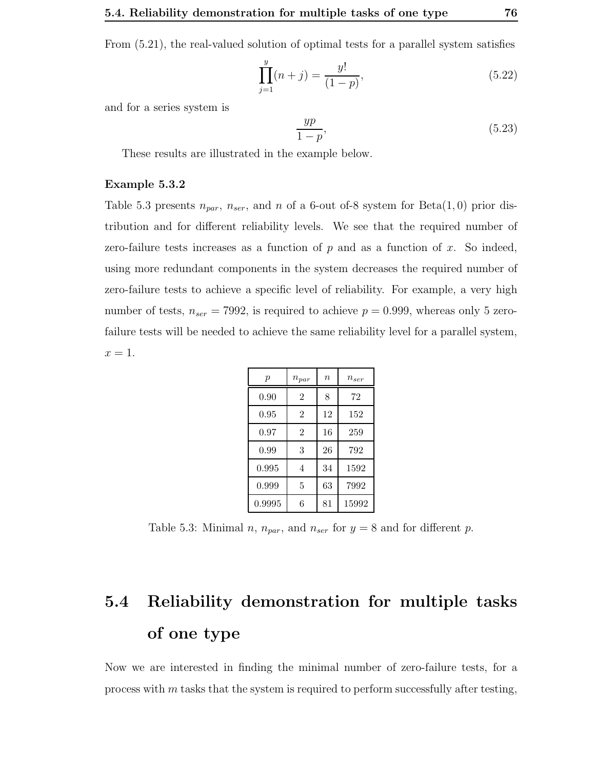From (5.21), the real-valued solution of optimal tests for a parallel system satisfies

$$\prod_{j=1}^{y}(n+j) = \frac{y!}{(1-p)}, \tag{5.22}$$

and for a series system is

$$\frac{yp}{1-p}, \tag{5.23}$$

These results are illustrated in the example below.

**Example 5.3.2**

Table 5.3 presents $n_{par}$, $n_{ser}$, and $n$ of a 6-out of-8 system for Beta$(1,0)$ prior distribution and for different reliability levels. We see that the required number of zero-failure tests increases as a function of $p$ and as a function of $x$. So indeed, using more redundant components in the system decreases the required number of zero-failure tests to achieve a specific level of reliability. For example, a very high number of tests, $n_{ser} = 7992$, is required to achieve $p = 0.999$, whereas only 5 zero-failure tests will be needed to achieve the same reliability level for a parallel system, $x = 1$.

| $p$ | $n_{par}$ | $n$ | $n_{ser}$ |
|---|---|---|---|
| 0.90 | 2 | 8 | 72 |
| 0.95 | 2 | 12 | 152 |
| 0.97 | 2 | 16 | 259 |
| 0.99 | 3 | 26 | 792 |
| 0.995 | 4 | 34 | 1592 |
| 0.999 | 5 | 63 | 7992 |
| 0.9995 | 6 | 81 | 15992 |

Table 5.3: Minimal $n$, $n_{par}$, and $n_{ser}$ for $y = 8$ and for different $p$.

## 5.4 Reliability demonstration for multiple tasks of one type

Now we are interested in finding the minimal number of zero-failure tests, for a process with $m$ tasks that the system is required to perform successfully after testing,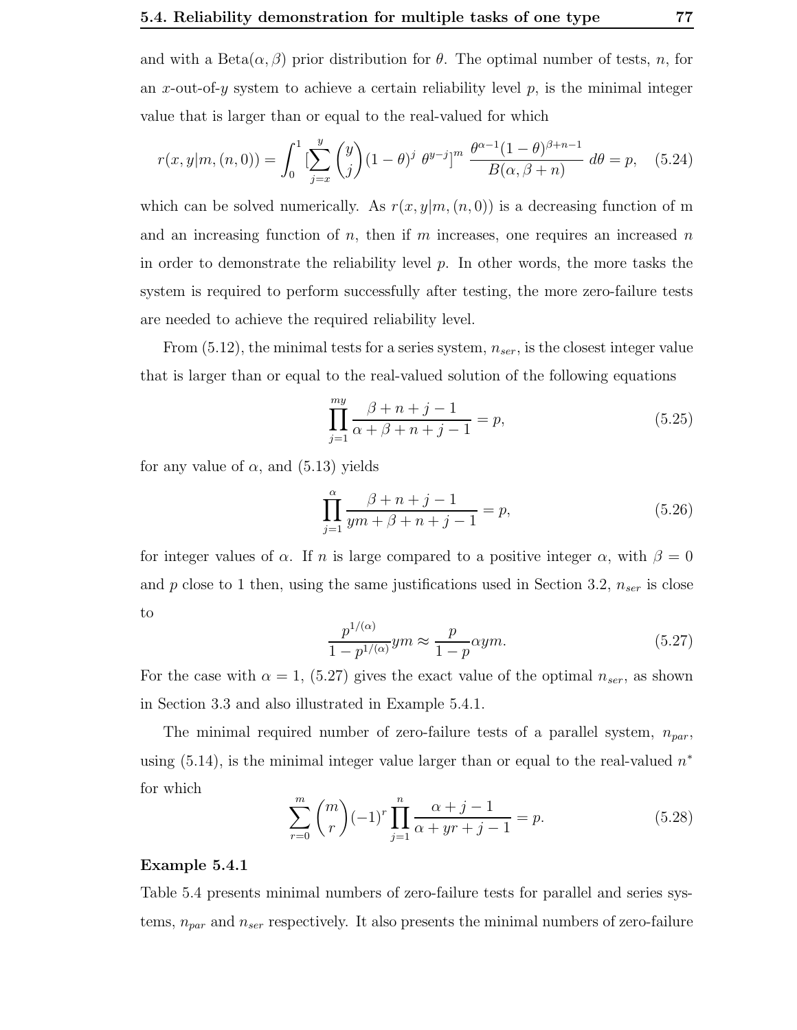and with a Beta($\alpha, \beta$) prior distribution for $\theta$. The optimal number of tests, $n$, for an $x$-out-of-$y$ system to achieve a certain reliability level $p$, is the minimal integer value that is larger than or equal to the real-valued for which

$$r(x, y|m, (n, 0)) = \int_0^1 [\sum_{j=x}^{y} \binom{y}{j} (1-\theta)^j \ \theta^{y-j}]^m \ \frac{\theta^{\alpha-1}(1-\theta)^{\beta+n-1}}{B(\alpha, \beta+n)} \ d\theta = p, \quad (5.24)$$

which can be solved numerically. As $r(x, y|m, (n, 0))$ is a decreasing function of m and an increasing function of $n$, then if $m$ increases, one requires an increased $n$ in order to demonstrate the reliability level $p$. In other words, the more tasks the system is required to perform successfully after testing, the more zero-failure tests are needed to achieve the required reliability level.

From (5.12), the minimal tests for a series system, $n_{ser}$, is the closest integer value that is larger than or equal to the real-valued solution of the following equations

$$\prod_{j=1}^{my} \frac{\beta+n+j-1}{\alpha+\beta+n+j-1} = p, \quad (5.25)$$

for any value of $\alpha$, and (5.13) yields

$$\prod_{j=1}^{\alpha} \frac{\beta+n+j-1}{ym+\beta+n+j-1} = p, \quad (5.26)$$

for integer values of $\alpha$. If $n$ is large compared to a positive integer $\alpha$, with $\beta = 0$ and $p$ close to 1 then, using the same justifications used in Section 3.2, $n_{ser}$ is close to

$$\frac{p^{1/(\alpha)}}{1-p^{1/(\alpha)}} ym \approx \frac{p}{1-p} \alpha ym. \quad (5.27)$$

For the case with $\alpha = 1$, (5.27) gives the exact value of the optimal $n_{ser}$, as shown in Section 3.3 and also illustrated in Example 5.4.1.

The minimal required number of zero-failure tests of a parallel system, $n_{par}$, using (5.14), is the minimal integer value larger than or equal to the real-valued $n^*$ for which

$$\sum_{r=0}^{m} \binom{m}{r} (-1)^r \prod_{j=1}^{n} \frac{\alpha+j-1}{\alpha+yr+j-1} = p. \quad (5.28)$$

**Example 5.4.1**

Table 5.4 presents minimal numbers of zero-failure tests for parallel and series systems, $n_{par}$ and $n_{ser}$ respectively. It also presents the minimal numbers of zero-failure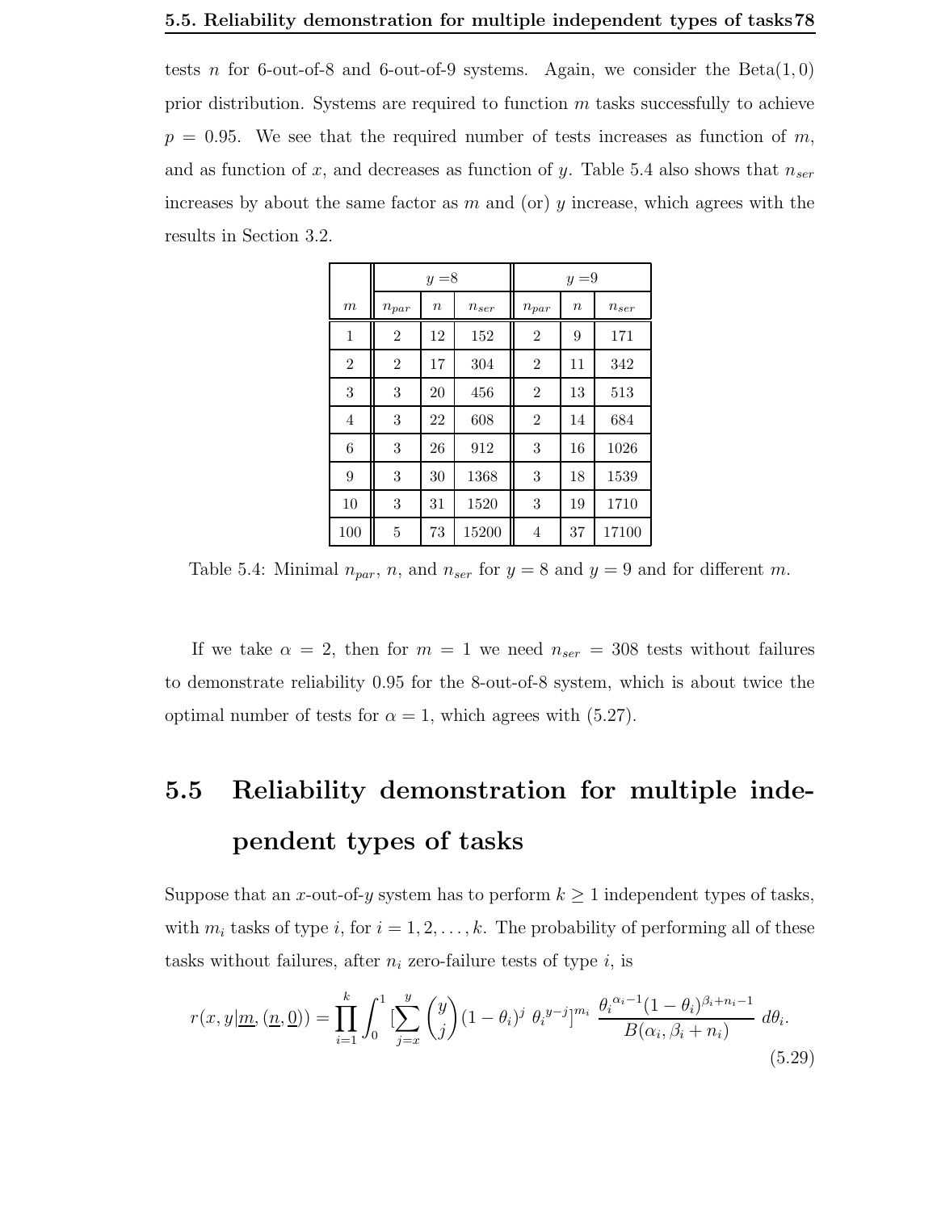tests $n$ for 6-out-of-8 and 6-out-of-9 systems. Again, we consider the Beta$(1, 0)$ prior distribution. Systems are required to function $m$ tasks successfully to achieve $p = 0.95$. We see that the required number of tests increases as function of $m$, and as function of $x$, and decreases as function of $y$. Table 5.4 also shows that $n_{ser}$ increases by about the same factor as $m$ and (or) $y$ increase, which agrees with the results in Section 3.2.

| | $y = 8$ | | | $y = 9$ | | |
|---|---|---|---|---|---|---|
| $m$ | $n_{par}$ | $n$ | $n_{ser}$ | $n_{par}$ | $n$ | $n_{ser}$ |
| 1 | 2 | 12 | 152 | 2 | 9 | 171 |
| 2 | 2 | 17 | 304 | 2 | 11 | 342 |
| 3 | 3 | 20 | 456 | 2 | 13 | 513 |
| 4 | 3 | 22 | 608 | 2 | 14 | 684 |
| 6 | 3 | 26 | 912 | 3 | 16 | 1026 |
| 9 | 3 | 30 | 1368 | 3 | 18 | 1539 |
| 10 | 3 | 31 | 1520 | 3 | 19 | 1710 |
| 100 | 5 | 73 | 15200 | 4 | 37 | 17100 |

Table 5.4: Minimal $n_{par}$, $n$, and $n_{ser}$ for $y = 8$ and $y = 9$ and for different $m$.

If we take $\alpha = 2$, then for $m = 1$ we need $n_{ser} = 308$ tests without failures to demonstrate reliability 0.95 for the 8-out-of-8 system, which is about twice the optimal number of tests for $\alpha = 1$, which agrees with (5.27).

## 5.5 Reliability demonstration for multiple independent types of tasks

Suppose that an $x$-out-of-$y$ system has to perform $k \geq 1$ independent types of tasks, with $m_i$ tasks of type $i$, for $i = 1, 2, \ldots, k$. The probability of performing all of these tasks without failures, after $n_i$ zero-failure tests of type $i$, is

$$r(x, y|\underline{m}, (\underline{n}, \underline{0})) = \prod_{i=1}^{k} \int_0^1 [\sum_{j=x}^{y} \binom{y}{j} (1-\theta_i)^j \ \theta_i^{y-j}]^{m_i} \ \frac{\theta_i^{\alpha_i - 1}(1-\theta_i)^{\beta_i + n_i - 1}}{B(\alpha_i, \beta_i + n_i)} \ d\theta_i. \tag{5.29}$$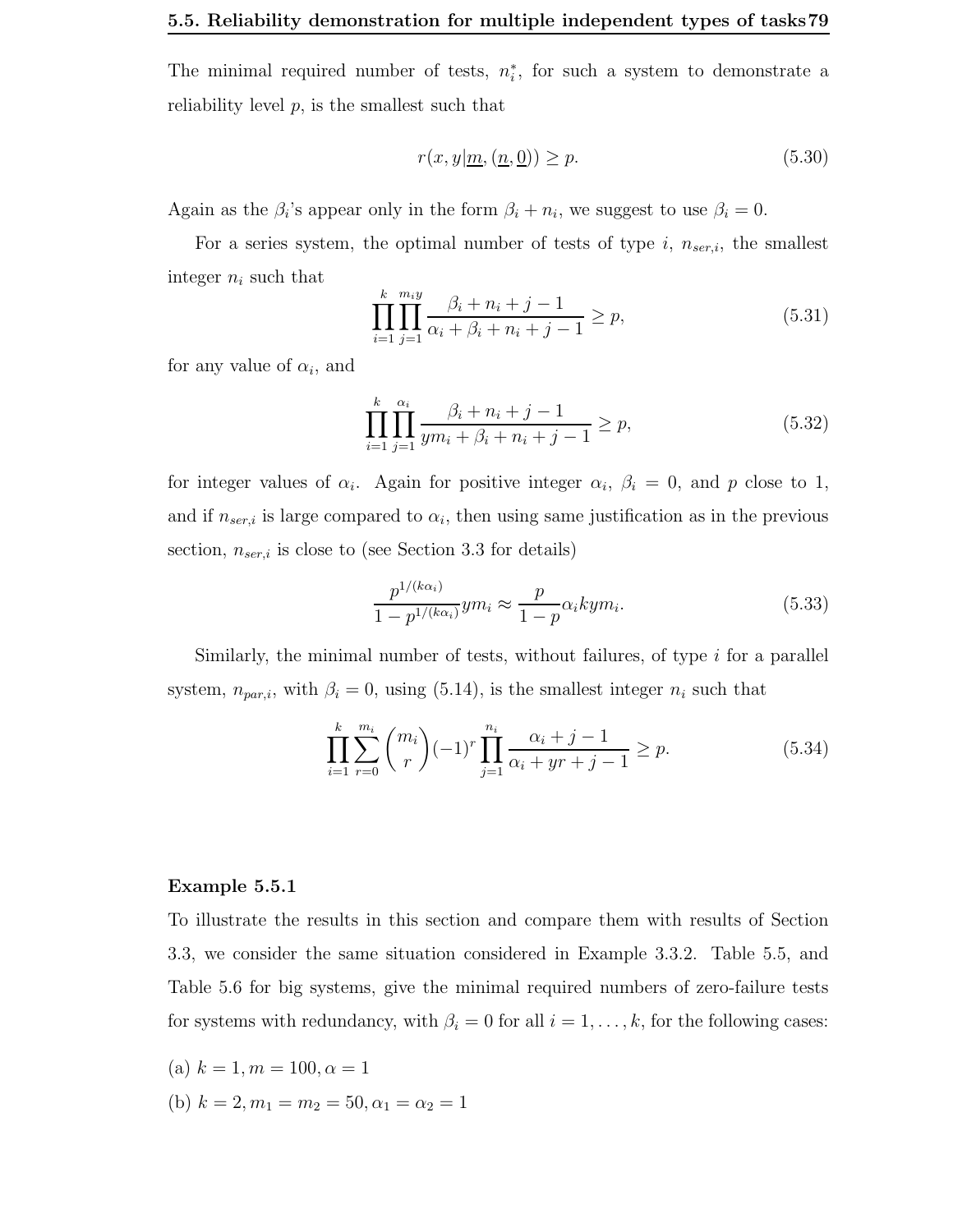The minimal required number of tests, $n_i^*$, for such a system to demonstrate a reliability level $p$, is the smallest such that

$$r(x, y|\underline{m}, (\underline{n}, \underline{0})) \geq p. \tag{5.30}$$

Again as the $\beta_i$'s appear only in the form $\beta_i + n_i$, we suggest to use $\beta_i = 0$.

For a series system, the optimal number of tests of type $i$, $n_{ser,i}$, the smallest integer $n_i$ such that

$$\prod_{i=1}^{k} \prod_{j=1}^{m_i y} \frac{\beta_i + n_i + j - 1}{\alpha_i + \beta_i + n_i + j - 1} \geq p, \tag{5.31}$$

for any value of $\alpha_i$, and

$$\prod_{i=1}^{k} \prod_{j=1}^{\alpha_i} \frac{\beta_i + n_i + j - 1}{ym_i + \beta_i + n_i + j - 1} \geq p, \tag{5.32}$$

for integer values of $\alpha_i$. Again for positive integer $\alpha_i$, $\beta_i = 0$, and $p$ close to 1, and if $n_{ser,i}$ is large compared to $\alpha_i$, then using same justification as in the previous section, $n_{ser,i}$ is close to (see Section 3.3 for details)

$$\frac{p^{1/(k\alpha_i)}}{1 - p^{1/(k\alpha_i)}} ym_i \approx \frac{p}{1-p} \alpha_i k y m_i. \tag{5.33}$$

Similarly, the minimal number of tests, without failures, of type $i$ for a parallel system, $n_{par,i}$, with $\beta_i = 0$, using (5.14), is the smallest integer $n_i$ such that

$$\prod_{i=1}^{k} \sum_{r=0}^{m_i} \binom{m_i}{r} (-1)^r \prod_{j=1}^{n_i} \frac{\alpha_i + j - 1}{\alpha_i + yr + j - 1} \geq p. \tag{5.34}$$

**Example 5.5.1**

To illustrate the results in this section and compare them with results of Section 3.3, we consider the same situation considered in Example 3.3.2. Table 5.5, and Table 5.6 for big systems, give the minimal required numbers of zero-failure tests for systems with redundancy, with $\beta_i = 0$ for all $i = 1, \ldots, k$, for the following cases:

(a) $k = 1, m = 100, \alpha = 1$

(b) $k = 2, m_1 = m_2 = 50, \alpha_1 = \alpha_2 = 1$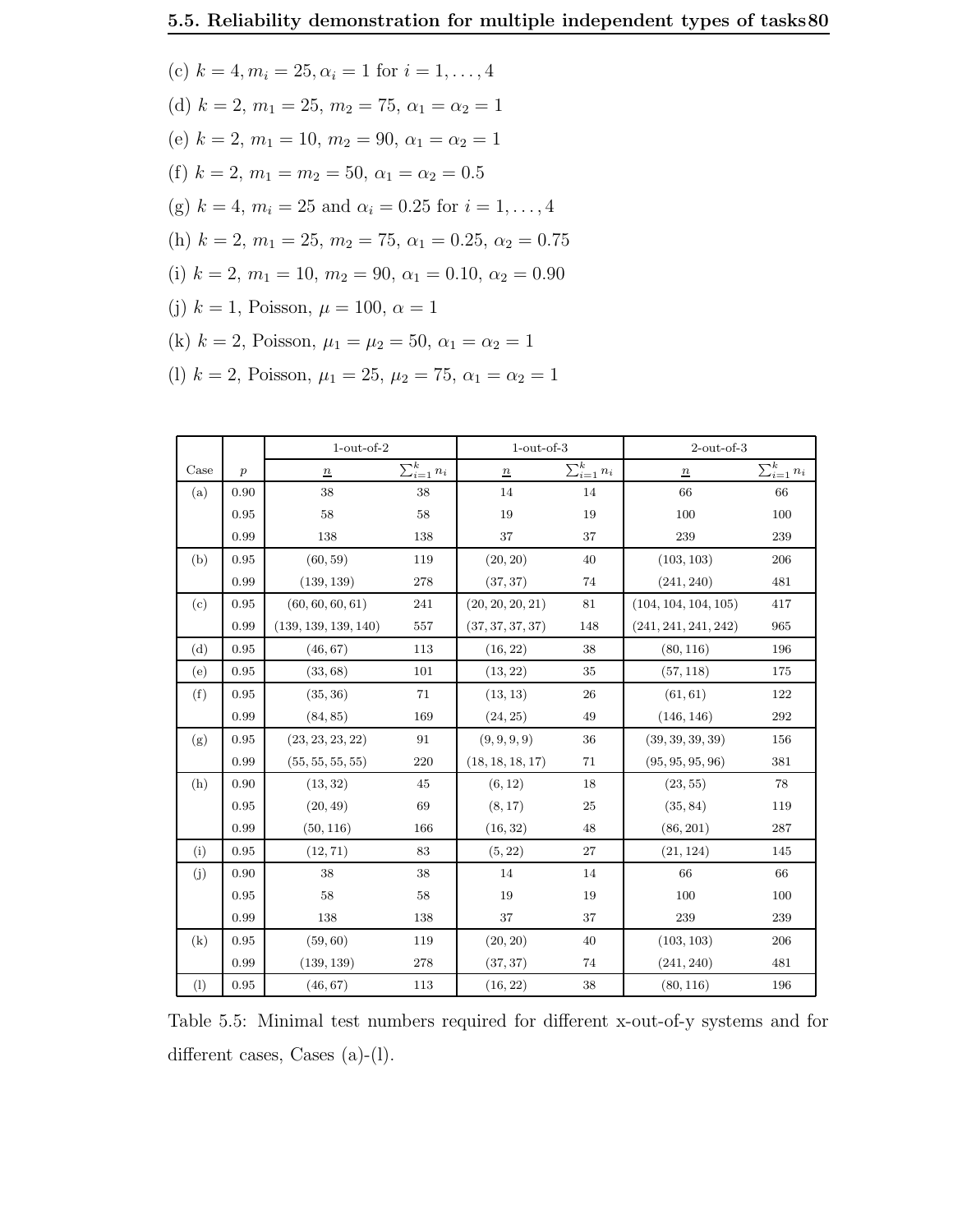(c) $k = 4, m_i = 25, \alpha_i = 1$ for $i = 1, \ldots, 4$

(d) $k = 2,\ m_1 = 25,\ m_2 = 75,\ \alpha_1 = \alpha_2 = 1$

(e) $k = 2,\ m_1 = 10,\ m_2 = 90,\ \alpha_1 = \alpha_2 = 1$

(f) $k = 2,\ m_1 = m_2 = 50,\ \alpha_1 = \alpha_2 = 0.5$

(g) $k = 4,\ m_i = 25$ and $\alpha_i = 0.25$ for $i = 1, \ldots, 4$

(h) $k = 2,\ m_1 = 25,\ m_2 = 75,\ \alpha_1 = 0.25,\ \alpha_2 = 0.75$

(i) $k = 2,\ m_1 = 10,\ m_2 = 90,\ \alpha_1 = 0.10,\ \alpha_2 = 0.90$

(j) $k = 1$, Poisson, $\mu = 100,\ \alpha = 1$

(k) $k = 2$, Poisson, $\mu_1 = \mu_2 = 50,\ \alpha_1 = \alpha_2 = 1$

(l) $k = 2$, Poisson, $\mu_1 = 25,\ \mu_2 = 75,\ \alpha_1 = \alpha_2 = 1$

| | | 1-out-of-2 | | 1-out-of-3 | | 2-out-of-3 | |
|---|---|---|---|---|---|---|---|
| Case | $p$ | $\underline{n}$ | $\sum_{i=1}^{k} n_i$ | $\underline{n}$ | $\sum_{i=1}^{k} n_i$ | $\underline{n}$ | $\sum_{i=1}^{k} n_i$ |
| (a) | 0.90 | 38 | 38 | 14 | 14 | 66 | 66 |
| | 0.95 | 58 | 58 | 19 | 19 | 100 | 100 |
| | 0.99 | 138 | 138 | 37 | 37 | 239 | 239 |
| (b) | 0.95 | (60, 59) | 119 | (20, 20) | 40 | (103, 103) | 206 |
| | 0.99 | (139, 139) | 278 | (37, 37) | 74 | (241, 240) | 481 |
| (c) | 0.95 | (60, 60, 60, 61) | 241 | (20, 20, 20, 21) | 81 | (104, 104, 104, 105) | 417 |
| | 0.99 | (139, 139, 139, 140) | 557 | (37, 37, 37, 37) | 148 | (241, 241, 241, 242) | 965 |
| (d) | 0.95 | (46, 67) | 113 | (16, 22) | 38 | (80, 116) | 196 |
| (e) | 0.95 | (33, 68) | 101 | (13, 22) | 35 | (57, 118) | 175 |
| (f) | 0.95 | (35, 36) | 71 | (13, 13) | 26 | (61, 61) | 122 |
| | 0.99 | (84, 85) | 169 | (24, 25) | 49 | (146, 146) | 292 |
| (g) | 0.95 | (23, 23, 23, 22) | 91 | (9, 9, 9, 9) | 36 | (39, 39, 39, 39) | 156 |
| | 0.99 | (55, 55, 55, 55) | 220 | (18, 18, 18, 17) | 71 | (95, 95, 95, 96) | 381 |
| (h) | 0.90 | (13, 32) | 45 | (6, 12) | 18 | (23, 55) | 78 |
| | 0.95 | (20, 49) | 69 | (8, 17) | 25 | (35, 84) | 119 |
| | 0.99 | (50, 116) | 166 | (16, 32) | 48 | (86, 201) | 287 |
| (i) | 0.95 | (12, 71) | 83 | (5, 22) | 27 | (21, 124) | 145 |
| (j) | 0.90 | 38 | 38 | 14 | 14 | 66 | 66 |
| | 0.95 | 58 | 58 | 19 | 19 | 100 | 100 |
| | 0.99 | 138 | 138 | 37 | 37 | 239 | 239 |
| (k) | 0.95 | (59, 60) | 119 | (20, 20) | 40 | (103, 103) | 206 |
| | 0.99 | (139, 139) | 278 | (37, 37) | 74 | (241, 240) | 481 |
| (l) | 0.95 | (46, 67) | 113 | (16, 22) | 38 | (80, 116) | 196 |

Table 5.5: Minimal test numbers required for different x-out-of-y systems and for different cases, Cases (a)-(l).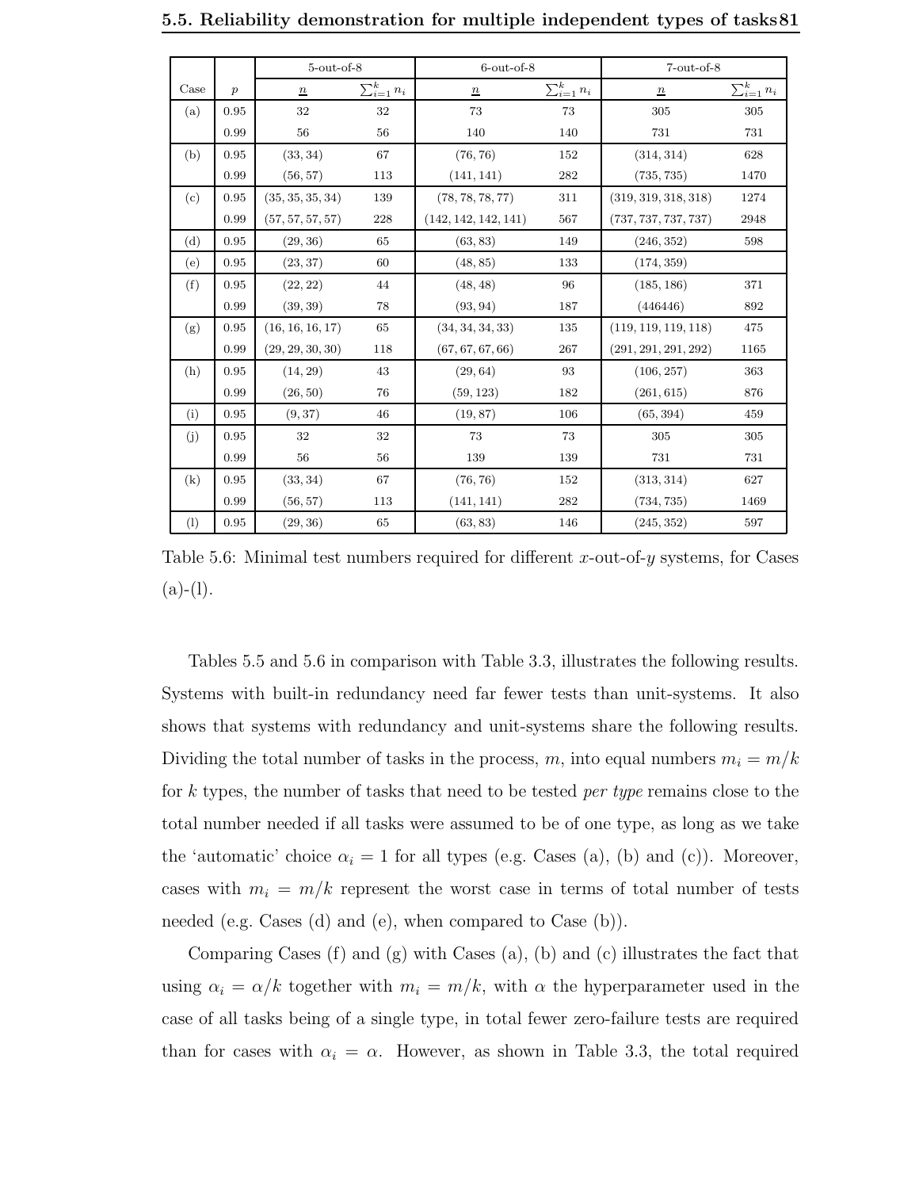| Case | $p$ | 5-out-of-8 | | 6-out-of-8 | | 7-out-of-8 | |
|---|---|---|---|---|---|---|---|
| | | $\underline{n}$ | $\sum_{i=1}^k n_i$ | $\underline{n}$ | $\sum_{i=1}^k n_i$ | $\underline{n}$ | $\sum_{i=1}^k n_i$ |
| (a) | 0.95 | 32 | 32 | 73 | 73 | 305 | 305 |
| | 0.99 | 56 | 56 | 140 | 140 | 731 | 731 |
| (b) | 0.95 | (33, 34) | 67 | (76, 76) | 152 | (314, 314) | 628 |
| | 0.99 | (56, 57) | 113 | (141, 141) | 282 | (735, 735) | 1470 |
| (c) | 0.95 | (35, 35, 35, 34) | 139 | (78, 78, 78, 77) | 311 | (319, 319, 318, 318) | 1274 |
| | 0.99 | (57, 57, 57, 57) | 228 | (142, 142, 142, 141) | 567 | (737, 737, 737, 737) | 2948 |
| (d) | 0.95 | (29, 36) | 65 | (63, 83) | 149 | (246, 352) | 598 |
| (e) | 0.95 | (23, 37) | 60 | (48, 85) | 133 | (174, 359) | |
| (f) | 0.95 | (22, 22) | 44 | (48, 48) | 96 | (185, 186) | 371 |
| | 0.99 | (39, 39) | 78 | (93, 94) | 187 | (446446) | 892 |
| (g) | 0.95 | (16, 16, 16, 17) | 65 | (34, 34, 34, 33) | 135 | (119, 119, 119, 118) | 475 |
| | 0.99 | (29, 29, 30, 30) | 118 | (67, 67, 67, 66) | 267 | (291, 291, 291, 292) | 1165 |
| (h) | 0.95 | (14, 29) | 43 | (29, 64) | 93 | (106, 257) | 363 |
| | 0.99 | (26, 50) | 76 | (59, 123) | 182 | (261, 615) | 876 |
| (i) | 0.95 | (9, 37) | 46 | (19, 87) | 106 | (65, 394) | 459 |
| (j) | 0.95 | 32 | 32 | 73 | 73 | 305 | 305 |
| | 0.99 | 56 | 56 | 139 | 139 | 731 | 731 |
| (k) | 0.95 | (33, 34) | 67 | (76, 76) | 152 | (313, 314) | 627 |
| | 0.99 | (56, 57) | 113 | (141, 141) | 282 | (734, 735) | 1469 |
| (l) | 0.95 | (29, 36) | 65 | (63, 83) | 146 | (245, 352) | 597 |

Table 5.6: Minimal test numbers required for different $x$-out-of-$y$ systems, for Cases (a)-(l).

Tables 5.5 and 5.6 in comparison with Table 3.3, illustrates the following results. Systems with built-in redundancy need far fewer tests than unit-systems. It also shows that systems with redundancy and unit-systems share the following results. Dividing the total number of tasks in the process, $m$, into equal numbers $m_i = m/k$ for $k$ types, the number of tasks that need to be tested *per type* remains close to the total number needed if all tasks were assumed to be of one type, as long as we take the 'automatic' choice $\alpha_i = 1$ for all types (e.g. Cases (a), (b) and (c)). Moreover, cases with $m_i = m/k$ represent the worst case in terms of total number of tests needed (e.g. Cases (d) and (e), when compared to Case (b)).

Comparing Cases (f) and (g) with Cases (a), (b) and (c) illustrates the fact that using $\alpha_i = \alpha/k$ together with $m_i = m/k$, with $\alpha$ the hyperparameter used in the case of all tasks being of a single type, in total fewer zero-failure tests are required than for cases with $\alpha_i = \alpha$. However, as shown in Table 3.3, the total required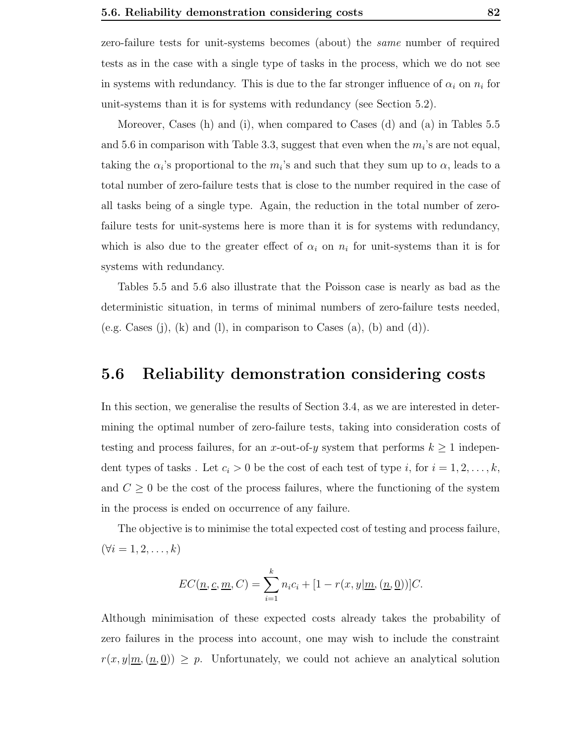zero-failure tests for unit-systems becomes (about) the *same* number of required tests as in the case with a single type of tasks in the process, which we do not see in systems with redundancy. This is due to the far stronger influence of $\alpha_i$ on $n_i$ for unit-systems than it is for systems with redundancy (see Section 5.2).

Moreover, Cases (h) and (i), when compared to Cases (d) and (a) in Tables 5.5 and 5.6 in comparison with Table 3.3, suggest that even when the $m_i$'s are not equal, taking the $\alpha_i$'s proportional to the $m_i$'s and such that they sum up to $\alpha$, leads to a total number of zero-failure tests that is close to the number required in the case of all tasks being of a single type. Again, the reduction in the total number of zero-failure tests for unit-systems here is more than it is for systems with redundancy, which is also due to the greater effect of $\alpha_i$ on $n_i$ for unit-systems than it is for systems with redundancy.

Tables 5.5 and 5.6 also illustrate that the Poisson case is nearly as bad as the deterministic situation, in terms of minimal numbers of zero-failure tests needed, (e.g. Cases (j), (k) and (l), in comparison to Cases (a), (b) and (d)).

## 5.6 Reliability demonstration considering costs

In this section, we generalise the results of Section 3.4, as we are interested in determining the optimal number of zero-failure tests, taking into consideration costs of testing and process failures, for an $x$-out-of-$y$ system that performs $k \geq 1$ independent types of tasks . Let $c_i > 0$ be the cost of each test of type $i$, for $i = 1, 2, \ldots, k$, and $C \geq 0$ be the cost of the process failures, where the functioning of the system in the process is ended on occurrence of any failure.

The objective is to minimise the total expected cost of testing and process failure, $(\forall i = 1, 2, \ldots, k)$

$$EC(\underline{n}, \underline{c}, \underline{m}, C) = \sum_{i=1}^{k} n_i c_i + [1 - r(x, y|\underline{m}, (\underline{n}, \underline{0}))]C.$$

Although minimisation of these expected costs already takes the probability of zero failures in the process into account, one may wish to include the constraint $r(x, y|\underline{m}, (\underline{n}, \underline{0})) \geq p$. Unfortunately, we could not achieve an analytical solution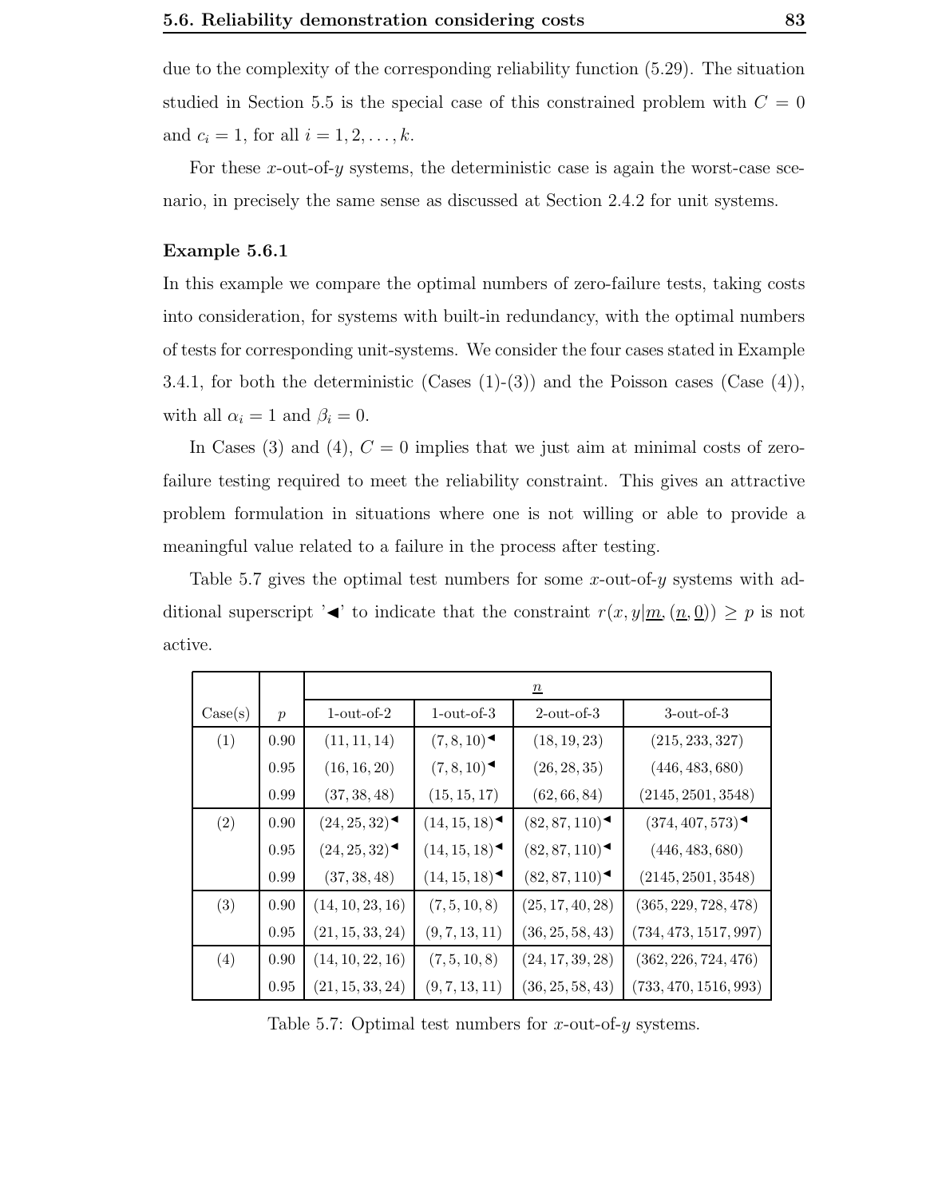due to the complexity of the corresponding reliability function (5.29). The situation studied in Section 5.5 is the special case of this constrained problem with $C = 0$ and $c_i = 1$, for all $i = 1, 2, \ldots, k$.

For these $x$-out-of-$y$ systems, the deterministic case is again the worst-case scenario, in precisely the same sense as discussed at Section 2.4.2 for unit systems.

**Example 5.6.1**

In this example we compare the optimal numbers of zero-failure tests, taking costs into consideration, for systems with built-in redundancy, with the optimal numbers of tests for corresponding unit-systems. We consider the four cases stated in Example 3.4.1, for both the deterministic (Cases (1)-(3)) and the Poisson cases (Case (4)), with all $\alpha_i = 1$ and $\beta_i = 0$.

In Cases (3) and (4), $C = 0$ implies that we just aim at minimal costs of zero-failure testing required to meet the reliability constraint. This gives an attractive problem formulation in situations where one is not willing or able to provide a meaningful value related to a failure in the process after testing.

Table 5.7 gives the optimal test numbers for some $x$-out-of-$y$ systems with additional superscript '$\blacktriangleleft$' to indicate that the constraint $r(x, y|\underline{m}, (\underline{n}, \underline{0})) \geq p$ is not active.

| | | $\underline{n}$ | | | |
|---|---|---|---|---|---|
| Case(s) | $p$ | 1-out-of-2 | 1-out-of-3 | 2-out-of-3 | 3-out-of-3 |
| (1) | 0.90 | $(11, 11, 14)$ | $(7, 8, 10)^{\blacktriangleleft}$ | $(18, 19, 23)$ | $(215, 233, 327)$ |
| | 0.95 | $(16, 16, 20)$ | $(7, 8, 10)^{\blacktriangleleft}$ | $(26, 28, 35)$ | $(446, 483, 680)$ |
| | 0.99 | $(37, 38, 48)$ | $(15, 15, 17)$ | $(62, 66, 84)$ | $(2145, 2501, 3548)$ |
| (2) | 0.90 | $(24, 25, 32)^{\blacktriangleleft}$ | $(14, 15, 18)^{\blacktriangleleft}$ | $(82, 87, 110)^{\blacktriangleleft}$ | $(374, 407, 573)^{\blacktriangleleft}$ |
| | 0.95 | $(24, 25, 32)^{\blacktriangleleft}$ | $(14, 15, 18)^{\blacktriangleleft}$ | $(82, 87, 110)^{\blacktriangleleft}$ | $(446, 483, 680)$ |
| | 0.99 | $(37, 38, 48)$ | $(14, 15, 18)^{\blacktriangleleft}$ | $(82, 87, 110)^{\blacktriangleleft}$ | $(2145, 2501, 3548)$ |
| (3) | 0.90 | $(14, 10, 23, 16)$ | $(7, 5, 10, 8)$ | $(25, 17, 40, 28)$ | $(365, 229, 728, 478)$ |
| | 0.95 | $(21, 15, 33, 24)$ | $(9, 7, 13, 11)$ | $(36, 25, 58, 43)$ | $(734, 473, 1517, 997)$ |
| (4) | 0.90 | $(14, 10, 22, 16)$ | $(7, 5, 10, 8)$ | $(24, 17, 39, 28)$ | $(362, 226, 724, 476)$ |
| | 0.95 | $(21, 15, 33, 24)$ | $(9, 7, 13, 11)$ | $(36, 25, 58, 43)$ | $(733, 470, 1516, 993)$ |

Table 5.7: Optimal test numbers for $x$-out-of-$y$ systems.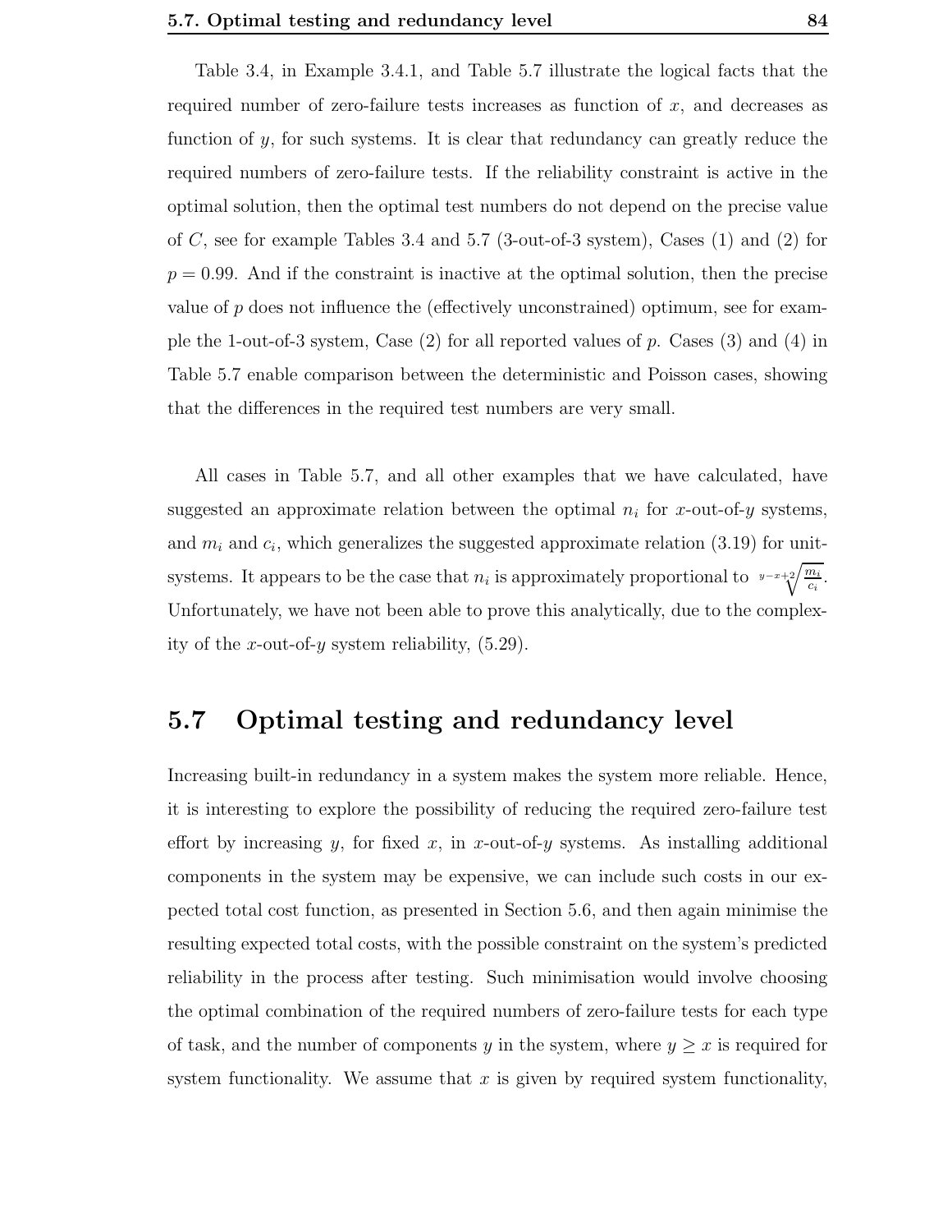Table 3.4, in Example 3.4.1, and Table 5.7 illustrate the logical facts that the required number of zero-failure tests increases as function of $x$, and decreases as function of $y$, for such systems. It is clear that redundancy can greatly reduce the required numbers of zero-failure tests. If the reliability constraint is active in the optimal solution, then the optimal test numbers do not depend on the precise value of $C$, see for example Tables 3.4 and 5.7 (3-out-of-3 system), Cases (1) and (2) for $p = 0.99$. And if the constraint is inactive at the optimal solution, then the precise value of $p$ does not influence the (effectively unconstrained) optimum, see for example the 1-out-of-3 system, Case (2) for all reported values of $p$. Cases (3) and (4) in Table 5.7 enable comparison between the deterministic and Poisson cases, showing that the differences in the required test numbers are very small.

All cases in Table 5.7, and all other examples that we have calculated, have suggested an approximate relation between the optimal $n_i$ for $x$-out-of-$y$ systems, and $m_i$ and $c_i$, which generalizes the suggested approximate relation (3.19) for unit-systems. It appears to be the case that $n_i$ is approximately proportional to $\sqrt[y-x+2]{\frac{m_i}{c_i}}$. Unfortunately, we have not been able to prove this analytically, due to the complexity of the $x$-out-of-$y$ system reliability, (5.29).

## 5.7 Optimal testing and redundancy level

Increasing built-in redundancy in a system makes the system more reliable. Hence, it is interesting to explore the possibility of reducing the required zero-failure test effort by increasing $y$, for fixed $x$, in $x$-out-of-$y$ systems. As installing additional components in the system may be expensive, we can include such costs in our expected total cost function, as presented in Section 5.6, and then again minimise the resulting expected total costs, with the possible constraint on the system's predicted reliability in the process after testing. Such minimisation would involve choosing the optimal combination of the required numbers of zero-failure tests for each type of task, and the number of components $y$ in the system, where $y \geq x$ is required for system functionality. We assume that $x$ is given by required system functionality,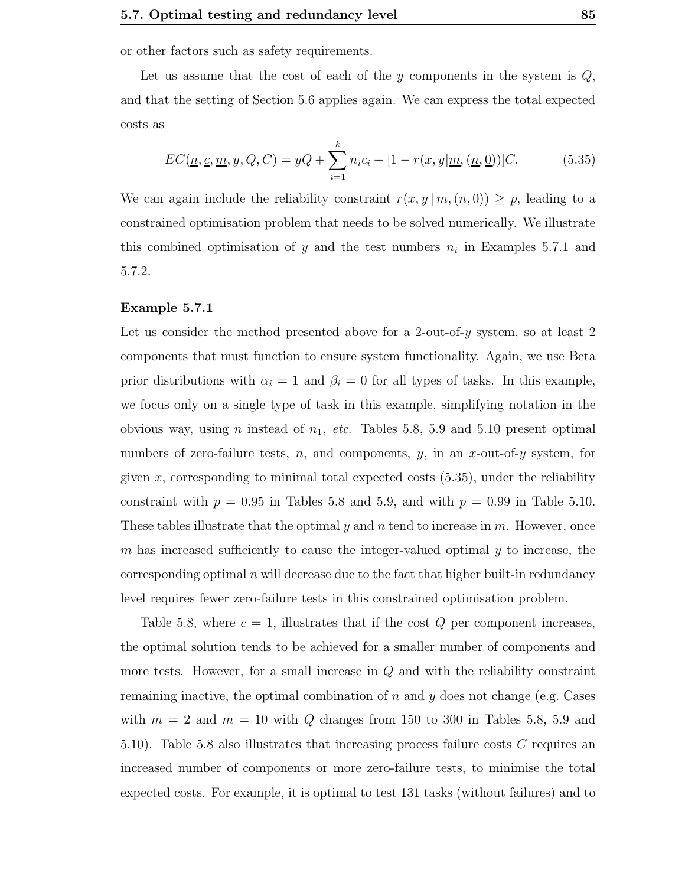or other factors such as safety requirements.

Let us assume that the cost of each of the $y$ components in the system is $Q$, and that the setting of Section 5.6 applies again. We can express the total expected costs as

$$EC(\underline{n}, \underline{c}, \underline{m}, y, Q, C) = yQ + \sum_{i=1}^{k} n_i c_i + [1 - r(x, y|\underline{m}, (\underline{n}, \underline{0}))]C. \tag{5.35}$$

We can again include the reliability constraint $r(x, y \,|\, m, (n, 0)) \geq p$, leading to a constrained optimisation problem that needs to be solved numerically. We illustrate this combined optimisation of $y$ and the test numbers $n_i$ in Examples 5.7.1 and 5.7.2.

**Example 5.7.1**

Let us consider the method presented above for a 2-out-of-$y$ system, so at least 2 components that must function to ensure system functionality. Again, we use Beta prior distributions with $\alpha_i = 1$ and $\beta_i = 0$ for all types of tasks. In this example, we focus only on a single type of task in this example, simplifying notation in the obvious way, using $n$ instead of $n_1$, *etc*. Tables 5.8, 5.9 and 5.10 present optimal numbers of zero-failure tests, $n$, and components, $y$, in an $x$-out-of-$y$ system, for given $x$, corresponding to minimal total expected costs (5.35), under the reliability constraint with $p = 0.95$ in Tables 5.8 and 5.9, and with $p = 0.99$ in Table 5.10. These tables illustrate that the optimal $y$ and $n$ tend to increase in $m$. However, once $m$ has increased sufficiently to cause the integer-valued optimal $y$ to increase, the corresponding optimal $n$ will decrease due to the fact that higher built-in redundancy level requires fewer zero-failure tests in this constrained optimisation problem.

Table 5.8, where $c = 1$, illustrates that if the cost $Q$ per component increases, the optimal solution tends to be achieved for a smaller number of components and more tests. However, for a small increase in $Q$ and with the reliability constraint remaining inactive, the optimal combination of $n$ and $y$ does not change (e.g. Cases with $m = 2$ and $m = 10$ with $Q$ changes from 150 to 300 in Tables 5.8, 5.9 and 5.10). Table 5.8 also illustrates that increasing process failure costs $C$ requires an increased number of components or more zero-failure tests, to minimise the total expected costs. For example, it is optimal to test 131 tasks (without failures) and to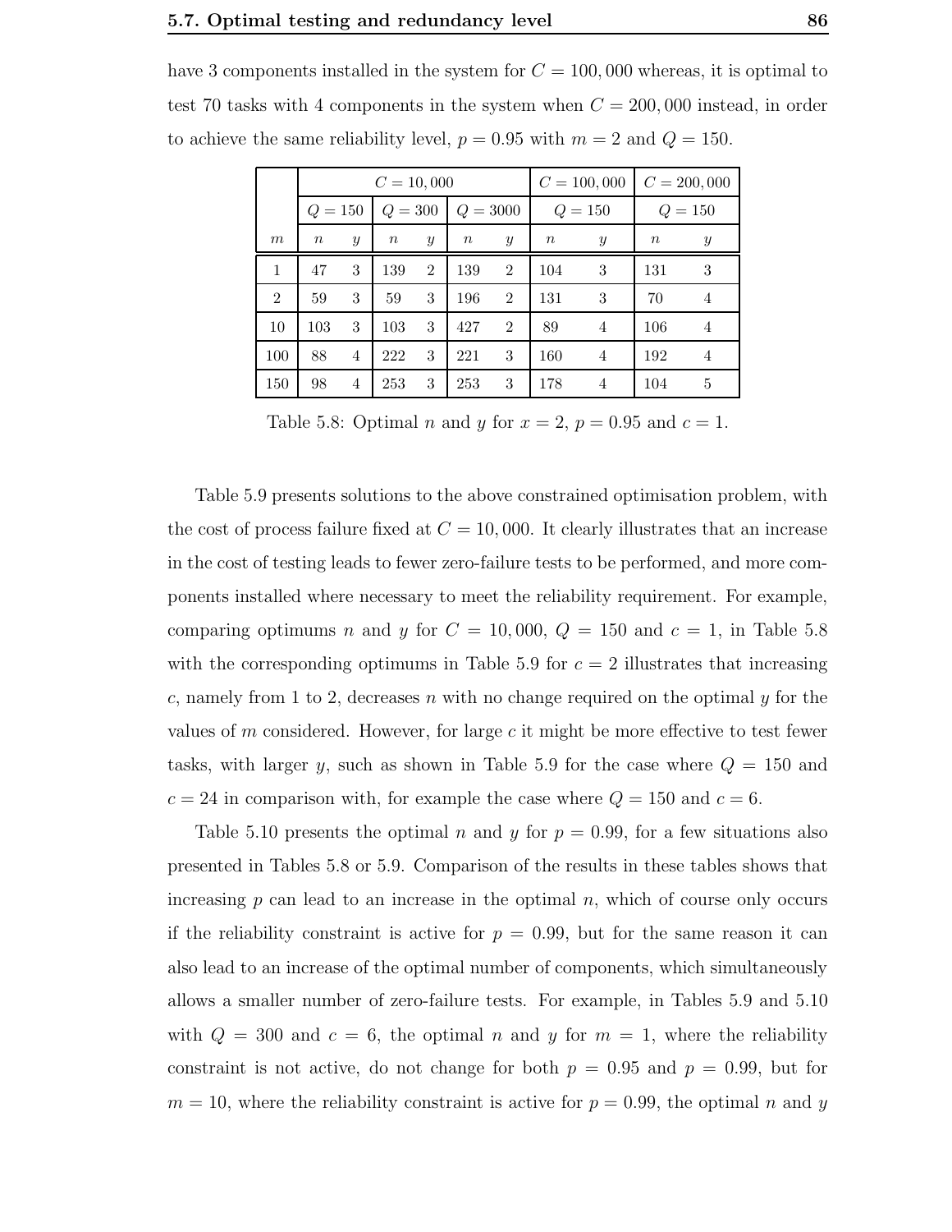have 3 components installed in the system for $C = 100,000$ whereas, it is optimal to test 70 tasks with 4 components in the system when $C = 200,000$ instead, in order to achieve the same reliability level, $p = 0.95$ with $m = 2$ and $Q = 150$.

| | $C = 10,000$ | | | | | | $C = 100,000$ | | $C = 200,000$ | |
|---|---|---|---|---|---|---|---|---|---|---|
| | $Q = 150$ | | $Q = 300$ | | $Q = 3000$ | | $Q = 150$ | | $Q = 150$ | |
| $m$ | $n$ | $y$ | $n$ | $y$ | $n$ | $y$ | $n$ | $y$ | $n$ | $y$ |
| 1 | 47 | 3 | 139 | 2 | 139 | 2 | 104 | 3 | 131 | 3 |
| 2 | 59 | 3 | 59 | 3 | 196 | 2 | 131 | 3 | 70 | 4 |
| 10 | 103 | 3 | 103 | 3 | 427 | 2 | 89 | 4 | 106 | 4 |
| 100 | 88 | 4 | 222 | 3 | 221 | 3 | 160 | 4 | 192 | 4 |
| 150 | 98 | 4 | 253 | 3 | 253 | 3 | 178 | 4 | 104 | 5 |

Table 5.8: Optimal $n$ and $y$ for $x = 2$, $p = 0.95$ and $c = 1$.

Table 5.9 presents solutions to the above constrained optimisation problem, with the cost of process failure fixed at $C = 10,000$. It clearly illustrates that an increase in the cost of testing leads to fewer zero-failure tests to be performed, and more components installed where necessary to meet the reliability requirement. For example, comparing optimums $n$ and $y$ for $C = 10,000$, $Q = 150$ and $c = 1$, in Table 5.8 with the corresponding optimums in Table 5.9 for $c = 2$ illustrates that increasing $c$, namely from 1 to 2, decreases $n$ with no change required on the optimal $y$ for the values of $m$ considered. However, for large $c$ it might be more effective to test fewer tasks, with larger $y$, such as shown in Table 5.9 for the case where $Q = 150$ and $c = 24$ in comparison with, for example the case where $Q = 150$ and $c = 6$.

Table 5.10 presents the optimal $n$ and $y$ for $p = 0.99$, for a few situations also presented in Tables 5.8 or 5.9. Comparison of the results in these tables shows that increasing $p$ can lead to an increase in the optimal $n$, which of course only occurs if the reliability constraint is active for $p = 0.99$, but for the same reason it can also lead to an increase of the optimal number of components, which simultaneously allows a smaller number of zero-failure tests. For example, in Tables 5.9 and 5.10 with $Q = 300$ and $c = 6$, the optimal $n$ and $y$ for $m = 1$, where the reliability constraint is not active, do not change for both $p = 0.95$ and $p = 0.99$, but for $m = 10$, where the reliability constraint is active for $p = 0.99$, the optimal $n$ and $y$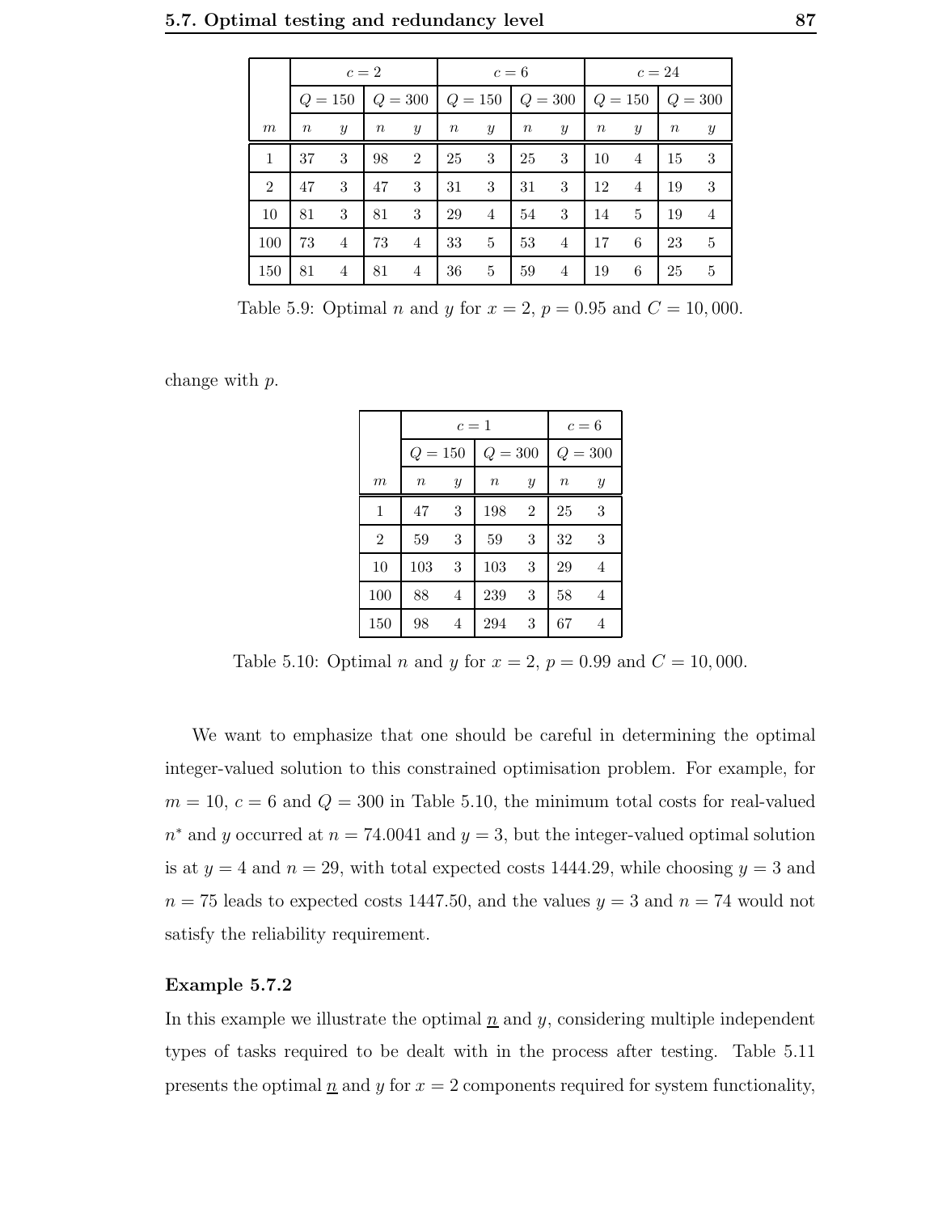| | $c = 2$ | | | | $c = 6$ | | | | $c = 24$ | | | |
|---|---|---|---|---|---|---|---|---|---|---|---|---|
| | $Q = 150$ | | $Q = 300$ | | $Q = 150$ | | $Q = 300$ | | $Q = 150$ | | $Q = 300$ | |
| $m$ | $n$ | $y$ | $n$ | $y$ | $n$ | $y$ | $n$ | $y$ | $n$ | $y$ | $n$ | $y$ |
| 1 | 37 | 3 | 98 | 2 | 25 | 3 | 25 | 3 | 10 | 4 | 15 | 3 |
| 2 | 47 | 3 | 47 | 3 | 31 | 3 | 31 | 3 | 12 | 4 | 19 | 3 |
| 10 | 81 | 3 | 81 | 3 | 29 | 4 | 54 | 3 | 14 | 5 | 19 | 4 |
| 100 | 73 | 4 | 73 | 4 | 33 | 5 | 53 | 4 | 17 | 6 | 23 | 5 |
| 150 | 81 | 4 | 81 | 4 | 36 | 5 | 59 | 4 | 19 | 6 | 25 | 5 |

Table 5.9: Optimal $n$ and $y$ for $x = 2$, $p = 0.95$ and $C = 10,000$.

change with $p$.

| | $c = 1$ | | | | $c = 6$ | |
|---|---|---|---|---|---|---|
| | $Q = 150$ | | $Q = 300$ | | $Q = 300$ | |
| $m$ | $n$ | $y$ | $n$ | $y$ | $n$ | $y$ |
| 1 | 47 | 3 | 198 | 2 | 25 | 3 |
| 2 | 59 | 3 | 59 | 3 | 32 | 3 |
| 10 | 103 | 3 | 103 | 3 | 29 | 4 |
| 100 | 88 | 4 | 239 | 3 | 58 | 4 |
| 150 | 98 | 4 | 294 | 3 | 67 | 4 |

Table 5.10: Optimal $n$ and $y$ for $x = 2$, $p = 0.99$ and $C = 10,000$.

We want to emphasize that one should be careful in determining the optimal integer-valued solution to this constrained optimisation problem. For example, for $m = 10$, $c = 6$ and $Q = 300$ in Table 5.10, the minimum total costs for real-valued $n^*$ and $y$ occurred at $n = 74.0041$ and $y = 3$, but the integer-valued optimal solution is at $y = 4$ and $n = 29$, with total expected costs 1444.29, while choosing $y = 3$ and $n = 75$ leads to expected costs 1447.50, and the values $y = 3$ and $n = 74$ would not satisfy the reliability requirement.

**Example 5.7.2**

In this example we illustrate the optimal $\underline{n}$ and $y$, considering multiple independent types of tasks required to be dealt with in the process after testing. Table 5.11 presents the optimal $\underline{n}$ and $y$ for $x = 2$ components required for system functionality,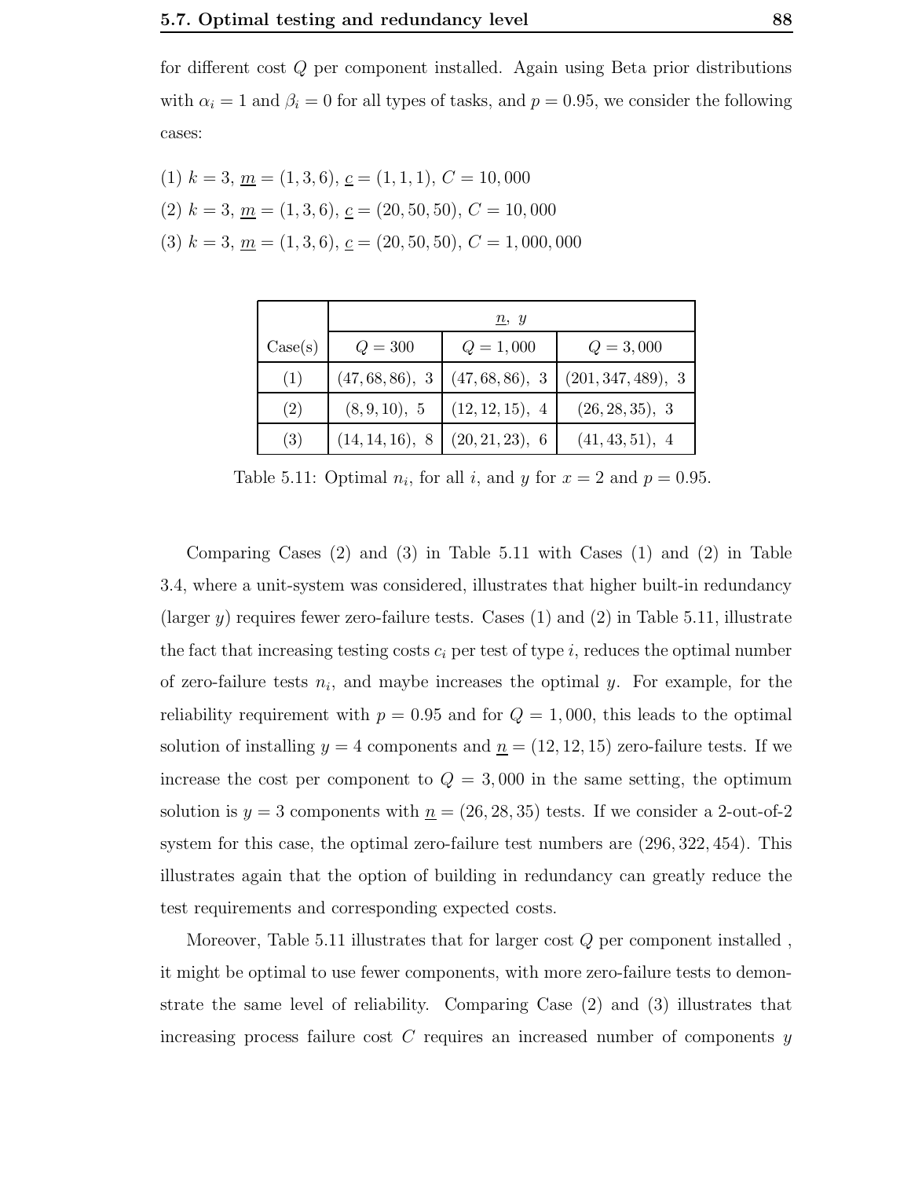for different cost $Q$ per component installed. Again using Beta prior distributions with $\alpha_i = 1$ and $\beta_i = 0$ for all types of tasks, and $p = 0.95$, we consider the following cases:

(1) $k = 3$, $\underline{m} = (1, 3, 6)$, $\underline{c} = (1, 1, 1)$, $C = 10,000$

(2) $k = 3$, $\underline{m} = (1, 3, 6)$, $\underline{c} = (20, 50, 50)$, $C = 10,000$

(3) $k = 3$, $\underline{m} = (1, 3, 6)$, $\underline{c} = (20, 50, 50)$, $C = 1,000,000$

| | $\underline{n}$, $y$ | | |
|---|---|---|---|
| Case(s) | $Q = 300$ | $Q = 1,000$ | $Q = 3,000$ |
| (1) | $(47, 68, 86)$, 3 | $(47, 68, 86)$, 3 | $(201, 347, 489)$, 3 |
| (2) | $(8, 9, 10)$, 5 | $(12, 12, 15)$, 4 | $(26, 28, 35)$, 3 |
| (3) | $(14, 14, 16)$, 8 | $(20, 21, 23)$, 6 | $(41, 43, 51)$, 4 |

Table 5.11: Optimal $n_i$, for all $i$, and $y$ for $x = 2$ and $p = 0.95$.

Comparing Cases (2) and (3) in Table 5.11 with Cases (1) and (2) in Table 3.4, where a unit-system was considered, illustrates that higher built-in redundancy (larger $y$) requires fewer zero-failure tests. Cases (1) and (2) in Table 5.11, illustrate the fact that increasing testing costs $c_i$ per test of type $i$, reduces the optimal number of zero-failure tests $n_i$, and maybe increases the optimal $y$. For example, for the reliability requirement with $p = 0.95$ and for $Q = 1,000$, this leads to the optimal solution of installing $y = 4$ components and $\underline{n} = (12, 12, 15)$ zero-failure tests. If we increase the cost per component to $Q = 3,000$ in the same setting, the optimum solution is $y = 3$ components with $\underline{n} = (26, 28, 35)$ tests. If we consider a 2-out-of-2 system for this case, the optimal zero-failure test numbers are $(296, 322, 454)$. This illustrates again that the option of building in redundancy can greatly reduce the test requirements and corresponding expected costs.

Moreover, Table 5.11 illustrates that for larger cost $Q$ per component installed , it might be optimal to use fewer components, with more zero-failure tests to demonstrate the same level of reliability. Comparing Case (2) and (3) illustrates that increasing process failure cost $C$ requires an increased number of components $y$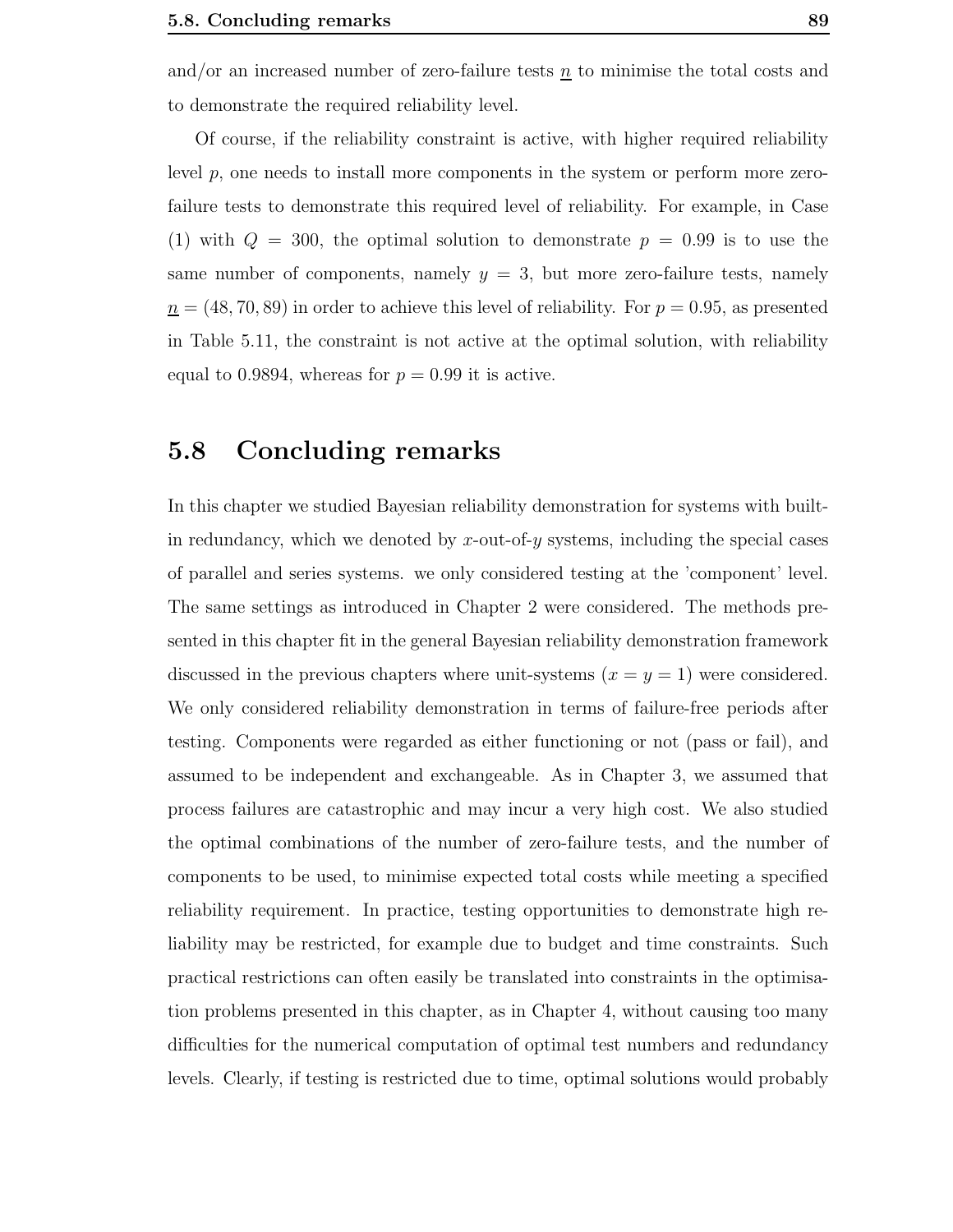and/or an increased number of zero-failure tests $\underline{n}$ to minimise the total costs and to demonstrate the required reliability level.

Of course, if the reliability constraint is active, with higher required reliability level $p$, one needs to install more components in the system or perform more zero-failure tests to demonstrate this required level of reliability. For example, in Case (1) with $Q = 300$, the optimal solution to demonstrate $p = 0.99$ is to use the same number of components, namely $y = 3$, but more zero-failure tests, namely $\underline{n} = (48, 70, 89)$ in order to achieve this level of reliability. For $p = 0.95$, as presented in Table 5.11, the constraint is not active at the optimal solution, with reliability equal to 0.9894, whereas for $p = 0.99$ it is active.

## 5.8 Concluding remarks

In this chapter we studied Bayesian reliability demonstration for systems with built-in redundancy, which we denoted by $x$-out-of-$y$ systems, including the special cases of parallel and series systems. we only considered testing at the 'component' level. The same settings as introduced in Chapter 2 were considered. The methods presented in this chapter fit in the general Bayesian reliability demonstration framework discussed in the previous chapters where unit-systems ($x = y = 1$) were considered. We only considered reliability demonstration in terms of failure-free periods after testing. Components were regarded as either functioning or not (pass or fail), and assumed to be independent and exchangeable. As in Chapter 3, we assumed that process failures are catastrophic and may incur a very high cost. We also studied the optimal combinations of the number of zero-failure tests, and the number of components to be used, to minimise expected total costs while meeting a specified reliability requirement. In practice, testing opportunities to demonstrate high reliability may be restricted, for example due to budget and time constraints. Such practical restrictions can often easily be translated into constraints in the optimisation problems presented in this chapter, as in Chapter 4, without causing too many difficulties for the numerical computation of optimal test numbers and redundancy levels. Clearly, if testing is restricted due to time, optimal solutions would probably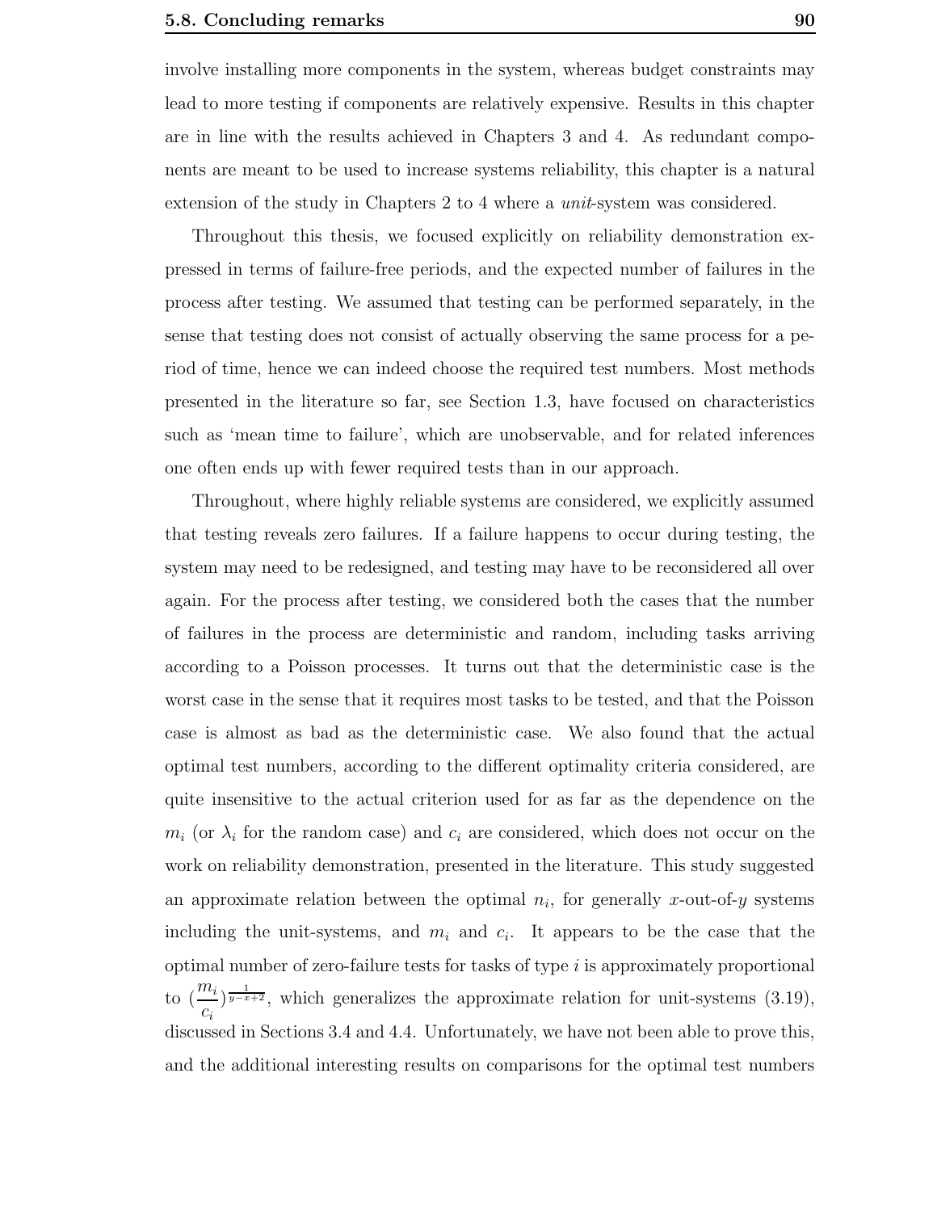involve installing more components in the system, whereas budget constraints may lead to more testing if components are relatively expensive. Results in this chapter are in line with the results achieved in Chapters 3 and 4. As redundant components are meant to be used to increase systems reliability, this chapter is a natural extension of the study in Chapters 2 to 4 where a *unit*-system was considered.

Throughout this thesis, we focused explicitly on reliability demonstration expressed in terms of failure-free periods, and the expected number of failures in the process after testing. We assumed that testing can be performed separately, in the sense that testing does not consist of actually observing the same process for a period of time, hence we can indeed choose the required test numbers. Most methods presented in the literature so far, see Section 1.3, have focused on characteristics such as 'mean time to failure', which are unobservable, and for related inferences one often ends up with fewer required tests than in our approach.

Throughout, where highly reliable systems are considered, we explicitly assumed that testing reveals zero failures. If a failure happens to occur during testing, the system may need to be redesigned, and testing may have to be reconsidered all over again. For the process after testing, we considered both the cases that the number of failures in the process are deterministic and random, including tasks arriving according to a Poisson processes. It turns out that the deterministic case is the worst case in the sense that it requires most tasks to be tested, and that the Poisson case is almost as bad as the deterministic case. We also found that the actual optimal test numbers, according to the different optimality criteria considered, are quite insensitive to the actual criterion used for as far as the dependence on the $m_i$ (or $\lambda_i$ for the random case) and $c_i$ are considered, which does not occur on the work on reliability demonstration, presented in the literature. This study suggested an approximate relation between the optimal $n_i$, for generally $x$-out-of-$y$ systems including the unit-systems, and $m_i$ and $c_i$. It appears to be the case that the optimal number of zero-failure tests for tasks of type $i$ is approximately proportional to $(\frac{m_i}{c_i})^{\frac{1}{y-x+2}}$, which generalizes the approximate relation for unit-systems (3.19), discussed in Sections 3.4 and 4.4. Unfortunately, we have not been able to prove this, and the additional interesting results on comparisons for the optimal test numbers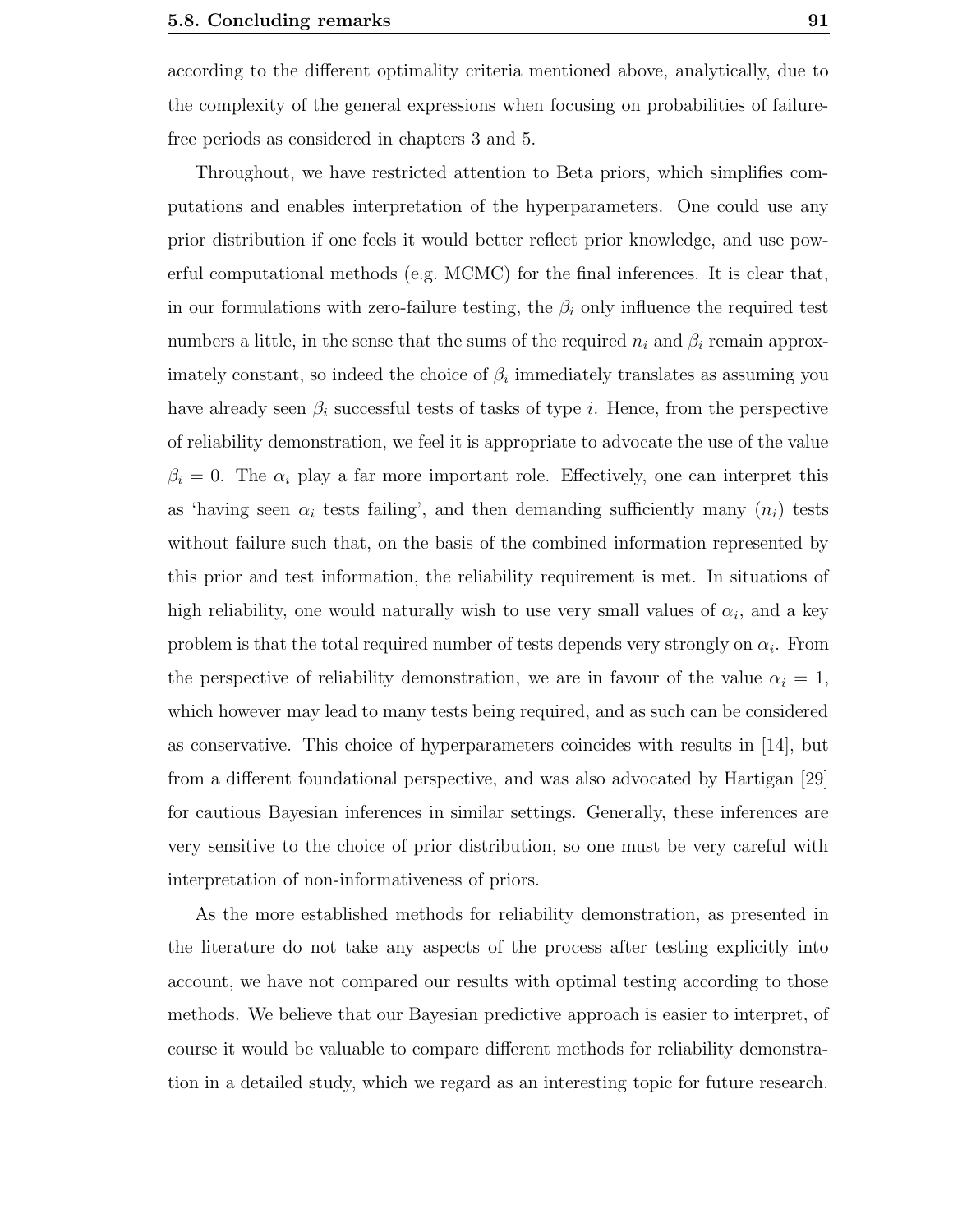according to the different optimality criteria mentioned above, analytically, due to the complexity of the general expressions when focusing on probabilities of failure-free periods as considered in chapters 3 and 5.

Throughout, we have restricted attention to Beta priors, which simplifies computations and enables interpretation of the hyperparameters. One could use any prior distribution if one feels it would better reflect prior knowledge, and use powerful computational methods (e.g. MCMC) for the final inferences. It is clear that, in our formulations with zero-failure testing, the $\beta_i$ only influence the required test numbers a little, in the sense that the sums of the required $n_i$ and $\beta_i$ remain approximately constant, so indeed the choice of $\beta_i$ immediately translates as assuming you have already seen $\beta_i$ successful tests of tasks of type $i$. Hence, from the perspective of reliability demonstration, we feel it is appropriate to advocate the use of the value $\beta_i = 0$. The $\alpha_i$ play a far more important role. Effectively, one can interpret this as 'having seen $\alpha_i$ tests failing', and then demanding sufficiently many ($n_i$) tests without failure such that, on the basis of the combined information represented by this prior and test information, the reliability requirement is met. In situations of high reliability, one would naturally wish to use very small values of $\alpha_i$, and a key problem is that the total required number of tests depends very strongly on $\alpha_i$. From the perspective of reliability demonstration, we are in favour of the value $\alpha_i = 1$, which however may lead to many tests being required, and as such can be considered as conservative. This choice of hyperparameters coincides with results in [14], but from a different foundational perspective, and was also advocated by Hartigan [29] for cautious Bayesian inferences in similar settings. Generally, these inferences are very sensitive to the choice of prior distribution, so one must be very careful with interpretation of non-informativeness of priors.

As the more established methods for reliability demonstration, as presented in the literature do not take any aspects of the process after testing explicitly into account, we have not compared our results with optimal testing according to those methods. We believe that our Bayesian predictive approach is easier to interpret, of course it would be valuable to compare different methods for reliability demonstration in a detailed study, which we regard as an interesting topic for future research.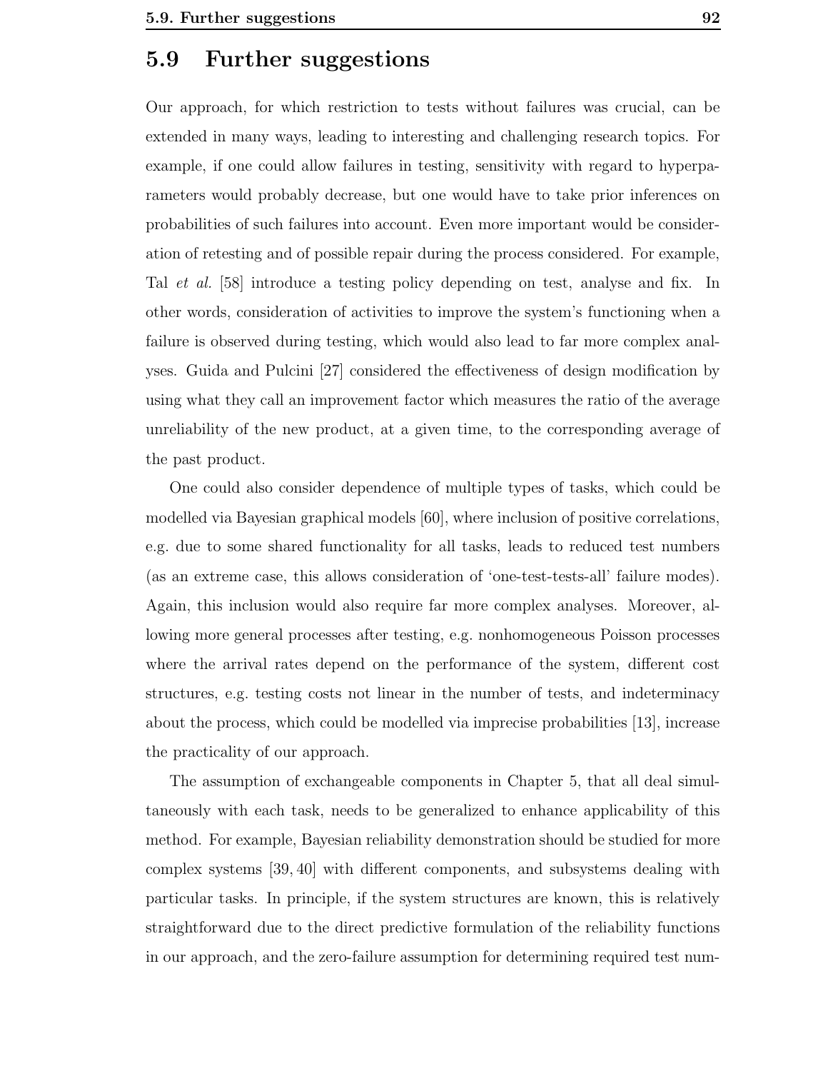## 5.9 Further suggestions

Our approach, for which restriction to tests without failures was crucial, can be extended in many ways, leading to interesting and challenging research topics. For example, if one could allow failures in testing, sensitivity with regard to hyperparameters would probably decrease, but one would have to take prior inferences on probabilities of such failures into account. Even more important would be consideration of retesting and of possible repair during the process considered. For example, Tal *et al.* [58] introduce a testing policy depending on test, analyse and fix. In other words, consideration of activities to improve the system's functioning when a failure is observed during testing, which would also lead to far more complex analyses. Guida and Pulcini [27] considered the effectiveness of design modification by using what they call an improvement factor which measures the ratio of the average unreliability of the new product, at a given time, to the corresponding average of the past product.

One could also consider dependence of multiple types of tasks, which could be modelled via Bayesian graphical models [60], where inclusion of positive correlations, e.g. due to some shared functionality for all tasks, leads to reduced test numbers (as an extreme case, this allows consideration of 'one-test-tests-all' failure modes). Again, this inclusion would also require far more complex analyses. Moreover, allowing more general processes after testing, e.g. nonhomogeneous Poisson processes where the arrival rates depend on the performance of the system, different cost structures, e.g. testing costs not linear in the number of tests, and indeterminacy about the process, which could be modelled via imprecise probabilities [13], increase the practicality of our approach.

The assumption of exchangeable components in Chapter 5, that all deal simultaneously with each task, needs to be generalized to enhance applicability of this method. For example, Bayesian reliability demonstration should be studied for more complex systems [39, 40] with different components, and subsystems dealing with particular tasks. In principle, if the system structures are known, this is relatively straightforward due to the direct predictive formulation of the reliability functions in our approach, and the zero-failure assumption for determining required test num-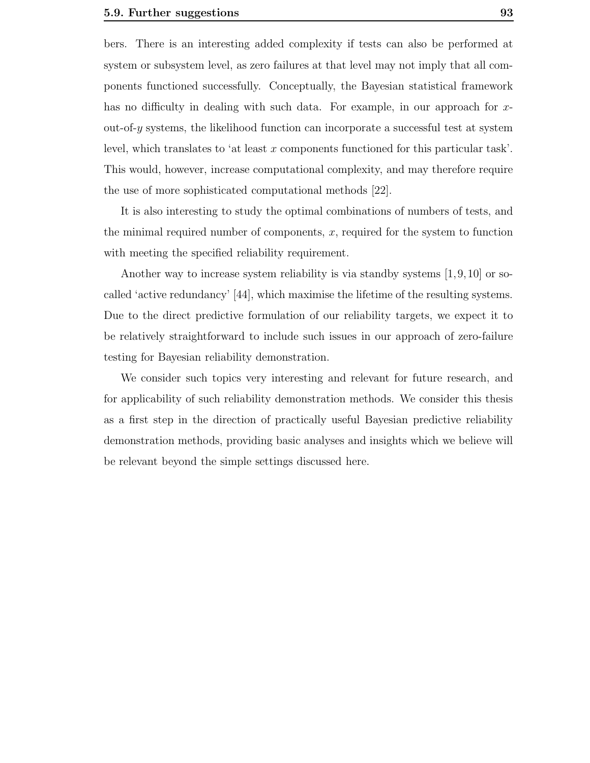bers. There is an interesting added complexity if tests can also be performed at system or subsystem level, as zero failures at that level may not imply that all components functioned successfully. Conceptually, the Bayesian statistical framework has no difficulty in dealing with such data. For example, in our approach for $x$-out-of-$y$ systems, the likelihood function can incorporate a successful test at system level, which translates to 'at least $x$ components functioned for this particular task'. This would, however, increase computational complexity, and may therefore require the use of more sophisticated computational methods [22].

It is also interesting to study the optimal combinations of numbers of tests, and the minimal required number of components, $x$, required for the system to function with meeting the specified reliability requirement.

Another way to increase system reliability is via standby systems [1, 9, 10] or so-called 'active redundancy' [44], which maximise the lifetime of the resulting systems. Due to the direct predictive formulation of our reliability targets, we expect it to be relatively straightforward to include such issues in our approach of zero-failure testing for Bayesian reliability demonstration.

We consider such topics very interesting and relevant for future research, and for applicability of such reliability demonstration methods. We consider this thesis as a first step in the direction of practically useful Bayesian predictive reliability demonstration methods, providing basic analyses and insights which we believe will be relevant beyond the simple settings discussed here.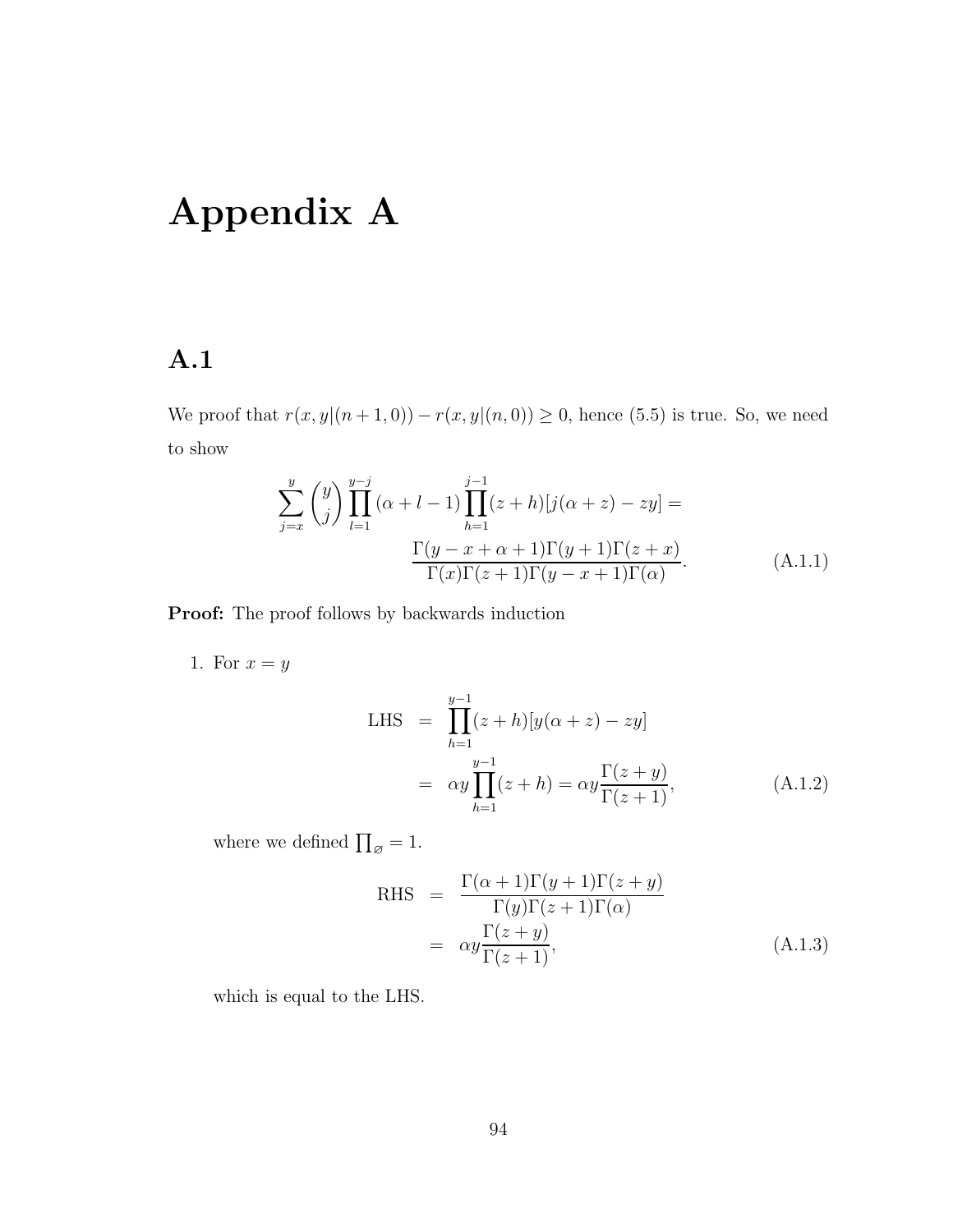# Appendix A

## A.1

We proof that $r(x, y|(n+1, 0)) - r(x, y|(n, 0)) \geq 0$, hence (5.5) is true. So, we need to show

$$
\sum_{j=x}^{y} \binom{y}{j} \prod_{l=1}^{y-j} (\alpha + l - 1) \prod_{h=1}^{j-1} (z+h)[j(\alpha + z) - zy] = \frac{\Gamma(y - x + \alpha + 1)\Gamma(y+1)\Gamma(z+x)}{\Gamma(x)\Gamma(z+1)\Gamma(y-x+1)\Gamma(\alpha)}. \tag{A.1.1}
$$

**Proof:** The proof follows by backwards induction

1. For $x = y$

$$
\begin{aligned}
\text{LHS} &= \prod_{h=1}^{y-1}(z+h)[y(\alpha+z) - zy] \\
&= \alpha y \prod_{h=1}^{y-1}(z+h) = \alpha y \frac{\Gamma(z+y)}{\Gamma(z+1)},
\end{aligned} \tag{A.1.2}
$$

where we defined $\prod_{\varnothing} = 1$.

$$
\begin{aligned}
\text{RHS} &= \frac{\Gamma(\alpha+1)\Gamma(y+1)\Gamma(z+y)}{\Gamma(y)\Gamma(z+1)\Gamma(\alpha)} \\
&= \alpha y \frac{\Gamma(z+y)}{\Gamma(z+1)},
\end{aligned} \tag{A.1.3}
$$

which is equal to the LHS.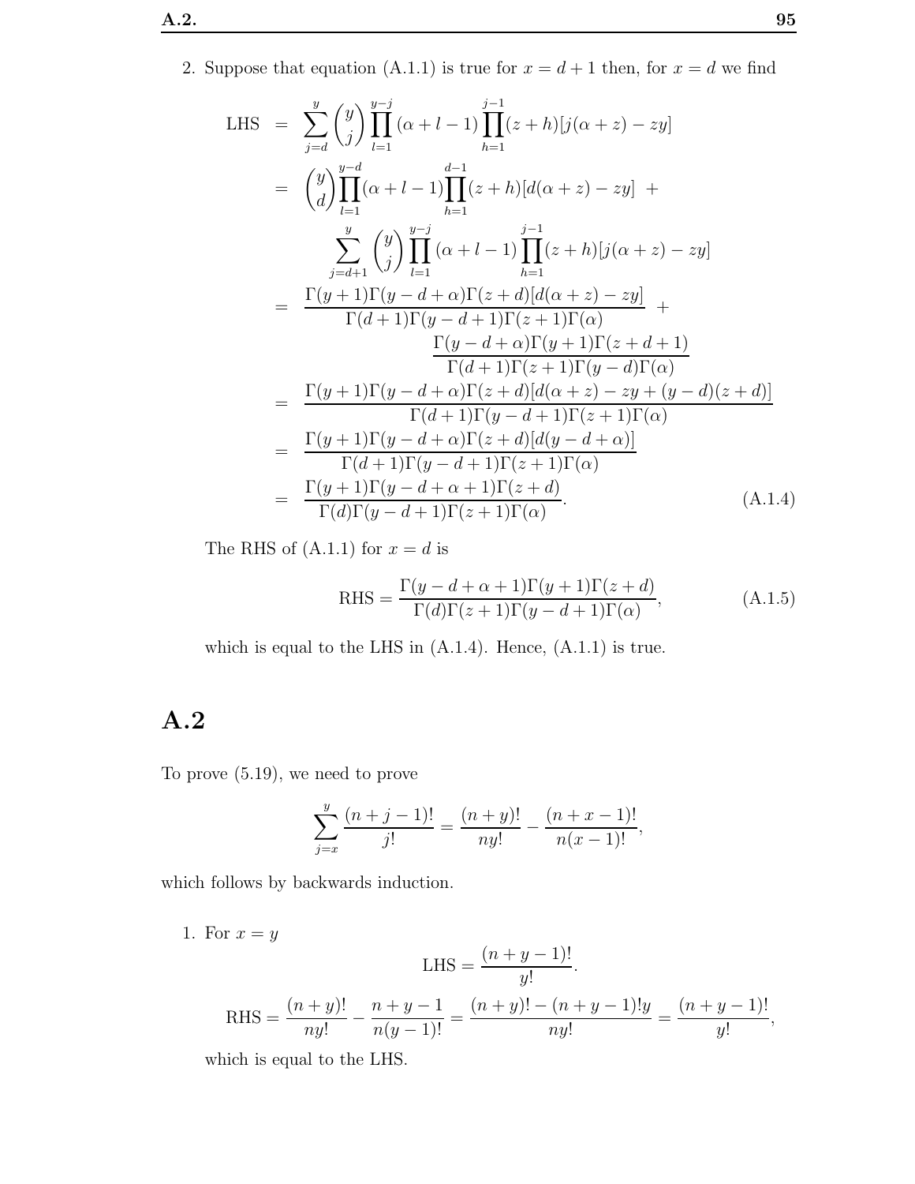2. Suppose that equation (A.1.1) is true for $x = d + 1$ then, for $x = d$ we find

$$
\begin{aligned}
\text{LHS} &= \sum_{j=d}^{y} \binom{y}{j} \prod_{l=1}^{y-j} (\alpha + l - 1) \prod_{h=1}^{j-1} (z+h)[j(\alpha+z) - zy] \\
&= \binom{y}{d} \prod_{l=1}^{y-d} (\alpha + l - 1) \prod_{h=1}^{d-1} (z+h)[d(\alpha+z) - zy] \; + \\
&\qquad \sum_{j=d+1}^{y} \binom{y}{j} \prod_{l=1}^{y-j} (\alpha + l - 1) \prod_{h=1}^{j-1} (z+h)[j(\alpha+z) - zy] \\
&= \frac{\Gamma(y+1)\Gamma(y-d+\alpha)\Gamma(z+d)[d(\alpha+z) - zy]}{\Gamma(d+1)\Gamma(y-d+1)\Gamma(z+1)\Gamma(\alpha)} \; + \\
&\qquad \frac{\Gamma(y-d+\alpha)\Gamma(y+1)\Gamma(z+d+1)}{\Gamma(d+1)\Gamma(z+1)\Gamma(y-d)\Gamma(\alpha)} \\
&= \frac{\Gamma(y+1)\Gamma(y-d+\alpha)\Gamma(z+d)[d(\alpha+z) - zy + (y-d)(z+d)]}{\Gamma(d+1)\Gamma(y-d+1)\Gamma(z+1)\Gamma(\alpha)} \\
&= \frac{\Gamma(y+1)\Gamma(y-d+\alpha)\Gamma(z+d)[d(y-d+\alpha)]}{\Gamma(d+1)\Gamma(y-d+1)\Gamma(z+1)\Gamma(\alpha)} \\
&= \frac{\Gamma(y+1)\Gamma(y-d+\alpha+1)\Gamma(z+d)}{\Gamma(d)\Gamma(y-d+1)\Gamma(z+1)\Gamma(\alpha)}. \qquad \text{(A.1.4)}
\end{aligned}
$$

The RHS of (A.1.1) for $x = d$ is

$$
\text{RHS} = \frac{\Gamma(y-d+\alpha+1)\Gamma(y+1)\Gamma(z+d)}{\Gamma(d)\Gamma(z+1)\Gamma(y-d+1)\Gamma(\alpha)}, \qquad \text{(A.1.5)}
$$

which is equal to the LHS in (A.1.4). Hence, (A.1.1) is true.

## A.2

To prove (5.19), we need to prove

$$
\sum_{j=x}^{y} \frac{(n+j-1)!}{j!} = \frac{(n+y)!}{ny!} - \frac{(n+x-1)!}{n(x-1)!},
$$

which follows by backwards induction.

1. For $x = y$

$$
\text{LHS} = \frac{(n+y-1)!}{y!}.
$$

$$
\text{RHS} = \frac{(n+y)!}{ny!} - \frac{n+y-1}{n(y-1)!} = \frac{(n+y)! - (n+y-1)!y}{ny!} = \frac{(n+y-1)!}{y!},
$$

which is equal to the LHS.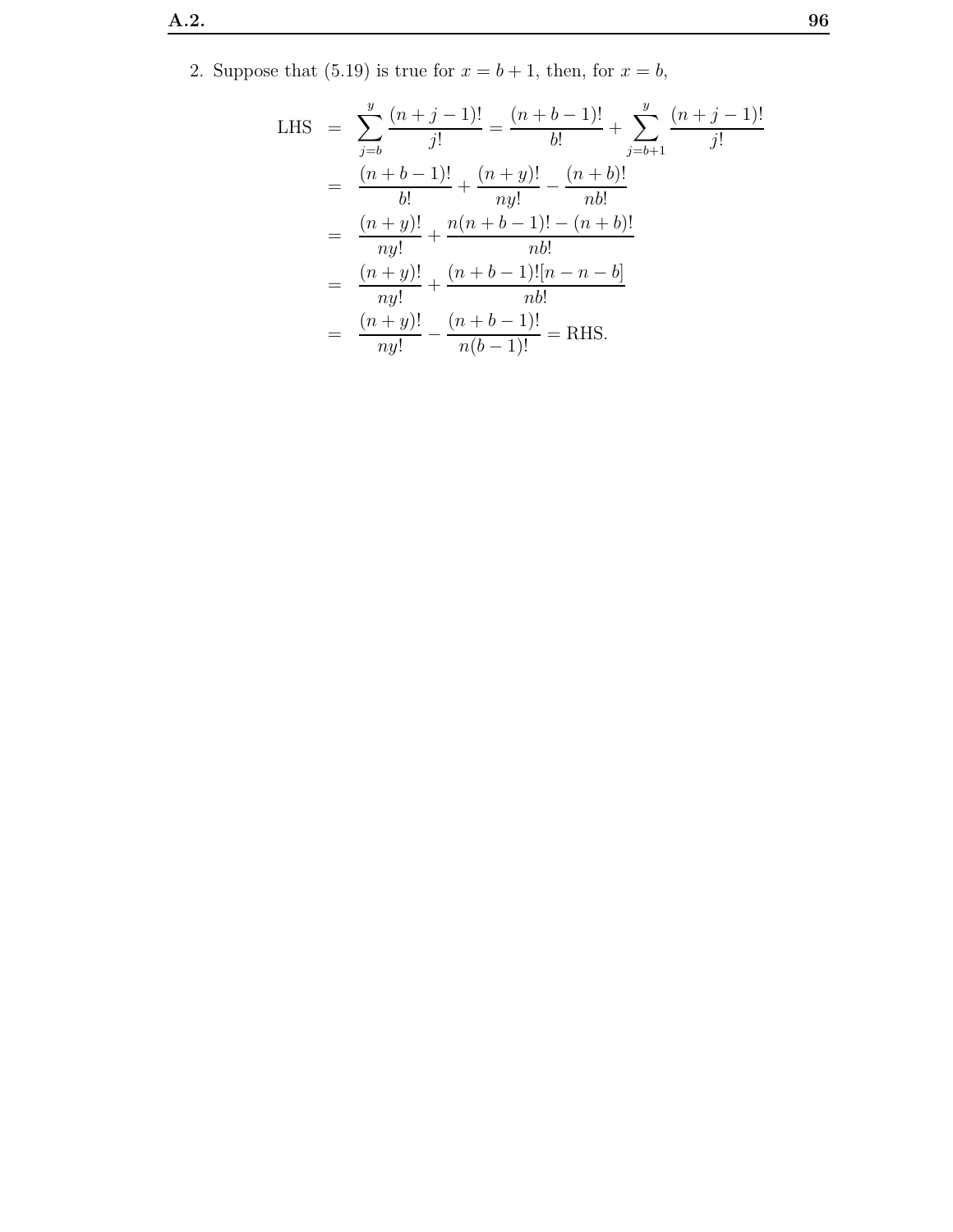2. Suppose that (5.19) is true for $x = b+1$, then, for $x = b$,

$$
\begin{aligned}
\text{LHS} &= \sum_{j=b}^{y} \frac{(n+j-1)!}{j!} = \frac{(n+b-1)!}{b!} + \sum_{j=b+1}^{y} \frac{(n+j-1)!}{j!} \\
&= \frac{(n+b-1)!}{b!} + \frac{(n+y)!}{ny!} - \frac{(n+b)!}{nb!} \\
&= \frac{(n+y)!}{ny!} + \frac{n(n+b-1)! - (n+b)!}{nb!} \\
&= \frac{(n+y)!}{ny!} + \frac{(n+b-1)![n-n-b]}{nb!} \\
&= \frac{(n+y)!}{ny!} - \frac{(n+b-1)!}{n(b-1)!} = \text{RHS}.
\end{aligned}
$$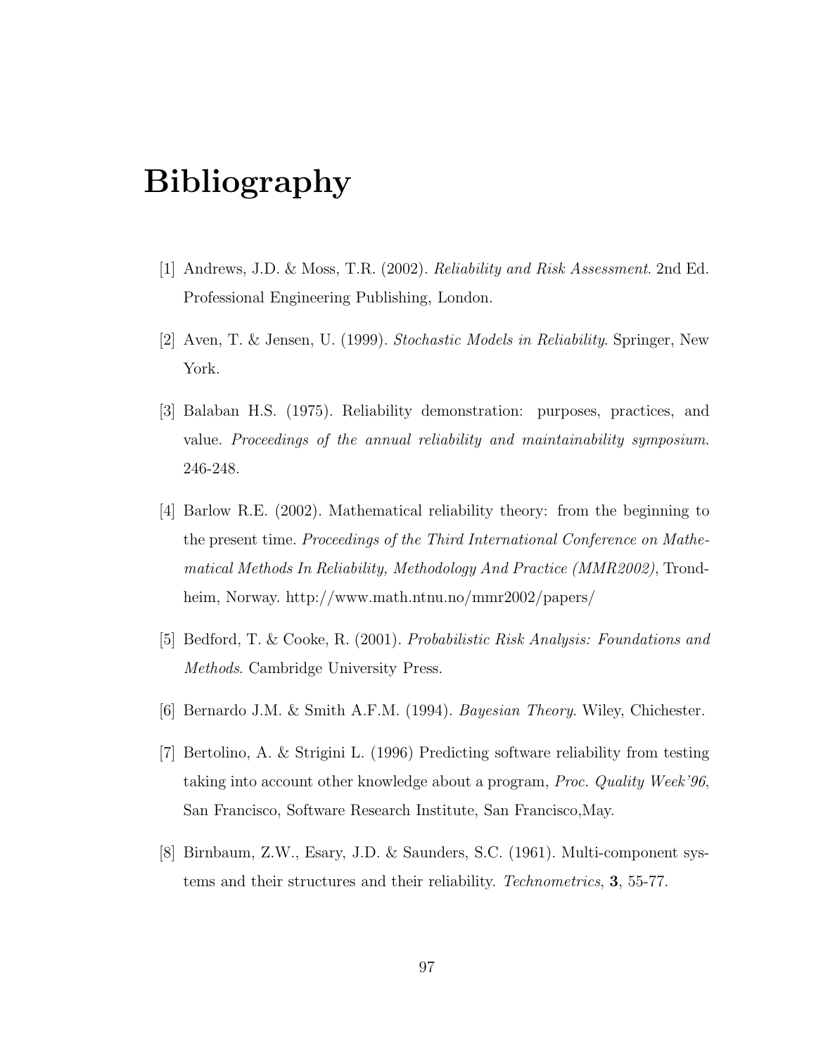# Bibliography

[1] Andrews, J.D. & Moss, T.R. (2002). *Reliability and Risk Assessment.* 2nd Ed. Professional Engineering Publishing, London.

[2] Aven, T. & Jensen, U. (1999). *Stochastic Models in Reliability*. Springer, New York.

[3] Balaban H.S. (1975). Reliability demonstration: purposes, practices, and value. *Proceedings of the annual reliability and maintainability symposium*. 246-248.

[4] Barlow R.E. (2002). Mathematical reliability theory: from the beginning to the present time. *Proceedings of the Third International Conference on Mathematical Methods In Reliability, Methodology And Practice (MMR2002)*, Trondheim, Norway. http://www.math.ntnu.no/mmr2002/papers/

[5] Bedford, T. & Cooke, R. (2001). *Probabilistic Risk Analysis: Foundations and Methods*. Cambridge University Press.

[6] Bernardo J.M. & Smith A.F.M. (1994). *Bayesian Theory*. Wiley, Chichester.

[7] Bertolino, A. & Strigini L. (1996) Predicting software reliability from testing taking into account other knowledge about a program, *Proc. Quality Week'96*, San Francisco, Software Research Institute, San Francisco,May.

[8] Birnbaum, Z.W., Esary, J.D. & Saunders, S.C. (1961). Multi-component systems and their structures and their reliability. *Technometrics*, **3**, 55-77.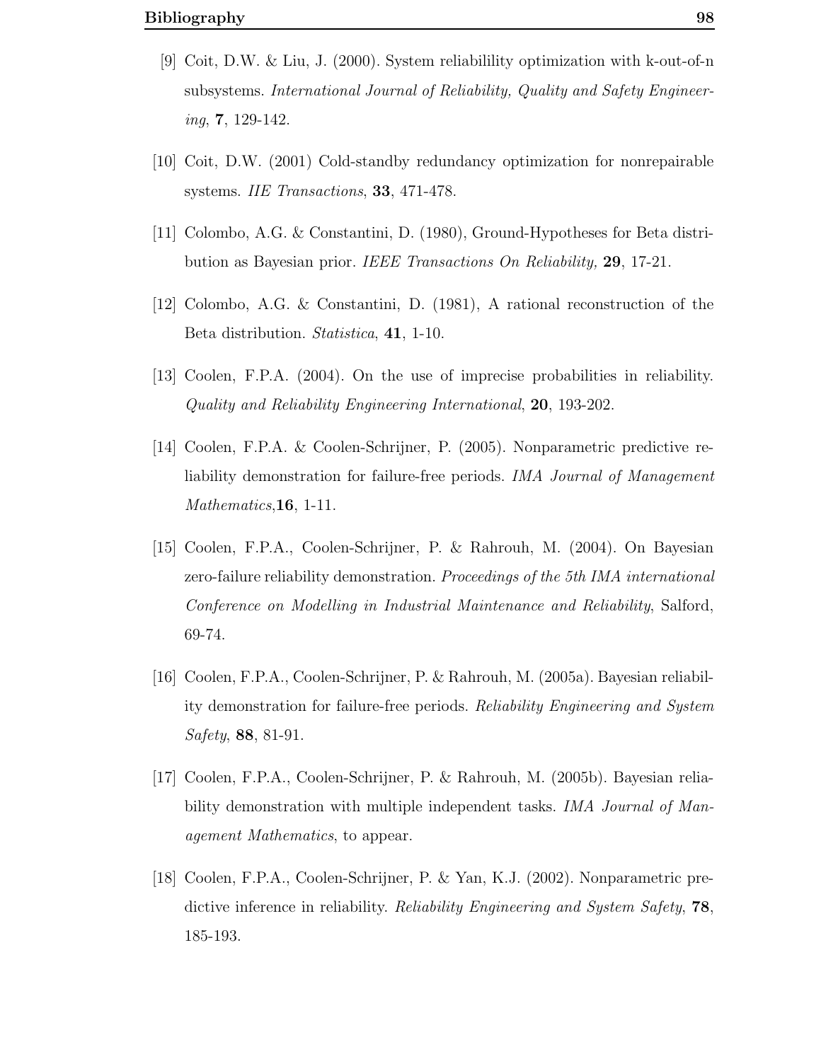[9] Coit, D.W. & Liu, J. (2000). System reliabilility optimization with k-out-of-n subsystems. *International Journal of Reliability, Quality and Safety Engineering*, **7**, 129-142.

[10] Coit, D.W. (2001) Cold-standby redundancy optimization for nonrepairable systems. *IIE Transactions*, **33**, 471-478.

[11] Colombo, A.G. & Constantini, D. (1980), Ground-Hypotheses for Beta distribution as Bayesian prior. *IEEE Transactions On Reliability,* **29**, 17-21.

[12] Colombo, A.G. & Constantini, D. (1981), A rational reconstruction of the Beta distribution. *Statistica*, **41**, 1-10.

[13] Coolen, F.P.A. (2004). On the use of imprecise probabilities in reliability. *Quality and Reliability Engineering International*, **20**, 193-202.

[14] Coolen, F.P.A. & Coolen-Schrijner, P. (2005). Nonparametric predictive reliability demonstration for failure-free periods. *IMA Journal of Management Mathematics*,**16**, 1-11.

[15] Coolen, F.P.A., Coolen-Schrijner, P. & Rahrouh, M. (2004). On Bayesian zero-failure reliability demonstration. *Proceedings of the 5th IMA international Conference on Modelling in Industrial Maintenance and Reliability*, Salford, 69-74.

[16] Coolen, F.P.A., Coolen-Schrijner, P. & Rahrouh, M. (2005a). Bayesian reliability demonstration for failure-free periods. *Reliability Engineering and System Safety*, **88**, 81-91.

[17] Coolen, F.P.A., Coolen-Schrijner, P. & Rahrouh, M. (2005b). Bayesian reliability demonstration with multiple independent tasks. *IMA Journal of Management Mathematics*, to appear.

[18] Coolen, F.P.A., Coolen-Schrijner, P. & Yan, K.J. (2002). Nonparametric predictive inference in reliability. *Reliability Engineering and System Safety*, **78**, 185-193.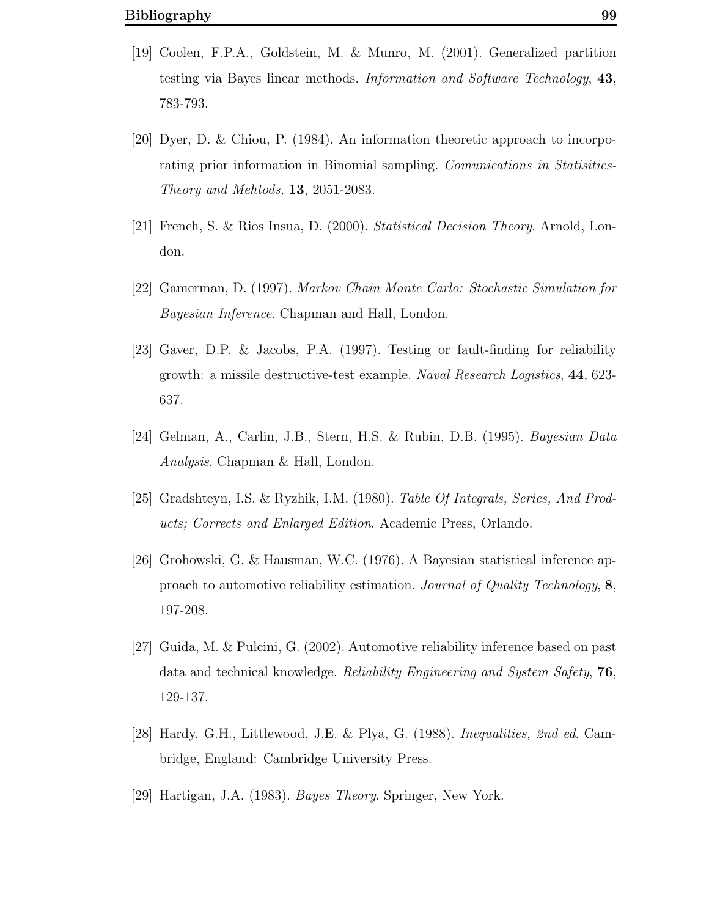[19] Coolen, F.P.A., Goldstein, M. & Munro, M. (2001). Generalized partition testing via Bayes linear methods. *Information and Software Technology*, **43**, 783-793.

[20] Dyer, D. & Chiou, P. (1984). An information theoretic approach to incorporating prior information in Binomial sampling. *Comunications in Statisitics-Theory and Mehtods,* **13**, 2051-2083.

[21] French, S. & Rios Insua, D. (2000). *Statistical Decision Theory*. Arnold, London.

[22] Gamerman, D. (1997). *Markov Chain Monte Carlo: Stochastic Simulation for Bayesian Inference*. Chapman and Hall, London.

[23] Gaver, D.P. & Jacobs, P.A. (1997). Testing or fault-finding for reliability growth: a missile destructive-test example. *Naval Research Logistics*, **44**, 623-637.

[24] Gelman, A., Carlin, J.B., Stern, H.S. & Rubin, D.B. (1995). *Bayesian Data Analysis*. Chapman & Hall, London.

[25] Gradshteyn, I.S. & Ryzhik, I.M. (1980). *Table Of Integrals, Series, And Products; Corrects and Enlarged Edition*. Academic Press, Orlando.

[26] Grohowski, G. & Hausman, W.C. (1976). A Bayesian statistical inference approach to automotive reliability estimation. *Journal of Quality Technology*, **8**, 197-208.

[27] Guida, M. & Pulcini, G. (2002). Automotive reliability inference based on past data and technical knowledge. *Reliability Engineering and System Safety*, **76**, 129-137.

[28] Hardy, G.H., Littlewood, J.E. & Plya, G. (1988). *Inequalities, 2nd ed*. Cambridge, England: Cambridge University Press.

[29] Hartigan, J.A. (1983). *Bayes Theory*. Springer, New York.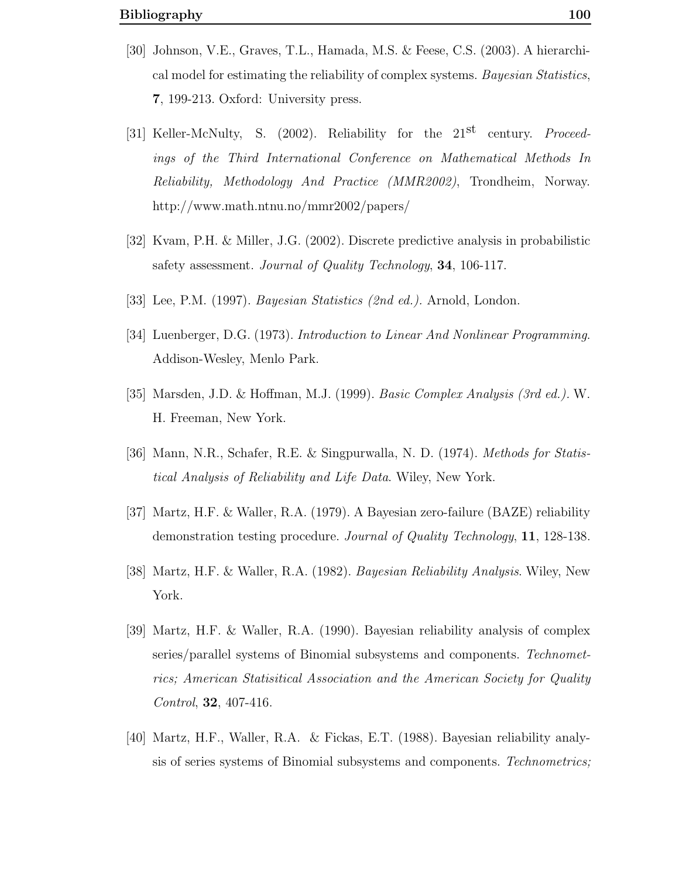[30] Johnson, V.E., Graves, T.L., Hamada, M.S. & Feese, C.S. (2003). A hierarchical model for estimating the reliability of complex systems. *Bayesian Statistics*, **7**, 199-213. Oxford: University press.

[31] Keller-McNulty, S. (2002). Reliability for the 21st century. *Proceedings of the Third International Conference on Mathematical Methods In Reliability, Methodology And Practice (MMR2002)*, Trondheim, Norway. http://www.math.ntnu.no/mmr2002/papers/

[32] Kvam, P.H. & Miller, J.G. (2002). Discrete predictive analysis in probabilistic safety assessment. *Journal of Quality Technology*, **34**, 106-117.

[33] Lee, P.M. (1997). *Bayesian Statistics (2nd ed.).* Arnold, London.

[34] Luenberger, D.G. (1973). *Introduction to Linear And Nonlinear Programming*. Addison-Wesley, Menlo Park.

[35] Marsden, J.D. & Hoffman, M.J. (1999). *Basic Complex Analysis (3rd ed.).* W. H. Freeman, New York.

[36] Mann, N.R., Schafer, R.E. & Singpurwalla, N. D. (1974). *Methods for Statistical Analysis of Reliability and Life Data*. Wiley, New York.

[37] Martz, H.F. & Waller, R.A. (1979). A Bayesian zero-failure (BAZE) reliability demonstration testing procedure. *Journal of Quality Technology*, **11**, 128-138.

[38] Martz, H.F. & Waller, R.A. (1982). *Bayesian Reliability Analysis*. Wiley, New York.

[39] Martz, H.F. & Waller, R.A. (1990). Bayesian reliability analysis of complex series/parallel systems of Binomial subsystems and components. *Technometrics; American Statisitical Association and the American Society for Quality Control*, **32**, 407-416.

[40] Martz, H.F., Waller, R.A. & Fickas, E.T. (1988). Bayesian reliability analysis of series systems of Binomial subsystems and components. *Technometrics;*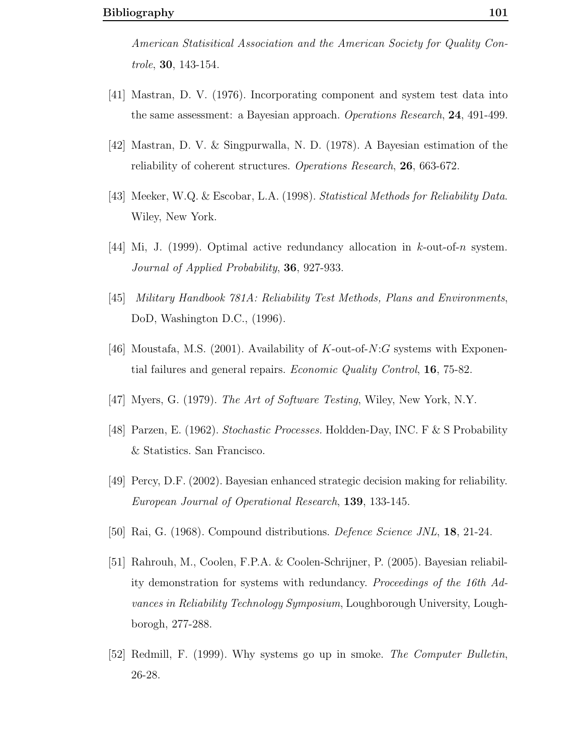*American Statisitical Association and the American Society for Quality Controle*, **30**, 143-154.

[41] Mastran, D. V. (1976). Incorporating component and system test data into the same assessment: a Bayesian approach. *Operations Research*, **24**, 491-499.

[42] Mastran, D. V. & Singpurwalla, N. D. (1978). A Bayesian estimation of the reliability of coherent structures. *Operations Research*, **26**, 663-672.

[43] Meeker, W.Q. & Escobar, L.A. (1998). *Statistical Methods for Reliability Data*. Wiley, New York.

[44] Mi, J. (1999). Optimal active redundancy allocation in $k$-out-of-$n$ system. *Journal of Applied Probability*, **36**, 927-933.

[45] *Military Handbook 781A: Reliability Test Methods, Plans and Environments*, DoD, Washington D.C., (1996).

[46] Moustafa, M.S. (2001). Availability of $K$-out-of-$N$:$G$ systems with Exponential failures and general repairs. *Economic Quality Control*, **16**, 75-82.

[47] Myers, G. (1979). *The Art of Software Testing*, Wiley, New York, N.Y.

[48] Parzen, E. (1962). *Stochastic Processes*. Holdden-Day, INC. F & S Probability & Statistics. San Francisco.

[49] Percy, D.F. (2002). Bayesian enhanced strategic decision making for reliability. *European Journal of Operational Research*, **139**, 133-145.

[50] Rai, G. (1968). Compound distributions. *Defence Science JNL*, **18**, 21-24.

[51] Rahrouh, M., Coolen, F.P.A. & Coolen-Schrijner, P. (2005). Bayesian reliability demonstration for systems with redundancy. *Proceedings of the 16th Advances in Reliability Technology Symposium*, Loughborough University, Loughborogh, 277-288.

[52] Redmill, F. (1999). Why systems go up in smoke. *The Computer Bulletin*, 26-28.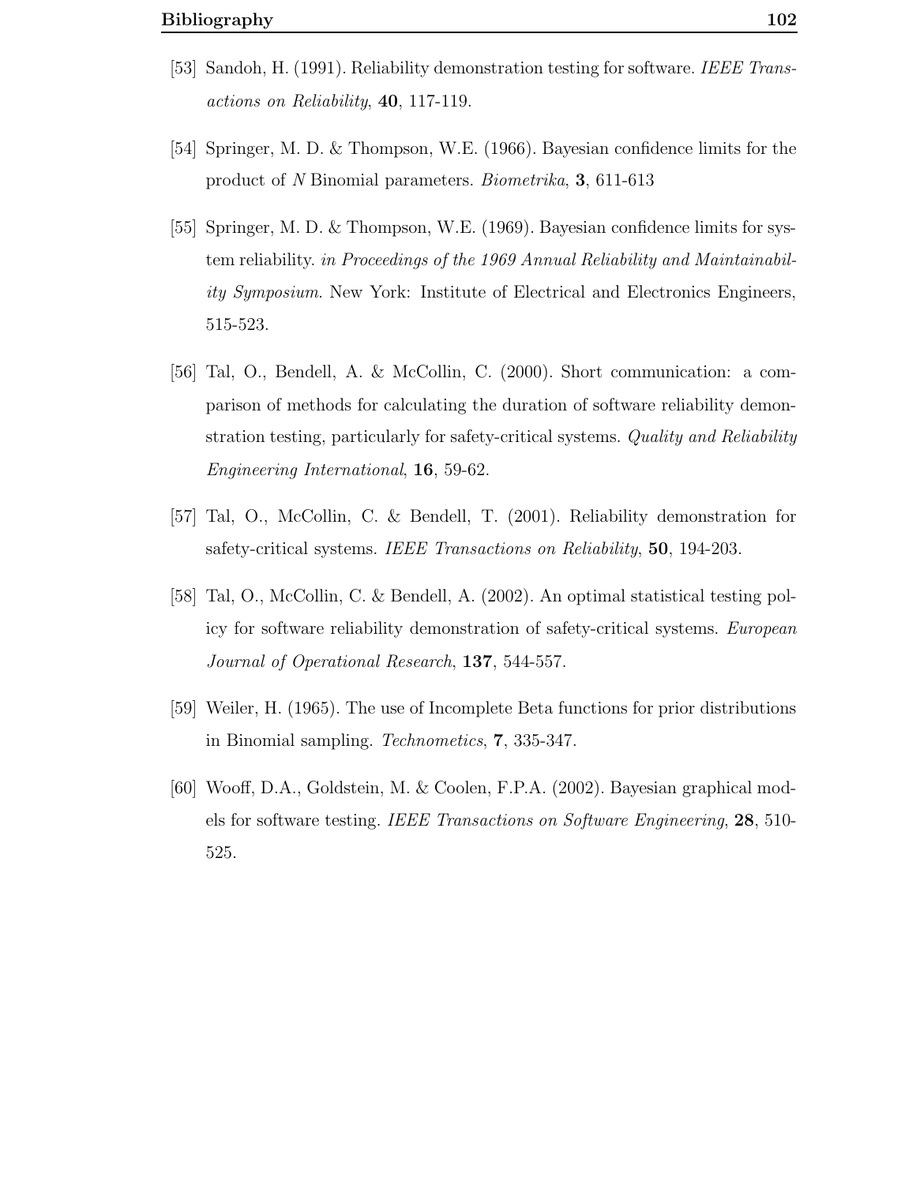[53] Sandoh, H. (1991). Reliability demonstration testing for software. *IEEE Transactions on Reliability*, **40**, 117-119.

[54] Springer, M. D. & Thompson, W.E. (1966). Bayesian confidence limits for the product of *N* Binomial parameters. *Biometrika*, **3**, 611-613

[55] Springer, M. D. & Thompson, W.E. (1969). Bayesian confidence limits for system reliability. *in Proceedings of the 1969 Annual Reliability and Maintainability Symposium*. New York: Institute of Electrical and Electronics Engineers, 515-523.

[56] Tal, O., Bendell, A. & McCollin, C. (2000). Short communication: a comparison of methods for calculating the duration of software reliability demonstration testing, particularly for safety-critical systems. *Quality and Reliability Engineering International*, **16**, 59-62.

[57] Tal, O., McCollin, C. & Bendell, T. (2001). Reliability demonstration for safety-critical systems. *IEEE Transactions on Reliability*, **50**, 194-203.

[58] Tal, O., McCollin, C. & Bendell, A. (2002). An optimal statistical testing policy for software reliability demonstration of safety-critical systems. *European Journal of Operational Research*, **137**, 544-557.

[59] Weiler, H. (1965). The use of Incomplete Beta functions for prior distributions in Binomial sampling. *Technometics*, **7**, 335-347.

[60] Wooff, D.A., Goldstein, M. & Coolen, F.P.A. (2002). Bayesian graphical models for software testing. *IEEE Transactions on Software Engineering*, **28**, 510-525.